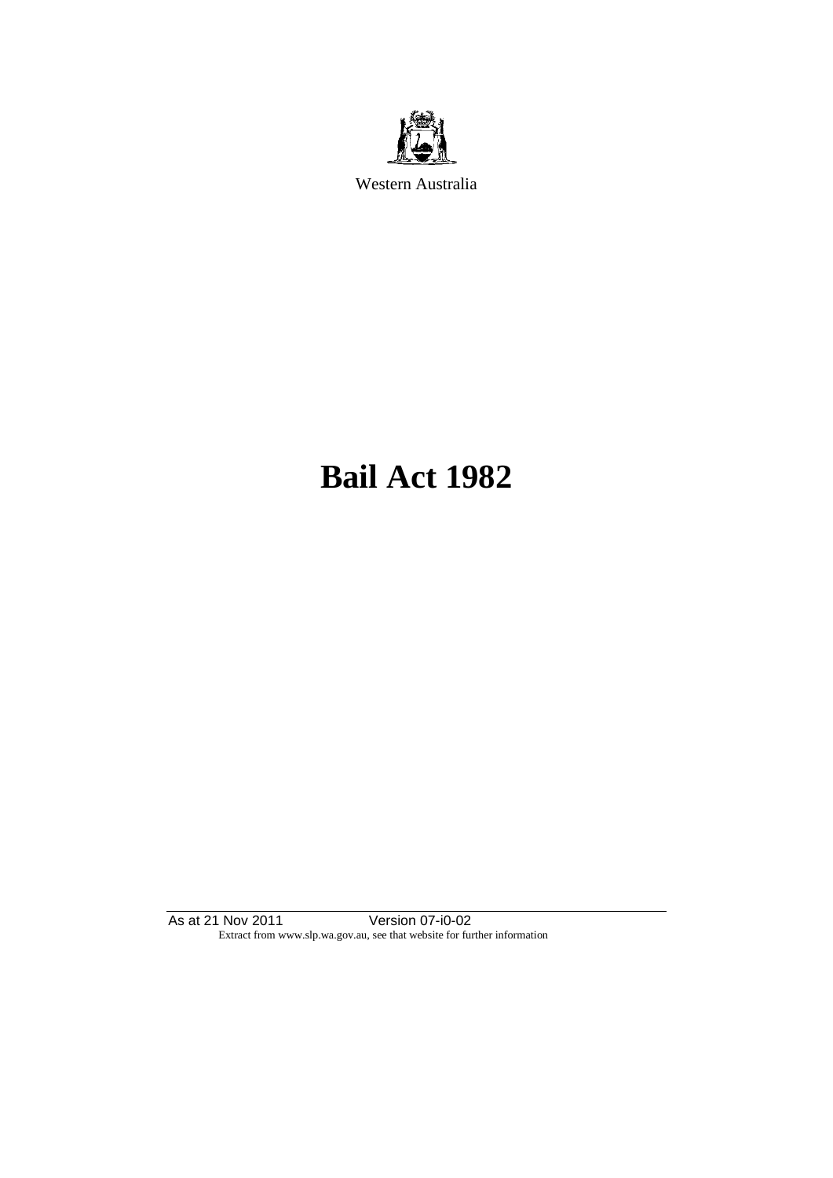Western Australia

# Bail Act 1982

As at 21 Nov 2011 Version 07-i0-02

Extract from www.slp.wa.gov.au, see that website for further information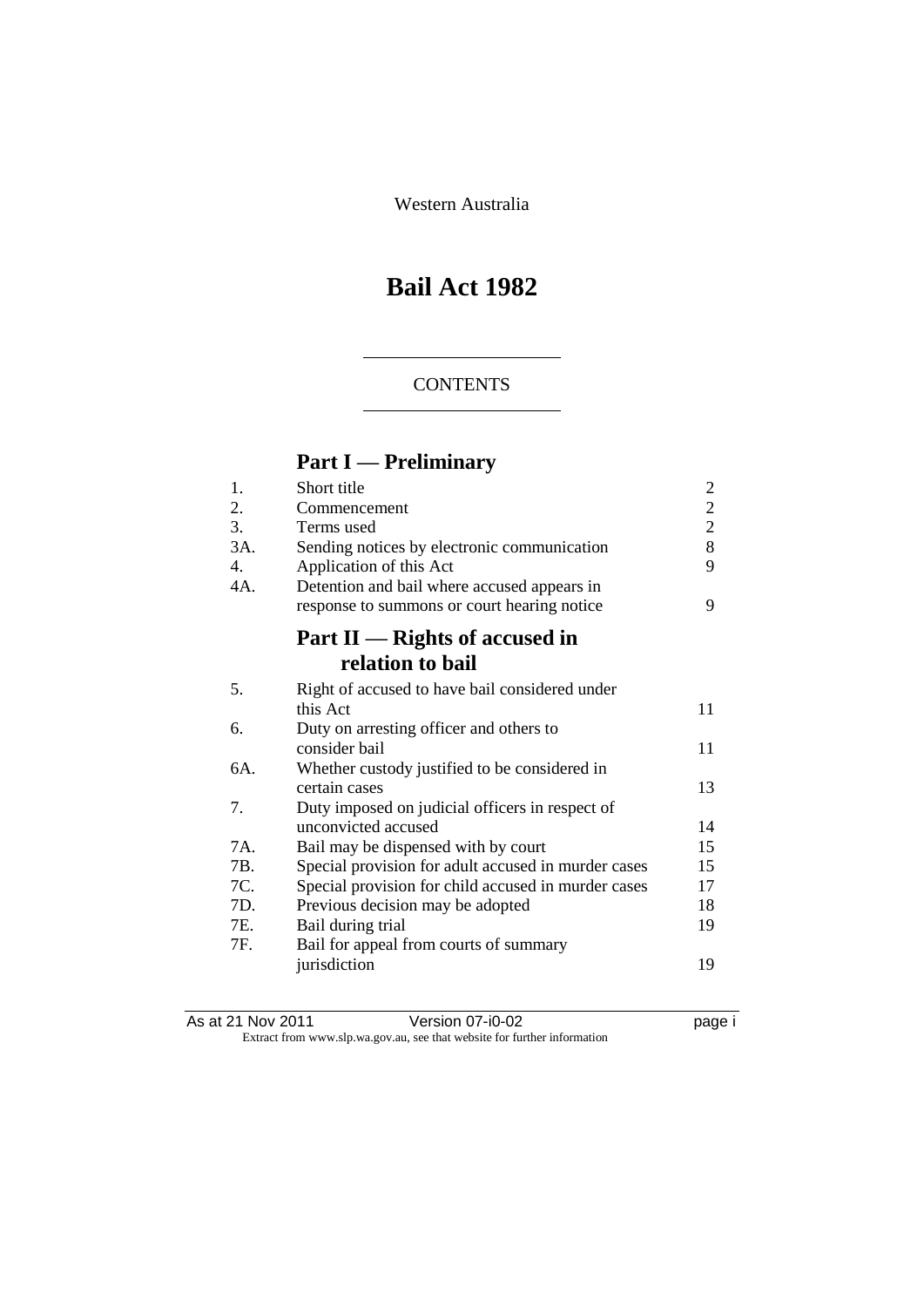Western Australia

# Bail Act 1982

## CONTENTS

## Part I — Preliminary

| | | |
|---|---|---|
| 1. | Short title | 2 |
| 2. | Commencement | 2 |
| 3. | Terms used | 2 |
| 3A. | Sending notices by electronic communication | 8 |
| 4. | Application of this Act | 9 |
| 4A. | Detention and bail where accused appears in response to summons or court hearing notice | 9 |

## Part II — Rights of accused in relation to bail

| | | |
|---|---|---|
| 5. | Right of accused to have bail considered under this Act | 11 |
| 6. | Duty on arresting officer and others to consider bail | 11 |
| 6A. | Whether custody justified to be considered in certain cases | 13 |
| 7. | Duty imposed on judicial officers in respect of unconvicted accused | 14 |
| 7A. | Bail may be dispensed with by court | 15 |
| 7B. | Special provision for adult accused in murder cases | 15 |
| 7C. | Special provision for child accused in murder cases | 17 |
| 7D. | Previous decision may be adopted | 18 |
| 7E. | Bail during trial | 19 |
| 7F. | Bail for appeal from courts of summary jurisdiction | 19 |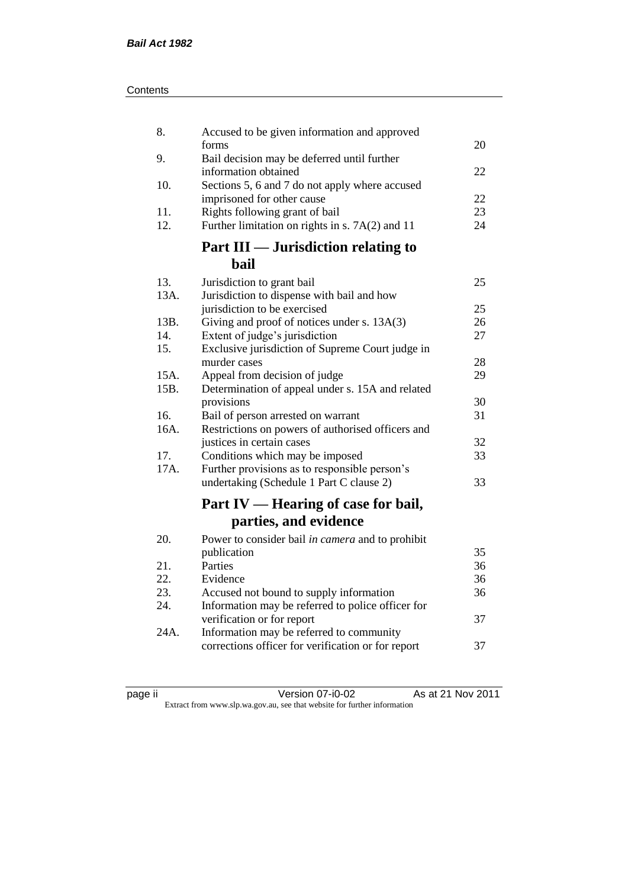| | | |
|---|---|---|
| 8. | Accused to be given information and approved forms | 20 |
| 9. | Bail decision may be deferred until further information obtained | 22 |
| 10. | Sections 5, 6 and 7 do not apply where accused imprisoned for other cause | 22 |
| 11. | Rights following grant of bail | 23 |
| 12. | Further limitation on rights in s. 7A(2) and 11 | 24 |

## Part III — Jurisdiction relating to bail

| | | |
|---|---|---|
| 13. | Jurisdiction to grant bail | 25 |
| 13A. | Jurisdiction to dispense with bail and how jurisdiction to be exercised | 25 |
| 13B. | Giving and proof of notices under s. 13A(3) | 26 |
| 14. | Extent of judge's jurisdiction | 27 |
| 15. | Exclusive jurisdiction of Supreme Court judge in murder cases | 28 |
| 15A. | Appeal from decision of judge | 29 |
| 15B. | Determination of appeal under s. 15A and related provisions | 30 |
| 16. | Bail of person arrested on warrant | 31 |
| 16A. | Restrictions on powers of authorised officers and justices in certain cases | 32 |
| 17. | Conditions which may be imposed | 33 |
| 17A. | Further provisions as to responsible person's undertaking (Schedule 1 Part C clause 2) | 33 |

## Part IV — Hearing of case for bail, parties, and evidence

| | | |
|---|---|---|
| 20. | Power to consider bail *in camera* and to prohibit publication | 35 |
| 21. | Parties | 36 |
| 22. | Evidence | 36 |
| 23. | Accused not bound to supply information | 36 |
| 24. | Information may be referred to police officer for verification or for report | 37 |
| 24A. | Information may be referred to community corrections officer for verification or for report | 37 |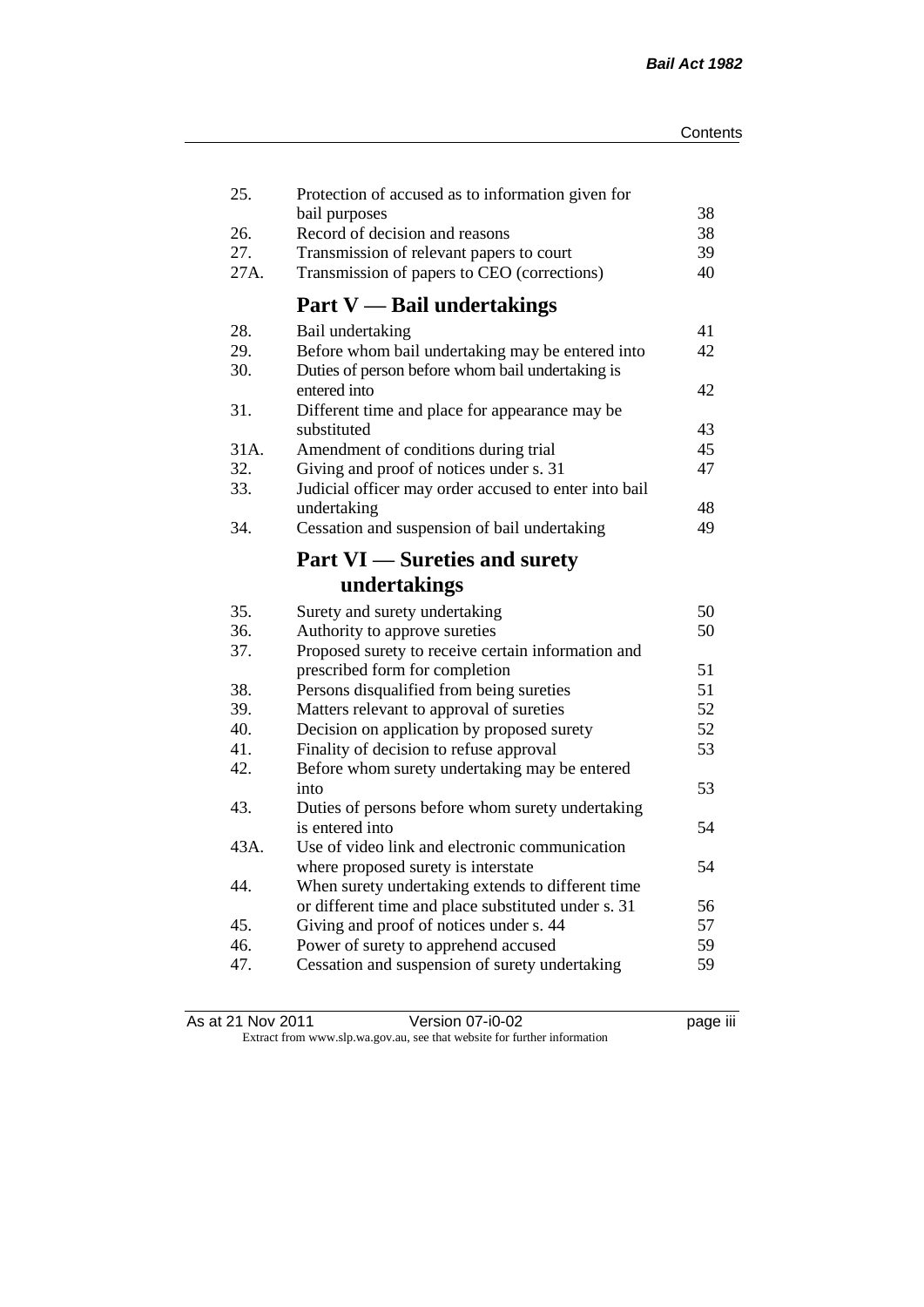| | | |
|---|---|---|
| 25. | Protection of accused as to information given for bail purposes | 38 |
| 26. | Record of decision and reasons | 38 |
| 27. | Transmission of relevant papers to court | 39 |
| 27A. | Transmission of papers to CEO (corrections) | 40 |

## Part V — Bail undertakings

| | | |
|---|---|---|
| 28. | Bail undertaking | 41 |
| 29. | Before whom bail undertaking may be entered into | 42 |
| 30. | Duties of person before whom bail undertaking is entered into | 42 |
| 31. | Different time and place for appearance may be substituted | 43 |
| 31A. | Amendment of conditions during trial | 45 |
| 32. | Giving and proof of notices under s. 31 | 47 |
| 33. | Judicial officer may order accused to enter into bail undertaking | 48 |
| 34. | Cessation and suspension of bail undertaking | 49 |

## Part VI — Sureties and surety undertakings

| | | |
|---|---|---|
| 35. | Surety and surety undertaking | 50 |
| 36. | Authority to approve sureties | 50 |
| 37. | Proposed surety to receive certain information and prescribed form for completion | 51 |
| 38. | Persons disqualified from being sureties | 51 |
| 39. | Matters relevant to approval of sureties | 52 |
| 40. | Decision on application by proposed surety | 52 |
| 41. | Finality of decision to refuse approval | 53 |
| 42. | Before whom surety undertaking may be entered into | 53 |
| 43. | Duties of persons before whom surety undertaking is entered into | 54 |
| 43A. | Use of video link and electronic communication where proposed surety is interstate | 54 |
| 44. | When surety undertaking extends to different time or different time and place substituted under s. 31 | 56 |
| 45. | Giving and proof of notices under s. 44 | 57 |
| 46. | Power of surety to apprehend accused | 59 |
| 47. | Cessation and suspension of surety undertaking | 59 |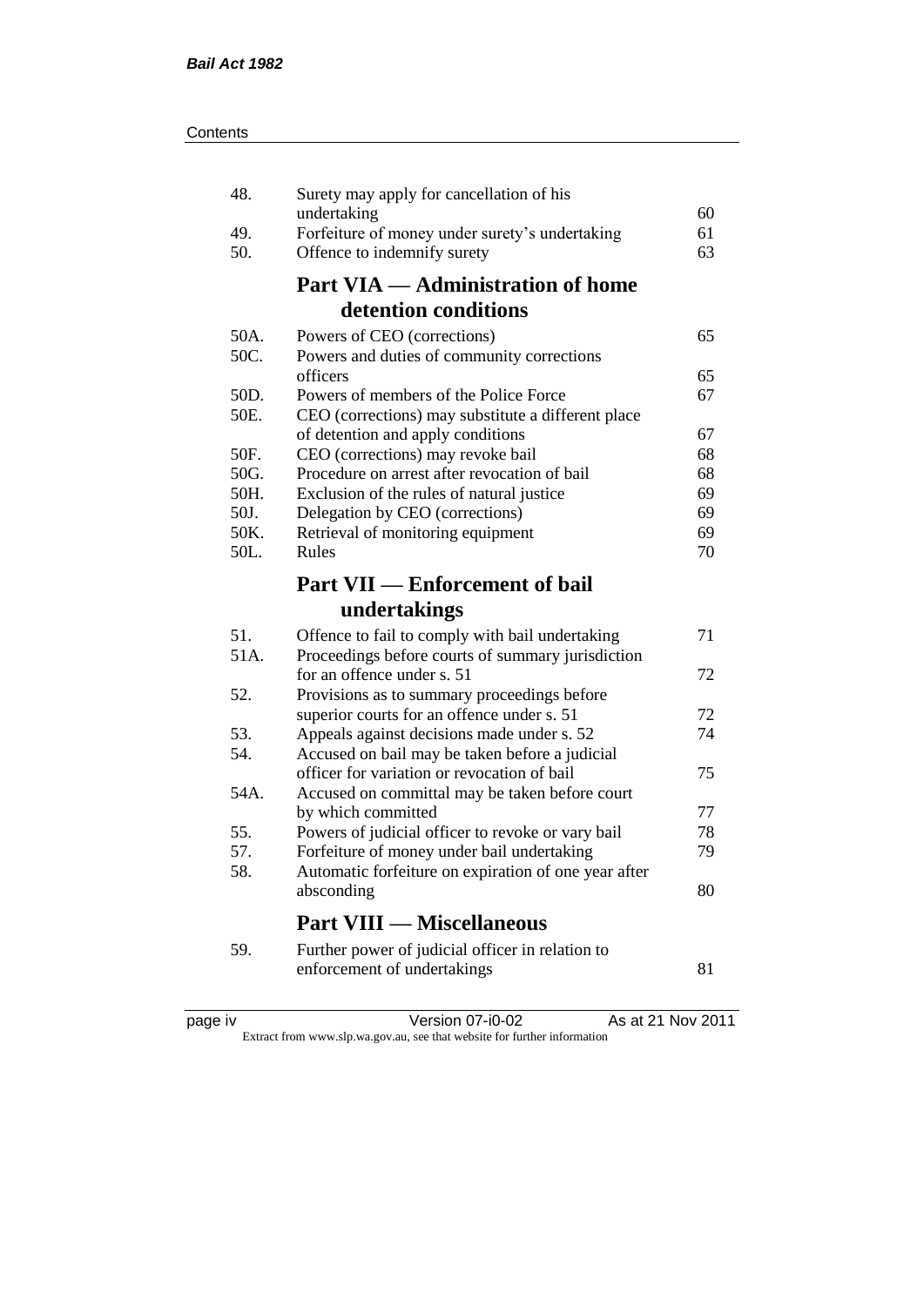| | | |
|---|---|---|
| 48. | Surety may apply for cancellation of his undertaking | 60 |
| 49. | Forfeiture of money under surety's undertaking | 61 |
| 50. | Offence to indemnify surety | 63 |

## Part VIA — Administration of home detention conditions

| | | |
|---|---|---|
| 50A. | Powers of CEO (corrections) | 65 |
| 50C. | Powers and duties of community corrections officers | 65 |
| 50D. | Powers of members of the Police Force | 67 |
| 50E. | CEO (corrections) may substitute a different place of detention and apply conditions | 67 |
| 50F. | CEO (corrections) may revoke bail | 68 |
| 50G. | Procedure on arrest after revocation of bail | 68 |
| 50H. | Exclusion of the rules of natural justice | 69 |
| 50J. | Delegation by CEO (corrections) | 69 |
| 50K. | Retrieval of monitoring equipment | 69 |
| 50L. | Rules | 70 |

## Part VII — Enforcement of bail undertakings

| | | |
|---|---|---|
| 51. | Offence to fail to comply with bail undertaking | 71 |
| 51A. | Proceedings before courts of summary jurisdiction for an offence under s. 51 | 72 |
| 52. | Provisions as to summary proceedings before superior courts for an offence under s. 51 | 72 |
| 53. | Appeals against decisions made under s. 52 | 74 |
| 54. | Accused on bail may be taken before a judicial officer for variation or revocation of bail | 75 |
| 54A. | Accused on committal may be taken before court by which committed | 77 |
| 55. | Powers of judicial officer to revoke or vary bail | 78 |
| 57. | Forfeiture of money under bail undertaking | 79 |
| 58. | Automatic forfeiture on expiration of one year after absconding | 80 |

## Part VIII — Miscellaneous

| | | |
|---|---|---|
| 59. | Further power of judicial officer in relation to enforcement of undertakings | 81 |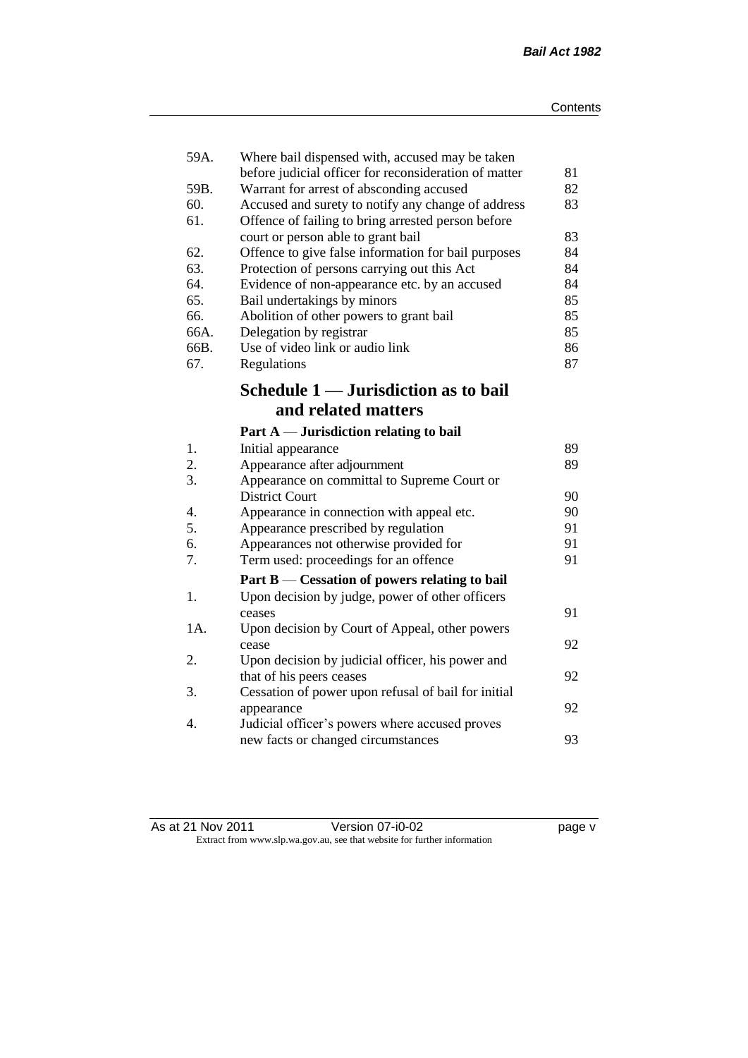| | | |
|---|---|---|
| 59A. | Where bail dispensed with, accused may be taken before judicial officer for reconsideration of matter | 81 |
| 59B. | Warrant for arrest of absconding accused | 82 |
| 60. | Accused and surety to notify any change of address | 83 |
| 61. | Offence of failing to bring arrested person before court or person able to grant bail | 83 |
| 62. | Offence to give false information for bail purposes | 84 |
| 63. | Protection of persons carrying out this Act | 84 |
| 64. | Evidence of non-appearance etc. by an accused | 84 |
| 65. | Bail undertakings by minors | 85 |
| 66. | Abolition of other powers to grant bail | 85 |
| 66A. | Delegation by registrar | 85 |
| 66B. | Use of video link or audio link | 86 |
| 67. | Regulations | 87 |

## Schedule 1 — Jurisdiction as to bail and related matters

### Part A — Jurisdiction relating to bail

| | | |
|---|---|---|
| 1. | Initial appearance | 89 |
| 2. | Appearance after adjournment | 89 |
| 3. | Appearance on committal to Supreme Court or District Court | 90 |
| 4. | Appearance in connection with appeal etc. | 90 |
| 5. | Appearance prescribed by regulation | 91 |
| 6. | Appearances not otherwise provided for | 91 |
| 7. | Term used: proceedings for an offence | 91 |

### Part B — Cessation of powers relating to bail

| | | |
|---|---|---|
| 1. | Upon decision by judge, power of other officers ceases | 91 |
| 1A. | Upon decision by Court of Appeal, other powers cease | 92 |
| 2. | Upon decision by judicial officer, his power and that of his peers ceases | 92 |
| 3. | Cessation of power upon refusal of bail for initial appearance | 92 |
| 4. | Judicial officer's powers where accused proves new facts or changed circumstances | 93 |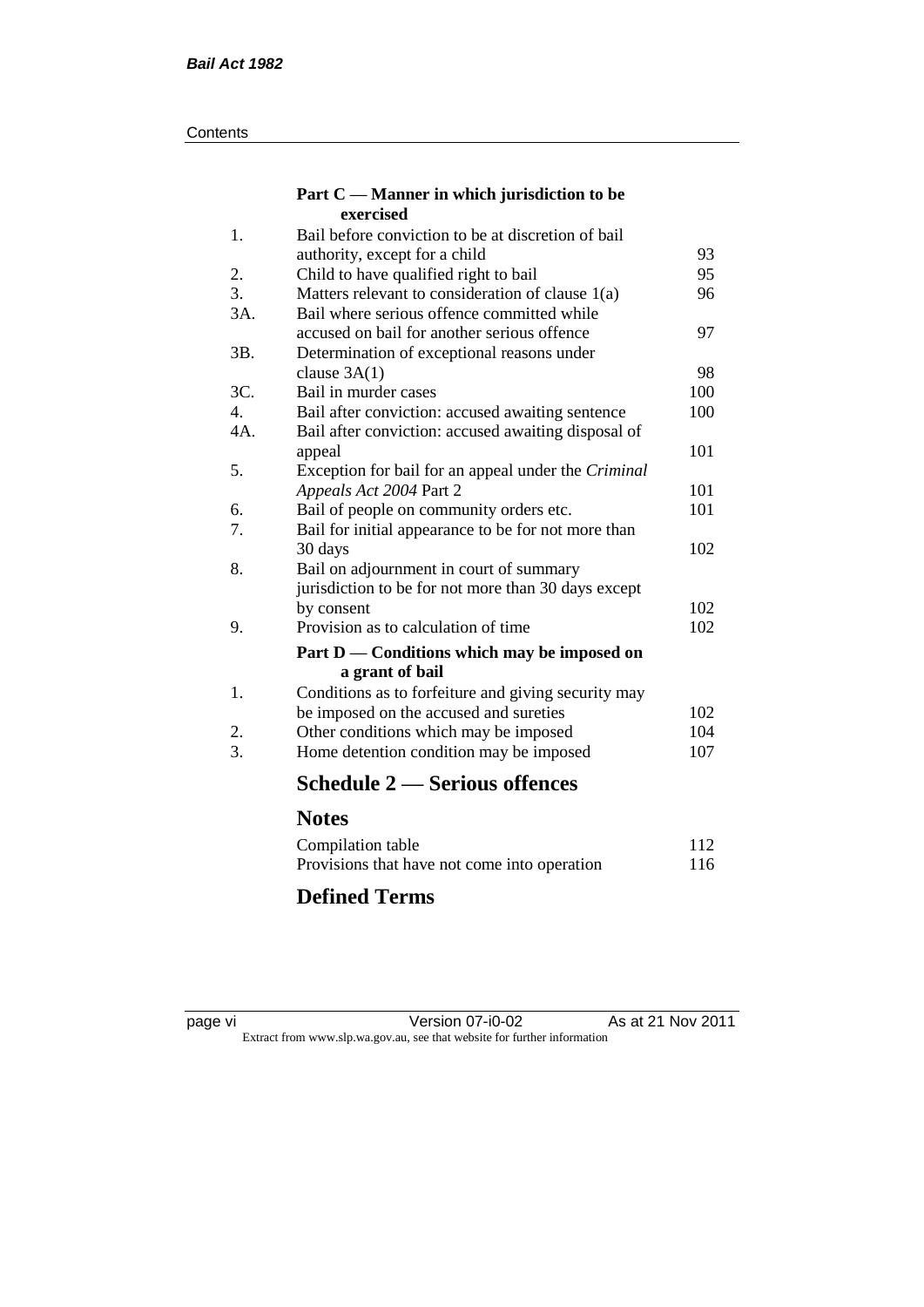### Part C — Manner in which jurisdiction to be exercised

| | | |
|---|---|---|
| 1. | Bail before conviction to be at discretion of bail authority, except for a child | 93 |
| 2. | Child to have qualified right to bail | 95 |
| 3. | Matters relevant to consideration of clause 1(a) | 96 |
| 3A. | Bail where serious offence committed while accused on bail for another serious offence | 97 |
| 3B. | Determination of exceptional reasons under clause 3A(1) | 98 |
| 3C. | Bail in murder cases | 100 |
| 4. | Bail after conviction: accused awaiting sentence | 100 |
| 4A. | Bail after conviction: accused awaiting disposal of appeal | 101 |
| 5. | Exception for bail for an appeal under the *Criminal Appeals Act 2004* Part 2 | 101 |
| 6. | Bail of people on community orders etc. | 101 |
| 7. | Bail for initial appearance to be for not more than 30 days | 102 |
| 8. | Bail on adjournment in court of summary jurisdiction to be for not more than 30 days except by consent | 102 |
| 9. | Provision as to calculation of time | 102 |

### Part D — Conditions which may be imposed on a grant of bail

| | | |
|---|---|---|
| 1. | Conditions as to forfeiture and giving security may be imposed on the accused and sureties | 102 |
| 2. | Other conditions which may be imposed | 104 |
| 3. | Home detention condition may be imposed | 107 |

## Schedule 2 — Serious offences

## Notes

| | |
|---|---|
| Compilation table | 112 |
| Provisions that have not come into operation | 116 |

## Defined Terms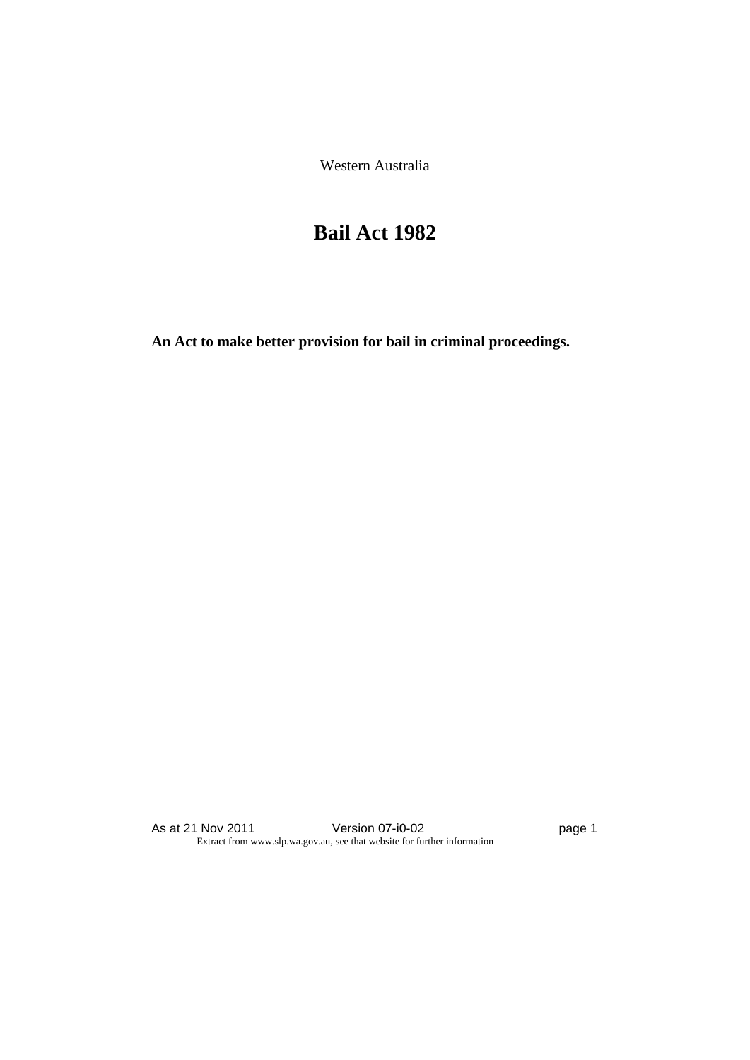Western Australia

# Bail Act 1982

**An Act to make better provision for bail in criminal proceedings.**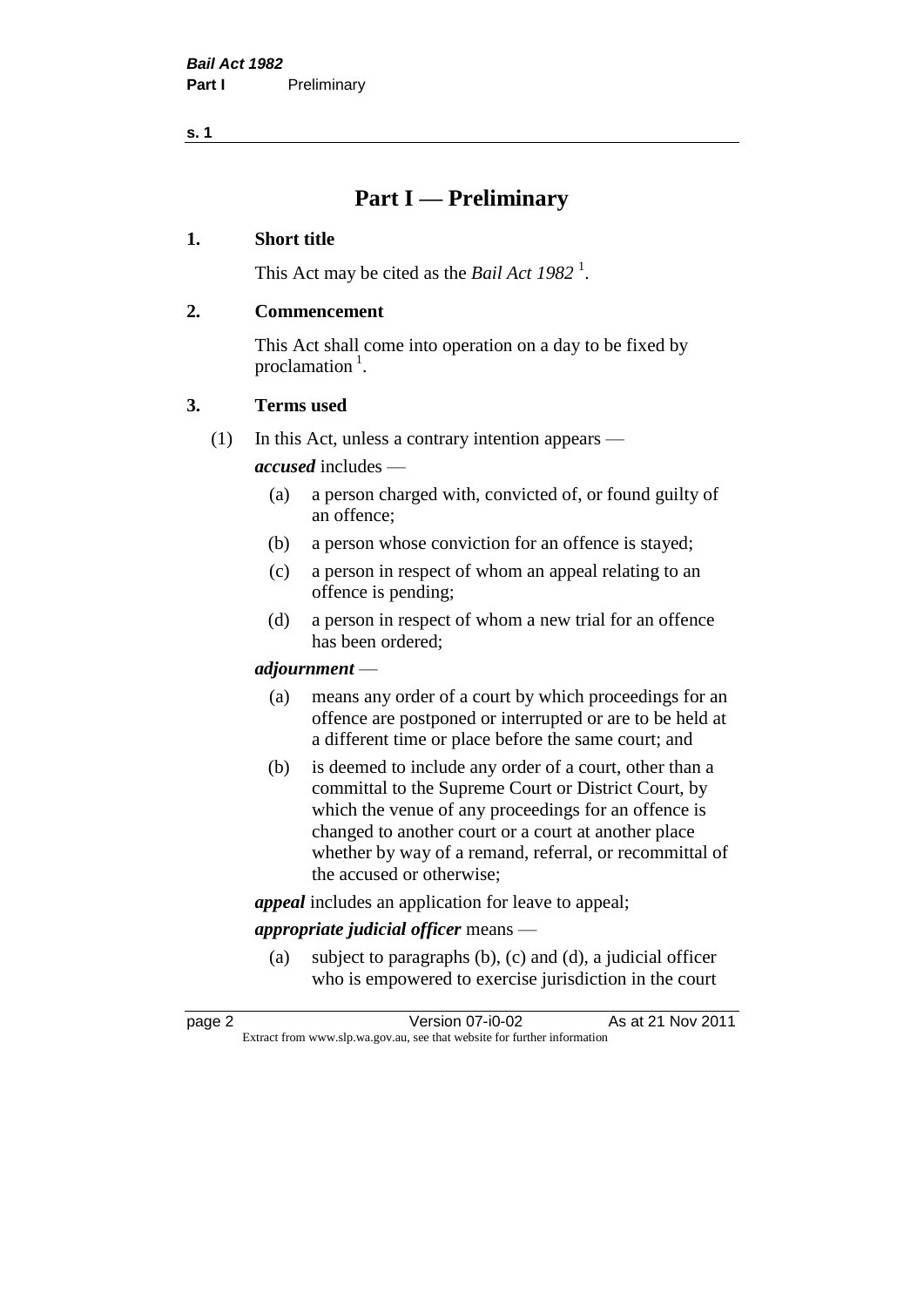# Part I — Preliminary

## 1. Short title

This Act may be cited as the *Bail Act 1982* [1].

## 2. Commencement

This Act shall come into operation on a day to be fixed by proclamation [1].

## 3. Terms used

(1) In this Act, unless a contrary intention appears —

***accused*** includes —

- (a) a person charged with, convicted of, or found guilty of an offence;
- (b) a person whose conviction for an offence is stayed;
- (c) a person in respect of whom an appeal relating to an offence is pending;
- (d) a person in respect of whom a new trial for an offence has been ordered;

***adjournment*** —

- (a) means any order of a court by which proceedings for an offence are postponed or interrupted or are to be held at a different time or place before the same court; and
- (b) is deemed to include any order of a court, other than a committal to the Supreme Court or District Court, by which the venue of any proceedings for an offence is changed to another court or a court at another place whether by way of a remand, referral, or recommittal of the accused or otherwise;

***appeal*** includes an application for leave to appeal;

***appropriate judicial officer*** means —

- (a) subject to paragraphs (b), (c) and (d), a judicial officer who is empowered to exercise jurisdiction in the court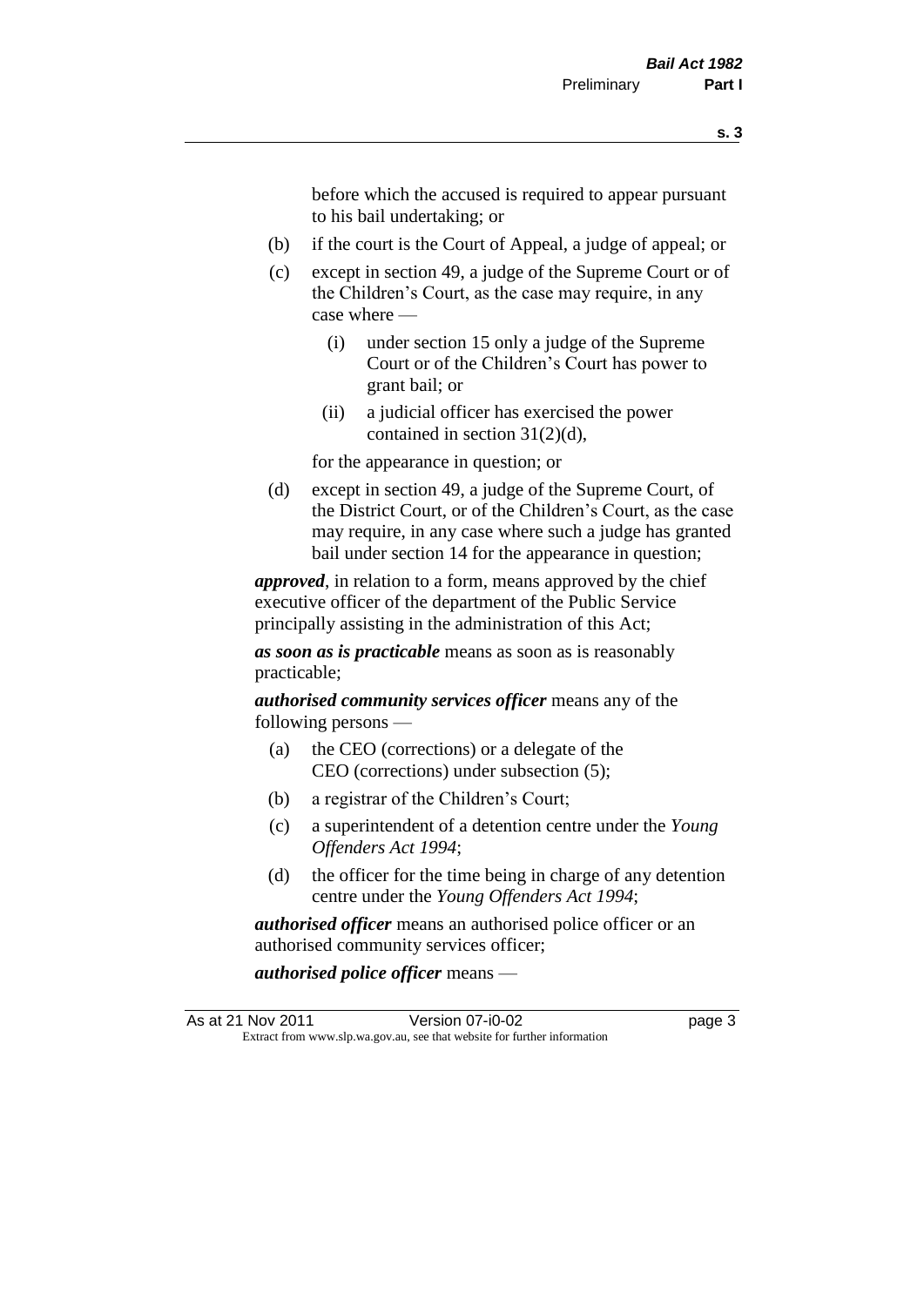before which the accused is required to appear pursuant to his bail undertaking; or

(b) if the court is the Court of Appeal, a judge of appeal; or

(c) except in section 49, a judge of the Supreme Court or of the Children's Court, as the case may require, in any case where —

  (i) under section 15 only a judge of the Supreme Court or of the Children's Court has power to grant bail; or

  (ii) a judicial officer has exercised the power contained in section 31(2)(d),

for the appearance in question; or

(d) except in section 49, a judge of the Supreme Court, of the District Court, or of the Children's Court, as the case may require, in any case where such a judge has granted bail under section 14 for the appearance in question;

***approved***, in relation to a form, means approved by the chief executive officer of the department of the Public Service principally assisting in the administration of this Act;

***as soon as is practicable*** means as soon as is reasonably practicable;

***authorised community services officer*** means any of the following persons —

(a) the CEO (corrections) or a delegate of the CEO (corrections) under subsection (5);

(b) a registrar of the Children's Court;

(c) a superintendent of a detention centre under the *Young Offenders Act 1994*;

(d) the officer for the time being in charge of any detention centre under the *Young Offenders Act 1994*;

***authorised officer*** means an authorised police officer or an authorised community services officer;

***authorised police officer*** means —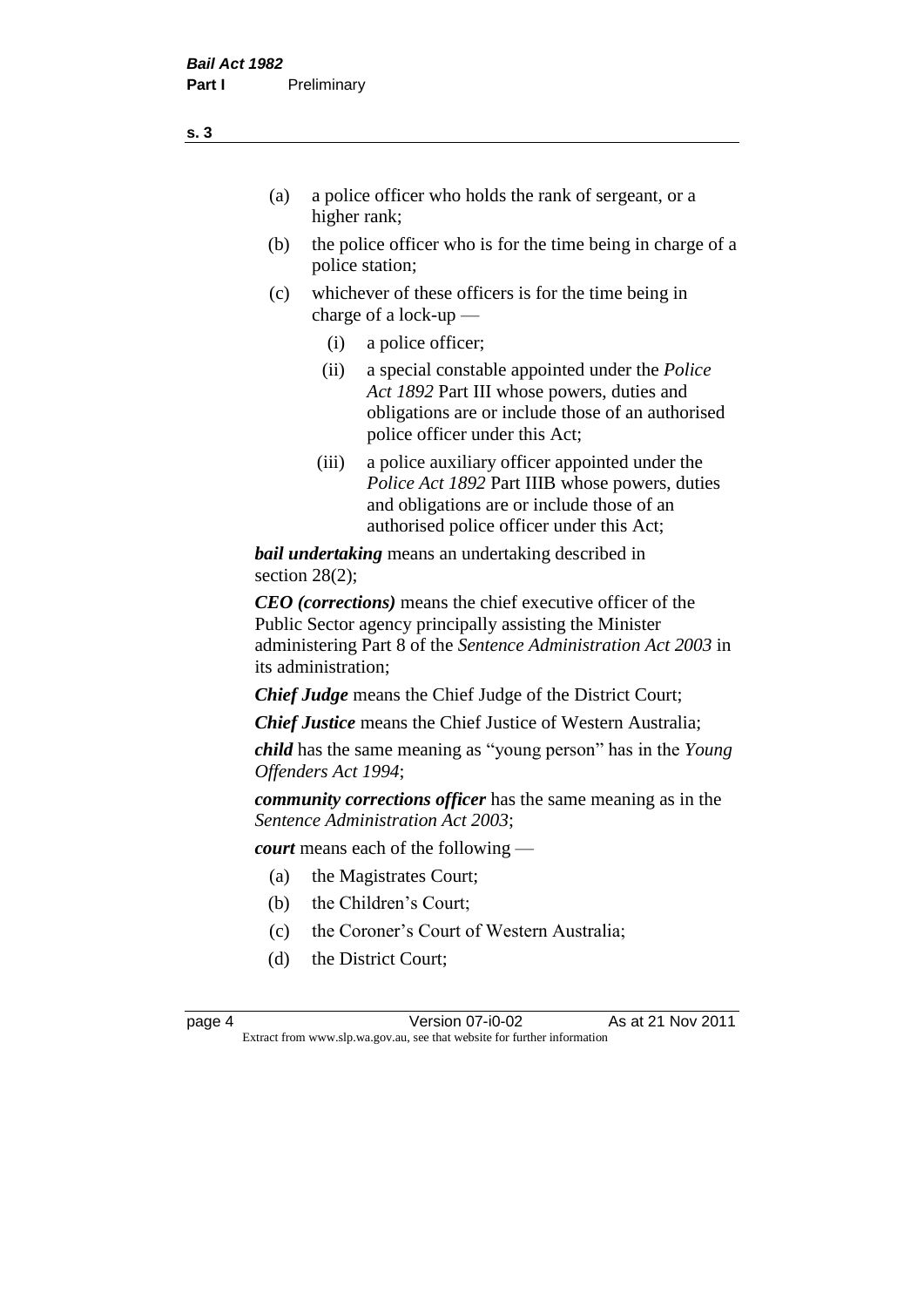- (a) a police officer who holds the rank of sergeant, or a higher rank;
- (b) the police officer who is for the time being in charge of a police station;
- (c) whichever of these officers is for the time being in charge of a lock-up —
  - (i) a police officer;
  - (ii) a special constable appointed under the *Police Act 1892* Part III whose powers, duties and obligations are or include those of an authorised police officer under this Act;
  - (iii) a police auxiliary officer appointed under the *Police Act 1892* Part IIIB whose powers, duties and obligations are or include those of an authorised police officer under this Act;

***bail undertaking*** means an undertaking described in section 28(2);

***CEO (corrections)*** means the chief executive officer of the Public Sector agency principally assisting the Minister administering Part 8 of the *Sentence Administration Act 2003* in its administration;

***Chief Judge*** means the Chief Judge of the District Court;

***Chief Justice*** means the Chief Justice of Western Australia;

***child*** has the same meaning as "young person" has in the *Young Offenders Act 1994*;

***community corrections officer*** has the same meaning as in the *Sentence Administration Act 2003*;

***court*** means each of the following —

- (a) the Magistrates Court;
- (b) the Children's Court;
- (c) the Coroner's Court of Western Australia;
- (d) the District Court;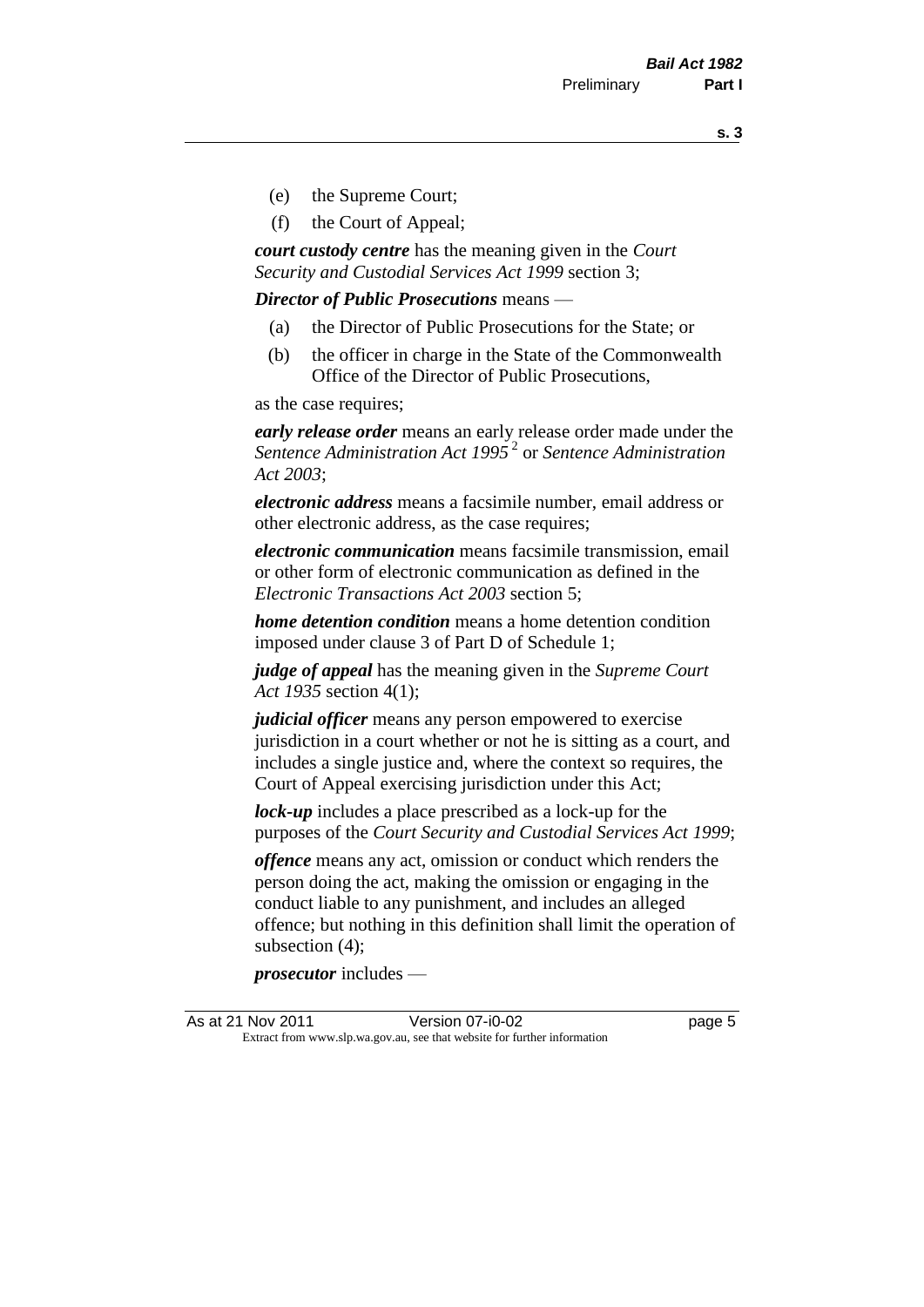- (e) the Supreme Court;
- (f) the Court of Appeal;

***court custody centre*** has the meaning given in the *Court Security and Custodial Services Act 1999* section 3;

***Director of Public Prosecutions*** means —

- (a) the Director of Public Prosecutions for the State; or
- (b) the officer in charge in the State of the Commonwealth Office of the Director of Public Prosecutions,

as the case requires;

***early release order*** means an early release order made under the *Sentence Administration Act 1995* [2] or *Sentence Administration Act 2003*;

***electronic address*** means a facsimile number, email address or other electronic address, as the case requires;

***electronic communication*** means facsimile transmission, email or other form of electronic communication as defined in the *Electronic Transactions Act 2003* section 5;

***home detention condition*** means a home detention condition imposed under clause 3 of Part D of Schedule 1;

***judge of appeal*** has the meaning given in the *Supreme Court Act 1935* section 4(1);

***judicial officer*** means any person empowered to exercise jurisdiction in a court whether or not he is sitting as a court, and includes a single justice and, where the context so requires, the Court of Appeal exercising jurisdiction under this Act;

***lock-up*** includes a place prescribed as a lock-up for the purposes of the *Court Security and Custodial Services Act 1999*;

***offence*** means any act, omission or conduct which renders the person doing the act, making the omission or engaging in the conduct liable to any punishment, and includes an alleged offence; but nothing in this definition shall limit the operation of subsection (4);

***prosecutor*** includes —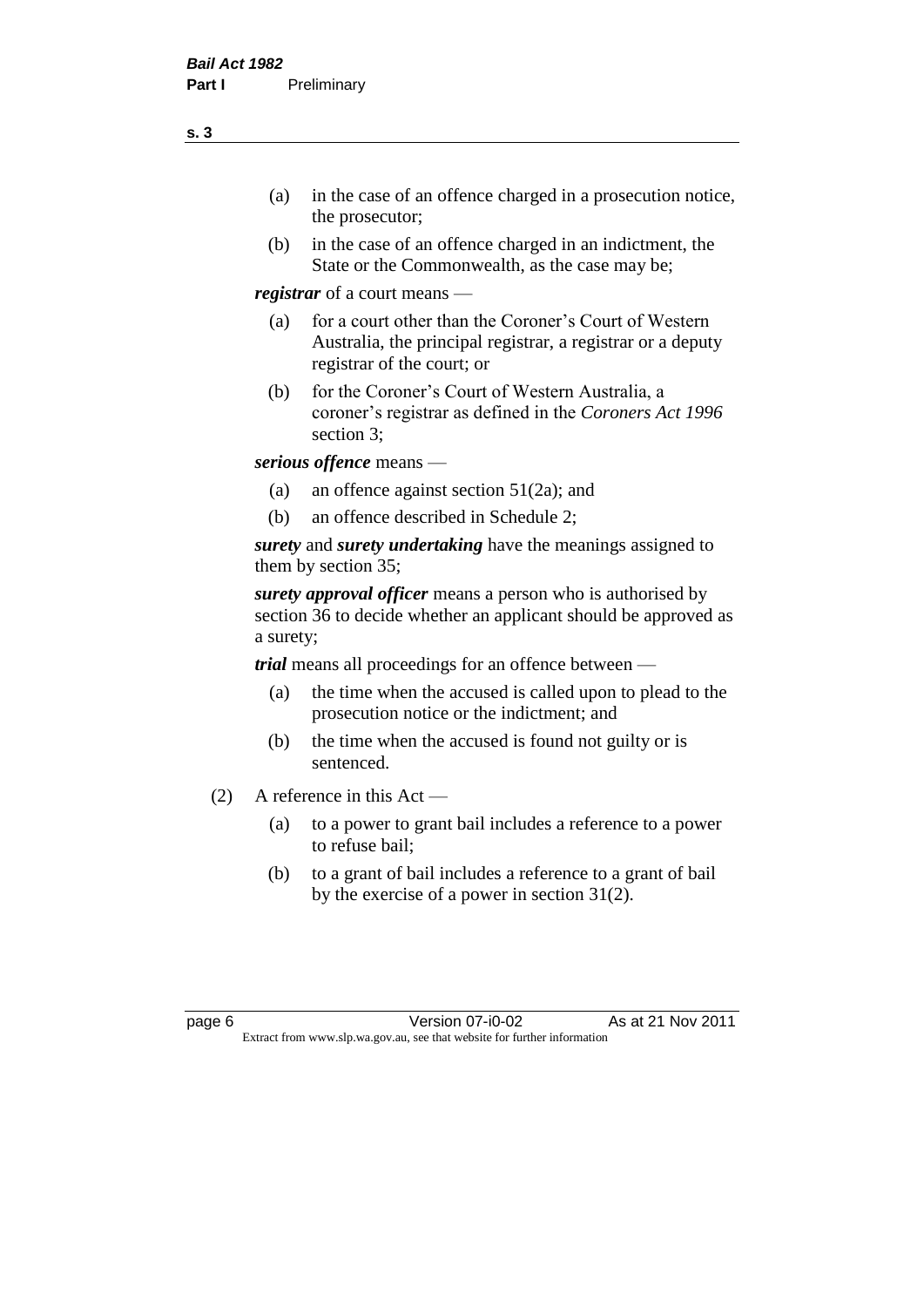(a) in the case of an offence charged in a prosecution notice, the prosecutor;

(b) in the case of an offence charged in an indictment, the State or the Commonwealth, as the case may be;

***registrar*** of a court means —

(a) for a court other than the Coroner's Court of Western Australia, the principal registrar, a registrar or a deputy registrar of the court; or

(b) for the Coroner's Court of Western Australia, a coroner's registrar as defined in the *Coroners Act 1996* section 3;

***serious offence*** means —

(a) an offence against section 51(2a); and

(b) an offence described in Schedule 2;

***surety*** and ***surety undertaking*** have the meanings assigned to them by section 35;

***surety approval officer*** means a person who is authorised by section 36 to decide whether an applicant should be approved as a surety;

***trial*** means all proceedings for an offence between —

(a) the time when the accused is called upon to plead to the prosecution notice or the indictment; and

(b) the time when the accused is found not guilty or is sentenced.

(2) A reference in this Act —

(a) to a power to grant bail includes a reference to a power to refuse bail;

(b) to a grant of bail includes a reference to a grant of bail by the exercise of a power in section 31(2).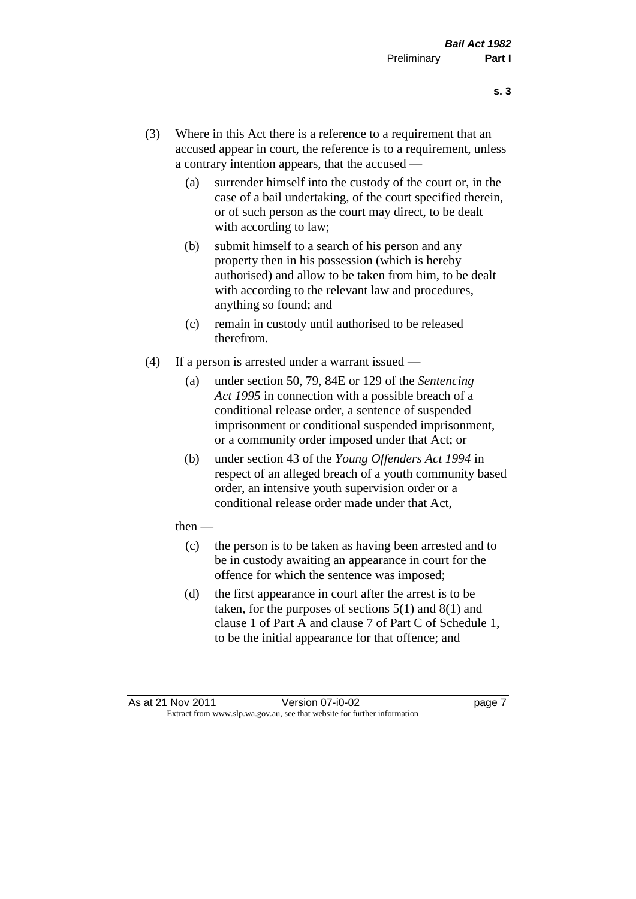(3) Where in this Act there is a reference to a requirement that an accused appear in court, the reference is to a requirement, unless a contrary intention appears, that the accused —

(a) surrender himself into the custody of the court or, in the case of a bail undertaking, of the court specified therein, or of such person as the court may direct, to be dealt with according to law;

(b) submit himself to a search of his person and any property then in his possession (which is hereby authorised) and allow to be taken from him, to be dealt with according to the relevant law and procedures, anything so found; and

(c) remain in custody until authorised to be released therefrom.

(4) If a person is arrested under a warrant issued —

(a) under section 50, 79, 84E or 129 of the *Sentencing Act 1995* in connection with a possible breach of a conditional release order, a sentence of suspended imprisonment or conditional suspended imprisonment, or a community order imposed under that Act; or

(b) under section 43 of the *Young Offenders Act 1994* in respect of an alleged breach of a youth community based order, an intensive youth supervision order or a conditional release order made under that Act,

then —

(c) the person is to be taken as having been arrested and to be in custody awaiting an appearance in court for the offence for which the sentence was imposed;

(d) the first appearance in court after the arrest is to be taken, for the purposes of sections 5(1) and 8(1) and clause 1 of Part A and clause 7 of Part C of Schedule 1, to be the initial appearance for that offence; and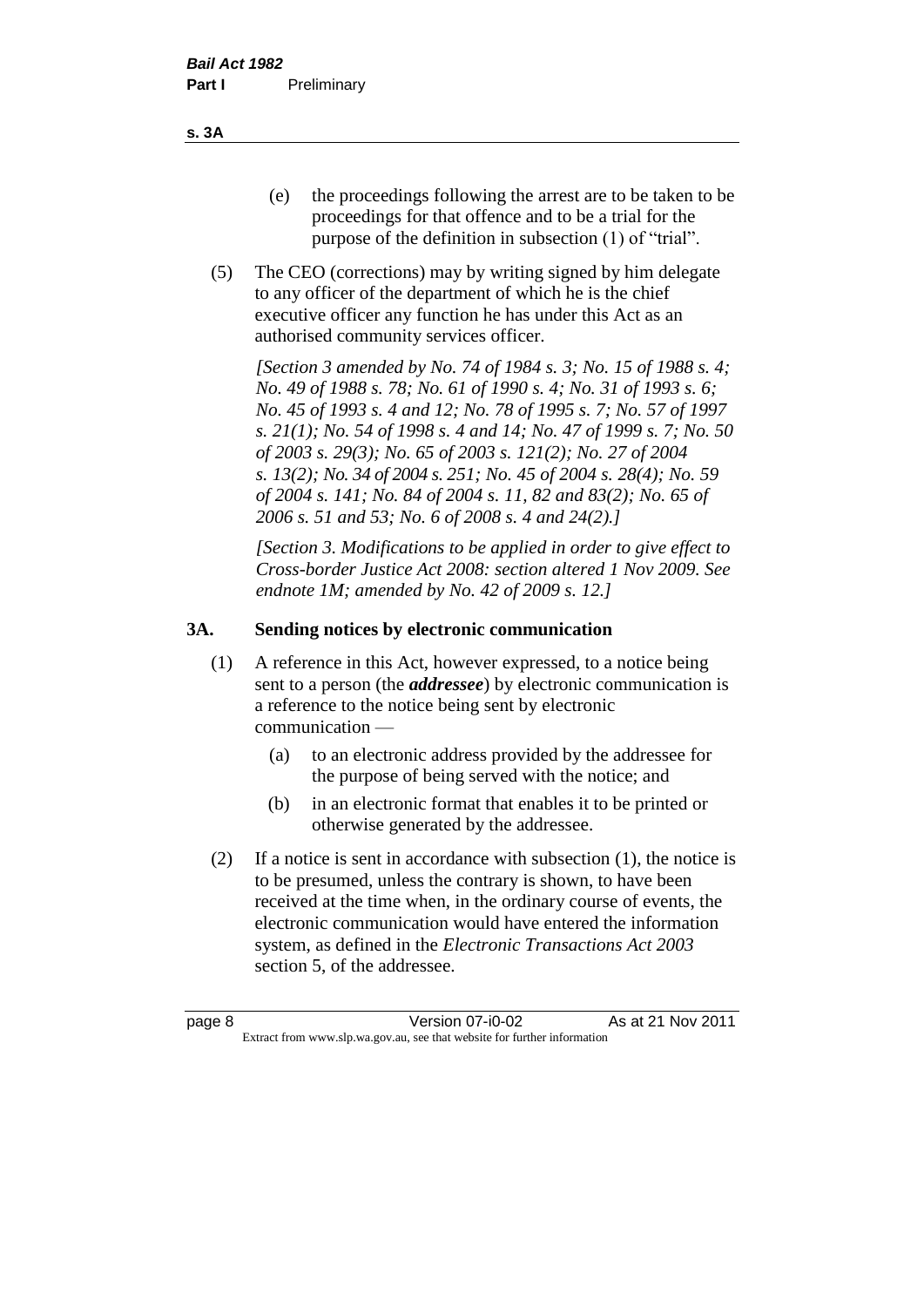(e) the proceedings following the arrest are to be taken to be proceedings for that offence and to be a trial for the purpose of the definition in subsection (1) of "trial".

(5) The CEO (corrections) may by writing signed by him delegate to any officer of the department of which he is the chief executive officer any function he has under this Act as an authorised community services officer.

*[Section 3 amended by No. 74 of 1984 s. 3; No. 15 of 1988 s. 4; No. 49 of 1988 s. 78; No. 61 of 1990 s. 4; No. 31 of 1993 s. 6; No. 45 of 1993 s. 4 and 12; No. 78 of 1995 s. 7; No. 57 of 1997 s. 21(1); No. 54 of 1998 s. 4 and 14; No. 47 of 1999 s. 7; No. 50 of 2003 s. 29(3); No. 65 of 2003 s. 121(2); No. 27 of 2004 s. 13(2); No. 34 of 2004 s. 251; No. 45 of 2004 s. 28(4); No. 59 of 2004 s. 141; No. 84 of 2004 s. 11, 82 and 83(2); No. 65 of 2006 s. 51 and 53; No. 6 of 2008 s. 4 and 24(2).]*

*[Section 3. Modifications to be applied in order to give effect to Cross-border Justice Act 2008: section altered 1 Nov 2009. See endnote 1M; amended by No. 42 of 2009 s. 12.]*

### 3A. Sending notices by electronic communication

(1) A reference in this Act, however expressed, to a notice being sent to a person (the ***addressee***) by electronic communication is a reference to the notice being sent by electronic communication —

(a) to an electronic address provided by the addressee for the purpose of being served with the notice; and

(b) in an electronic format that enables it to be printed or otherwise generated by the addressee.

(2) If a notice is sent in accordance with subsection (1), the notice is to be presumed, unless the contrary is shown, to have been received at the time when, in the ordinary course of events, the electronic communication would have entered the information system, as defined in the *Electronic Transactions Act 2003* section 5, of the addressee.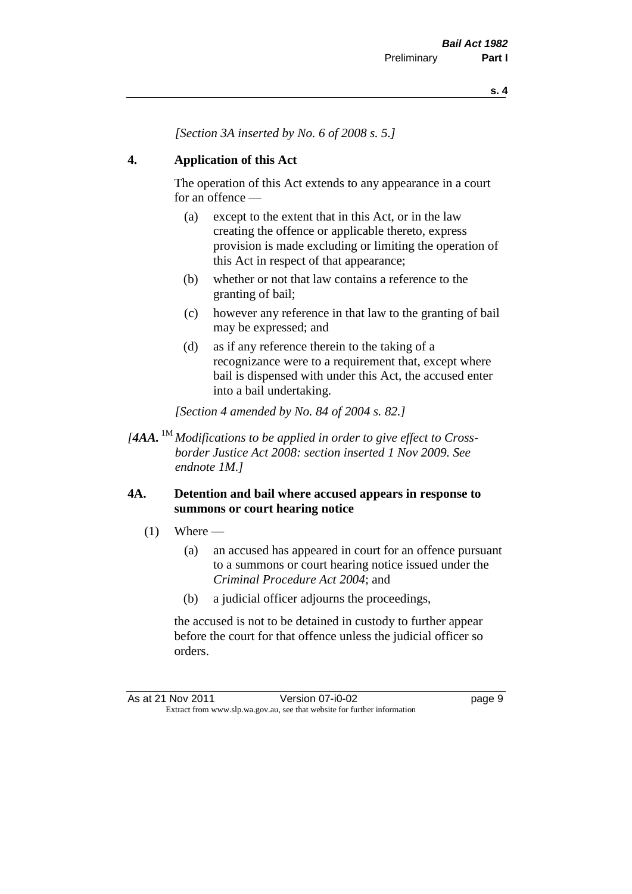*[Section 3A inserted by No. 6 of 2008 s. 5.]*

## 4. Application of this Act

The operation of this Act extends to any appearance in a court for an offence —

(a) except to the extent that in this Act, or in the law creating the offence or applicable thereto, express provision is made excluding or limiting the operation of this Act in respect of that appearance;

(b) whether or not that law contains a reference to the granting of bail;

(c) however any reference in that law to the granting of bail may be expressed; and

(d) as if any reference therein to the taking of a recognizance were to a requirement that, except where bail is dispensed with under this Act, the accused enter into a bail undertaking.

*[Section 4 amended by No. 84 of 2004 s. 82.]*

*[**4AA.** [1M] Modifications to be applied in order to give effect to Cross-border Justice Act 2008: section inserted 1 Nov 2009. See endnote 1M.]*

## 4A. Detention and bail where accused appears in response to summons or court hearing notice

(1) Where —

(a) an accused has appeared in court for an offence pursuant to a summons or court hearing notice issued under the *Criminal Procedure Act 2004*; and

(b) a judicial officer adjourns the proceedings,

the accused is not to be detained in custody to further appear before the court for that offence unless the judicial officer so orders.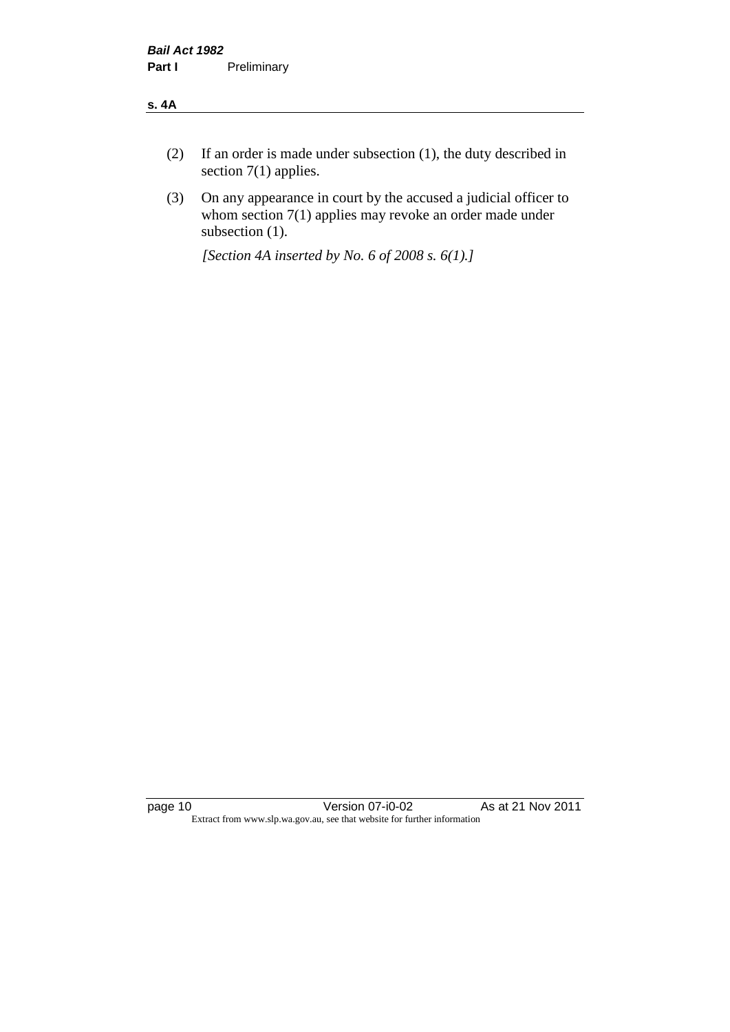(2) If an order is made under subsection (1), the duty described in section 7(1) applies.

(3) On any appearance in court by the accused a judicial officer to whom section 7(1) applies may revoke an order made under subsection (1).

*[Section 4A inserted by No. 6 of 2008 s. 6(1).]*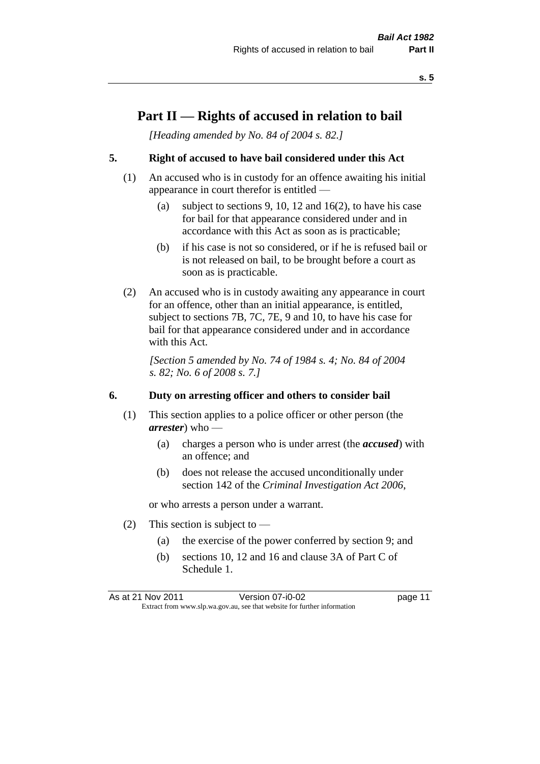# Part II — Rights of accused in relation to bail

*[Heading amended by No. 84 of 2004 s. 82.]*

## 5. Right of accused to have bail considered under this Act

(1) An accused who is in custody for an offence awaiting his initial appearance in court therefor is entitled —

(a) subject to sections 9, 10, 12 and 16(2), to have his case for bail for that appearance considered under and in accordance with this Act as soon as is practicable;

(b) if his case is not so considered, or if he is refused bail or is not released on bail, to be brought before a court as soon as is practicable.

(2) An accused who is in custody awaiting any appearance in court for an offence, other than an initial appearance, is entitled, subject to sections 7B, 7C, 7E, 9 and 10, to have his case for bail for that appearance considered under and in accordance with this Act.

*[Section 5 amended by No. 74 of 1984 s. 4; No. 84 of 2004 s. 82; No. 6 of 2008 s. 7.]*

## 6. Duty on arresting officer and others to consider bail

(1) This section applies to a police officer or other person (the ***arrester***) who —

(a) charges a person who is under arrest (the ***accused***) with an offence; and

(b) does not release the accused unconditionally under section 142 of the *Criminal Investigation Act 2006*,

or who arrests a person under a warrant.

(2) This section is subject to —

(a) the exercise of the power conferred by section 9; and

(b) sections 10, 12 and 16 and clause 3A of Part C of Schedule 1.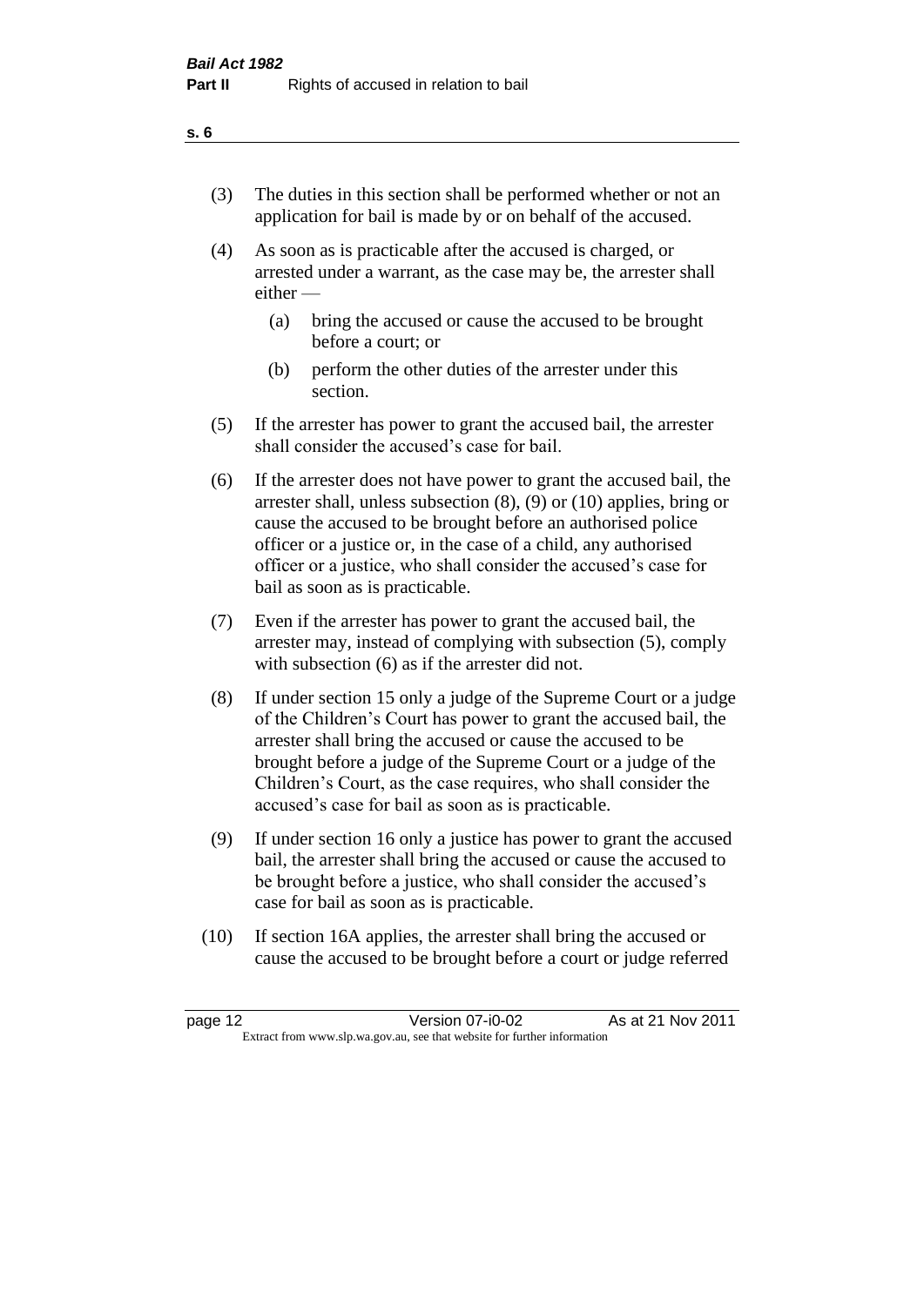(3) The duties in this section shall be performed whether or not an application for bail is made by or on behalf of the accused.

(4) As soon as is practicable after the accused is charged, or arrested under a warrant, as the case may be, the arrester shall either —

  (a) bring the accused or cause the accused to be brought before a court; or

  (b) perform the other duties of the arrester under this section.

(5) If the arrester has power to grant the accused bail, the arrester shall consider the accused's case for bail.

(6) If the arrester does not have power to grant the accused bail, the arrester shall, unless subsection (8), (9) or (10) applies, bring or cause the accused to be brought before an authorised police officer or a justice or, in the case of a child, any authorised officer or a justice, who shall consider the accused's case for bail as soon as is practicable.

(7) Even if the arrester has power to grant the accused bail, the arrester may, instead of complying with subsection (5), comply with subsection (6) as if the arrester did not.

(8) If under section 15 only a judge of the Supreme Court or a judge of the Children's Court has power to grant the accused bail, the arrester shall bring the accused or cause the accused to be brought before a judge of the Supreme Court or a judge of the Children's Court, as the case requires, who shall consider the accused's case for bail as soon as is practicable.

(9) If under section 16 only a justice has power to grant the accused bail, the arrester shall bring the accused or cause the accused to be brought before a justice, who shall consider the accused's case for bail as soon as is practicable.

(10) If section 16A applies, the arrester shall bring the accused or cause the accused to be brought before a court or judge referred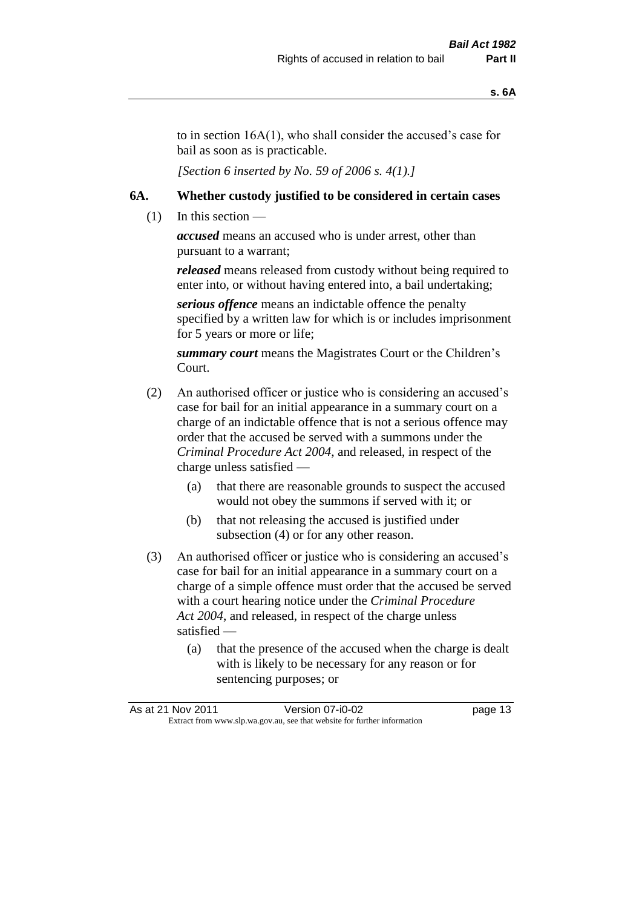to in section 16A(1), who shall consider the accused's case for bail as soon as is practicable.

*[Section 6 inserted by No. 59 of 2006 s. 4(1).]*

## 6A. Whether custody justified to be considered in certain cases

(1) In this section —

***accused*** means an accused who is under arrest, other than pursuant to a warrant;

***released*** means released from custody without being required to enter into, or without having entered into, a bail undertaking;

***serious offence*** means an indictable offence the penalty specified by a written law for which is or includes imprisonment for 5 years or more or life;

***summary court*** means the Magistrates Court or the Children's Court.

(2) An authorised officer or justice who is considering an accused's case for bail for an initial appearance in a summary court on a charge of an indictable offence that is not a serious offence may order that the accused be served with a summons under the *Criminal Procedure Act 2004*, and released, in respect of the charge unless satisfied —

(a) that there are reasonable grounds to suspect the accused would not obey the summons if served with it; or

(b) that not releasing the accused is justified under subsection (4) or for any other reason.

(3) An authorised officer or justice who is considering an accused's case for bail for an initial appearance in a summary court on a charge of a simple offence must order that the accused be served with a court hearing notice under the *Criminal Procedure Act 2004*, and released, in respect of the charge unless satisfied —

(a) that the presence of the accused when the charge is dealt with is likely to be necessary for any reason or for sentencing purposes; or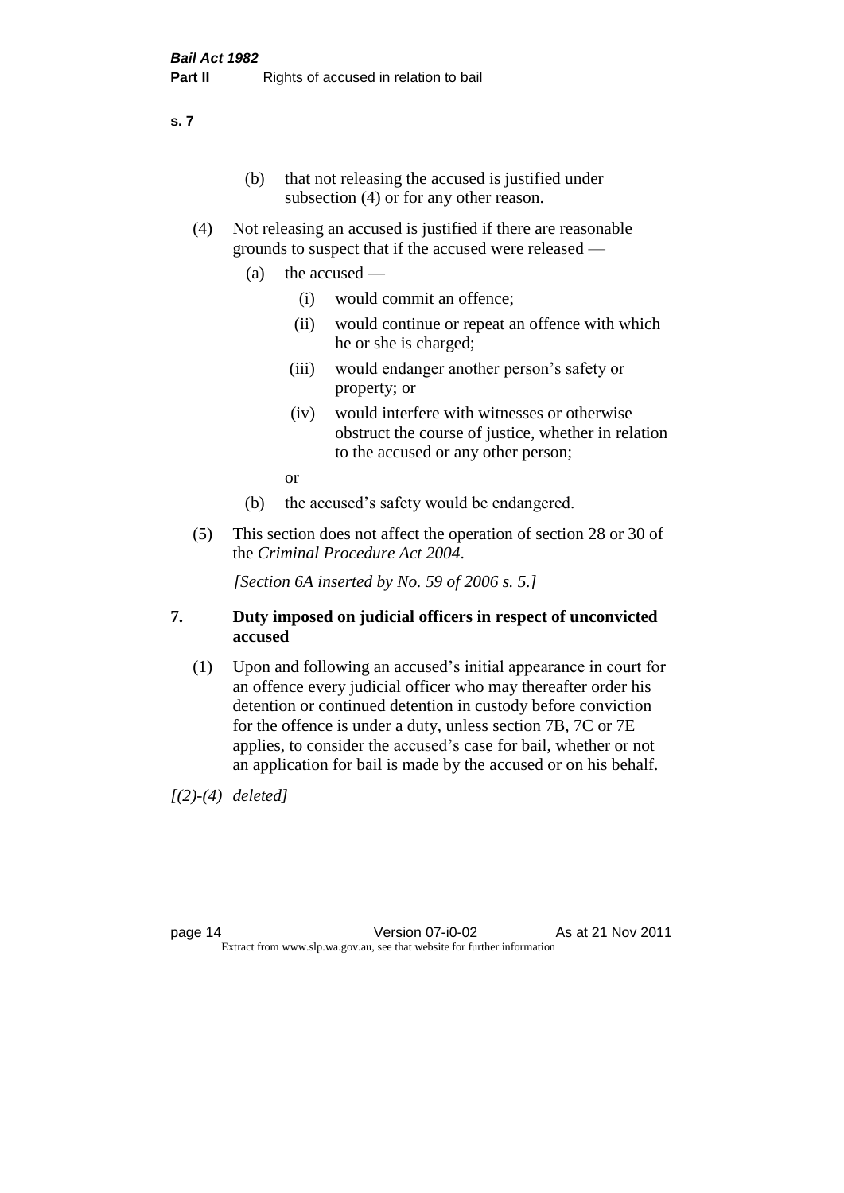(b) that not releasing the accused is justified under subsection (4) or for any other reason.

(4) Not releasing an accused is justified if there are reasonable grounds to suspect that if the accused were released —

(a) the accused —

(i) would commit an offence;

(ii) would continue or repeat an offence with which he or she is charged;

(iii) would endanger another person's safety or property; or

(iv) would interfere with witnesses or otherwise obstruct the course of justice, whether in relation to the accused or any other person;

or

(b) the accused's safety would be endangered.

(5) This section does not affect the operation of section 28 or 30 of the *Criminal Procedure Act 2004*.

*[Section 6A inserted by No. 59 of 2006 s. 5.]*

## 7. Duty imposed on judicial officers in respect of unconvicted accused

(1) Upon and following an accused's initial appearance in court for an offence every judicial officer who may thereafter order his detention or continued detention in custody before conviction for the offence is under a duty, unless section 7B, 7C or 7E applies, to consider the accused's case for bail, whether or not an application for bail is made by the accused or on his behalf.

*[(2)-(4) deleted]*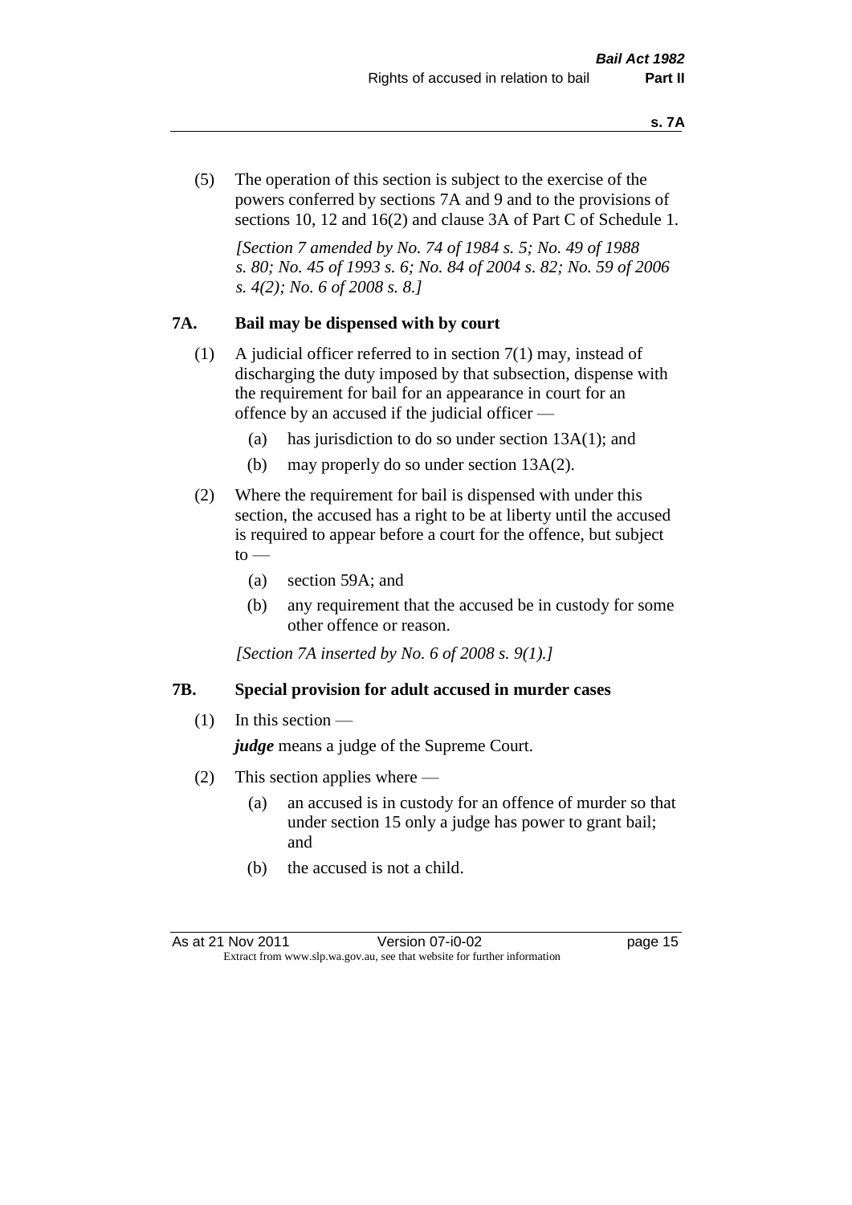(5) The operation of this section is subject to the exercise of the powers conferred by sections 7A and 9 and to the provisions of sections 10, 12 and 16(2) and clause 3A of Part C of Schedule 1.

*[Section 7 amended by No. 74 of 1984 s. 5; No. 49 of 1988 s. 80; No. 45 of 1993 s. 6; No. 84 of 2004 s. 82; No. 59 of 2006 s. 4(2); No. 6 of 2008 s. 8.]*

## 7A. Bail may be dispensed with by court

(1) A judicial officer referred to in section 7(1) may, instead of discharging the duty imposed by that subsection, dispense with the requirement for bail for an appearance in court for an offence by an accused if the judicial officer —

- (a) has jurisdiction to do so under section 13A(1); and
- (b) may properly do so under section 13A(2).

(2) Where the requirement for bail is dispensed with under this section, the accused has a right to be at liberty until the accused is required to appear before a court for the offence, but subject to —

- (a) section 59A; and
- (b) any requirement that the accused be in custody for some other offence or reason.

*[Section 7A inserted by No. 6 of 2008 s. 9(1).]*

## 7B. Special provision for adult accused in murder cases

(1) In this section —

***judge*** means a judge of the Supreme Court.

(2) This section applies where —

- (a) an accused is in custody for an offence of murder so that under section 15 only a judge has power to grant bail; and
- (b) the accused is not a child.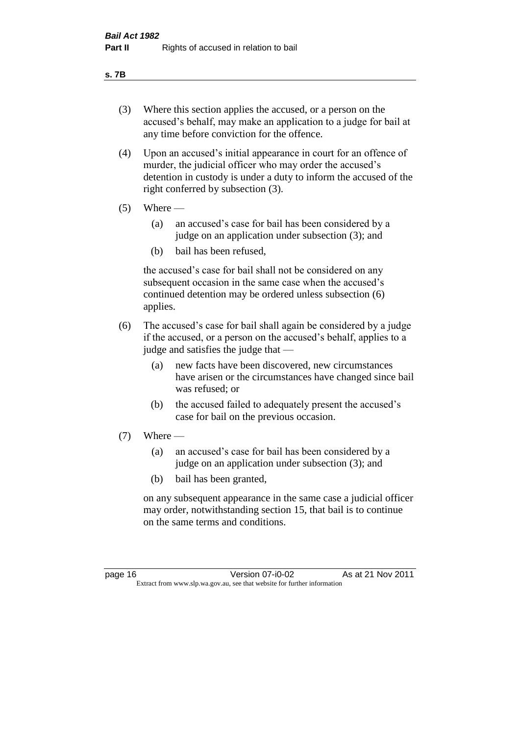(3) Where this section applies the accused, or a person on the accused's behalf, may make an application to a judge for bail at any time before conviction for the offence.

(4) Upon an accused's initial appearance in court for an offence of murder, the judicial officer who may order the accused's detention in custody is under a duty to inform the accused of the right conferred by subsection (3).

(5) Where —

(a) an accused's case for bail has been considered by a judge on an application under subsection (3); and

(b) bail has been refused,

the accused's case for bail shall not be considered on any subsequent occasion in the same case when the accused's continued detention may be ordered unless subsection (6) applies.

(6) The accused's case for bail shall again be considered by a judge if the accused, or a person on the accused's behalf, applies to a judge and satisfies the judge that —

(a) new facts have been discovered, new circumstances have arisen or the circumstances have changed since bail was refused; or

(b) the accused failed to adequately present the accused's case for bail on the previous occasion.

(7) Where —

(a) an accused's case for bail has been considered by a judge on an application under subsection (3); and

(b) bail has been granted,

on any subsequent appearance in the same case a judicial officer may order, notwithstanding section 15, that bail is to continue on the same terms and conditions.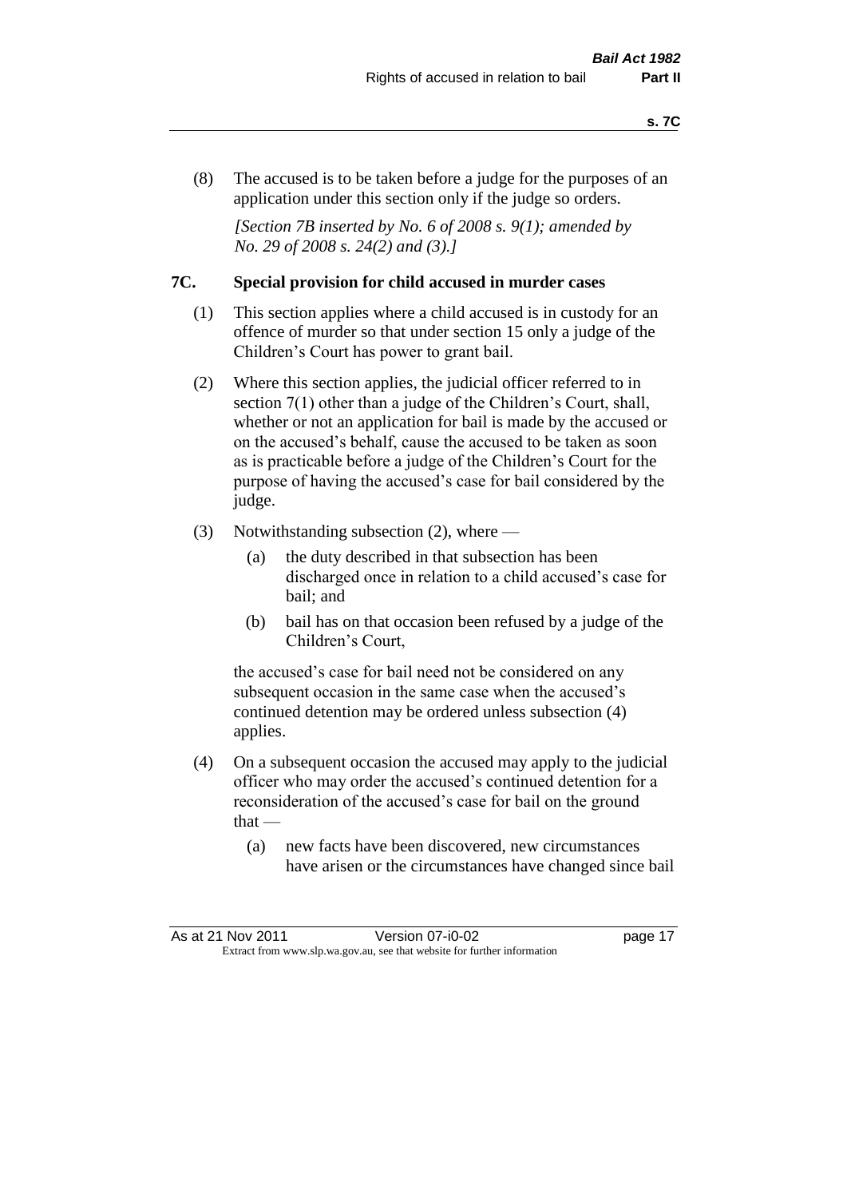(8) The accused is to be taken before a judge for the purposes of an application under this section only if the judge so orders.

*[Section 7B inserted by No. 6 of 2008 s. 9(1); amended by No. 29 of 2008 s. 24(2) and (3).]*

### 7C. Special provision for child accused in murder cases

(1) This section applies where a child accused is in custody for an offence of murder so that under section 15 only a judge of the Children's Court has power to grant bail.

(2) Where this section applies, the judicial officer referred to in section 7(1) other than a judge of the Children's Court, shall, whether or not an application for bail is made by the accused or on the accused's behalf, cause the accused to be taken as soon as is practicable before a judge of the Children's Court for the purpose of having the accused's case for bail considered by the judge.

(3) Notwithstanding subsection (2), where —

- (a) the duty described in that subsection has been discharged once in relation to a child accused's case for bail; and
- (b) bail has on that occasion been refused by a judge of the Children's Court,

the accused's case for bail need not be considered on any subsequent occasion in the same case when the accused's continued detention may be ordered unless subsection (4) applies.

(4) On a subsequent occasion the accused may apply to the judicial officer who may order the accused's continued detention for a reconsideration of the accused's case for bail on the ground that —

- (a) new facts have been discovered, new circumstances have arisen or the circumstances have changed since bail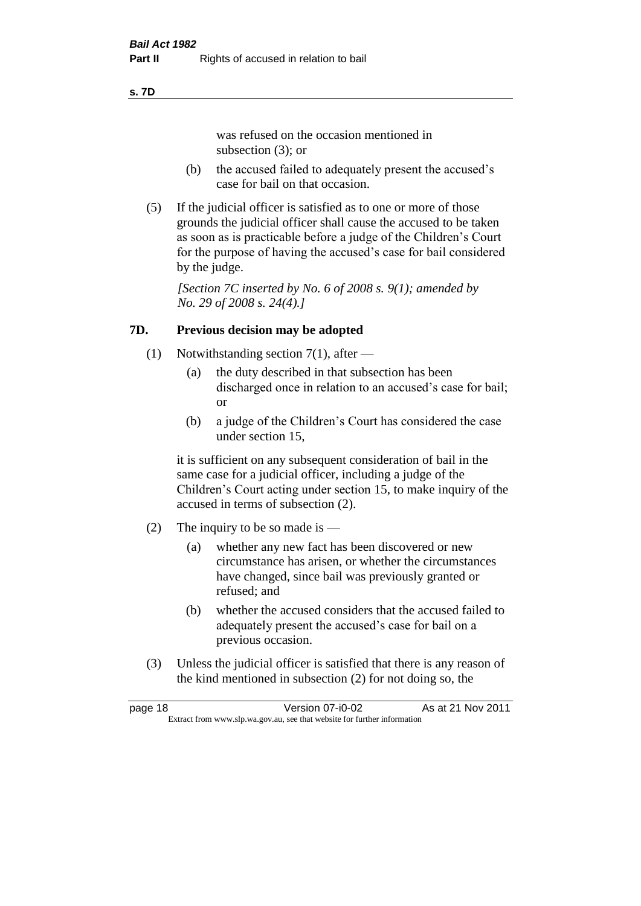was refused on the occasion mentioned in subsection (3); or

(b) the accused failed to adequately present the accused's case for bail on that occasion.

(5) If the judicial officer is satisfied as to one or more of those grounds the judicial officer shall cause the accused to be taken as soon as is practicable before a judge of the Children's Court for the purpose of having the accused's case for bail considered by the judge.

*[Section 7C inserted by No. 6 of 2008 s. 9(1); amended by No. 29 of 2008 s. 24(4).]*

## 7D. Previous decision may be adopted

(1) Notwithstanding section 7(1), after —

(a) the duty described in that subsection has been discharged once in relation to an accused's case for bail; or

(b) a judge of the Children's Court has considered the case under section 15,

it is sufficient on any subsequent consideration of bail in the same case for a judicial officer, including a judge of the Children's Court acting under section 15, to make inquiry of the accused in terms of subsection (2).

(2) The inquiry to be so made is —

(a) whether any new fact has been discovered or new circumstance has arisen, or whether the circumstances have changed, since bail was previously granted or refused; and

(b) whether the accused considers that the accused failed to adequately present the accused's case for bail on a previous occasion.

(3) Unless the judicial officer is satisfied that there is any reason of the kind mentioned in subsection (2) for not doing so, the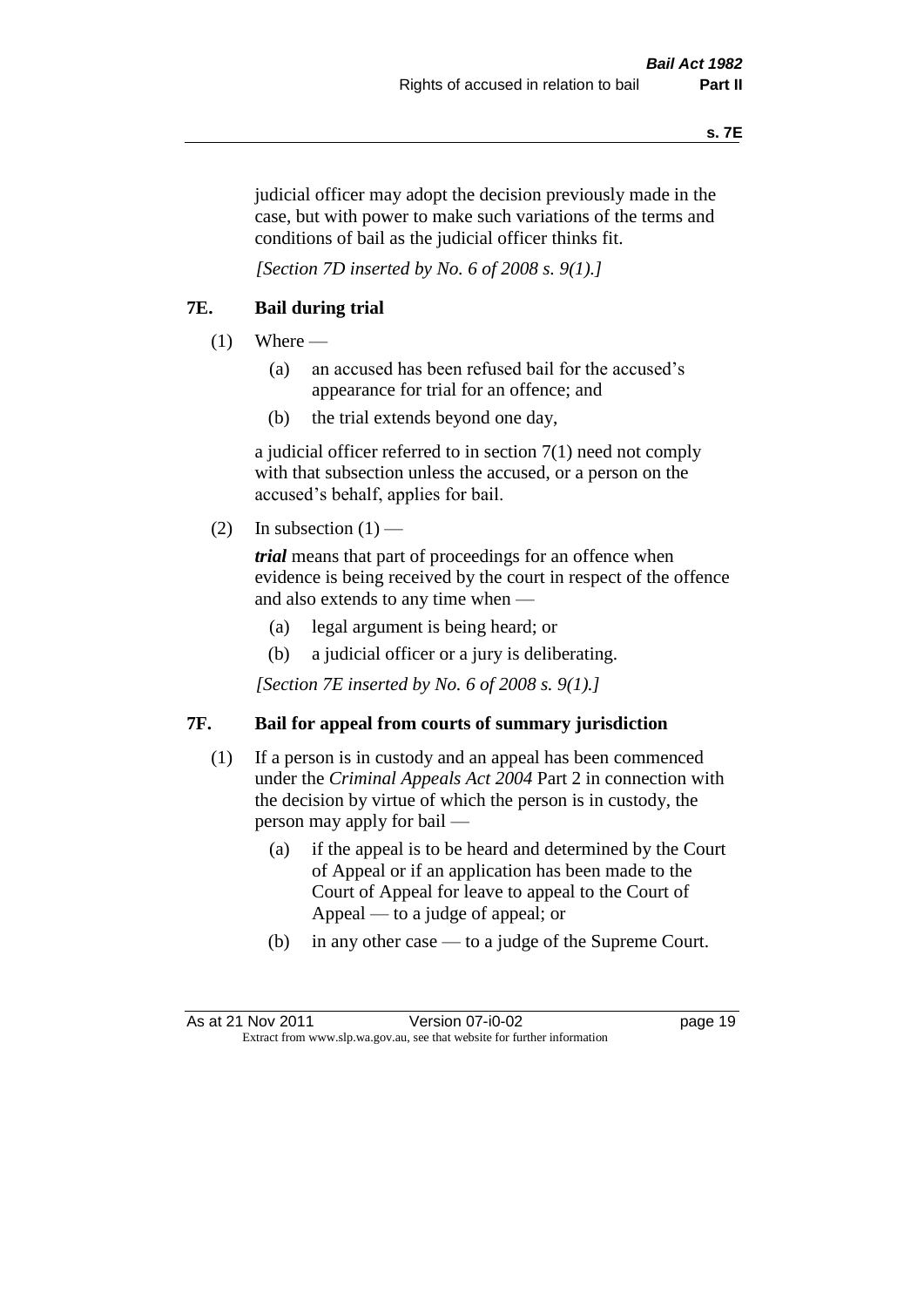judicial officer may adopt the decision previously made in the case, but with power to make such variations of the terms and conditions of bail as the judicial officer thinks fit.

*[Section 7D inserted by No. 6 of 2008 s. 9(1).]*

### 7E. Bail during trial

(1) Where —

  (a) an accused has been refused bail for the accused's appearance for trial for an offence; and

  (b) the trial extends beyond one day,

a judicial officer referred to in section 7(1) need not comply with that subsection unless the accused, or a person on the accused's behalf, applies for bail.

(2) In subsection (1) —

***trial*** means that part of proceedings for an offence when evidence is being received by the court in respect of the offence and also extends to any time when —

  (a) legal argument is being heard; or

  (b) a judicial officer or a jury is deliberating.

*[Section 7E inserted by No. 6 of 2008 s. 9(1).]*

### 7F. Bail for appeal from courts of summary jurisdiction

(1) If a person is in custody and an appeal has been commenced under the *Criminal Appeals Act 2004* Part 2 in connection with the decision by virtue of which the person is in custody, the person may apply for bail —

  (a) if the appeal is to be heard and determined by the Court of Appeal or if an application has been made to the Court of Appeal for leave to appeal to the Court of Appeal — to a judge of appeal; or

  (b) in any other case — to a judge of the Supreme Court.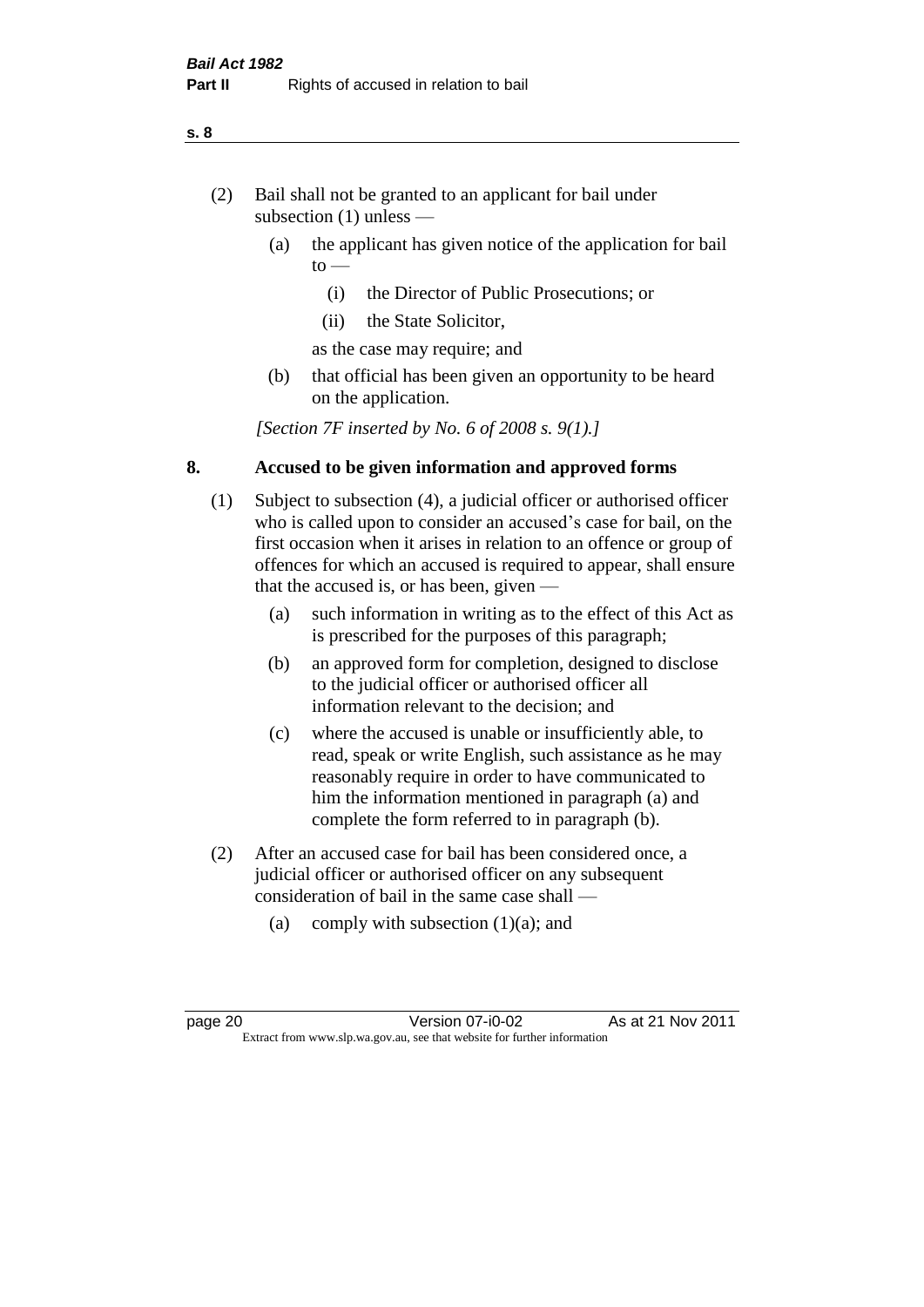(2) Bail shall not be granted to an applicant for bail under subsection (1) unless —

(a) the applicant has given notice of the application for bail to —

(i) the Director of Public Prosecutions; or

(ii) the State Solicitor,

as the case may require; and

(b) that official has been given an opportunity to be heard on the application.

*[Section 7F inserted by No. 6 of 2008 s. 9(1).]*

## 8. Accused to be given information and approved forms

(1) Subject to subsection (4), a judicial officer or authorised officer who is called upon to consider an accused's case for bail, on the first occasion when it arises in relation to an offence or group of offences for which an accused is required to appear, shall ensure that the accused is, or has been, given —

(a) such information in writing as to the effect of this Act as is prescribed for the purposes of this paragraph;

(b) an approved form for completion, designed to disclose to the judicial officer or authorised officer all information relevant to the decision; and

(c) where the accused is unable or insufficiently able, to read, speak or write English, such assistance as he may reasonably require in order to have communicated to him the information mentioned in paragraph (a) and complete the form referred to in paragraph (b).

(2) After an accused case for bail has been considered once, a judicial officer or authorised officer on any subsequent consideration of bail in the same case shall —

(a) comply with subsection (1)(a); and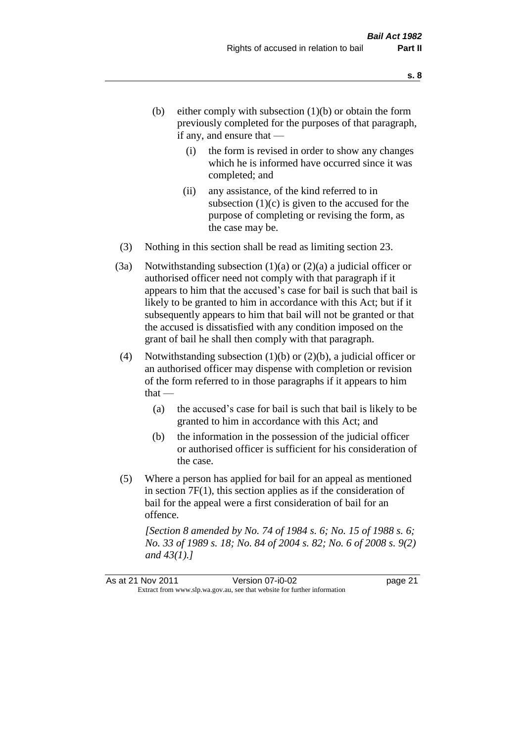(b) either comply with subsection (1)(b) or obtain the form previously completed for the purposes of that paragraph, if any, and ensure that —

   (i) the form is revised in order to show any changes which he is informed have occurred since it was completed; and

   (ii) any assistance, of the kind referred to in subsection (1)(c) is given to the accused for the purpose of completing or revising the form, as the case may be.

(3) Nothing in this section shall be read as limiting section 23.

(3a) Notwithstanding subsection (1)(a) or (2)(a) a judicial officer or authorised officer need not comply with that paragraph if it appears to him that the accused's case for bail is such that bail is likely to be granted to him in accordance with this Act; but if it subsequently appears to him that bail will not be granted or that the accused is dissatisfied with any condition imposed on the grant of bail he shall then comply with that paragraph.

(4) Notwithstanding subsection (1)(b) or (2)(b), a judicial officer or an authorised officer may dispense with completion or revision of the form referred to in those paragraphs if it appears to him that —

   (a) the accused's case for bail is such that bail is likely to be granted to him in accordance with this Act; and

   (b) the information in the possession of the judicial officer or authorised officer is sufficient for his consideration of the case.

(5) Where a person has applied for bail for an appeal as mentioned in section 7F(1), this section applies as if the consideration of bail for the appeal were a first consideration of bail for an offence.

*[Section 8 amended by No. 74 of 1984 s. 6; No. 15 of 1988 s. 6; No. 33 of 1989 s. 18; No. 84 of 2004 s. 82; No. 6 of 2008 s. 9(2) and 43(1).]*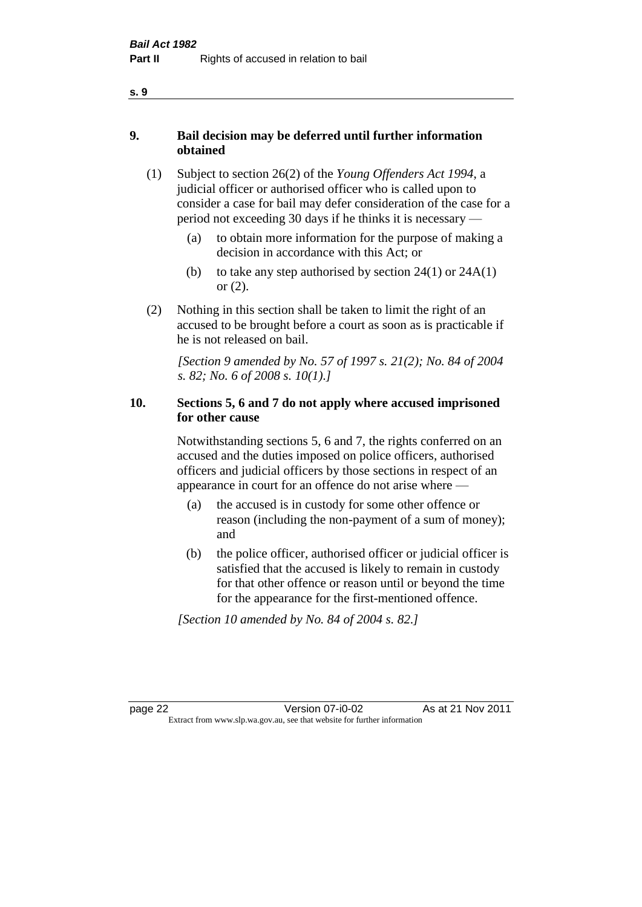## 9. Bail decision may be deferred until further information obtained

(1) Subject to section 26(2) of the *Young Offenders Act 1994*, a judicial officer or authorised officer who is called upon to consider a case for bail may defer consideration of the case for a period not exceeding 30 days if he thinks it is necessary —

  (a) to obtain more information for the purpose of making a decision in accordance with this Act; or

  (b) to take any step authorised by section 24(1) or 24A(1) or (2).

(2) Nothing in this section shall be taken to limit the right of an accused to be brought before a court as soon as is practicable if he is not released on bail.

*[Section 9 amended by No. 57 of 1997 s. 21(2); No. 84 of 2004 s. 82; No. 6 of 2008 s. 10(1).]*

## 10. Sections 5, 6 and 7 do not apply where accused imprisoned for other cause

Notwithstanding sections 5, 6 and 7, the rights conferred on an accused and the duties imposed on police officers, authorised officers and judicial officers by those sections in respect of an appearance in court for an offence do not arise where —

  (a) the accused is in custody for some other offence or reason (including the non-payment of a sum of money); and

  (b) the police officer, authorised officer or judicial officer is satisfied that the accused is likely to remain in custody for that other offence or reason until or beyond the time for the appearance for the first-mentioned offence.

*[Section 10 amended by No. 84 of 2004 s. 82.]*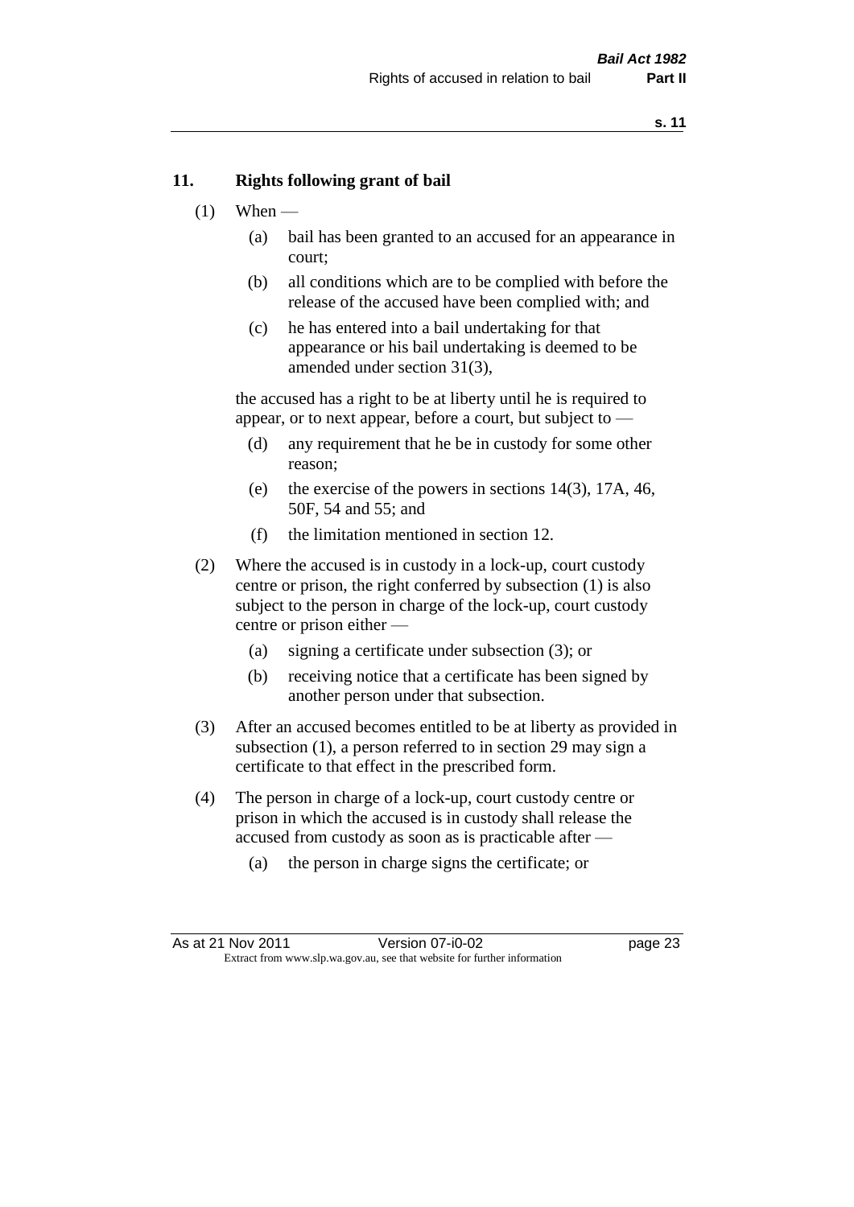## 11. Rights following grant of bail

(1) When —

  (a) bail has been granted to an accused for an appearance in court;

  (b) all conditions which are to be complied with before the release of the accused have been complied with; and

  (c) he has entered into a bail undertaking for that appearance or his bail undertaking is deemed to be amended under section 31(3),

the accused has a right to be at liberty until he is required to appear, or to next appear, before a court, but subject to —

  (d) any requirement that he be in custody for some other reason;

  (e) the exercise of the powers in sections 14(3), 17A, 46, 50F, 54 and 55; and

  (f) the limitation mentioned in section 12.

(2) Where the accused is in custody in a lock-up, court custody centre or prison, the right conferred by subsection (1) is also subject to the person in charge of the lock-up, court custody centre or prison either —

  (a) signing a certificate under subsection (3); or

  (b) receiving notice that a certificate has been signed by another person under that subsection.

(3) After an accused becomes entitled to be at liberty as provided in subsection (1), a person referred to in section 29 may sign a certificate to that effect in the prescribed form.

(4) The person in charge of a lock-up, court custody centre or prison in which the accused is in custody shall release the accused from custody as soon as is practicable after —

  (a) the person in charge signs the certificate; or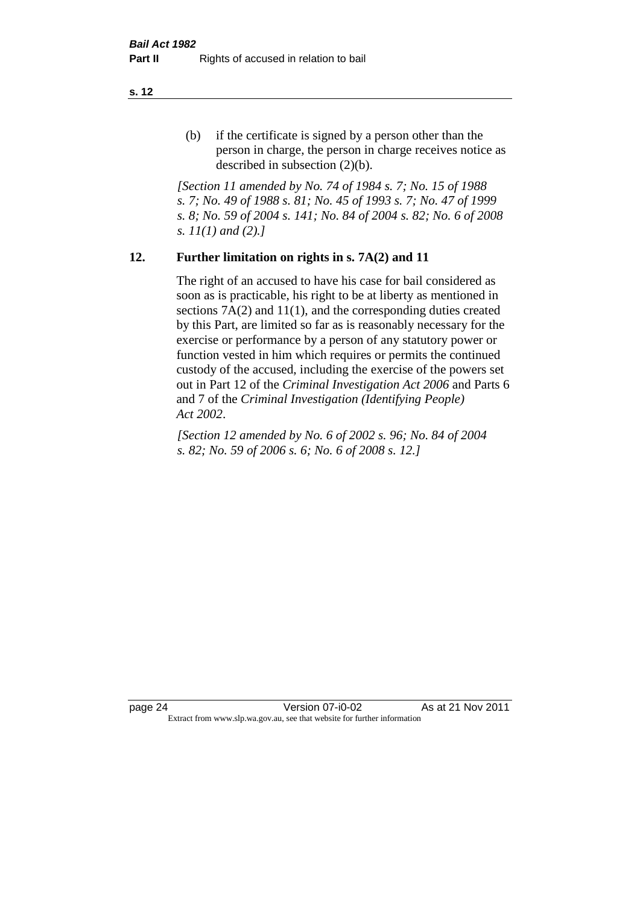(b) if the certificate is signed by a person other than the person in charge, the person in charge receives notice as described in subsection (2)(b).

*[Section 11 amended by No. 74 of 1984 s. 7; No. 15 of 1988 s. 7; No. 49 of 1988 s. 81; No. 45 of 1993 s. 7; No. 47 of 1999 s. 8; No. 59 of 2004 s. 141; No. 84 of 2004 s. 82; No. 6 of 2008 s. 11(1) and (2).]*

## 12. Further limitation on rights in s. 7A(2) and 11

The right of an accused to have his case for bail considered as soon as is practicable, his right to be at liberty as mentioned in sections 7A(2) and 11(1), and the corresponding duties created by this Part, are limited so far as is reasonably necessary for the exercise or performance by a person of any statutory power or function vested in him which requires or permits the continued custody of the accused, including the exercise of the powers set out in Part 12 of the *Criminal Investigation Act 2006* and Parts 6 and 7 of the *Criminal Investigation (Identifying People) Act 2002*.

*[Section 12 amended by No. 6 of 2002 s. 96; No. 84 of 2004 s. 82; No. 59 of 2006 s. 6; No. 6 of 2008 s. 12.]*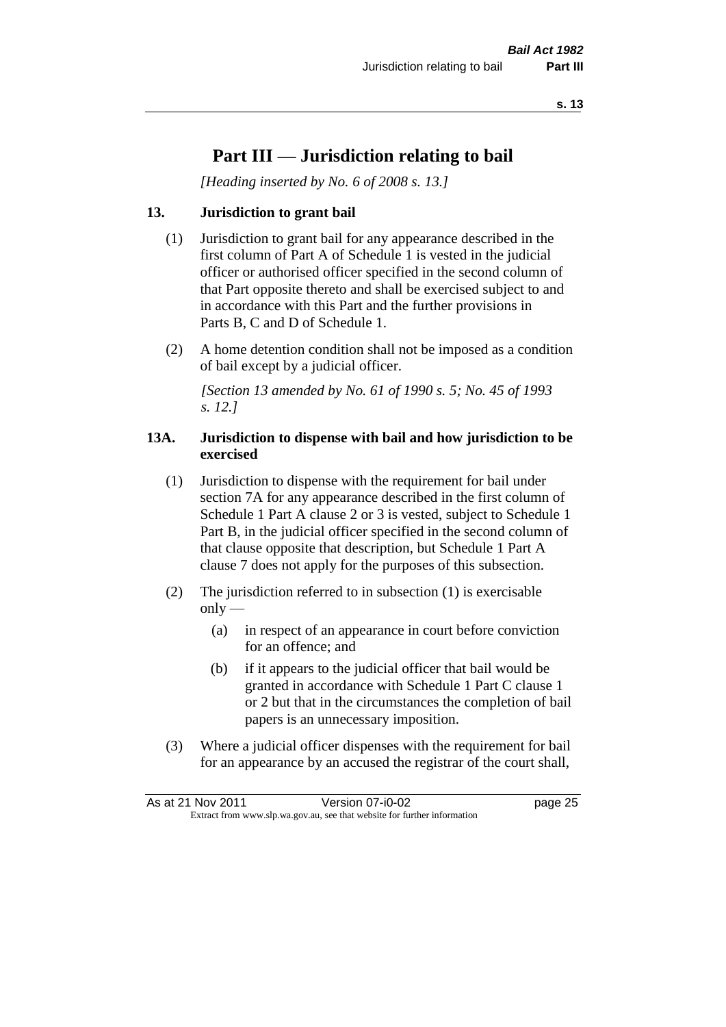# Part III — Jurisdiction relating to bail

*[Heading inserted by No. 6 of 2008 s. 13.]*

### 13. Jurisdiction to grant bail

(1) Jurisdiction to grant bail for any appearance described in the first column of Part A of Schedule 1 is vested in the judicial officer or authorised officer specified in the second column of that Part opposite thereto and shall be exercised subject to and in accordance with this Part and the further provisions in Parts B, C and D of Schedule 1.

(2) A home detention condition shall not be imposed as a condition of bail except by a judicial officer.

*[Section 13 amended by No. 61 of 1990 s. 5; No. 45 of 1993 s. 12.]*

### 13A. Jurisdiction to dispense with bail and how jurisdiction to be exercised

(1) Jurisdiction to dispense with the requirement for bail under section 7A for any appearance described in the first column of Schedule 1 Part A clause 2 or 3 is vested, subject to Schedule 1 Part B, in the judicial officer specified in the second column of that clause opposite that description, but Schedule 1 Part A clause 7 does not apply for the purposes of this subsection.

(2) The jurisdiction referred to in subsection (1) is exercisable only —

(a) in respect of an appearance in court before conviction for an offence; and

(b) if it appears to the judicial officer that bail would be granted in accordance with Schedule 1 Part C clause 1 or 2 but that in the circumstances the completion of bail papers is an unnecessary imposition.

(3) Where a judicial officer dispenses with the requirement for bail for an appearance by an accused the registrar of the court shall,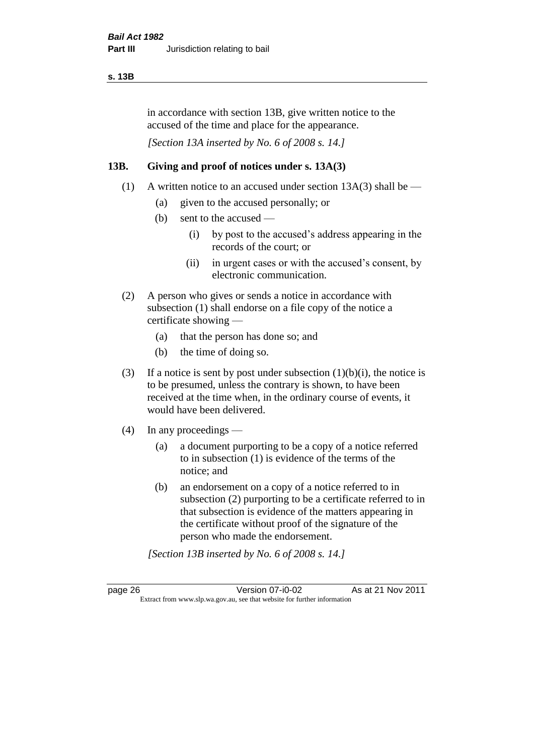in accordance with section 13B, give written notice to the accused of the time and place for the appearance.

*[Section 13A inserted by No. 6 of 2008 s. 14.]*

### 13B. Giving and proof of notices under s. 13A(3)

(1) A written notice to an accused under section 13A(3) shall be —

- (a) given to the accused personally; or
- (b) sent to the accused —
  - (i) by post to the accused's address appearing in the records of the court; or
  - (ii) in urgent cases or with the accused's consent, by electronic communication.

(2) A person who gives or sends a notice in accordance with subsection (1) shall endorse on a file copy of the notice a certificate showing —

- (a) that the person has done so; and
- (b) the time of doing so.

(3) If a notice is sent by post under subsection (1)(b)(i), the notice is to be presumed, unless the contrary is shown, to have been received at the time when, in the ordinary course of events, it would have been delivered.

(4) In any proceedings —

- (a) a document purporting to be a copy of a notice referred to in subsection (1) is evidence of the terms of the notice; and
- (b) an endorsement on a copy of a notice referred to in subsection (2) purporting to be a certificate referred to in that subsection is evidence of the matters appearing in the certificate without proof of the signature of the person who made the endorsement.

*[Section 13B inserted by No. 6 of 2008 s. 14.]*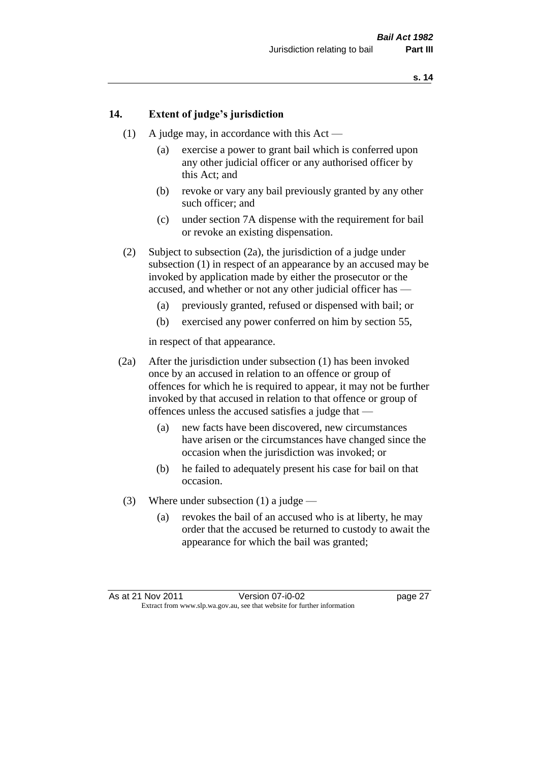## 14. Extent of judge's jurisdiction

(1) A judge may, in accordance with this Act —

- (a) exercise a power to grant bail which is conferred upon any other judicial officer or any authorised officer by this Act; and
- (b) revoke or vary any bail previously granted by any other such officer; and
- (c) under section 7A dispense with the requirement for bail or revoke an existing dispensation.

(2) Subject to subsection (2a), the jurisdiction of a judge under subsection (1) in respect of an appearance by an accused may be invoked by application made by either the prosecutor or the accused, and whether or not any other judicial officer has —

- (a) previously granted, refused or dispensed with bail; or
- (b) exercised any power conferred on him by section 55,

in respect of that appearance.

(2a) After the jurisdiction under subsection (1) has been invoked once by an accused in relation to an offence or group of offences for which he is required to appear, it may not be further invoked by that accused in relation to that offence or group of offences unless the accused satisfies a judge that —

- (a) new facts have been discovered, new circumstances have arisen or the circumstances have changed since the occasion when the jurisdiction was invoked; or
- (b) he failed to adequately present his case for bail on that occasion.

(3) Where under subsection (1) a judge —

- (a) revokes the bail of an accused who is at liberty, he may order that the accused be returned to custody to await the appearance for which the bail was granted;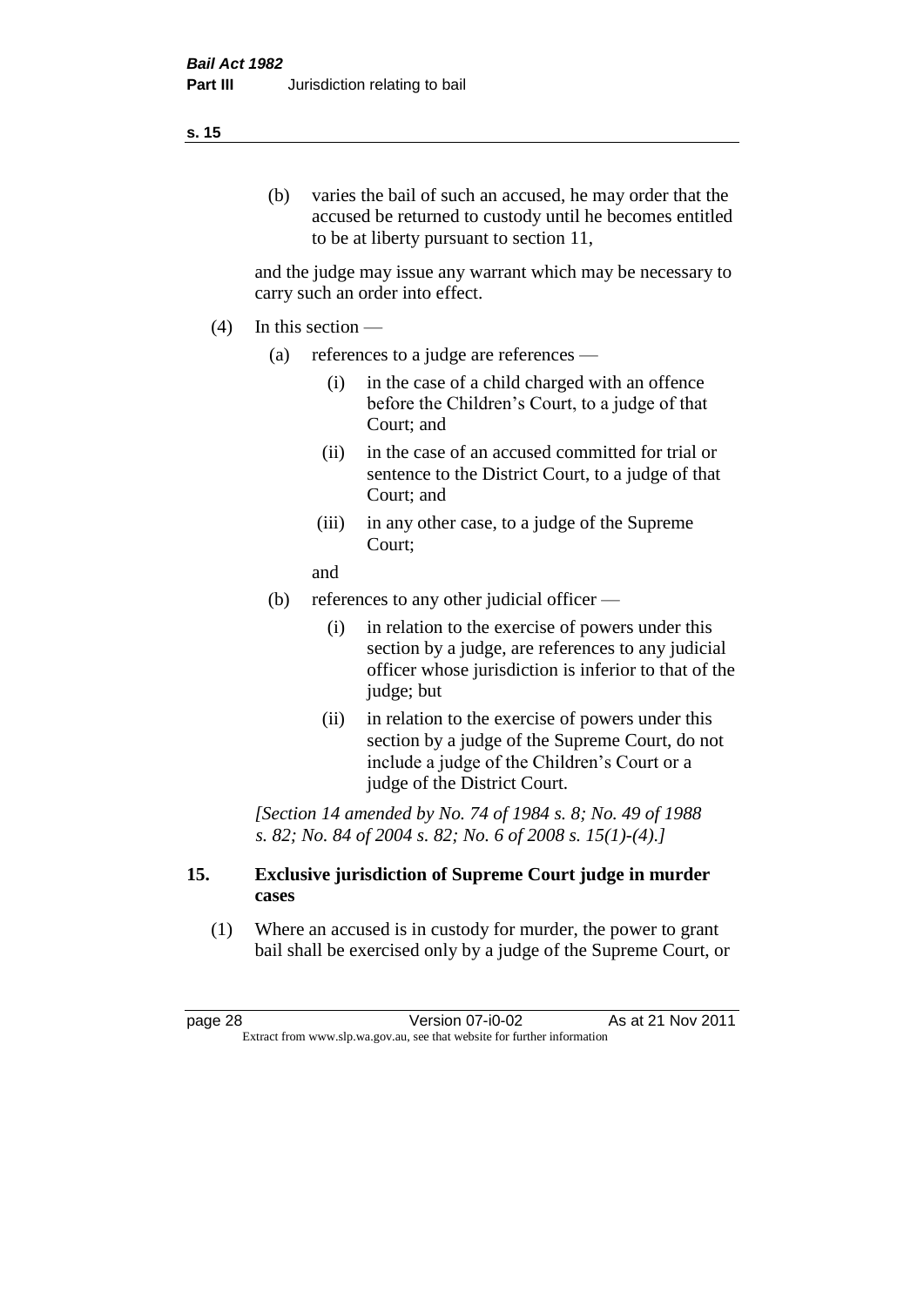(b) varies the bail of such an accused, he may order that the accused be returned to custody until he becomes entitled to be at liberty pursuant to section 11,

and the judge may issue any warrant which may be necessary to carry such an order into effect.

(4) In this section —

(a) references to a judge are references —

(i) in the case of a child charged with an offence before the Children's Court, to a judge of that Court; and

(ii) in the case of an accused committed for trial or sentence to the District Court, to a judge of that Court; and

(iii) in any other case, to a judge of the Supreme Court;

and

(b) references to any other judicial officer —

(i) in relation to the exercise of powers under this section by a judge, are references to any judicial officer whose jurisdiction is inferior to that of the judge; but

(ii) in relation to the exercise of powers under this section by a judge of the Supreme Court, do not include a judge of the Children's Court or a judge of the District Court.

*[Section 14 amended by No. 74 of 1984 s. 8; No. 49 of 1988 s. 82; No. 84 of 2004 s. 82; No. 6 of 2008 s. 15(1)-(4).]*

## 15. Exclusive jurisdiction of Supreme Court judge in murder cases

(1) Where an accused is in custody for murder, the power to grant bail shall be exercised only by a judge of the Supreme Court, or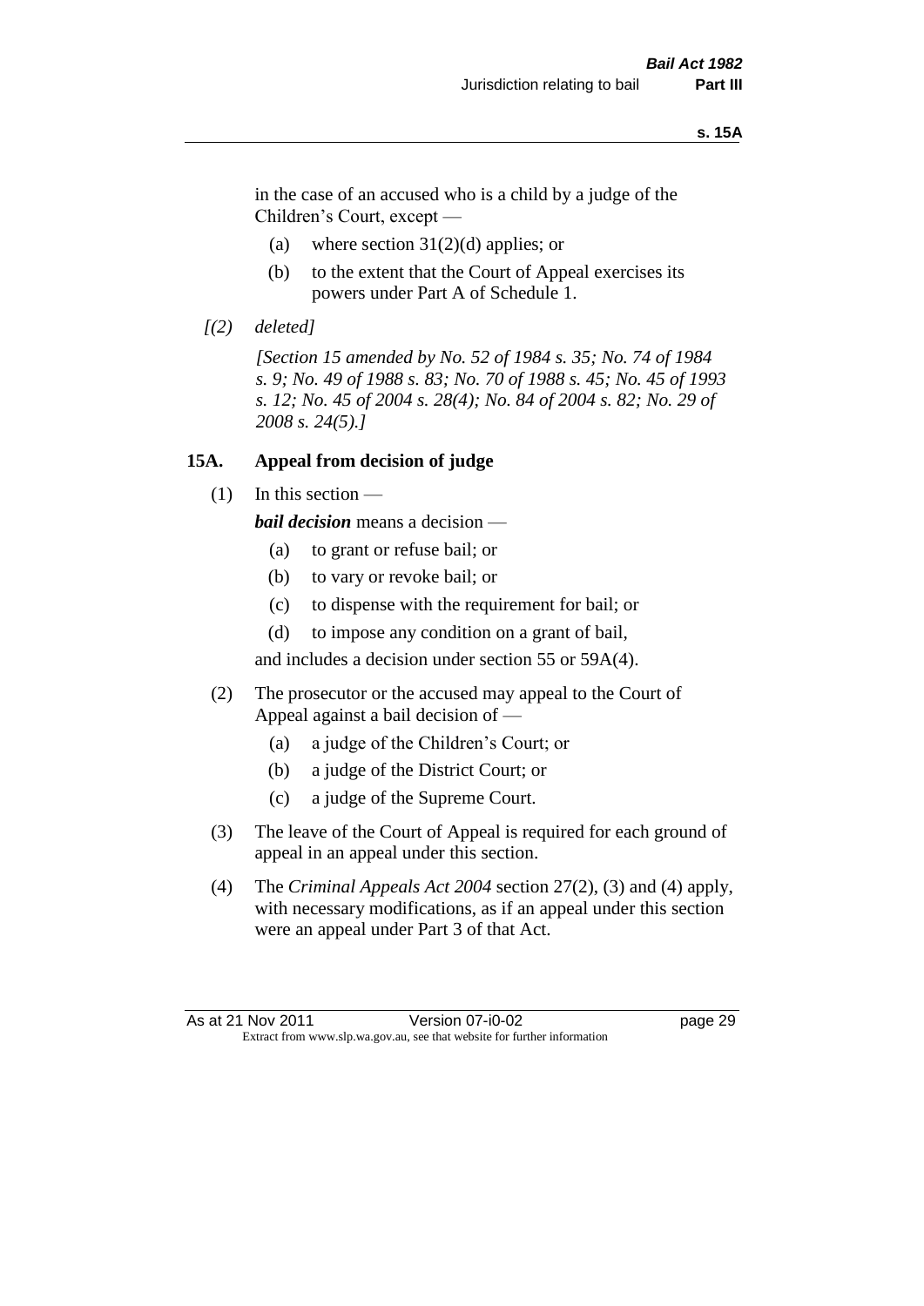in the case of an accused who is a child by a judge of the Children's Court, except —

(a) where section 31(2)(d) applies; or

(b) to the extent that the Court of Appeal exercises its powers under Part A of Schedule 1.

*[(2) deleted]*

*[Section 15 amended by No. 52 of 1984 s. 35; No. 74 of 1984 s. 9; No. 49 of 1988 s. 83; No. 70 of 1988 s. 45; No. 45 of 1993 s. 12; No. 45 of 2004 s. 28(4); No. 84 of 2004 s. 82; No. 29 of 2008 s. 24(5).]*

## 15A. Appeal from decision of judge

(1) In this section —

***bail decision*** means a decision —

(a) to grant or refuse bail; or

(b) to vary or revoke bail; or

(c) to dispense with the requirement for bail; or

(d) to impose any condition on a grant of bail,

and includes a decision under section 55 or 59A(4).

(2) The prosecutor or the accused may appeal to the Court of Appeal against a bail decision of —

(a) a judge of the Children's Court; or

(b) a judge of the District Court; or

(c) a judge of the Supreme Court.

(3) The leave of the Court of Appeal is required for each ground of appeal in an appeal under this section.

(4) The *Criminal Appeals Act 2004* section 27(2), (3) and (4) apply, with necessary modifications, as if an appeal under this section were an appeal under Part 3 of that Act.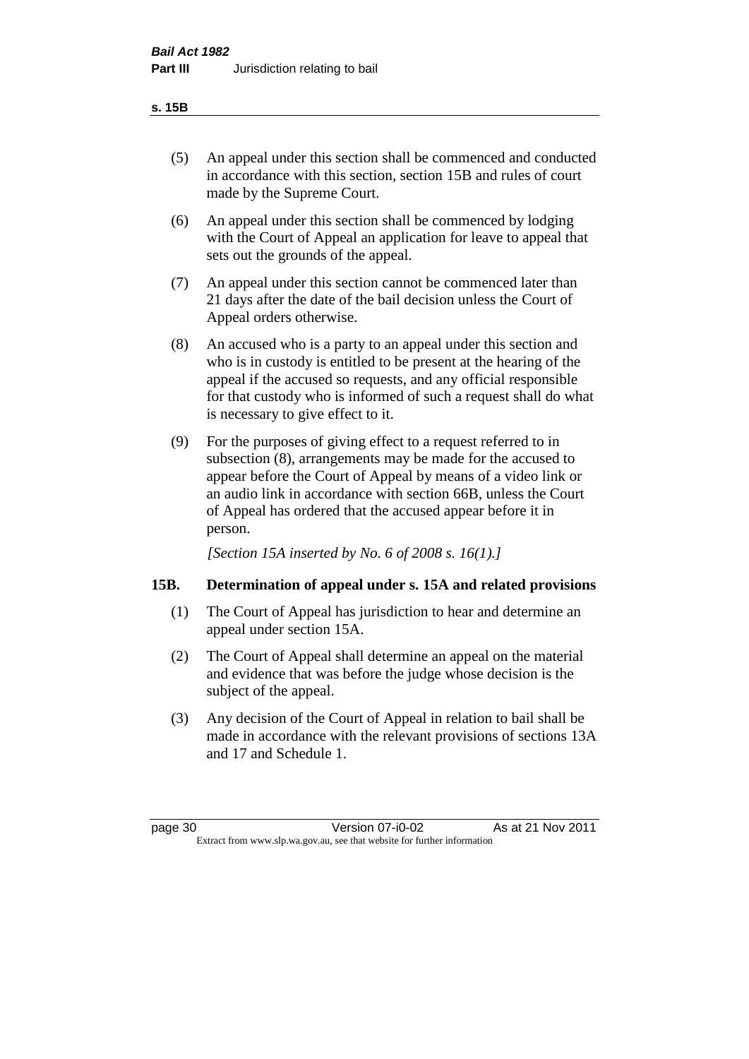(5) An appeal under this section shall be commenced and conducted in accordance with this section, section 15B and rules of court made by the Supreme Court.

(6) An appeal under this section shall be commenced by lodging with the Court of Appeal an application for leave to appeal that sets out the grounds of the appeal.

(7) An appeal under this section cannot be commenced later than 21 days after the date of the bail decision unless the Court of Appeal orders otherwise.

(8) An accused who is a party to an appeal under this section and who is in custody is entitled to be present at the hearing of the appeal if the accused so requests, and any official responsible for that custody who is informed of such a request shall do what is necessary to give effect to it.

(9) For the purposes of giving effect to a request referred to in subsection (8), arrangements may be made for the accused to appear before the Court of Appeal by means of a video link or an audio link in accordance with section 66B, unless the Court of Appeal has ordered that the accused appear before it in person.

*[Section 15A inserted by No. 6 of 2008 s. 16(1).]*

### 15B. Determination of appeal under s. 15A and related provisions

(1) The Court of Appeal has jurisdiction to hear and determine an appeal under section 15A.

(2) The Court of Appeal shall determine an appeal on the material and evidence that was before the judge whose decision is the subject of the appeal.

(3) Any decision of the Court of Appeal in relation to bail shall be made in accordance with the relevant provisions of sections 13A and 17 and Schedule 1.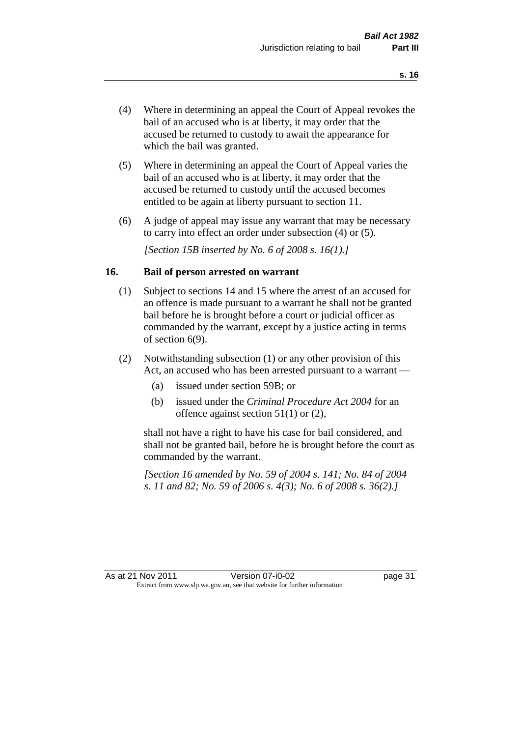(4) Where in determining an appeal the Court of Appeal revokes the bail of an accused who is at liberty, it may order that the accused be returned to custody to await the appearance for which the bail was granted.

(5) Where in determining an appeal the Court of Appeal varies the bail of an accused who is at liberty, it may order that the accused be returned to custody until the accused becomes entitled to be again at liberty pursuant to section 11.

(6) A judge of appeal may issue any warrant that may be necessary to carry into effect an order under subsection (4) or (5).

*[Section 15B inserted by No. 6 of 2008 s. 16(1).]*

## 16. Bail of person arrested on warrant

(1) Subject to sections 14 and 15 where the arrest of an accused for an offence is made pursuant to a warrant he shall not be granted bail before he is brought before a court or judicial officer as commanded by the warrant, except by a justice acting in terms of section 6(9).

(2) Notwithstanding subsection (1) or any other provision of this Act, an accused who has been arrested pursuant to a warrant —

- (a) issued under section 59B; or
- (b) issued under the *Criminal Procedure Act 2004* for an offence against section 51(1) or (2),

shall not have a right to have his case for bail considered, and shall not be granted bail, before he is brought before the court as commanded by the warrant.

*[Section 16 amended by No. 59 of 2004 s. 141; No. 84 of 2004 s. 11 and 82; No. 59 of 2006 s. 4(3); No. 6 of 2008 s. 36(2).]*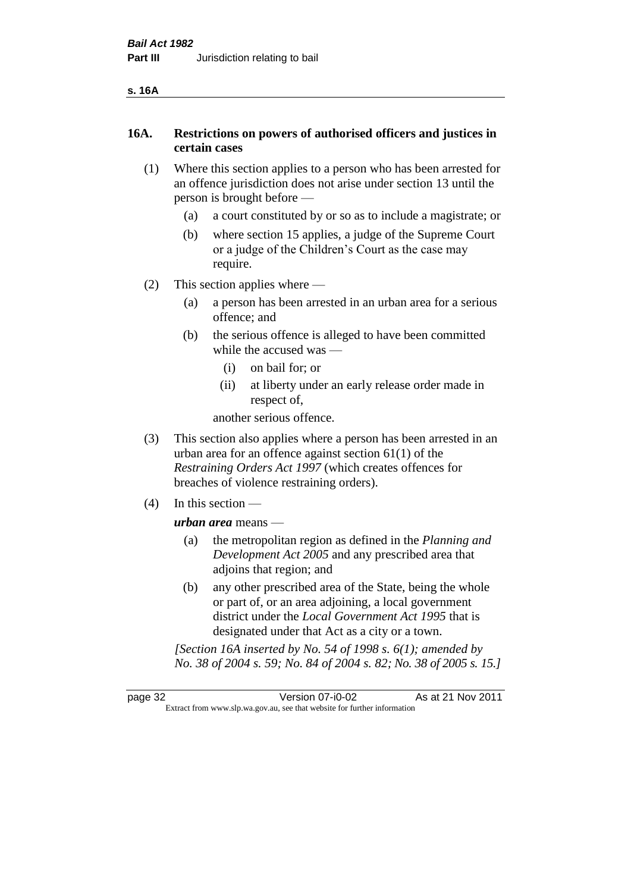## 16A. Restrictions on powers of authorised officers and justices in certain cases

(1) Where this section applies to a person who has been arrested for an offence jurisdiction does not arise under section 13 until the person is brought before —

(a) a court constituted by or so as to include a magistrate; or

(b) where section 15 applies, a judge of the Supreme Court or a judge of the Children's Court as the case may require.

(2) This section applies where —

(a) a person has been arrested in an urban area for a serious offence; and

(b) the serious offence is alleged to have been committed while the accused was —

(i) on bail for; or

(ii) at liberty under an early release order made in respect of,

another serious offence.

(3) This section also applies where a person has been arrested in an urban area for an offence against section 61(1) of the *Restraining Orders Act 1997* (which creates offences for breaches of violence restraining orders).

(4) In this section —

***urban area*** means —

(a) the metropolitan region as defined in the *Planning and Development Act 2005* and any prescribed area that adjoins that region; and

(b) any other prescribed area of the State, being the whole or part of, or an area adjoining, a local government district under the *Local Government Act 1995* that is designated under that Act as a city or a town.

*[Section 16A inserted by No. 54 of 1998 s. 6(1); amended by No. 38 of 2004 s. 59; No. 84 of 2004 s. 82; No. 38 of 2005 s. 15.]*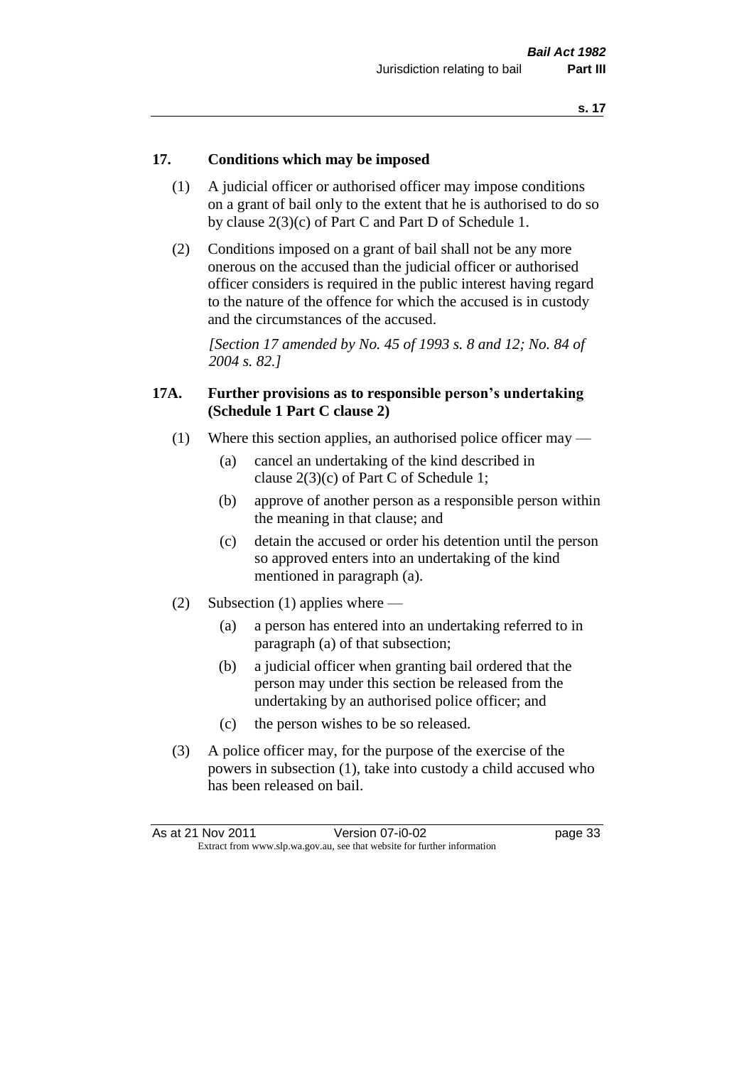## 17. Conditions which may be imposed

(1) A judicial officer or authorised officer may impose conditions on a grant of bail only to the extent that he is authorised to do so by clause 2(3)(c) of Part C and Part D of Schedule 1.

(2) Conditions imposed on a grant of bail shall not be any more onerous on the accused than the judicial officer or authorised officer considers is required in the public interest having regard to the nature of the offence for which the accused is in custody and the circumstances of the accused.

*[Section 17 amended by No. 45 of 1993 s. 8 and 12; No. 84 of 2004 s. 82.]*

## 17A. Further provisions as to responsible person's undertaking (Schedule 1 Part C clause 2)

(1) Where this section applies, an authorised police officer may —

- (a) cancel an undertaking of the kind described in clause 2(3)(c) of Part C of Schedule 1;
- (b) approve of another person as a responsible person within the meaning in that clause; and
- (c) detain the accused or order his detention until the person so approved enters into an undertaking of the kind mentioned in paragraph (a).

(2) Subsection (1) applies where —

- (a) a person has entered into an undertaking referred to in paragraph (a) of that subsection;
- (b) a judicial officer when granting bail ordered that the person may under this section be released from the undertaking by an authorised police officer; and
- (c) the person wishes to be so released.

(3) A police officer may, for the purpose of the exercise of the powers in subsection (1), take into custody a child accused who has been released on bail.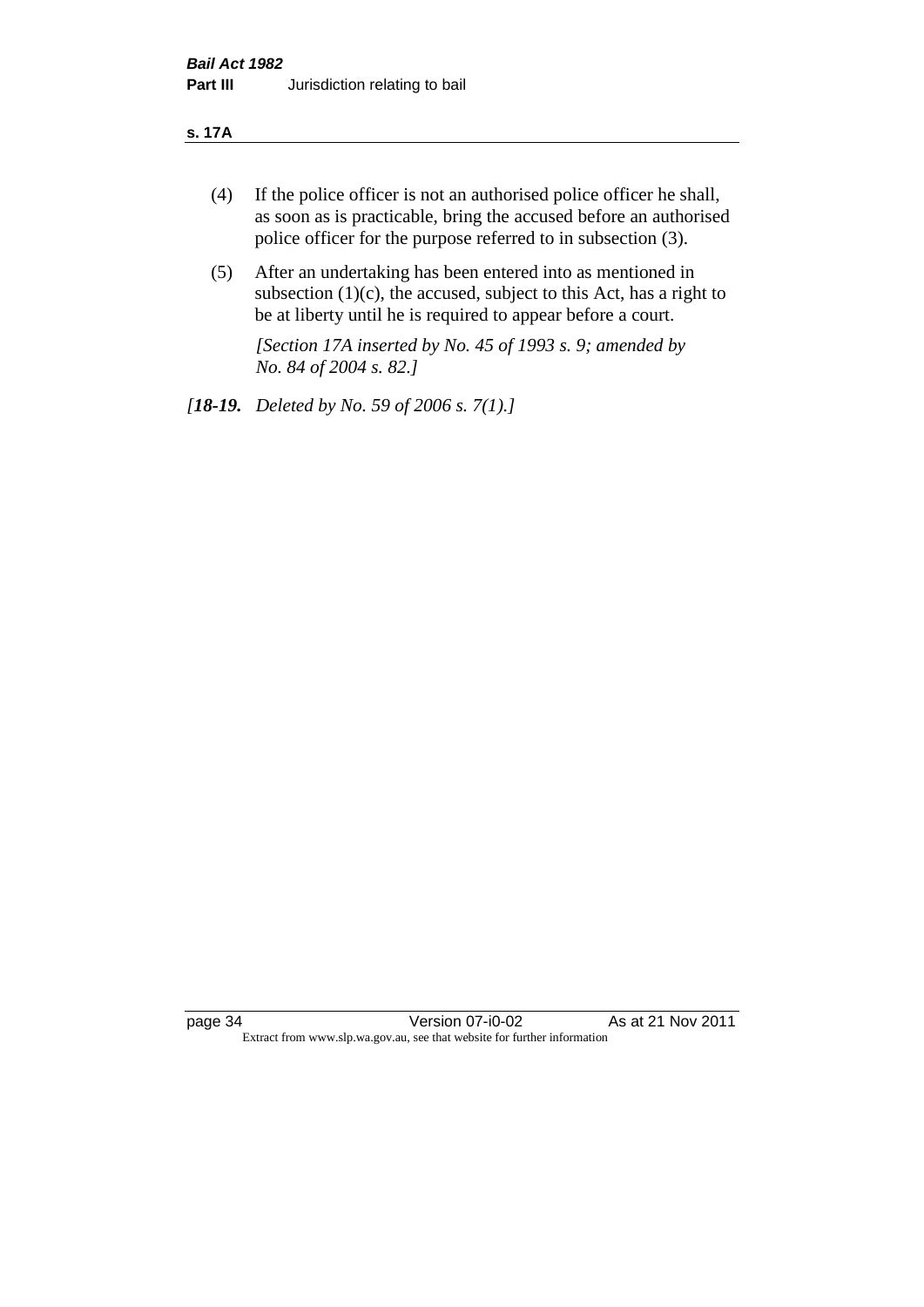(4) If the police officer is not an authorised police officer he shall, as soon as is practicable, bring the accused before an authorised police officer for the purpose referred to in subsection (3).

(5) After an undertaking has been entered into as mentioned in subsection (1)(c), the accused, subject to this Act, has a right to be at liberty until he is required to appear before a court.

*[Section 17A inserted by No. 45 of 1993 s. 9; amended by No. 84 of 2004 s. 82.]*

*[**18-19.** Deleted by No. 59 of 2006 s. 7(1).]*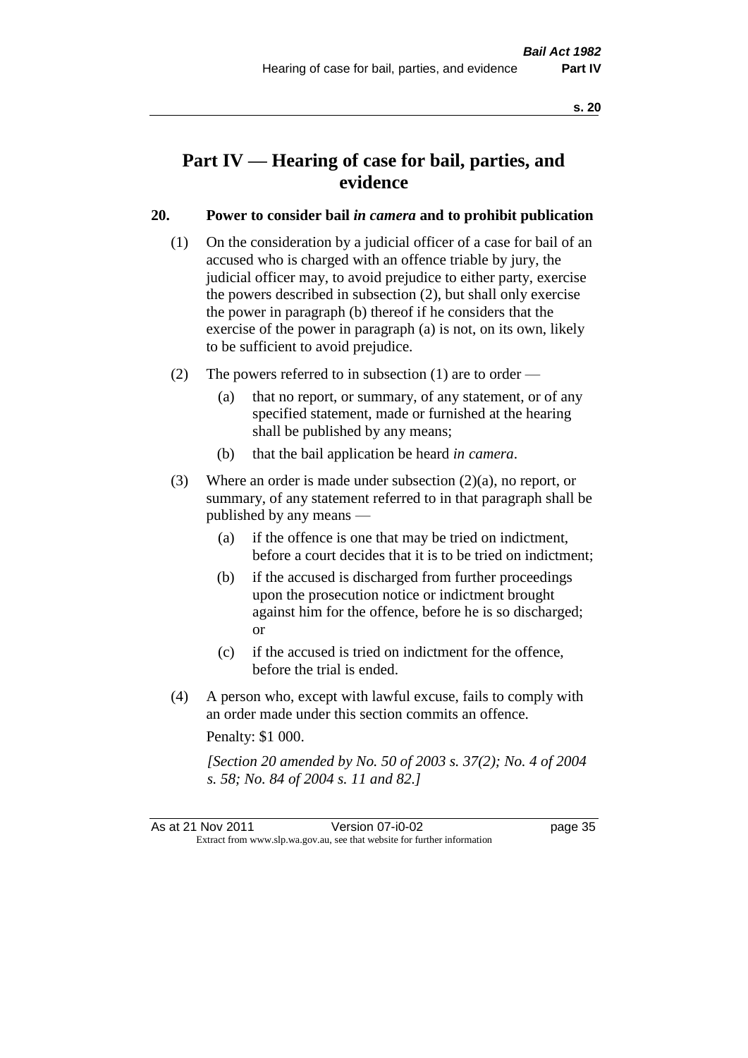# Part IV — Hearing of case for bail, parties, and evidence

## 20. Power to consider bail *in camera* and to prohibit publication

(1) On the consideration by a judicial officer of a case for bail of an accused who is charged with an offence triable by jury, the judicial officer may, to avoid prejudice to either party, exercise the powers described in subsection (2), but shall only exercise the power in paragraph (b) thereof if he considers that the exercise of the power in paragraph (a) is not, on its own, likely to be sufficient to avoid prejudice.

(2) The powers referred to in subsection (1) are to order —

(a) that no report, or summary, of any statement, or of any specified statement, made or furnished at the hearing shall be published by any means;

(b) that the bail application be heard *in camera*.

(3) Where an order is made under subsection (2)(a), no report, or summary, of any statement referred to in that paragraph shall be published by any means —

(a) if the offence is one that may be tried on indictment, before a court decides that it is to be tried on indictment;

(b) if the accused is discharged from further proceedings upon the prosecution notice or indictment brought against him for the offence, before he is so discharged; or

(c) if the accused is tried on indictment for the offence, before the trial is ended.

(4) A person who, except with lawful excuse, fails to comply with an order made under this section commits an offence.

Penalty: $1 000.

*[Section 20 amended by No. 50 of 2003 s. 37(2); No. 4 of 2004 s. 58; No. 84 of 2004 s. 11 and 82.]*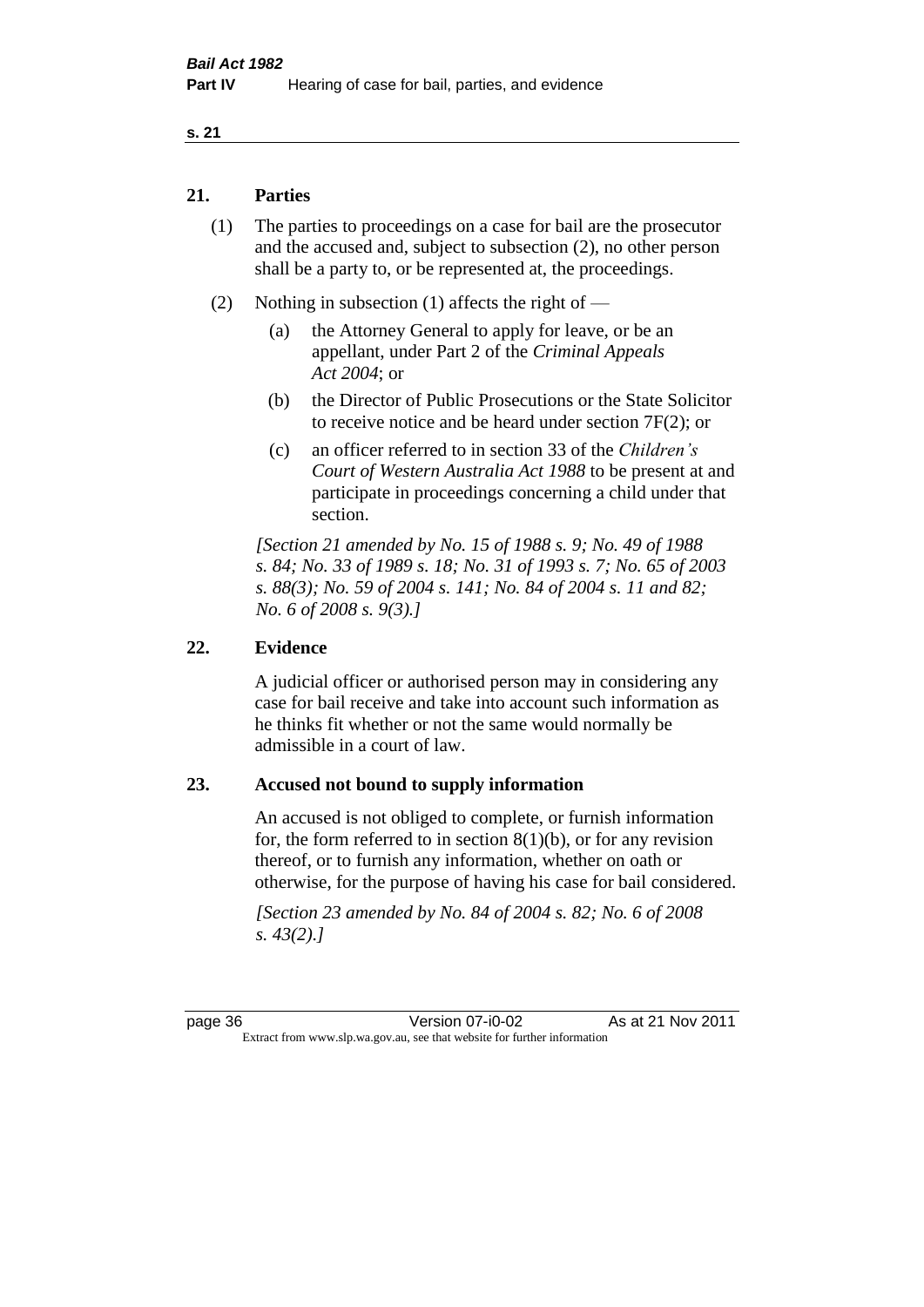## 21. Parties

(1) The parties to proceedings on a case for bail are the prosecutor and the accused and, subject to subsection (2), no other person shall be a party to, or be represented at, the proceedings.

(2) Nothing in subsection (1) affects the right of —

(a) the Attorney General to apply for leave, or be an appellant, under Part 2 of the *Criminal Appeals Act 2004*; or

(b) the Director of Public Prosecutions or the State Solicitor to receive notice and be heard under section 7F(2); or

(c) an officer referred to in section 33 of the *Children's Court of Western Australia Act 1988* to be present at and participate in proceedings concerning a child under that section.

*[Section 21 amended by No. 15 of 1988 s. 9; No. 49 of 1988 s. 84; No. 33 of 1989 s. 18; No. 31 of 1993 s. 7; No. 65 of 2003 s. 88(3); No. 59 of 2004 s. 141; No. 84 of 2004 s. 11 and 82; No. 6 of 2008 s. 9(3).]*

## 22. Evidence

A judicial officer or authorised person may in considering any case for bail receive and take into account such information as he thinks fit whether or not the same would normally be admissible in a court of law.

## 23. Accused not bound to supply information

An accused is not obliged to complete, or furnish information for, the form referred to in section 8(1)(b), or for any revision thereof, or to furnish any information, whether on oath or otherwise, for the purpose of having his case for bail considered.

*[Section 23 amended by No. 84 of 2004 s. 82; No. 6 of 2008 s. 43(2).]*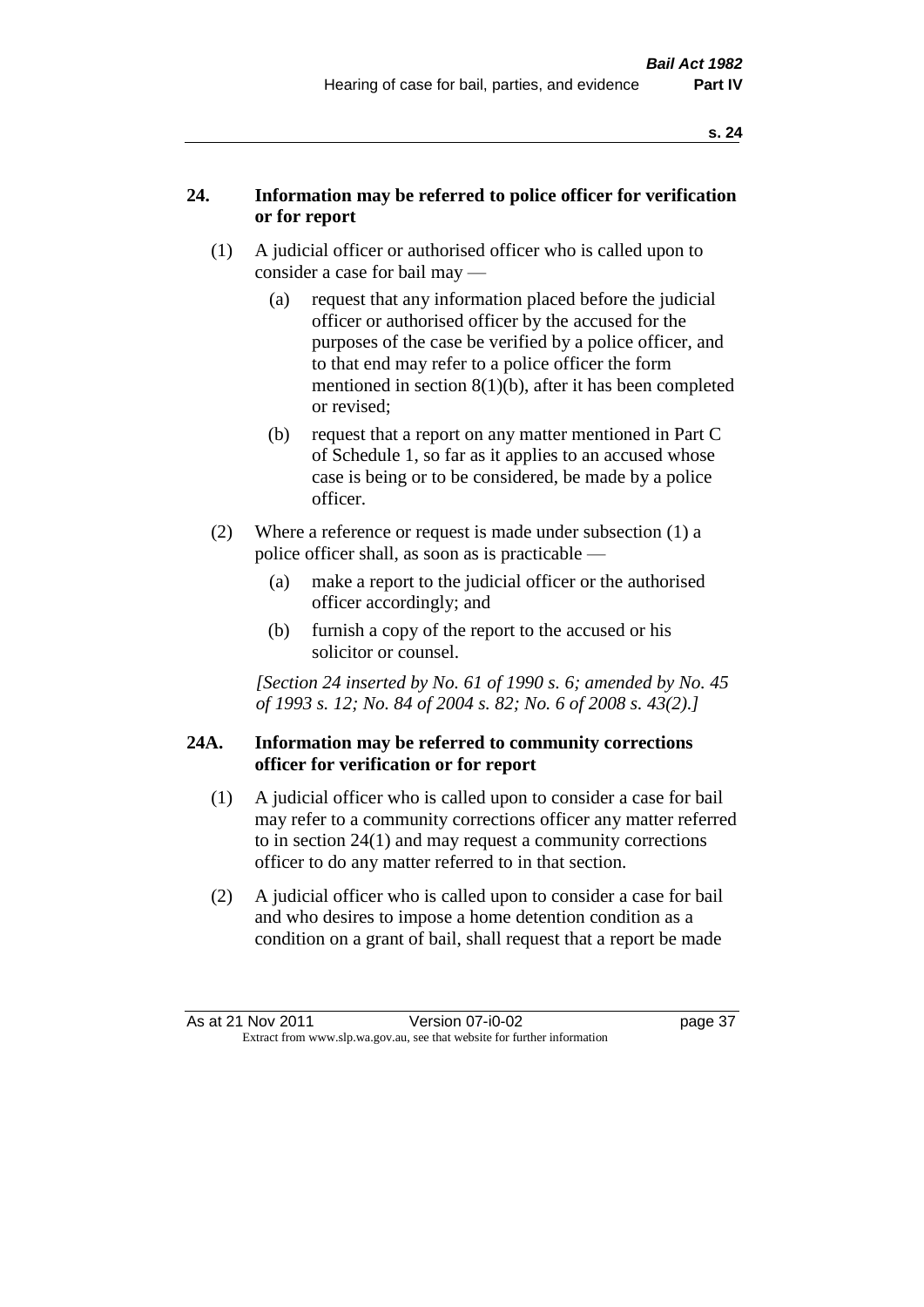## 24. Information may be referred to police officer for verification or for report

(1) A judicial officer or authorised officer who is called upon to consider a case for bail may —

(a) request that any information placed before the judicial officer or authorised officer by the accused for the purposes of the case be verified by a police officer, and to that end may refer to a police officer the form mentioned in section 8(1)(b), after it has been completed or revised;

(b) request that a report on any matter mentioned in Part C of Schedule 1, so far as it applies to an accused whose case is being or to be considered, be made by a police officer.

(2) Where a reference or request is made under subsection (1) a police officer shall, as soon as is practicable —

(a) make a report to the judicial officer or the authorised officer accordingly; and

(b) furnish a copy of the report to the accused or his solicitor or counsel.

*[Section 24 inserted by No. 61 of 1990 s. 6; amended by No. 45 of 1993 s. 12; No. 84 of 2004 s. 82; No. 6 of 2008 s. 43(2).]*

## 24A. Information may be referred to community corrections officer for verification or for report

(1) A judicial officer who is called upon to consider a case for bail may refer to a community corrections officer any matter referred to in section 24(1) and may request a community corrections officer to do any matter referred to in that section.

(2) A judicial officer who is called upon to consider a case for bail and who desires to impose a home detention condition as a condition on a grant of bail, shall request that a report be made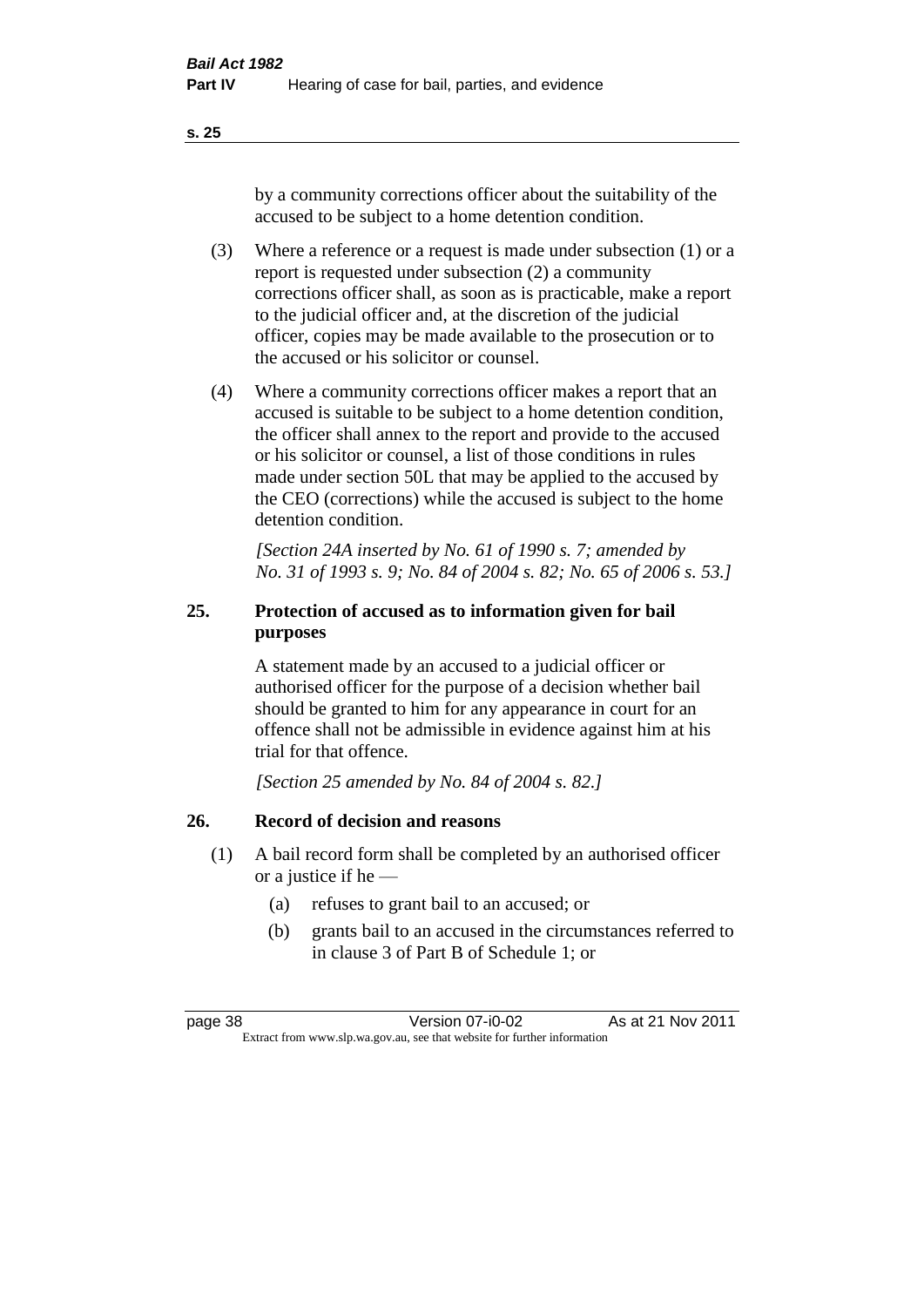by a community corrections officer about the suitability of the accused to be subject to a home detention condition.

(3) Where a reference or a request is made under subsection (1) or a report is requested under subsection (2) a community corrections officer shall, as soon as is practicable, make a report to the judicial officer and, at the discretion of the judicial officer, copies may be made available to the prosecution or to the accused or his solicitor or counsel.

(4) Where a community corrections officer makes a report that an accused is suitable to be subject to a home detention condition, the officer shall annex to the report and provide to the accused or his solicitor or counsel, a list of those conditions in rules made under section 50L that may be applied to the accused by the CEO (corrections) while the accused is subject to the home detention condition.

*[Section 24A inserted by No. 61 of 1990 s. 7; amended by No. 31 of 1993 s. 9; No. 84 of 2004 s. 82; No. 65 of 2006 s. 53.]*

### 25. Protection of accused as to information given for bail purposes

A statement made by an accused to a judicial officer or authorised officer for the purpose of a decision whether bail should be granted to him for any appearance in court for an offence shall not be admissible in evidence against him at his trial for that offence.

*[Section 25 amended by No. 84 of 2004 s. 82.]*

### 26. Record of decision and reasons

(1) A bail record form shall be completed by an authorised officer or a justice if he —

(a) refuses to grant bail to an accused; or

(b) grants bail to an accused in the circumstances referred to in clause 3 of Part B of Schedule 1; or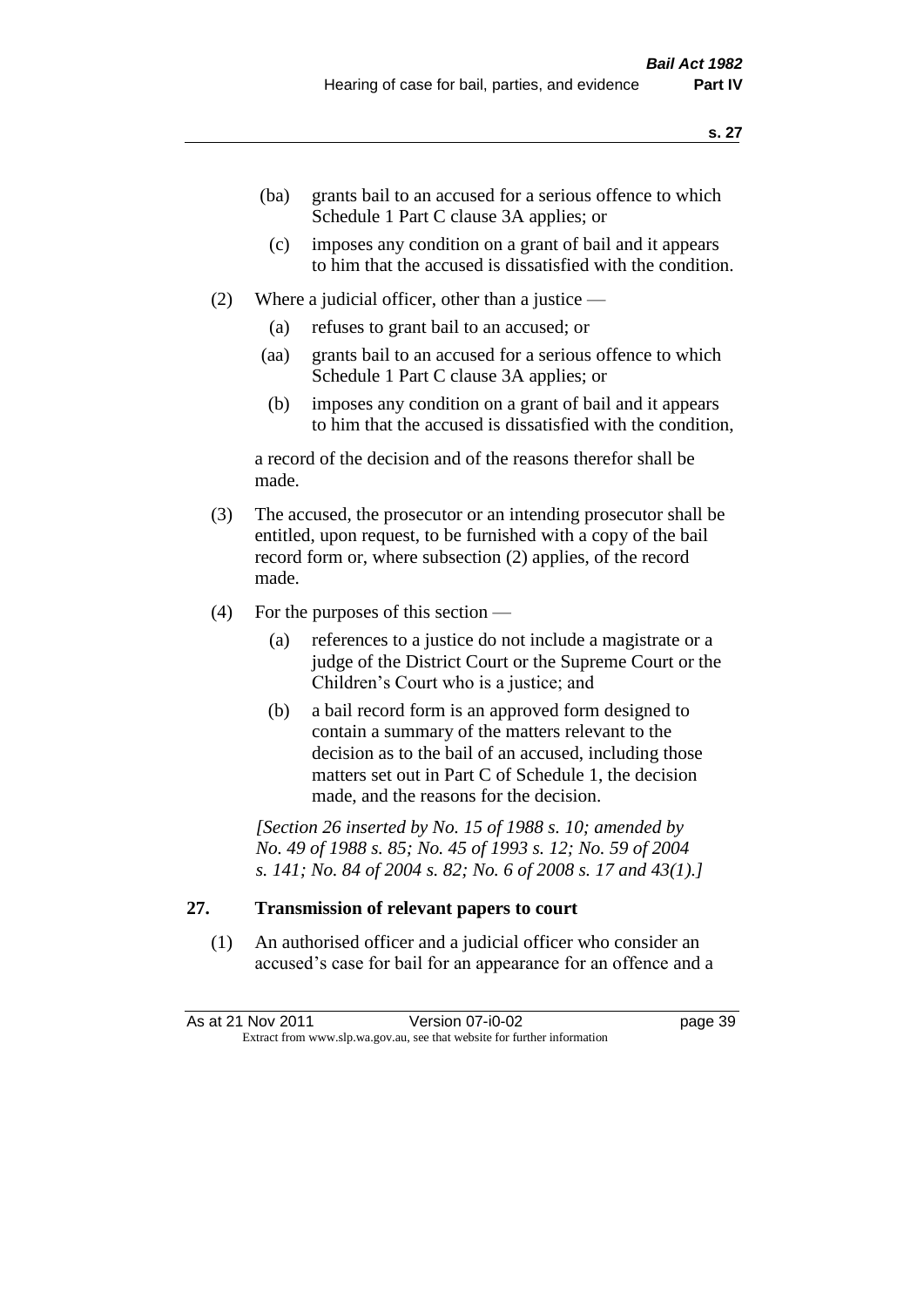(ba) grants bail to an accused for a serious offence to which Schedule 1 Part C clause 3A applies; or

(c) imposes any condition on a grant of bail and it appears to him that the accused is dissatisfied with the condition.

(2) Where a judicial officer, other than a justice —

(a) refuses to grant bail to an accused; or

(aa) grants bail to an accused for a serious offence to which Schedule 1 Part C clause 3A applies; or

(b) imposes any condition on a grant of bail and it appears to him that the accused is dissatisfied with the condition,

a record of the decision and of the reasons therefor shall be made.

(3) The accused, the prosecutor or an intending prosecutor shall be entitled, upon request, to be furnished with a copy of the bail record form or, where subsection (2) applies, of the record made.

(4) For the purposes of this section —

(a) references to a justice do not include a magistrate or a judge of the District Court or the Supreme Court or the Children's Court who is a justice; and

(b) a bail record form is an approved form designed to contain a summary of the matters relevant to the decision as to the bail of an accused, including those matters set out in Part C of Schedule 1, the decision made, and the reasons for the decision.

*[Section 26 inserted by No. 15 of 1988 s. 10; amended by No. 49 of 1988 s. 85; No. 45 of 1993 s. 12; No. 59 of 2004 s. 141; No. 84 of 2004 s. 82; No. 6 of 2008 s. 17 and 43(1).]*

## 27. Transmission of relevant papers to court

(1) An authorised officer and a judicial officer who consider an accused's case for bail for an appearance for an offence and a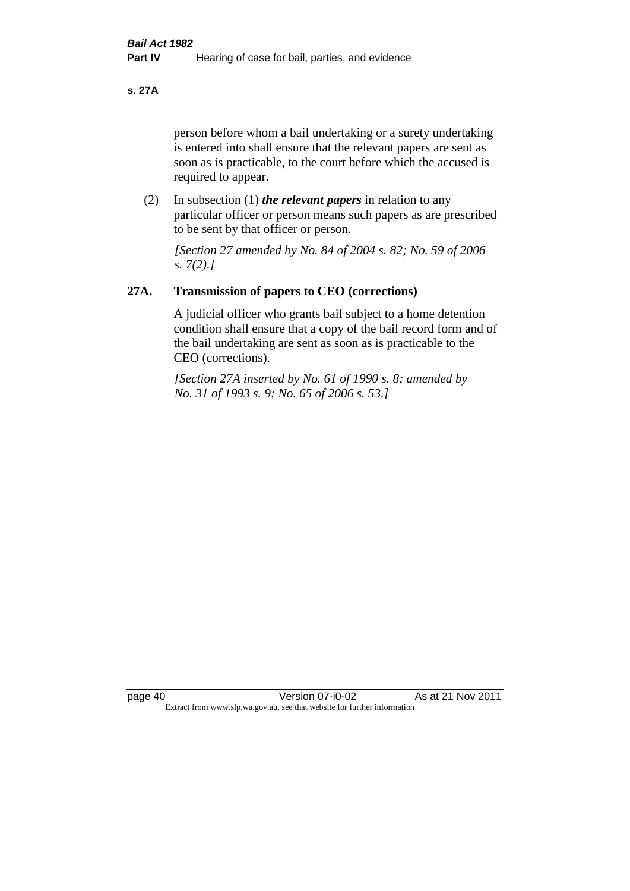person before whom a bail undertaking or a surety undertaking is entered into shall ensure that the relevant papers are sent as soon as is practicable, to the court before which the accused is required to appear.

(2) In subsection (1) ***the relevant papers*** in relation to any particular officer or person means such papers as are prescribed to be sent by that officer or person.

*[Section 27 amended by No. 84 of 2004 s. 82; No. 59 of 2006 s. 7(2).]*

## 27A. Transmission of papers to CEO (corrections)

A judicial officer who grants bail subject to a home detention condition shall ensure that a copy of the bail record form and of the bail undertaking are sent as soon as is practicable to the CEO (corrections).

*[Section 27A inserted by No. 61 of 1990 s. 8; amended by No. 31 of 1993 s. 9; No. 65 of 2006 s. 53.]*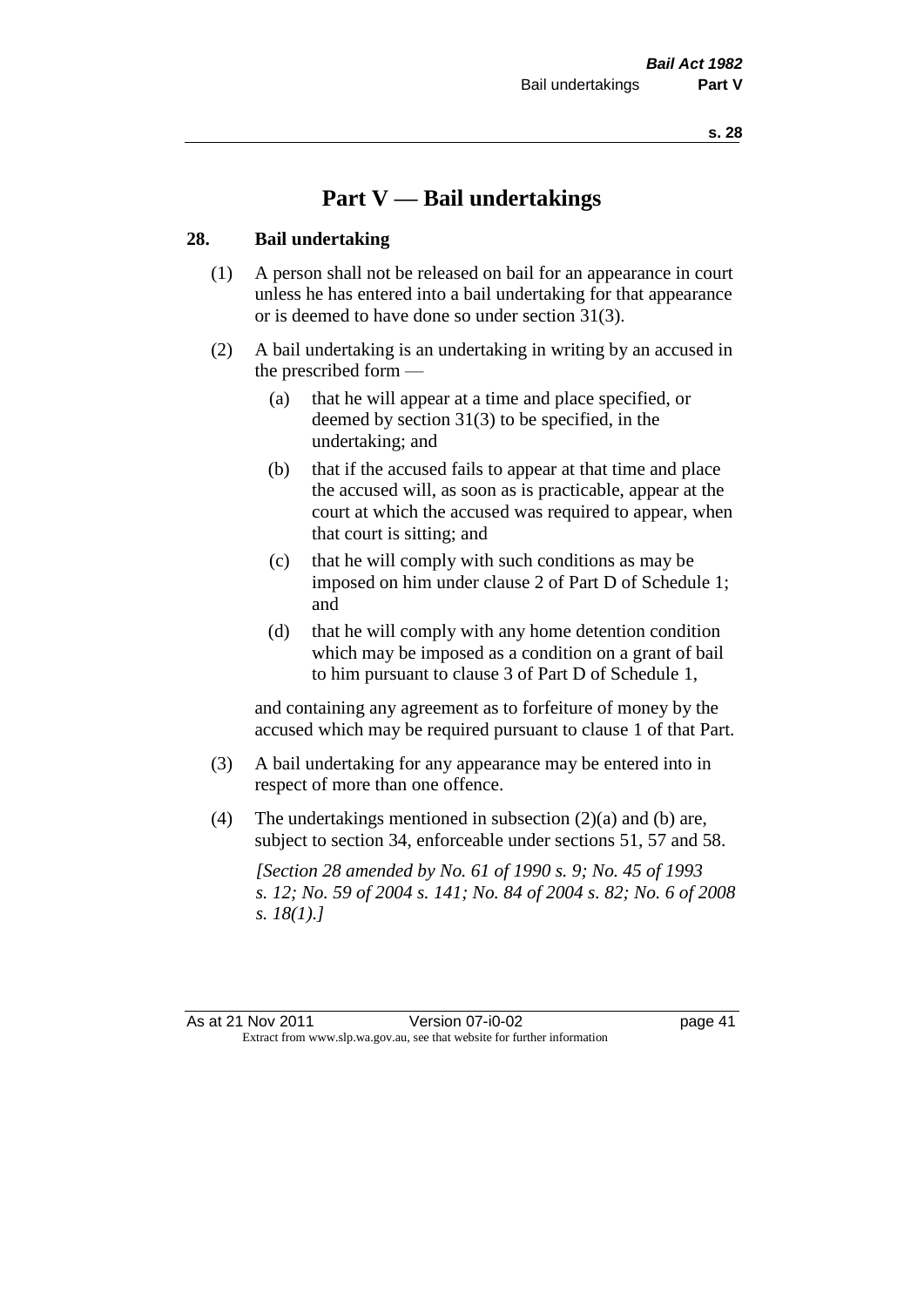# Part V — Bail undertakings

## 28. Bail undertaking

(1) A person shall not be released on bail for an appearance in court unless he has entered into a bail undertaking for that appearance or is deemed to have done so under section 31(3).

(2) A bail undertaking is an undertaking in writing by an accused in the prescribed form —

  (a) that he will appear at a time and place specified, or deemed by section 31(3) to be specified, in the undertaking; and

  (b) that if the accused fails to appear at that time and place the accused will, as soon as is practicable, appear at the court at which the accused was required to appear, when that court is sitting; and

  (c) that he will comply with such conditions as may be imposed on him under clause 2 of Part D of Schedule 1; and

  (d) that he will comply with any home detention condition which may be imposed as a condition on a grant of bail to him pursuant to clause 3 of Part D of Schedule 1,

and containing any agreement as to forfeiture of money by the accused which may be required pursuant to clause 1 of that Part.

(3) A bail undertaking for any appearance may be entered into in respect of more than one offence.

(4) The undertakings mentioned in subsection (2)(a) and (b) are, subject to section 34, enforceable under sections 51, 57 and 58.

*[Section 28 amended by No. 61 of 1990 s. 9; No. 45 of 1993 s. 12; No. 59 of 2004 s. 141; No. 84 of 2004 s. 82; No. 6 of 2008 s. 18(1).]*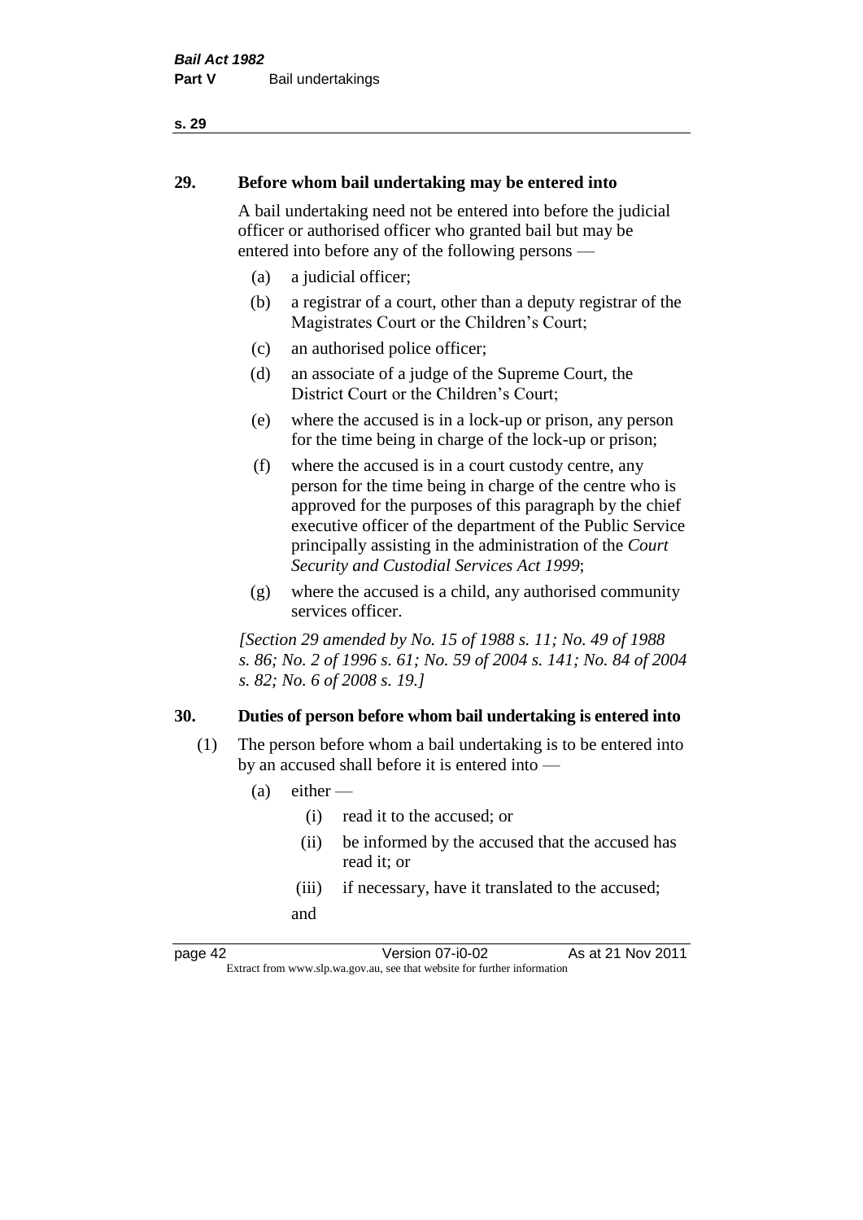## 29. Before whom bail undertaking may be entered into

A bail undertaking need not be entered into before the judicial officer or authorised officer who granted bail but may be entered into before any of the following persons —

- (a) a judicial officer;
- (b) a registrar of a court, other than a deputy registrar of the Magistrates Court or the Children's Court;
- (c) an authorised police officer;
- (d) an associate of a judge of the Supreme Court, the District Court or the Children's Court;
- (e) where the accused is in a lock-up or prison, any person for the time being in charge of the lock-up or prison;
- (f) where the accused is in a court custody centre, any person for the time being in charge of the centre who is approved for the purposes of this paragraph by the chief executive officer of the department of the Public Service principally assisting in the administration of the *Court Security and Custodial Services Act 1999*;
- (g) where the accused is a child, any authorised community services officer.

*[Section 29 amended by No. 15 of 1988 s. 11; No. 49 of 1988 s. 86; No. 2 of 1996 s. 61; No. 59 of 2004 s. 141; No. 84 of 2004 s. 82; No. 6 of 2008 s. 19.]*

## 30. Duties of person before whom bail undertaking is entered into

(1) The person before whom a bail undertaking is to be entered into by an accused shall before it is entered into —

- (a) either —
  - (i) read it to the accused; or
  - (ii) be informed by the accused that the accused has read it; or
  - (iii) if necessary, have it translated to the accused;

  and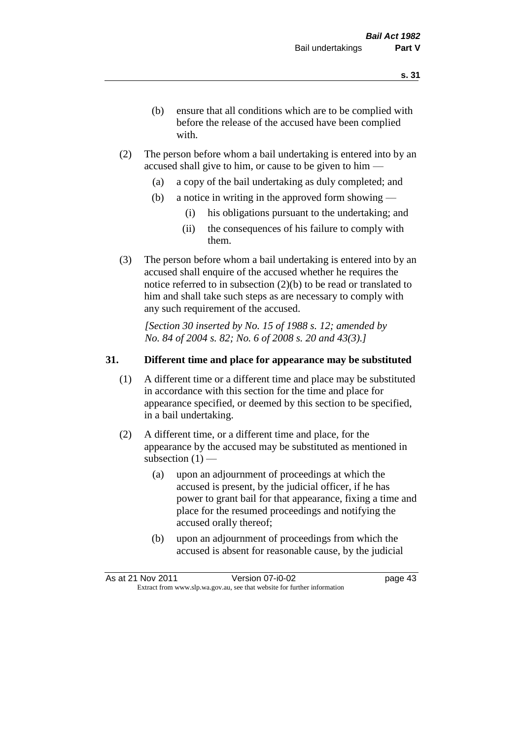(b) ensure that all conditions which are to be complied with before the release of the accused have been complied with.

(2) The person before whom a bail undertaking is entered into by an accused shall give to him, or cause to be given to him —

(a) a copy of the bail undertaking as duly completed; and

(b) a notice in writing in the approved form showing —

(i) his obligations pursuant to the undertaking; and

(ii) the consequences of his failure to comply with them.

(3) The person before whom a bail undertaking is entered into by an accused shall enquire of the accused whether he requires the notice referred to in subsection (2)(b) to be read or translated to him and shall take such steps as are necessary to comply with any such requirement of the accused.

*[Section 30 inserted by No. 15 of 1988 s. 12; amended by No. 84 of 2004 s. 82; No. 6 of 2008 s. 20 and 43(3).]*

## 31. Different time and place for appearance may be substituted

(1) A different time or a different time and place may be substituted in accordance with this section for the time and place for appearance specified, or deemed by this section to be specified, in a bail undertaking.

(2) A different time, or a different time and place, for the appearance by the accused may be substituted as mentioned in subsection (1) —

(a) upon an adjournment of proceedings at which the accused is present, by the judicial officer, if he has power to grant bail for that appearance, fixing a time and place for the resumed proceedings and notifying the accused orally thereof;

(b) upon an adjournment of proceedings from which the accused is absent for reasonable cause, by the judicial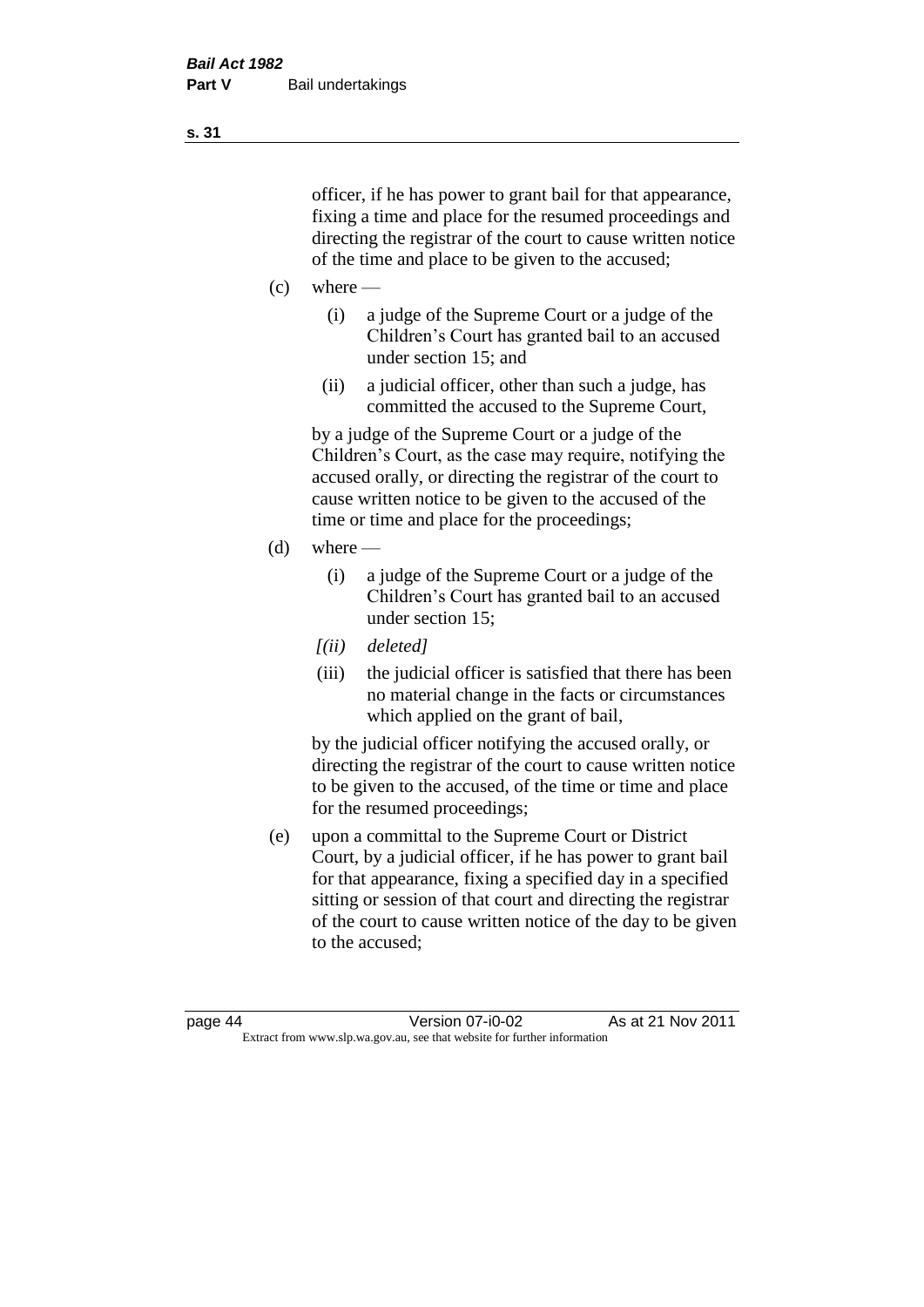officer, if he has power to grant bail for that appearance, fixing a time and place for the resumed proceedings and directing the registrar of the court to cause written notice of the time and place to be given to the accused;

(c) where —

  (i) a judge of the Supreme Court or a judge of the Children's Court has granted bail to an accused under section 15; and

  (ii) a judicial officer, other than such a judge, has committed the accused to the Supreme Court,

  by a judge of the Supreme Court or a judge of the Children's Court, as the case may require, notifying the accused orally, or directing the registrar of the court to cause written notice to be given to the accused of the time or time and place for the proceedings;

(d) where —

  (i) a judge of the Supreme Court or a judge of the Children's Court has granted bail to an accused under section 15;

  *[(ii) deleted]*

  (iii) the judicial officer is satisfied that there has been no material change in the facts or circumstances which applied on the grant of bail,

  by the judicial officer notifying the accused orally, or directing the registrar of the court to cause written notice to be given to the accused, of the time or time and place for the resumed proceedings;

(e) upon a committal to the Supreme Court or District Court, by a judicial officer, if he has power to grant bail for that appearance, fixing a specified day in a specified sitting or session of that court and directing the registrar of the court to cause written notice of the day to be given to the accused;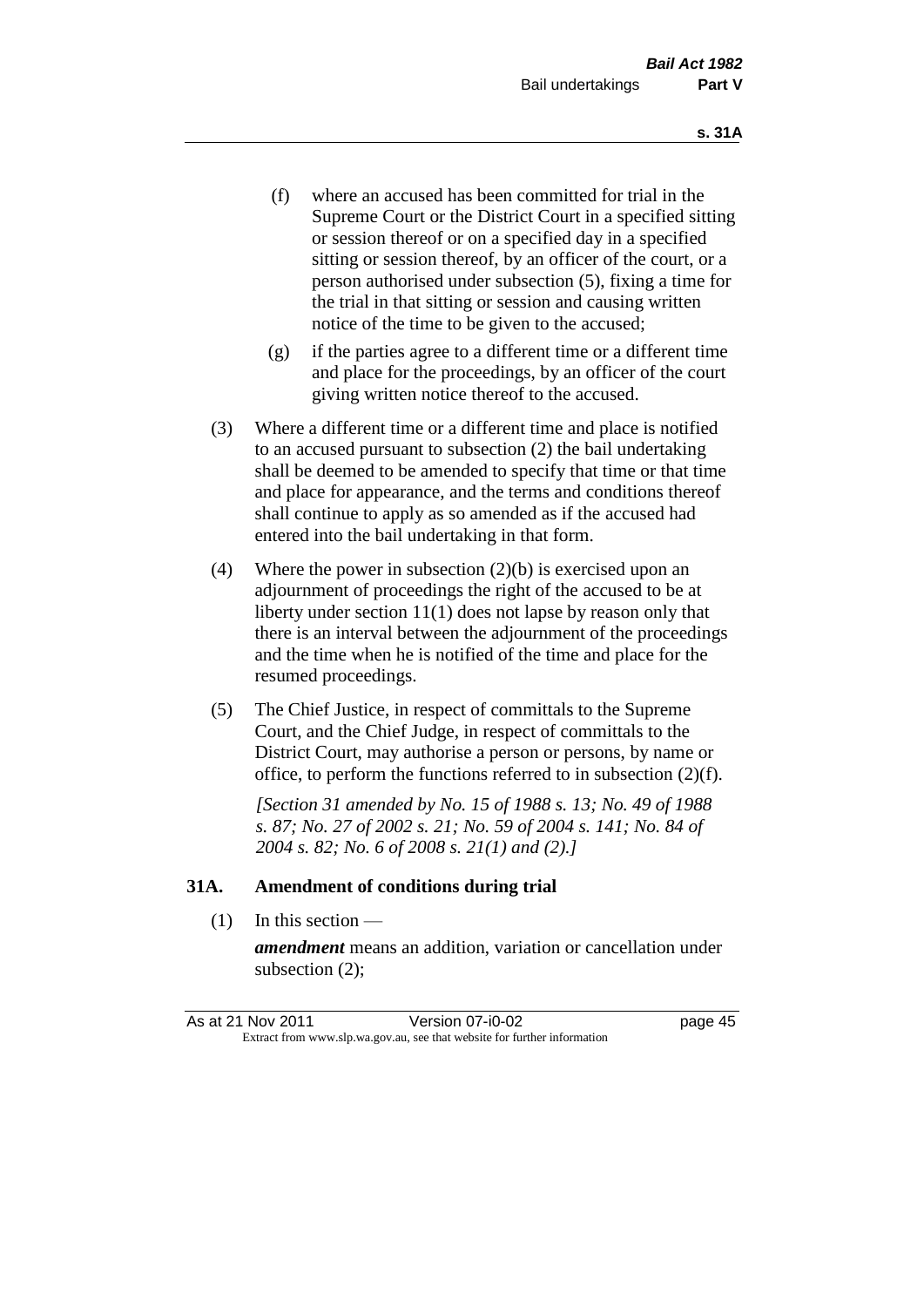(f) where an accused has been committed for trial in the Supreme Court or the District Court in a specified sitting or session thereof or on a specified day in a specified sitting or session thereof, by an officer of the court, or a person authorised under subsection (5), fixing a time for the trial in that sitting or session and causing written notice of the time to be given to the accused;

(g) if the parties agree to a different time or a different time and place for the proceedings, by an officer of the court giving written notice thereof to the accused.

(3) Where a different time or a different time and place is notified to an accused pursuant to subsection (2) the bail undertaking shall be deemed to be amended to specify that time or that time and place for appearance, and the terms and conditions thereof shall continue to apply as so amended as if the accused had entered into the bail undertaking in that form.

(4) Where the power in subsection (2)(b) is exercised upon an adjournment of proceedings the right of the accused to be at liberty under section 11(1) does not lapse by reason only that there is an interval between the adjournment of the proceedings and the time when he is notified of the time and place for the resumed proceedings.

(5) The Chief Justice, in respect of committals to the Supreme Court, and the Chief Judge, in respect of committals to the District Court, may authorise a person or persons, by name or office, to perform the functions referred to in subsection (2)(f).

*[Section 31 amended by No. 15 of 1988 s. 13; No. 49 of 1988 s. 87; No. 27 of 2002 s. 21; No. 59 of 2004 s. 141; No. 84 of 2004 s. 82; No. 6 of 2008 s. 21(1) and (2).]*

### 31A. Amendment of conditions during trial

(1) In this section —

***amendment*** means an addition, variation or cancellation under subsection (2);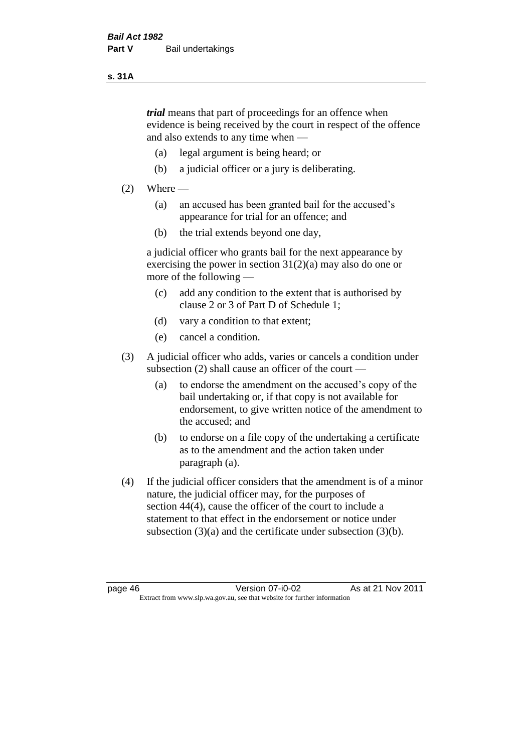***trial*** means that part of proceedings for an offence when evidence is being received by the court in respect of the offence and also extends to any time when —

(a) legal argument is being heard; or

(b) a judicial officer or a jury is deliberating.

(2) Where —

(a) an accused has been granted bail for the accused's appearance for trial for an offence; and

(b) the trial extends beyond one day,

a judicial officer who grants bail for the next appearance by exercising the power in section 31(2)(a) may also do one or more of the following —

(c) add any condition to the extent that is authorised by clause 2 or 3 of Part D of Schedule 1;

(d) vary a condition to that extent;

(e) cancel a condition.

(3) A judicial officer who adds, varies or cancels a condition under subsection (2) shall cause an officer of the court —

(a) to endorse the amendment on the accused's copy of the bail undertaking or, if that copy is not available for endorsement, to give written notice of the amendment to the accused; and

(b) to endorse on a file copy of the undertaking a certificate as to the amendment and the action taken under paragraph (a).

(4) If the judicial officer considers that the amendment is of a minor nature, the judicial officer may, for the purposes of section 44(4), cause the officer of the court to include a statement to that effect in the endorsement or notice under subsection (3)(a) and the certificate under subsection (3)(b).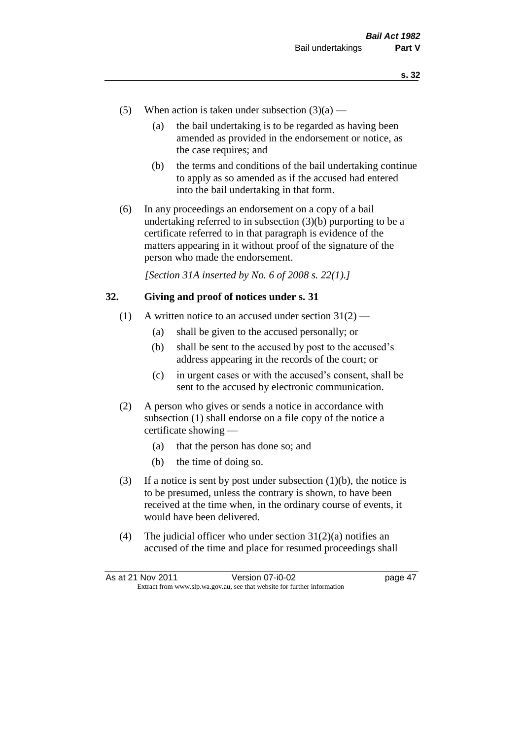(5) When action is taken under subsection (3)(a) —

   (a) the bail undertaking is to be regarded as having been amended as provided in the endorsement or notice, as the case requires; and

   (b) the terms and conditions of the bail undertaking continue to apply as so amended as if the accused had entered into the bail undertaking in that form.

(6) In any proceedings an endorsement on a copy of a bail undertaking referred to in subsection (3)(b) purporting to be a certificate referred to in that paragraph is evidence of the matters appearing in it without proof of the signature of the person who made the endorsement.

*[Section 31A inserted by No. 6 of 2008 s. 22(1).]*

## 32. Giving and proof of notices under s. 31

(1) A written notice to an accused under section 31(2) —

   (a) shall be given to the accused personally; or

   (b) shall be sent to the accused by post to the accused's address appearing in the records of the court; or

   (c) in urgent cases or with the accused's consent, shall be sent to the accused by electronic communication.

(2) A person who gives or sends a notice in accordance with subsection (1) shall endorse on a file copy of the notice a certificate showing —

   (a) that the person has done so; and

   (b) the time of doing so.

(3) If a notice is sent by post under subsection (1)(b), the notice is to be presumed, unless the contrary is shown, to have been received at the time when, in the ordinary course of events, it would have been delivered.

(4) The judicial officer who under section 31(2)(a) notifies an accused of the time and place for resumed proceedings shall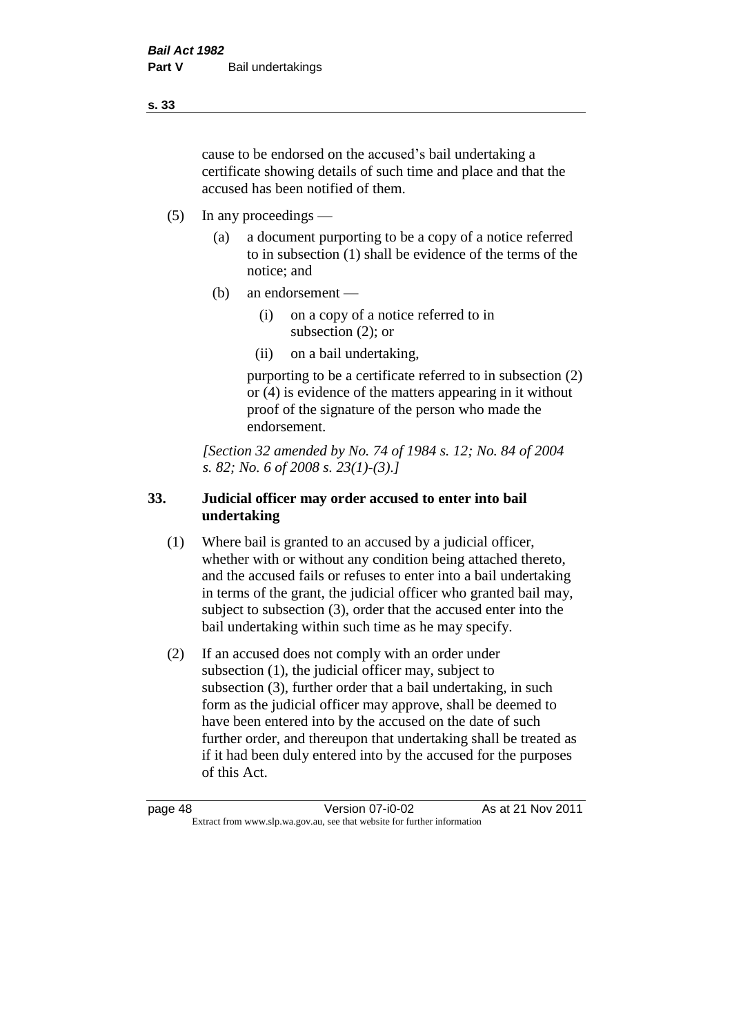cause to be endorsed on the accused's bail undertaking a certificate showing details of such time and place and that the accused has been notified of them.

(5) In any proceedings —

(a) a document purporting to be a copy of a notice referred to in subsection (1) shall be evidence of the terms of the notice; and

(b) an endorsement —

(i) on a copy of a notice referred to in subsection (2); or

(ii) on a bail undertaking,

purporting to be a certificate referred to in subsection (2) or (4) is evidence of the matters appearing in it without proof of the signature of the person who made the endorsement.

*[Section 32 amended by No. 74 of 1984 s. 12; No. 84 of 2004 s. 82; No. 6 of 2008 s. 23(1)-(3).]*

## 33. Judicial officer may order accused to enter into bail undertaking

(1) Where bail is granted to an accused by a judicial officer, whether with or without any condition being attached thereto, and the accused fails or refuses to enter into a bail undertaking in terms of the grant, the judicial officer who granted bail may, subject to subsection (3), order that the accused enter into the bail undertaking within such time as he may specify.

(2) If an accused does not comply with an order under subsection (1), the judicial officer may, subject to subsection (3), further order that a bail undertaking, in such form as the judicial officer may approve, shall be deemed to have been entered into by the accused on the date of such further order, and thereupon that undertaking shall be treated as if it had been duly entered into by the accused for the purposes of this Act.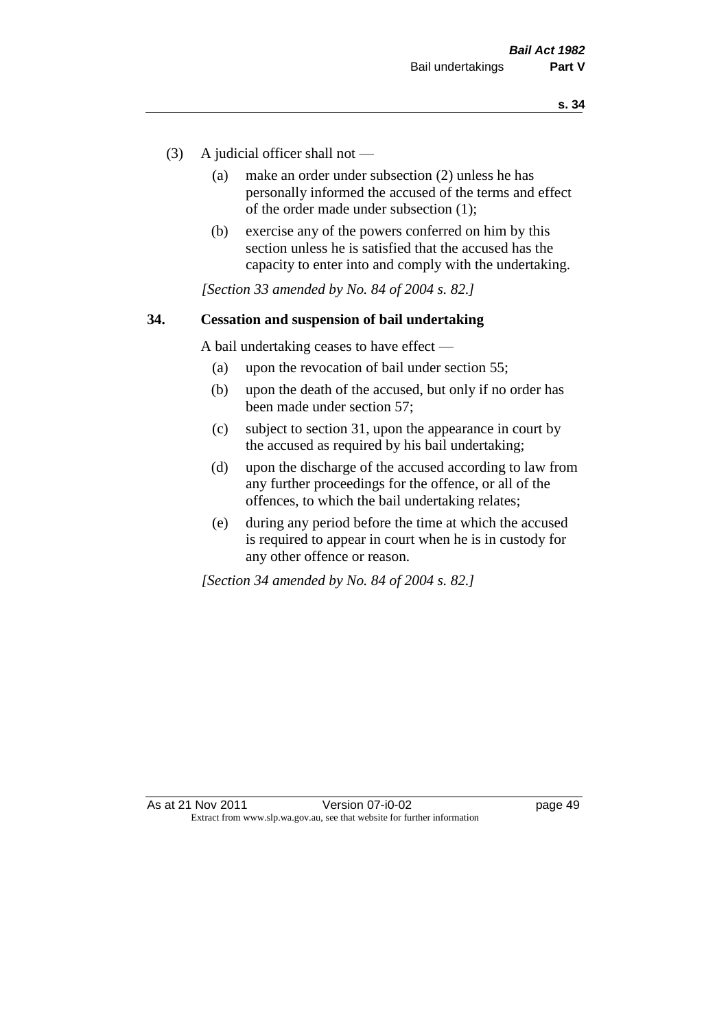(3) A judicial officer shall not —

(a) make an order under subsection (2) unless he has personally informed the accused of the terms and effect of the order made under subsection (1);

(b) exercise any of the powers conferred on him by this section unless he is satisfied that the accused has the capacity to enter into and comply with the undertaking.

*[Section 33 amended by No. 84 of 2004 s. 82.]*

### 34. Cessation and suspension of bail undertaking

A bail undertaking ceases to have effect —

(a) upon the revocation of bail under section 55;

(b) upon the death of the accused, but only if no order has been made under section 57;

(c) subject to section 31, upon the appearance in court by the accused as required by his bail undertaking;

(d) upon the discharge of the accused according to law from any further proceedings for the offence, or all of the offences, to which the bail undertaking relates;

(e) during any period before the time at which the accused is required to appear in court when he is in custody for any other offence or reason.

*[Section 34 amended by No. 84 of 2004 s. 82.]*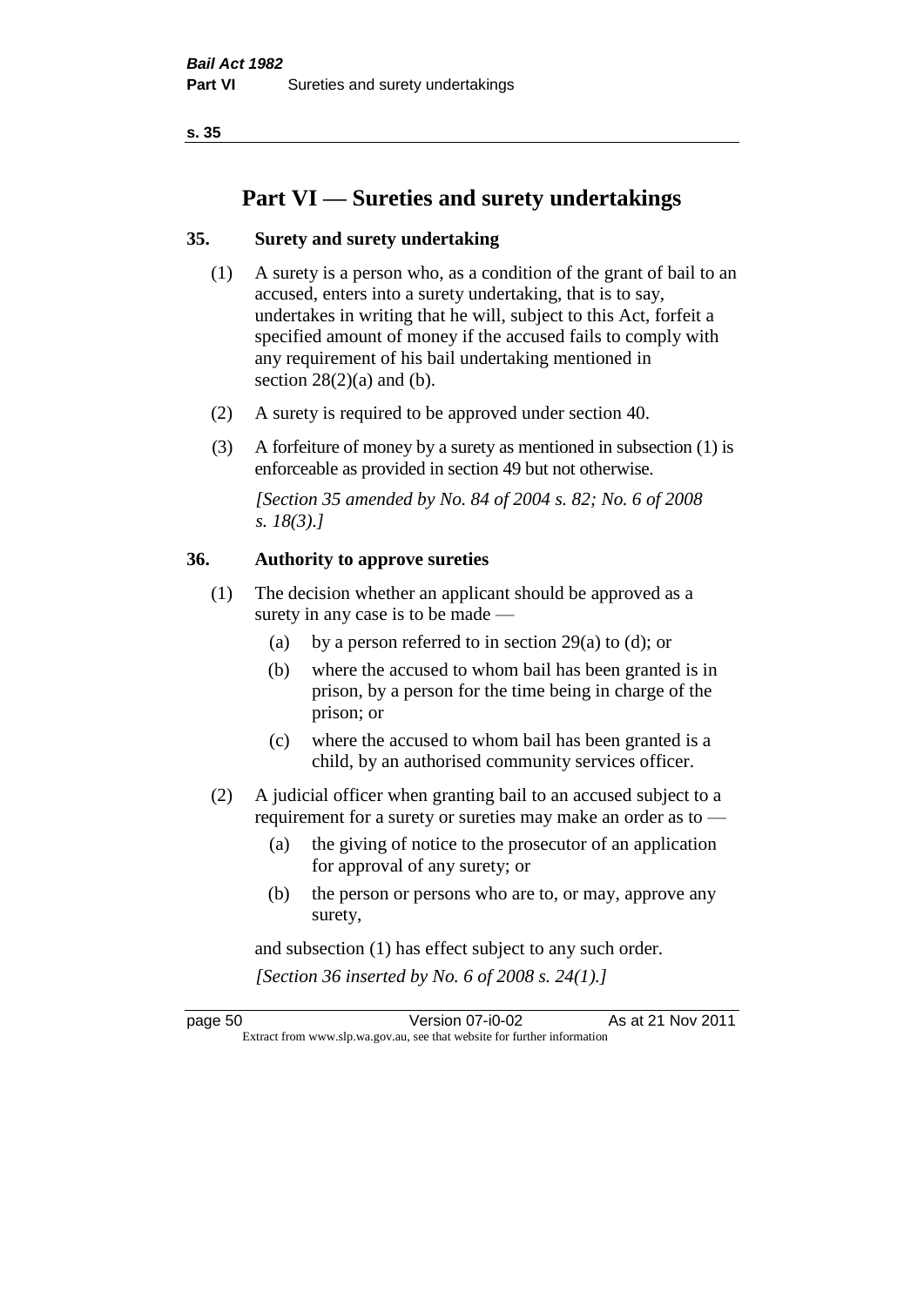# Part VI — Sureties and surety undertakings

## 35. Surety and surety undertaking

(1) A surety is a person who, as a condition of the grant of bail to an accused, enters into a surety undertaking, that is to say, undertakes in writing that he will, subject to this Act, forfeit a specified amount of money if the accused fails to comply with any requirement of his bail undertaking mentioned in section 28(2)(a) and (b).

(2) A surety is required to be approved under section 40.

(3) A forfeiture of money by a surety as mentioned in subsection (1) is enforceable as provided in section 49 but not otherwise.

*[Section 35 amended by No. 84 of 2004 s. 82; No. 6 of 2008 s. 18(3).]*

## 36. Authority to approve sureties

(1) The decision whether an applicant should be approved as a surety in any case is to be made —

- (a) by a person referred to in section 29(a) to (d); or
- (b) where the accused to whom bail has been granted is in prison, by a person for the time being in charge of the prison; or
- (c) where the accused to whom bail has been granted is a child, by an authorised community services officer.

(2) A judicial officer when granting bail to an accused subject to a requirement for a surety or sureties may make an order as to —

- (a) the giving of notice to the prosecutor of an application for approval of any surety; or
- (b) the person or persons who are to, or may, approve any surety,

and subsection (1) has effect subject to any such order.

*[Section 36 inserted by No. 6 of 2008 s. 24(1).]*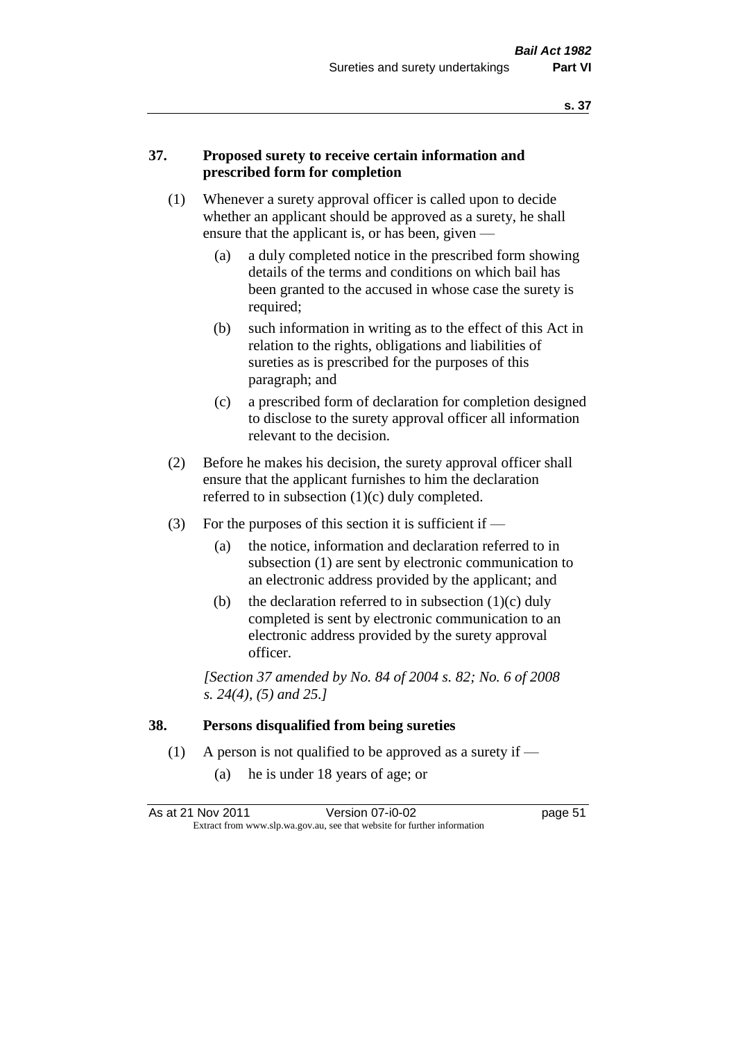## 37. Proposed surety to receive certain information and prescribed form for completion

(1) Whenever a surety approval officer is called upon to decide whether an applicant should be approved as a surety, he shall ensure that the applicant is, or has been, given —

- (a) a duly completed notice in the prescribed form showing details of the terms and conditions on which bail has been granted to the accused in whose case the surety is required;
- (b) such information in writing as to the effect of this Act in relation to the rights, obligations and liabilities of sureties as is prescribed for the purposes of this paragraph; and
- (c) a prescribed form of declaration for completion designed to disclose to the surety approval officer all information relevant to the decision.

(2) Before he makes his decision, the surety approval officer shall ensure that the applicant furnishes to him the declaration referred to in subsection (1)(c) duly completed.

(3) For the purposes of this section it is sufficient if —

- (a) the notice, information and declaration referred to in subsection (1) are sent by electronic communication to an electronic address provided by the applicant; and
- (b) the declaration referred to in subsection (1)(c) duly completed is sent by electronic communication to an electronic address provided by the surety approval officer.

*[Section 37 amended by No. 84 of 2004 s. 82; No. 6 of 2008 s. 24(4), (5) and 25.]*

## 38. Persons disqualified from being sureties

(1) A person is not qualified to be approved as a surety if —

- (a) he is under 18 years of age; or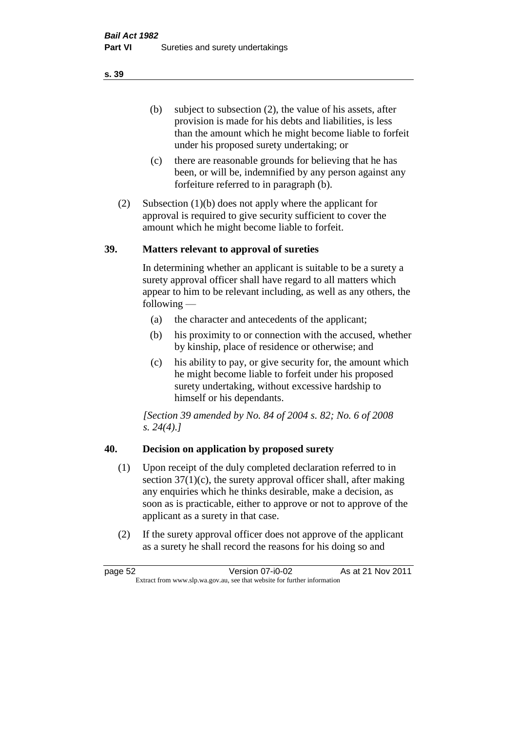(b) subject to subsection (2), the value of his assets, after provision is made for his debts and liabilities, is less than the amount which he might become liable to forfeit under his proposed surety undertaking; or

(c) there are reasonable grounds for believing that he has been, or will be, indemnified by any person against any forfeiture referred to in paragraph (b).

(2) Subsection (1)(b) does not apply where the applicant for approval is required to give security sufficient to cover the amount which he might become liable to forfeit.

## 39. Matters relevant to approval of sureties

In determining whether an applicant is suitable to be a surety a surety approval officer shall have regard to all matters which appear to him to be relevant including, as well as any others, the following —

(a) the character and antecedents of the applicant;

(b) his proximity to or connection with the accused, whether by kinship, place of residence or otherwise; and

(c) his ability to pay, or give security for, the amount which he might become liable to forfeit under his proposed surety undertaking, without excessive hardship to himself or his dependants.

*[Section 39 amended by No. 84 of 2004 s. 82; No. 6 of 2008 s. 24(4).]*

## 40. Decision on application by proposed surety

(1) Upon receipt of the duly completed declaration referred to in section 37(1)(c), the surety approval officer shall, after making any enquiries which he thinks desirable, make a decision, as soon as is practicable, either to approve or not to approve of the applicant as a surety in that case.

(2) If the surety approval officer does not approve of the applicant as a surety he shall record the reasons for his doing so and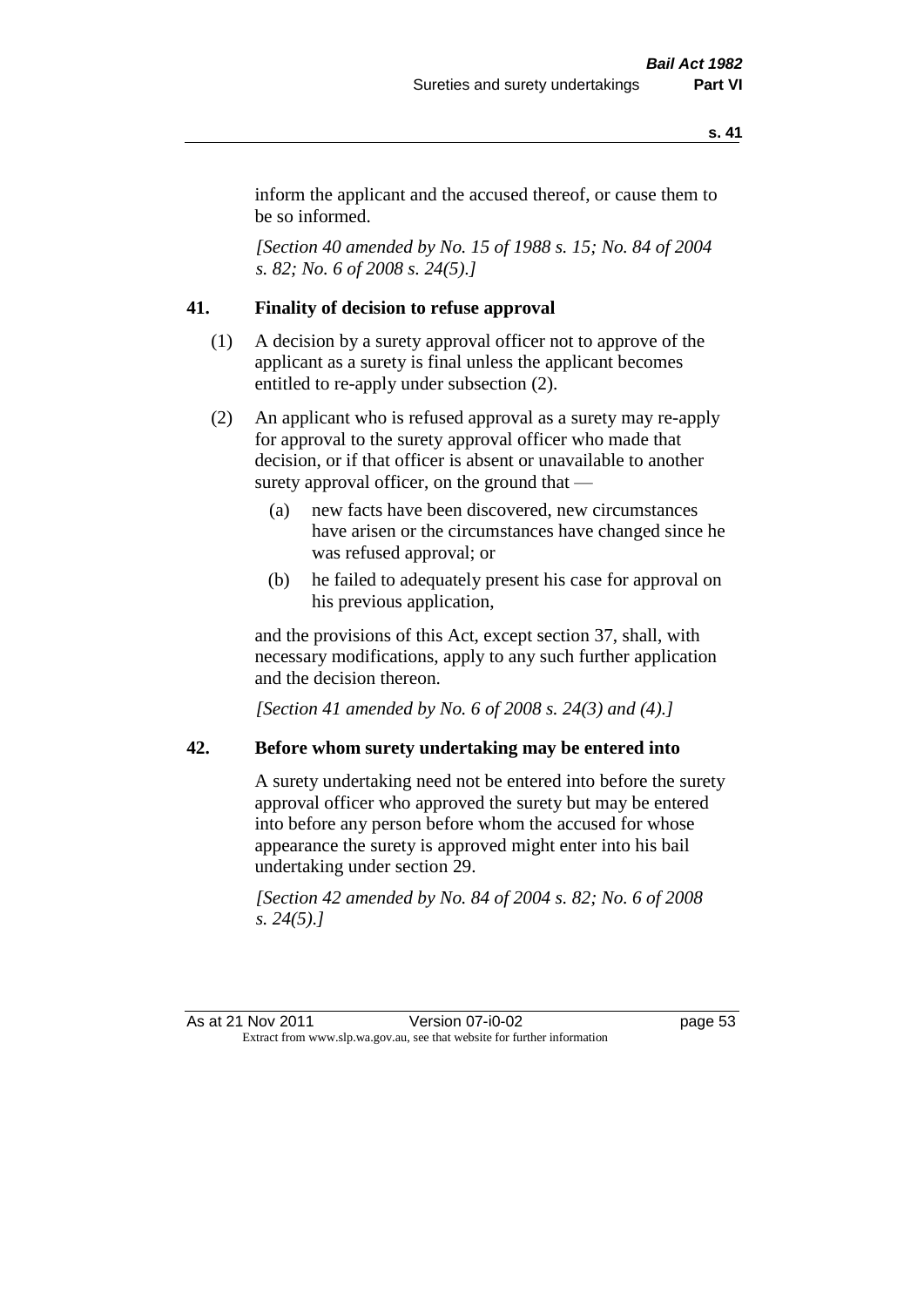inform the applicant and the accused thereof, or cause them to be so informed.

*[Section 40 amended by No. 15 of 1988 s. 15; No. 84 of 2004 s. 82; No. 6 of 2008 s. 24(5).]*

### 41. Finality of decision to refuse approval

(1) A decision by a surety approval officer not to approve of the applicant as a surety is final unless the applicant becomes entitled to re-apply under subsection (2).

(2) An applicant who is refused approval as a surety may re-apply for approval to the surety approval officer who made that decision, or if that officer is absent or unavailable to another surety approval officer, on the ground that —

- (a) new facts have been discovered, new circumstances have arisen or the circumstances have changed since he was refused approval; or
- (b) he failed to adequately present his case for approval on his previous application,

and the provisions of this Act, except section 37, shall, with necessary modifications, apply to any such further application and the decision thereon.

*[Section 41 amended by No. 6 of 2008 s. 24(3) and (4).]*

### 42. Before whom surety undertaking may be entered into

A surety undertaking need not be entered into before the surety approval officer who approved the surety but may be entered into before any person before whom the accused for whose appearance the surety is approved might enter into his bail undertaking under section 29.

*[Section 42 amended by No. 84 of 2004 s. 82; No. 6 of 2008 s. 24(5).]*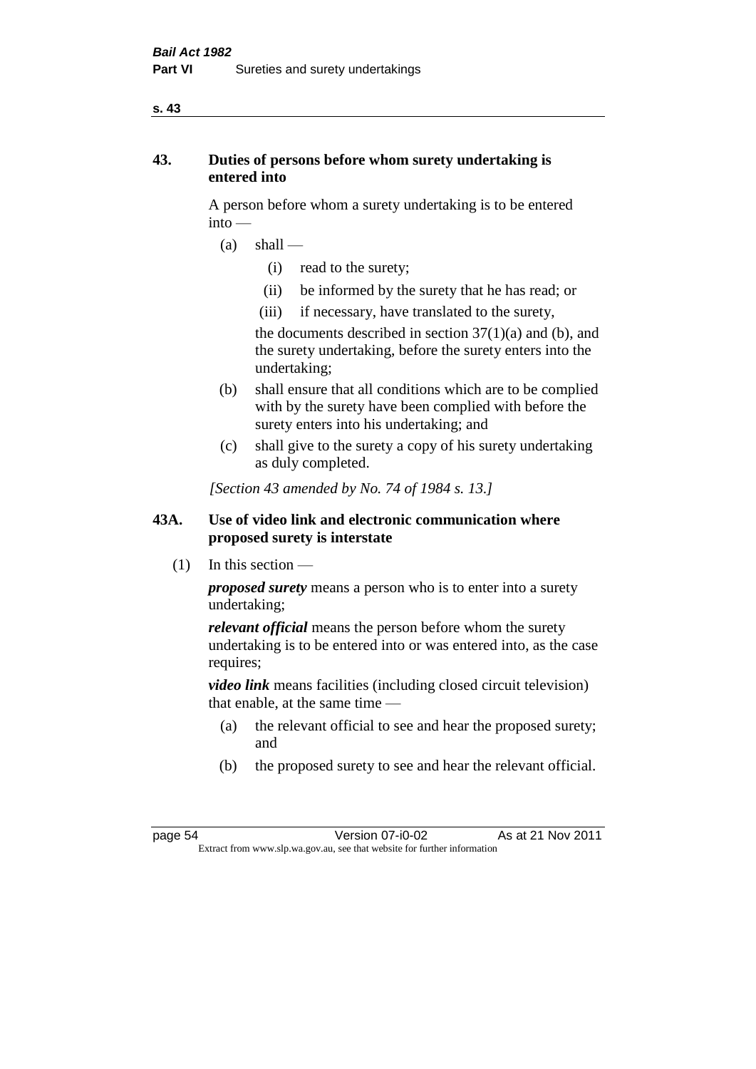## 43. Duties of persons before whom surety undertaking is entered into

A person before whom a surety undertaking is to be entered into —

- (a) shall —
  - (i) read to the surety;
  - (ii) be informed by the surety that he has read; or
  - (iii) if necessary, have translated to the surety,

  the documents described in section 37(1)(a) and (b), and the surety undertaking, before the surety enters into the undertaking;
- (b) shall ensure that all conditions which are to be complied with by the surety have been complied with before the surety enters into his undertaking; and
- (c) shall give to the surety a copy of his surety undertaking as duly completed.

*[Section 43 amended by No. 74 of 1984 s. 13.]*

## 43A. Use of video link and electronic communication where proposed surety is interstate

(1) In this section —

***proposed surety*** means a person who is to enter into a surety undertaking;

***relevant official*** means the person before whom the surety undertaking is to be entered into or was entered into, as the case requires;

***video link*** means facilities (including closed circuit television) that enable, at the same time —

- (a) the relevant official to see and hear the proposed surety; and
- (b) the proposed surety to see and hear the relevant official.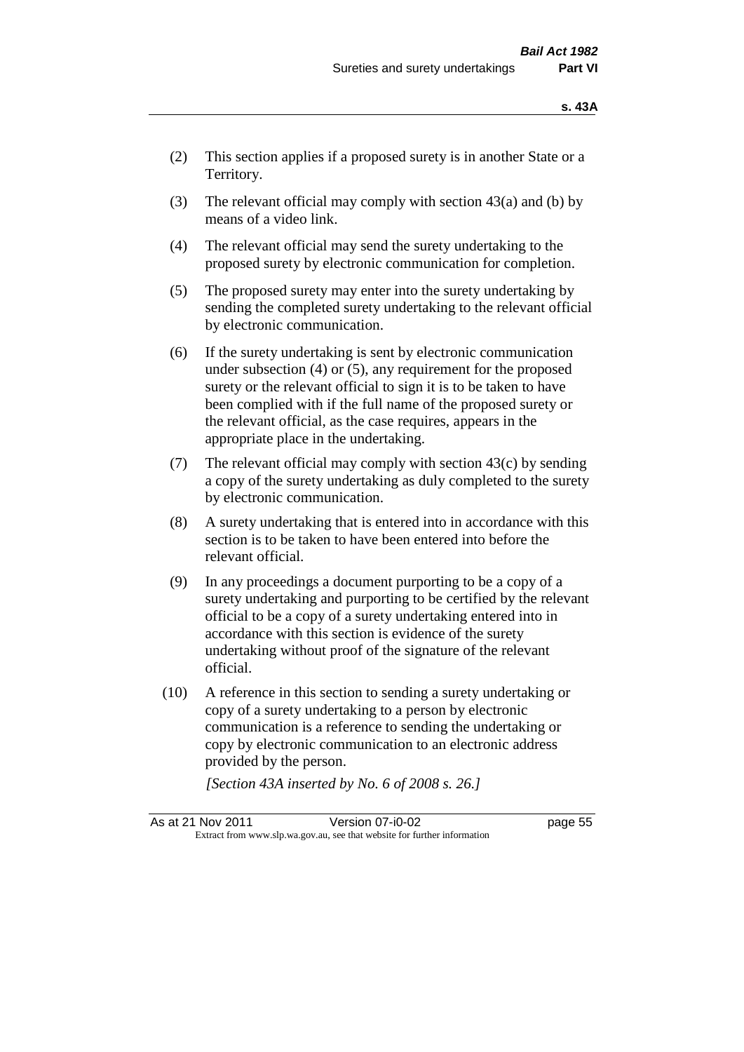(2) This section applies if a proposed surety is in another State or a Territory.

(3) The relevant official may comply with section 43(a) and (b) by means of a video link.

(4) The relevant official may send the surety undertaking to the proposed surety by electronic communication for completion.

(5) The proposed surety may enter into the surety undertaking by sending the completed surety undertaking to the relevant official by electronic communication.

(6) If the surety undertaking is sent by electronic communication under subsection (4) or (5), any requirement for the proposed surety or the relevant official to sign it is to be taken to have been complied with if the full name of the proposed surety or the relevant official, as the case requires, appears in the appropriate place in the undertaking.

(7) The relevant official may comply with section 43(c) by sending a copy of the surety undertaking as duly completed to the surety by electronic communication.

(8) A surety undertaking that is entered into in accordance with this section is to be taken to have been entered into before the relevant official.

(9) In any proceedings a document purporting to be a copy of a surety undertaking and purporting to be certified by the relevant official to be a copy of a surety undertaking entered into in accordance with this section is evidence of the surety undertaking without proof of the signature of the relevant official.

(10) A reference in this section to sending a surety undertaking or copy of a surety undertaking to a person by electronic communication is a reference to sending the undertaking or copy by electronic communication to an electronic address provided by the person.

*[Section 43A inserted by No. 6 of 2008 s. 26.]*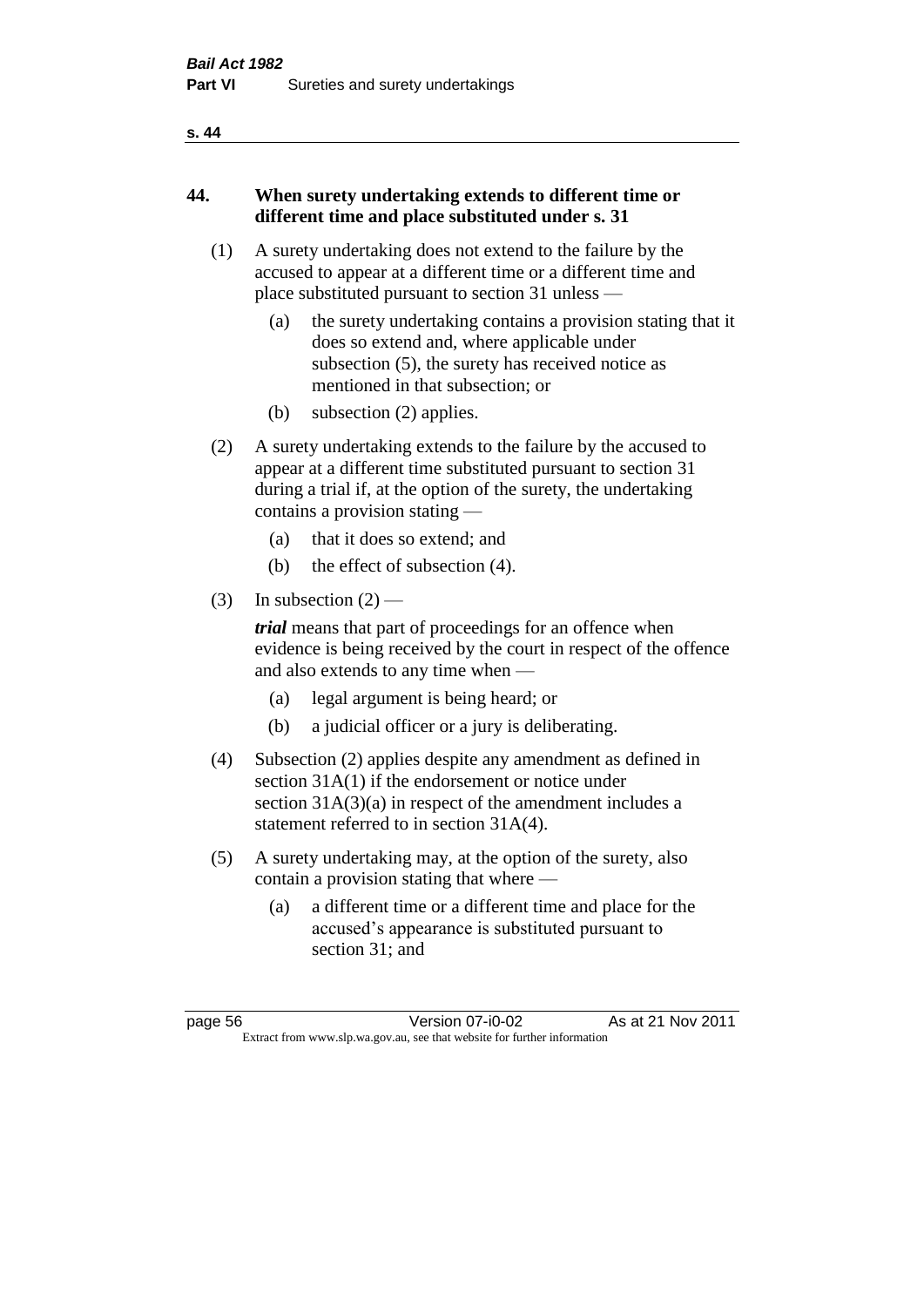## 44. When surety undertaking extends to different time or different time and place substituted under s. 31

(1) A surety undertaking does not extend to the failure by the accused to appear at a different time or a different time and place substituted pursuant to section 31 unless —

   (a) the surety undertaking contains a provision stating that it does so extend and, where applicable under subsection (5), the surety has received notice as mentioned in that subsection; or

   (b) subsection (2) applies.

(2) A surety undertaking extends to the failure by the accused to appear at a different time substituted pursuant to section 31 during a trial if, at the option of the surety, the undertaking contains a provision stating —

   (a) that it does so extend; and

   (b) the effect of subsection (4).

(3) In subsection (2) —

   ***trial*** means that part of proceedings for an offence when evidence is being received by the court in respect of the offence and also extends to any time when —

   (a) legal argument is being heard; or

   (b) a judicial officer or a jury is deliberating.

(4) Subsection (2) applies despite any amendment as defined in section 31A(1) if the endorsement or notice under section 31A(3)(a) in respect of the amendment includes a statement referred to in section 31A(4).

(5) A surety undertaking may, at the option of the surety, also contain a provision stating that where —

   (a) a different time or a different time and place for the accused's appearance is substituted pursuant to section 31; and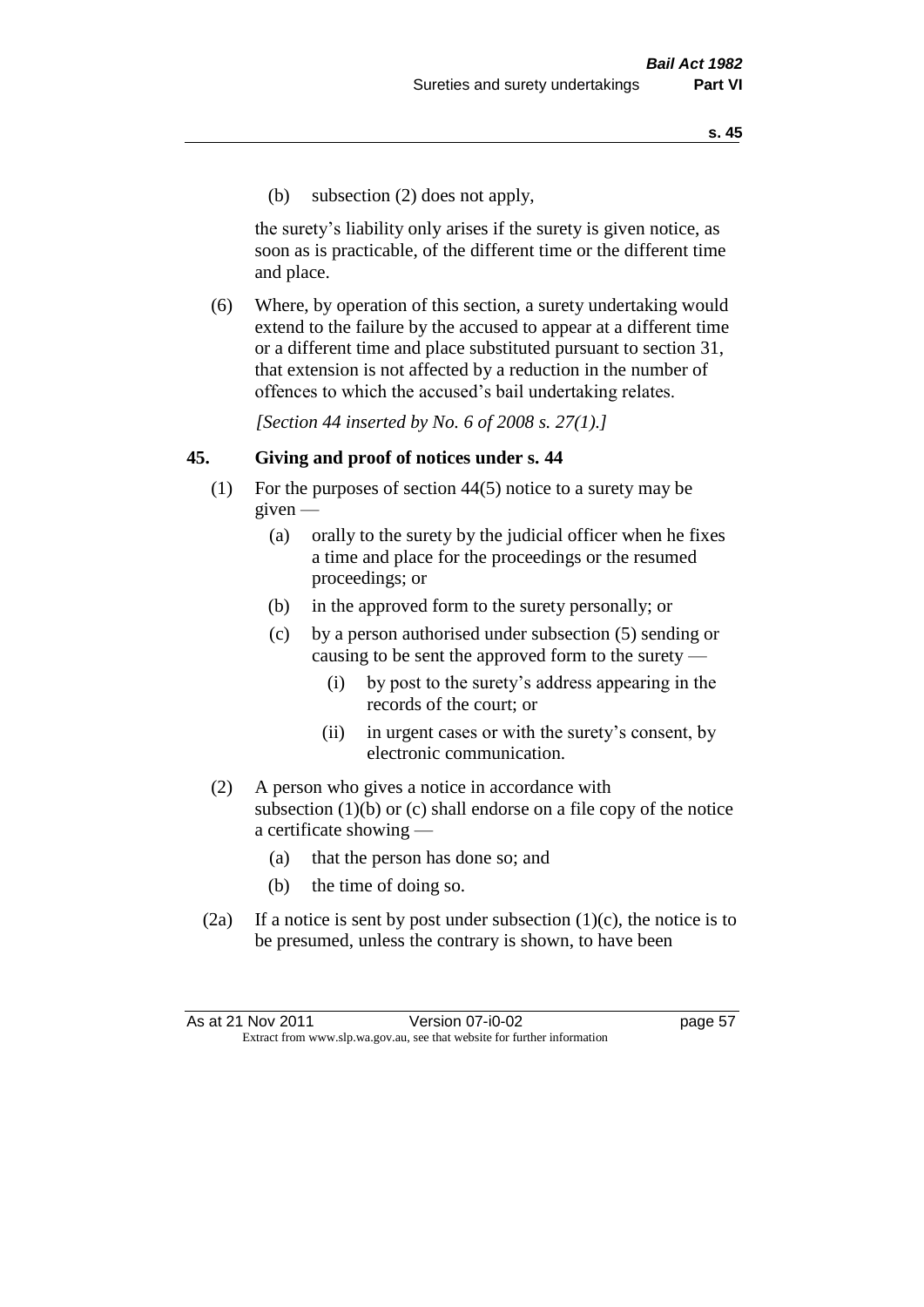(b) subsection (2) does not apply,

the surety's liability only arises if the surety is given notice, as soon as is practicable, of the different time or the different time and place.

(6) Where, by operation of this section, a surety undertaking would extend to the failure by the accused to appear at a different time or a different time and place substituted pursuant to section 31, that extension is not affected by a reduction in the number of offences to which the accused's bail undertaking relates.

*[Section 44 inserted by No. 6 of 2008 s. 27(1).]*

### 45. Giving and proof of notices under s. 44

(1) For the purposes of section 44(5) notice to a surety may be given —

- (a) orally to the surety by the judicial officer when he fixes a time and place for the proceedings or the resumed proceedings; or
- (b) in the approved form to the surety personally; or
- (c) by a person authorised under subsection (5) sending or causing to be sent the approved form to the surety —
  - (i) by post to the surety's address appearing in the records of the court; or
  - (ii) in urgent cases or with the surety's consent, by electronic communication.

(2) A person who gives a notice in accordance with subsection (1)(b) or (c) shall endorse on a file copy of the notice a certificate showing —

- (a) that the person has done so; and
- (b) the time of doing so.

(2a) If a notice is sent by post under subsection (1)(c), the notice is to be presumed, unless the contrary is shown, to have been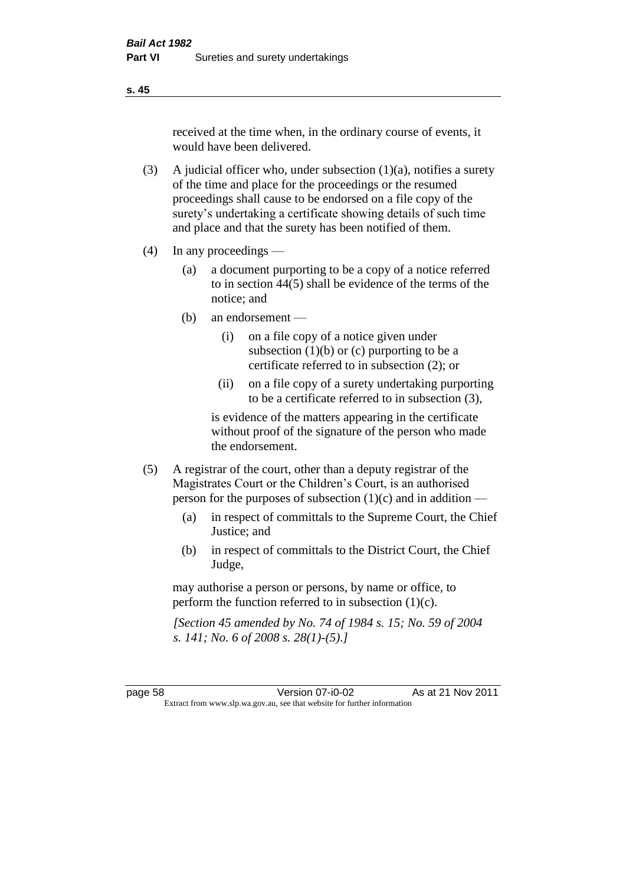received at the time when, in the ordinary course of events, it would have been delivered.

(3) A judicial officer who, under subsection (1)(a), notifies a surety of the time and place for the proceedings or the resumed proceedings shall cause to be endorsed on a file copy of the surety's undertaking a certificate showing details of such time and place and that the surety has been notified of them.

(4) In any proceedings —

   (a) a document purporting to be a copy of a notice referred to in section 44(5) shall be evidence of the terms of the notice; and

   (b) an endorsement —

      (i) on a file copy of a notice given under subsection (1)(b) or (c) purporting to be a certificate referred to in subsection (2); or

      (ii) on a file copy of a surety undertaking purporting to be a certificate referred to in subsection (3),

   is evidence of the matters appearing in the certificate without proof of the signature of the person who made the endorsement.

(5) A registrar of the court, other than a deputy registrar of the Magistrates Court or the Children's Court, is an authorised person for the purposes of subsection (1)(c) and in addition —

   (a) in respect of committals to the Supreme Court, the Chief Justice; and

   (b) in respect of committals to the District Court, the Chief Judge,

   may authorise a person or persons, by name or office, to perform the function referred to in subsection (1)(c).

*[Section 45 amended by No. 74 of 1984 s. 15; No. 59 of 2004 s. 141; No. 6 of 2008 s. 28(1)-(5).]*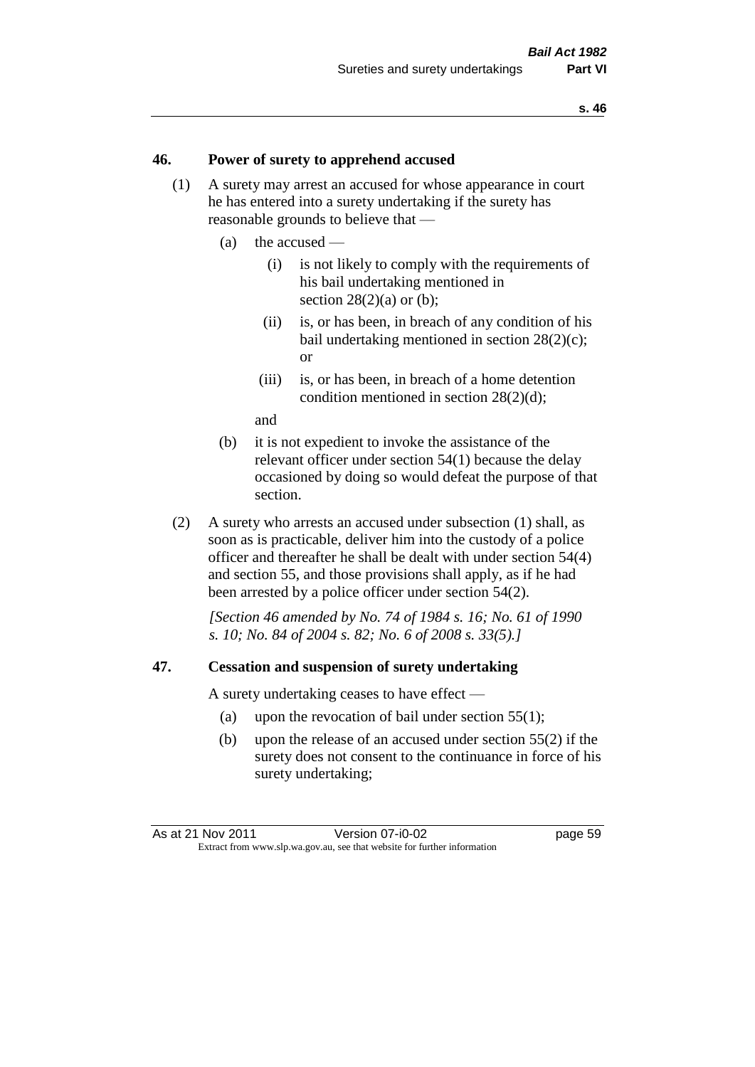## 46. Power of surety to apprehend accused

(1) A surety may arrest an accused for whose appearance in court he has entered into a surety undertaking if the surety has reasonable grounds to believe that —

- (a) the accused —
  - (i) is not likely to comply with the requirements of his bail undertaking mentioned in section 28(2)(a) or (b);
  - (ii) is, or has been, in breach of any condition of his bail undertaking mentioned in section 28(2)(c); or
  - (iii) is, or has been, in breach of a home detention condition mentioned in section 28(2)(d);

  and
- (b) it is not expedient to invoke the assistance of the relevant officer under section 54(1) because the delay occasioned by doing so would defeat the purpose of that section.

(2) A surety who arrests an accused under subsection (1) shall, as soon as is practicable, deliver him into the custody of a police officer and thereafter he shall be dealt with under section 54(4) and section 55, and those provisions shall apply, as if he had been arrested by a police officer under section 54(2).

*[Section 46 amended by No. 74 of 1984 s. 16; No. 61 of 1990 s. 10; No. 84 of 2004 s. 82; No. 6 of 2008 s. 33(5).]*

## 47. Cessation and suspension of surety undertaking

A surety undertaking ceases to have effect —

- (a) upon the revocation of bail under section 55(1);
- (b) upon the release of an accused under section 55(2) if the surety does not consent to the continuance in force of his surety undertaking;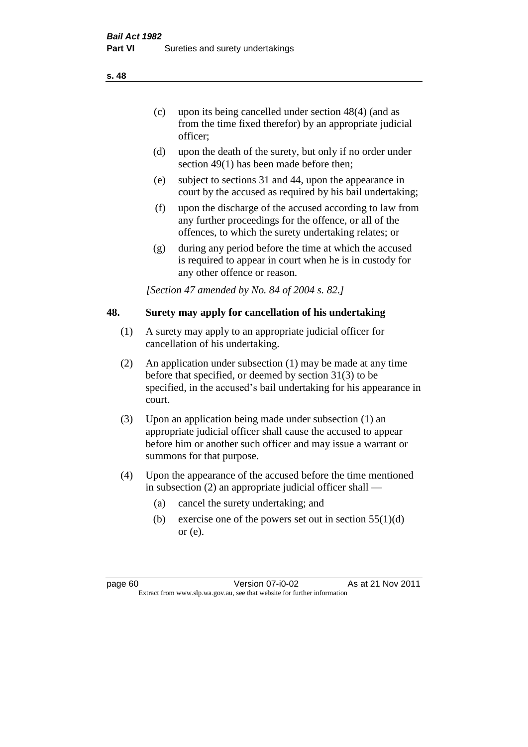(c) upon its being cancelled under section 48(4) (and as from the time fixed therefor) by an appropriate judicial officer;

(d) upon the death of the surety, but only if no order under section 49(1) has been made before then;

(e) subject to sections 31 and 44, upon the appearance in court by the accused as required by his bail undertaking;

(f) upon the discharge of the accused according to law from any further proceedings for the offence, or all of the offences, to which the surety undertaking relates; or

(g) during any period before the time at which the accused is required to appear in court when he is in custody for any other offence or reason.

*[Section 47 amended by No. 84 of 2004 s. 82.]*

## 48. Surety may apply for cancellation of his undertaking

(1) A surety may apply to an appropriate judicial officer for cancellation of his undertaking.

(2) An application under subsection (1) may be made at any time before that specified, or deemed by section 31(3) to be specified, in the accused's bail undertaking for his appearance in court.

(3) Upon an application being made under subsection (1) an appropriate judicial officer shall cause the accused to appear before him or another such officer and may issue a warrant or summons for that purpose.

(4) Upon the appearance of the accused before the time mentioned in subsection (2) an appropriate judicial officer shall —

(a) cancel the surety undertaking; and

(b) exercise one of the powers set out in section 55(1)(d) or (e).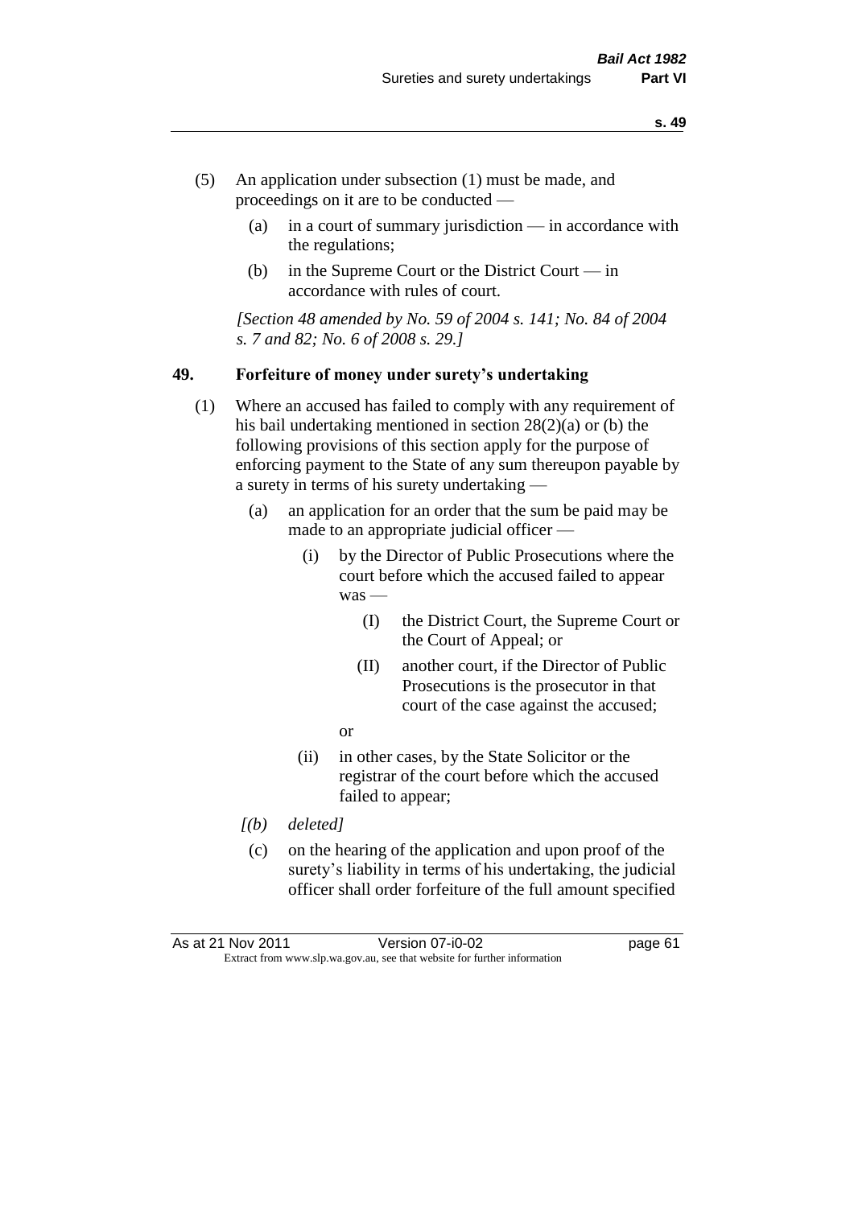(5) An application under subsection (1) must be made, and proceedings on it are to be conducted —

  (a) in a court of summary jurisdiction — in accordance with the regulations;

  (b) in the Supreme Court or the District Court — in accordance with rules of court.

*[Section 48 amended by No. 59 of 2004 s. 141; No. 84 of 2004 s. 7 and 82; No. 6 of 2008 s. 29.]*

### 49. Forfeiture of money under surety's undertaking

(1) Where an accused has failed to comply with any requirement of his bail undertaking mentioned in section 28(2)(a) or (b) the following provisions of this section apply for the purpose of enforcing payment to the State of any sum thereupon payable by a surety in terms of his surety undertaking —

  (a) an application for an order that the sum be paid may be made to an appropriate judicial officer —

    (i) by the Director of Public Prosecutions where the court before which the accused failed to appear was —

      (I) the District Court, the Supreme Court or the Court of Appeal; or

      (II) another court, if the Director of Public Prosecutions is the prosecutor in that court of the case against the accused;

    or

    (ii) in other cases, by the State Solicitor or the registrar of the court before which the accused failed to appear;

  *[(b) deleted]*

  (c) on the hearing of the application and upon proof of the surety's liability in terms of his undertaking, the judicial officer shall order forfeiture of the full amount specified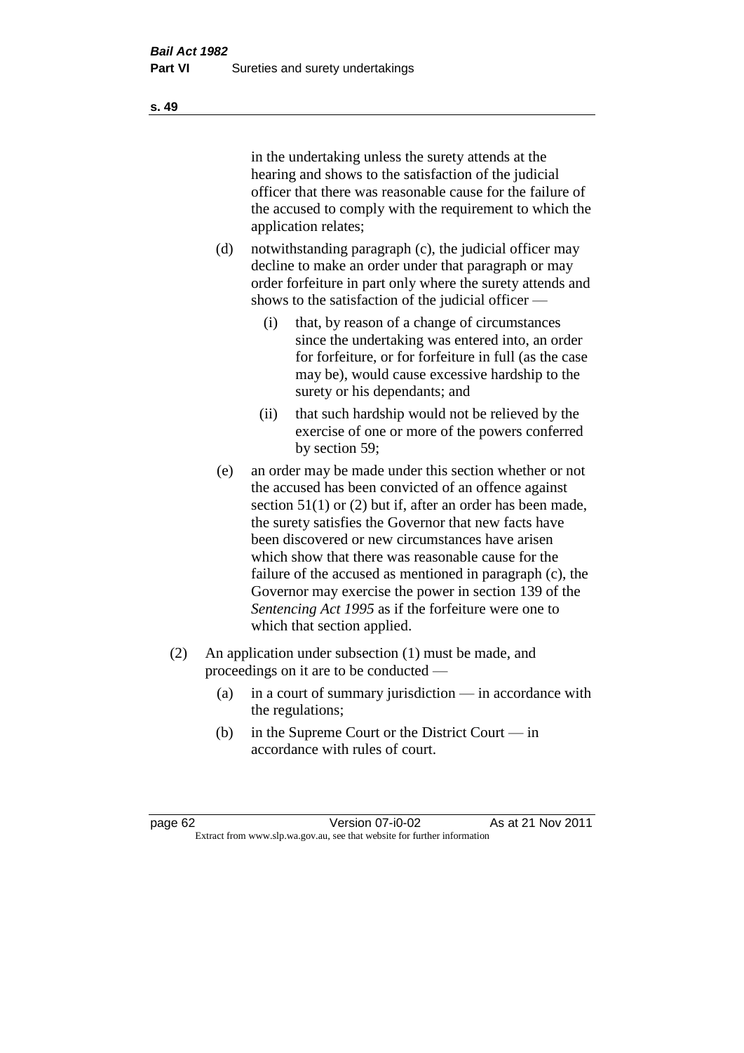in the undertaking unless the surety attends at the hearing and shows to the satisfaction of the judicial officer that there was reasonable cause for the failure of the accused to comply with the requirement to which the application relates;

(d) notwithstanding paragraph (c), the judicial officer may decline to make an order under that paragraph or may order forfeiture in part only where the surety attends and shows to the satisfaction of the judicial officer —

 (i) that, by reason of a change of circumstances since the undertaking was entered into, an order for forfeiture, or for forfeiture in full (as the case may be), would cause excessive hardship to the surety or his dependants; and

 (ii) that such hardship would not be relieved by the exercise of one or more of the powers conferred by section 59;

(e) an order may be made under this section whether or not the accused has been convicted of an offence against section 51(1) or (2) but if, after an order has been made, the surety satisfies the Governor that new facts have been discovered or new circumstances have arisen which show that there was reasonable cause for the failure of the accused as mentioned in paragraph (c), the Governor may exercise the power in section 139 of the *Sentencing Act 1995* as if the forfeiture were one to which that section applied.

(2) An application under subsection (1) must be made, and proceedings on it are to be conducted —

 (a) in a court of summary jurisdiction — in accordance with the regulations;

 (b) in the Supreme Court or the District Court — in accordance with rules of court.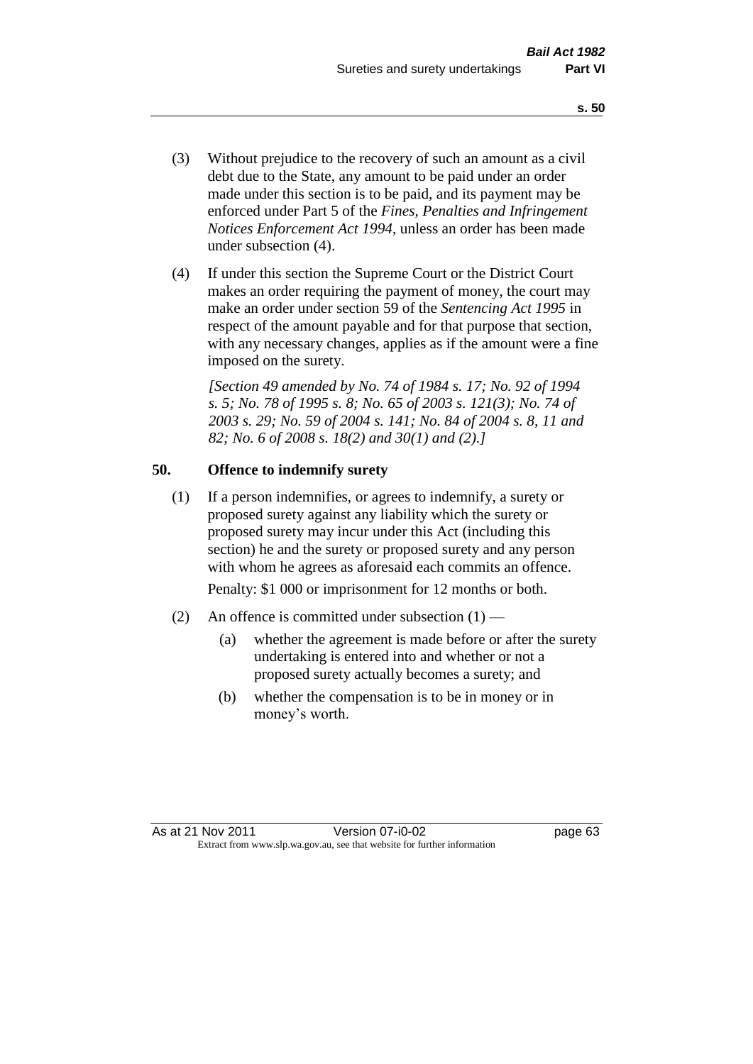(3) Without prejudice to the recovery of such an amount as a civil debt due to the State, any amount to be paid under an order made under this section is to be paid, and its payment may be enforced under Part 5 of the *Fines, Penalties and Infringement Notices Enforcement Act 1994*, unless an order has been made under subsection (4).

(4) If under this section the Supreme Court or the District Court makes an order requiring the payment of money, the court may make an order under section 59 of the *Sentencing Act 1995* in respect of the amount payable and for that purpose that section, with any necessary changes, applies as if the amount were a fine imposed on the surety.

*[Section 49 amended by No. 74 of 1984 s. 17; No. 92 of 1994 s. 5; No. 78 of 1995 s. 8; No. 65 of 2003 s. 121(3); No. 74 of 2003 s. 29; No. 59 of 2004 s. 141; No. 84 of 2004 s. 8, 11 and 82; No. 6 of 2008 s. 18(2) and 30(1) and (2).]*

### 50. Offence to indemnify surety

(1) If a person indemnifies, or agrees to indemnify, a surety or proposed surety against any liability which the surety or proposed surety may incur under this Act (including this section) he and the surety or proposed surety and any person with whom he agrees as aforesaid each commits an offence.

Penalty: $1 000 or imprisonment for 12 months or both.

(2) An offence is committed under subsection (1) —

(a) whether the agreement is made before or after the surety undertaking is entered into and whether or not a proposed surety actually becomes a surety; and

(b) whether the compensation is to be in money or in money's worth.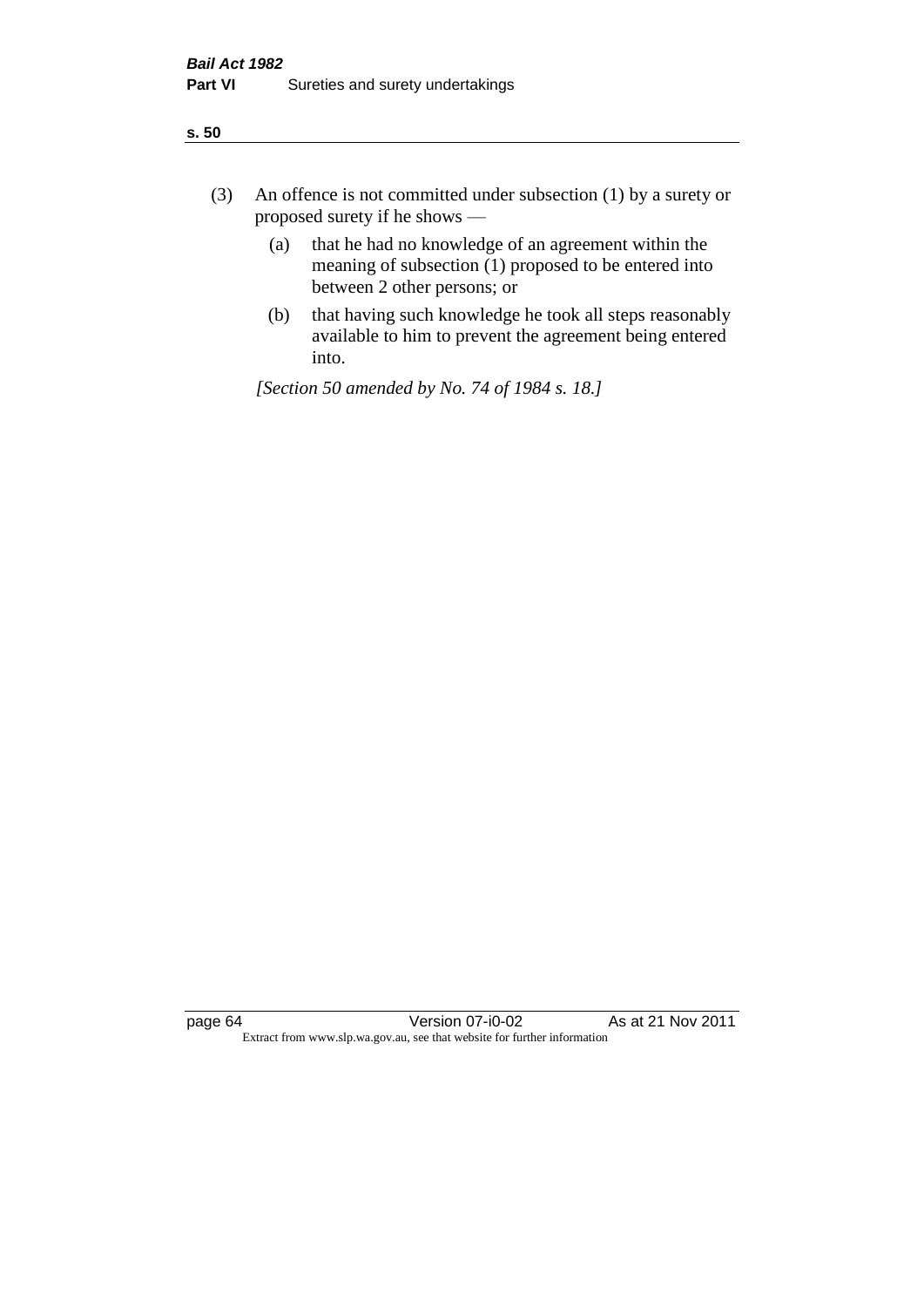(3) An offence is not committed under subsection (1) by a surety or proposed surety if he shows —

  (a) that he had no knowledge of an agreement within the meaning of subsection (1) proposed to be entered into between 2 other persons; or

  (b) that having such knowledge he took all steps reasonably available to him to prevent the agreement being entered into.

*[Section 50 amended by No. 74 of 1984 s. 18.]*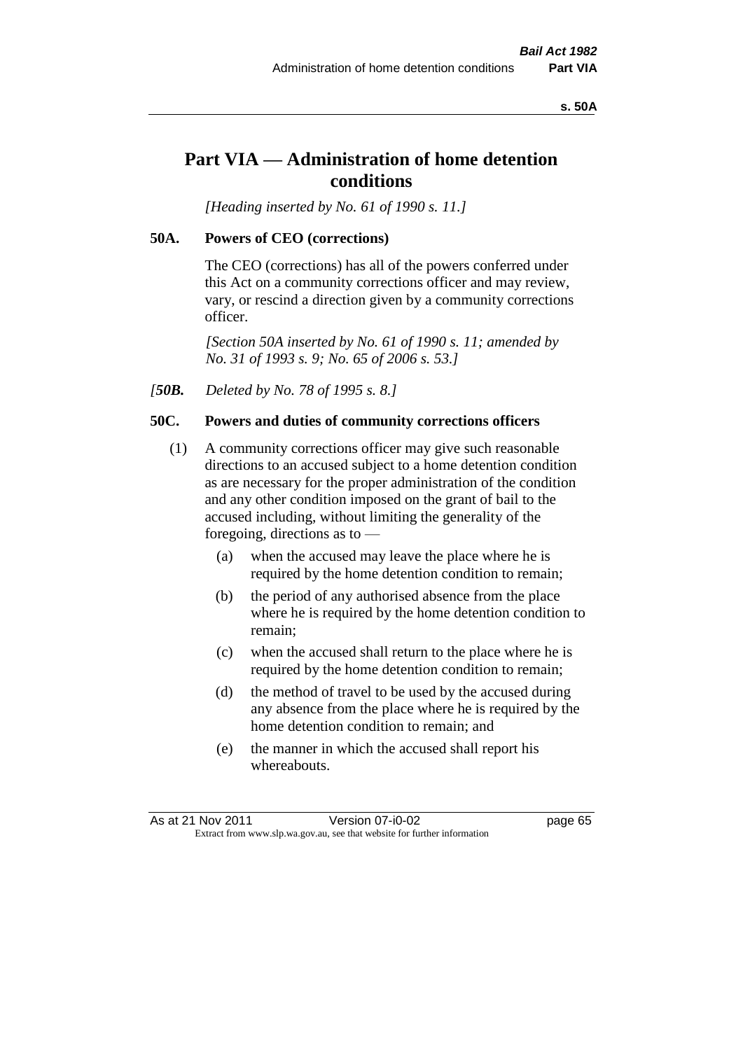# Part VIA — Administration of home detention conditions

*[Heading inserted by No. 61 of 1990 s. 11.]*

### 50A. Powers of CEO (corrections)

The CEO (corrections) has all of the powers conferred under this Act on a community corrections officer and may review, vary, or rescind a direction given by a community corrections officer.

*[Section 50A inserted by No. 61 of 1990 s. 11; amended by No. 31 of 1993 s. 9; No. 65 of 2006 s. 53.]*

*[**50B.** Deleted by No. 78 of 1995 s. 8.]*

### 50C. Powers and duties of community corrections officers

(1) A community corrections officer may give such reasonable directions to an accused subject to a home detention condition as are necessary for the proper administration of the condition and any other condition imposed on the grant of bail to the accused including, without limiting the generality of the foregoing, directions as to —

- (a) when the accused may leave the place where he is required by the home detention condition to remain;
- (b) the period of any authorised absence from the place where he is required by the home detention condition to remain;
- (c) when the accused shall return to the place where he is required by the home detention condition to remain;
- (d) the method of travel to be used by the accused during any absence from the place where he is required by the home detention condition to remain; and
- (e) the manner in which the accused shall report his whereabouts.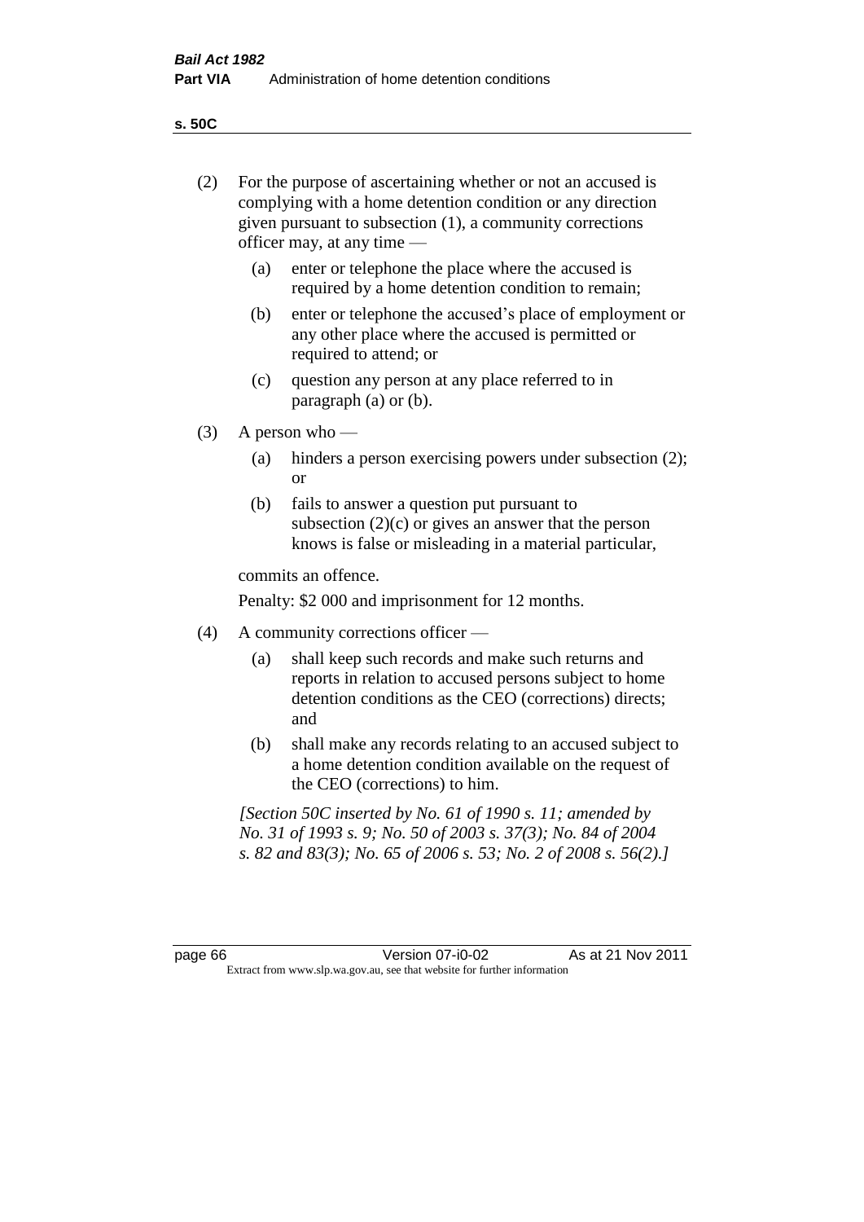**s. 50C**

(2) For the purpose of ascertaining whether or not an accused is complying with a home detention condition or any direction given pursuant to subsection (1), a community corrections officer may, at any time —

(a) enter or telephone the place where the accused is required by a home detention condition to remain;

(b) enter or telephone the accused's place of employment or any other place where the accused is permitted or required to attend; or

(c) question any person at any place referred to in paragraph (a) or (b).

(3) A person who —

(a) hinders a person exercising powers under subsection (2); or

(b) fails to answer a question put pursuant to subsection (2)(c) or gives an answer that the person knows is false or misleading in a material particular,

commits an offence.

Penalty: $2 000 and imprisonment for 12 months.

(4) A community corrections officer —

(a) shall keep such records and make such returns and reports in relation to accused persons subject to home detention conditions as the CEO (corrections) directs; and

(b) shall make any records relating to an accused subject to a home detention condition available on the request of the CEO (corrections) to him.

*[Section 50C inserted by No. 61 of 1990 s. 11; amended by No. 31 of 1993 s. 9; No. 50 of 2003 s. 37(3); No. 84 of 2004 s. 82 and 83(3); No. 65 of 2006 s. 53; No. 2 of 2008 s. 56(2).]*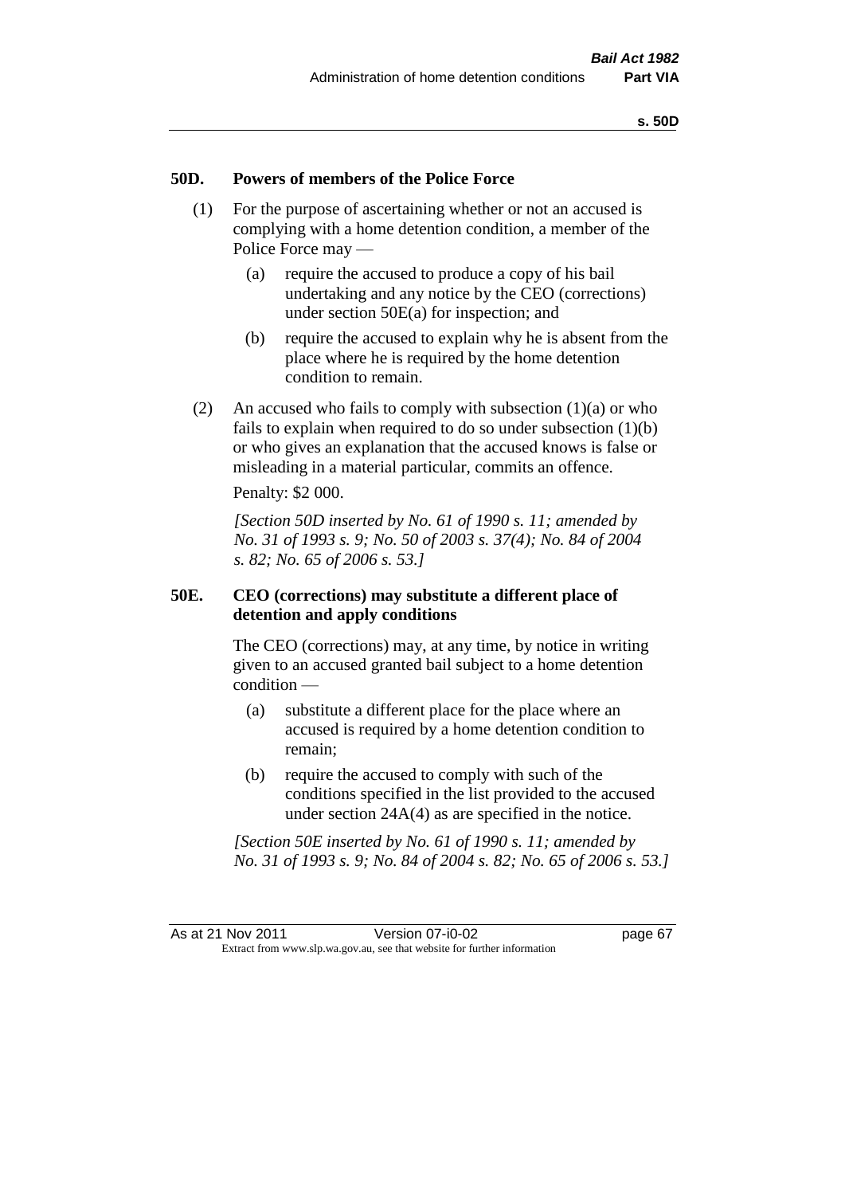## 50D. Powers of members of the Police Force

(1) For the purpose of ascertaining whether or not an accused is complying with a home detention condition, a member of the Police Force may —

(a) require the accused to produce a copy of his bail undertaking and any notice by the CEO (corrections) under section 50E(a) for inspection; and

(b) require the accused to explain why he is absent from the place where he is required by the home detention condition to remain.

(2) An accused who fails to comply with subsection (1)(a) or who fails to explain when required to do so under subsection (1)(b) or who gives an explanation that the accused knows is false or misleading in a material particular, commits an offence.

Penalty: $2 000.

*[Section 50D inserted by No. 61 of 1990 s. 11; amended by No. 31 of 1993 s. 9; No. 50 of 2003 s. 37(4); No. 84 of 2004 s. 82; No. 65 of 2006 s. 53.]*

## 50E. CEO (corrections) may substitute a different place of detention and apply conditions

The CEO (corrections) may, at any time, by notice in writing given to an accused granted bail subject to a home detention condition —

(a) substitute a different place for the place where an accused is required by a home detention condition to remain;

(b) require the accused to comply with such of the conditions specified in the list provided to the accused under section 24A(4) as are specified in the notice.

*[Section 50E inserted by No. 61 of 1990 s. 11; amended by No. 31 of 1993 s. 9; No. 84 of 2004 s. 82; No. 65 of 2006 s. 53.]*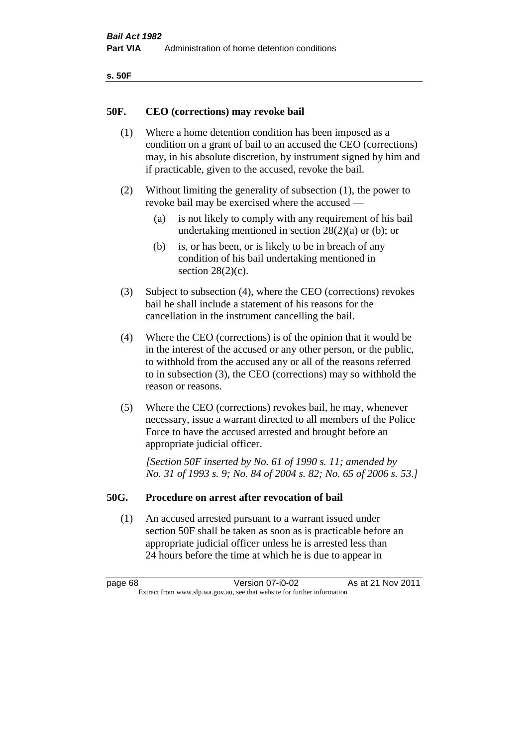## 50F. CEO (corrections) may revoke bail

(1) Where a home detention condition has been imposed as a condition on a grant of bail to an accused the CEO (corrections) may, in his absolute discretion, by instrument signed by him and if practicable, given to the accused, revoke the bail.

(2) Without limiting the generality of subsection (1), the power to revoke bail may be exercised where the accused —

- (a) is not likely to comply with any requirement of his bail undertaking mentioned in section 28(2)(a) or (b); or
- (b) is, or has been, or is likely to be in breach of any condition of his bail undertaking mentioned in section 28(2)(c).

(3) Subject to subsection (4), where the CEO (corrections) revokes bail he shall include a statement of his reasons for the cancellation in the instrument cancelling the bail.

(4) Where the CEO (corrections) is of the opinion that it would be in the interest of the accused or any other person, or the public, to withhold from the accused any or all of the reasons referred to in subsection (3), the CEO (corrections) may so withhold the reason or reasons.

(5) Where the CEO (corrections) revokes bail, he may, whenever necessary, issue a warrant directed to all members of the Police Force to have the accused arrested and brought before an appropriate judicial officer.

*[Section 50F inserted by No. 61 of 1990 s. 11; amended by No. 31 of 1993 s. 9; No. 84 of 2004 s. 82; No. 65 of 2006 s. 53.]*

## 50G. Procedure on arrest after revocation of bail

(1) An accused arrested pursuant to a warrant issued under section 50F shall be taken as soon as is practicable before an appropriate judicial officer unless he is arrested less than 24 hours before the time at which he is due to appear in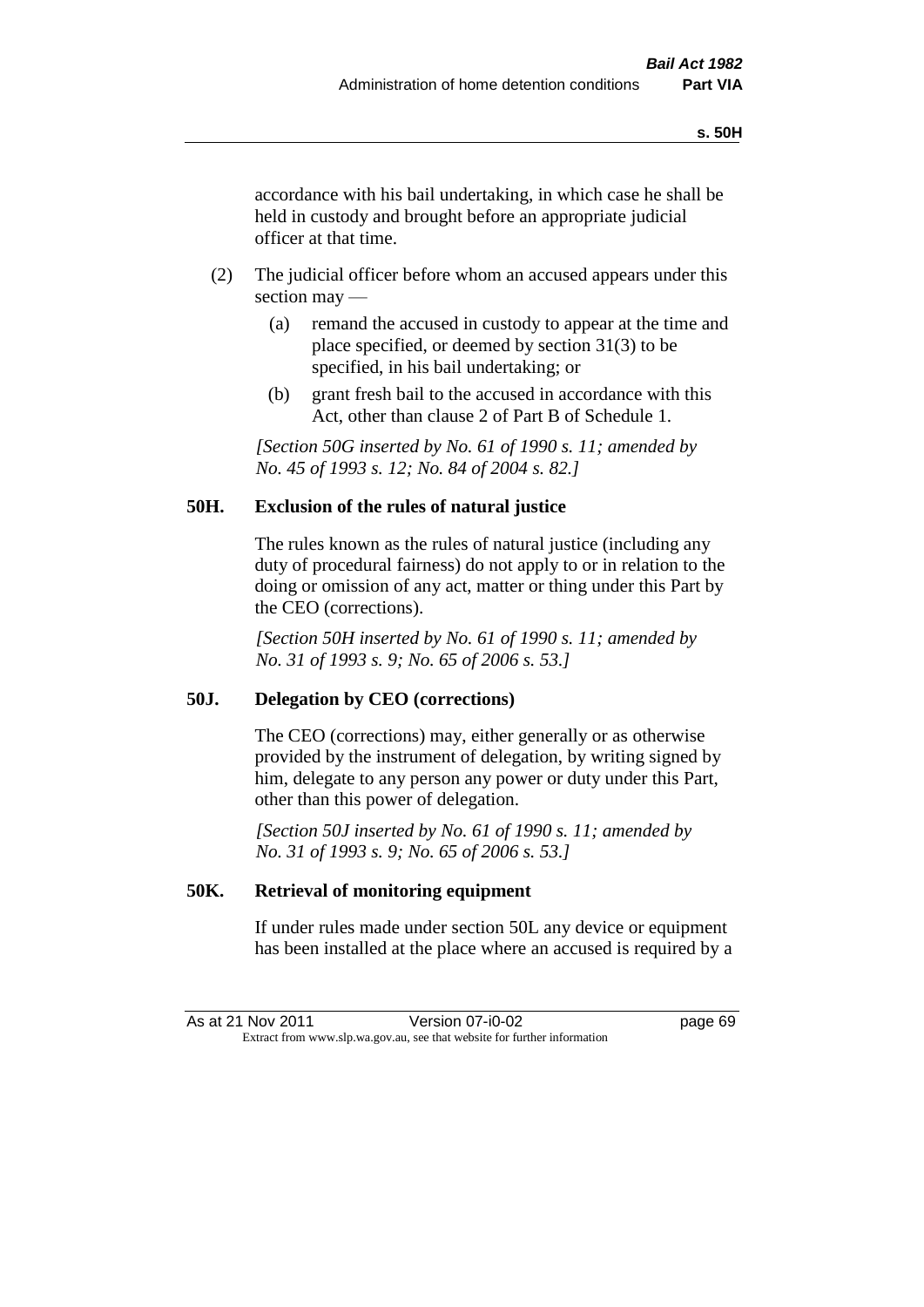accordance with his bail undertaking, in which case he shall be held in custody and brought before an appropriate judicial officer at that time.

(2) The judicial officer before whom an accused appears under this section may —

(a) remand the accused in custody to appear at the time and place specified, or deemed by section 31(3) to be specified, in his bail undertaking; or

(b) grant fresh bail to the accused in accordance with this Act, other than clause 2 of Part B of Schedule 1.

*[Section 50G inserted by No. 61 of 1990 s. 11; amended by No. 45 of 1993 s. 12; No. 84 of 2004 s. 82.]*

### 50H. Exclusion of the rules of natural justice

The rules known as the rules of natural justice (including any duty of procedural fairness) do not apply to or in relation to the doing or omission of any act, matter or thing under this Part by the CEO (corrections).

*[Section 50H inserted by No. 61 of 1990 s. 11; amended by No. 31 of 1993 s. 9; No. 65 of 2006 s. 53.]*

### 50J. Delegation by CEO (corrections)

The CEO (corrections) may, either generally or as otherwise provided by the instrument of delegation, by writing signed by him, delegate to any person any power or duty under this Part, other than this power of delegation.

*[Section 50J inserted by No. 61 of 1990 s. 11; amended by No. 31 of 1993 s. 9; No. 65 of 2006 s. 53.]*

### 50K. Retrieval of monitoring equipment

If under rules made under section 50L any device or equipment has been installed at the place where an accused is required by a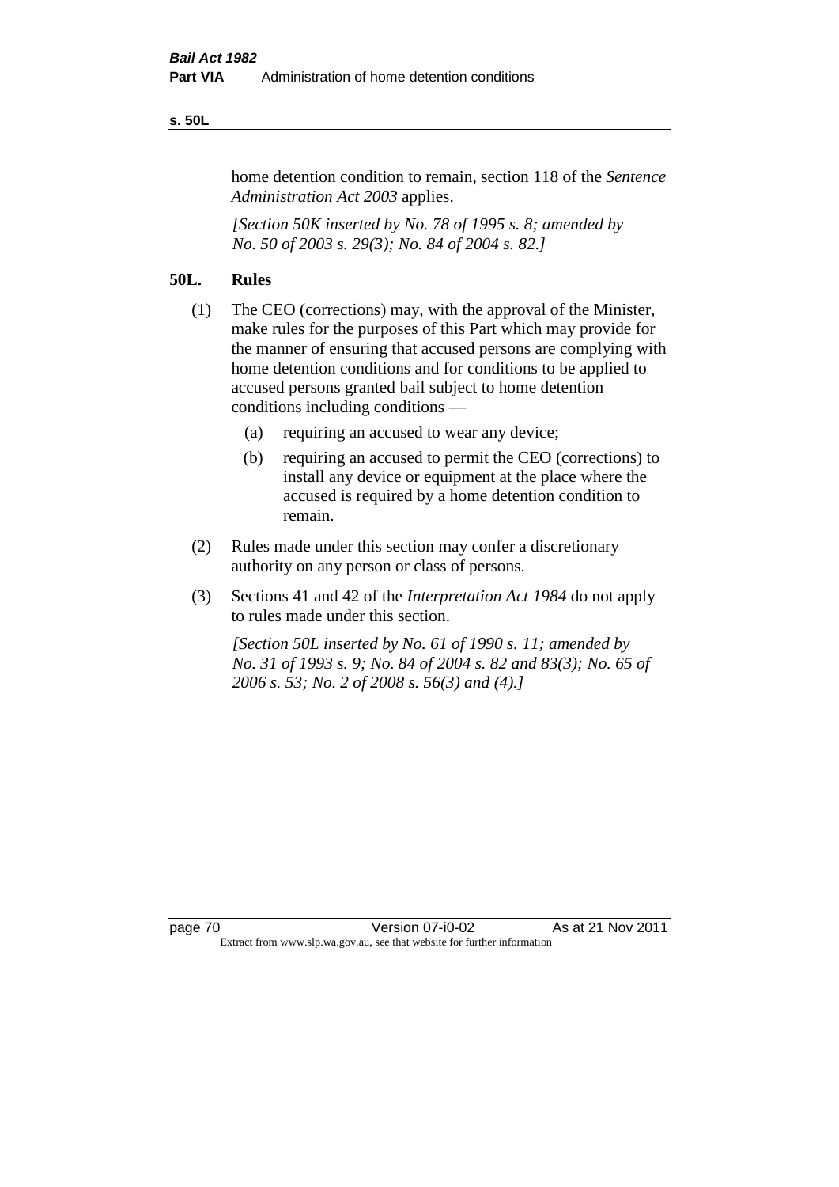home detention condition to remain, section 118 of the *Sentence Administration Act 2003* applies.

*[Section 50K inserted by No. 78 of 1995 s. 8; amended by No. 50 of 2003 s. 29(3); No. 84 of 2004 s. 82.]*

## 50L. Rules

(1) The CEO (corrections) may, with the approval of the Minister, make rules for the purposes of this Part which may provide for the manner of ensuring that accused persons are complying with home detention conditions and for conditions to be applied to accused persons granted bail subject to home detention conditions including conditions —

- (a) requiring an accused to wear any device;
- (b) requiring an accused to permit the CEO (corrections) to install any device or equipment at the place where the accused is required by a home detention condition to remain.

(2) Rules made under this section may confer a discretionary authority on any person or class of persons.

(3) Sections 41 and 42 of the *Interpretation Act 1984* do not apply to rules made under this section.

*[Section 50L inserted by No. 61 of 1990 s. 11; amended by No. 31 of 1993 s. 9; No. 84 of 2004 s. 82 and 83(3); No. 65 of 2006 s. 53; No. 2 of 2008 s. 56(3) and (4).]*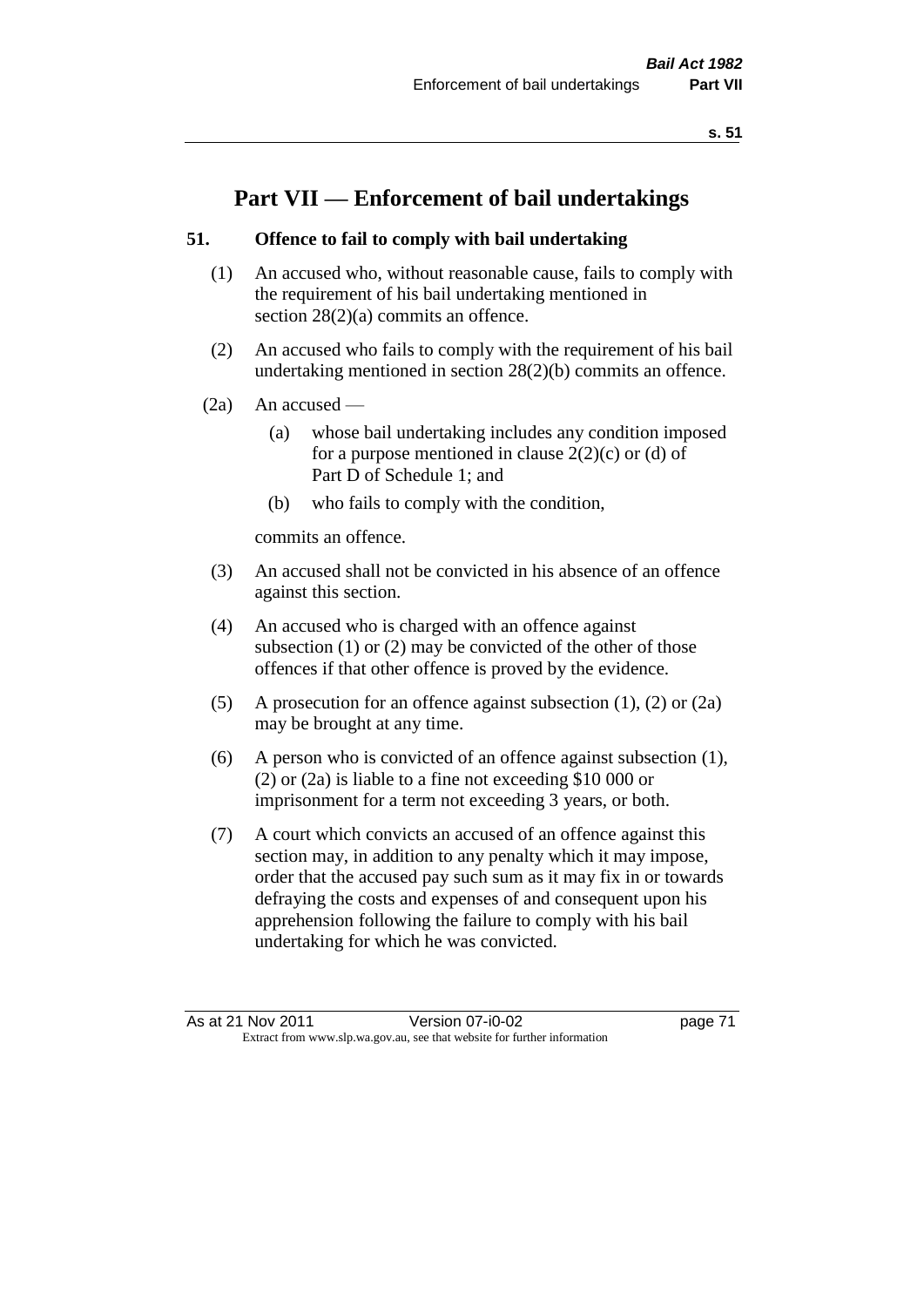# Part VII — Enforcement of bail undertakings

### 51. Offence to fail to comply with bail undertaking

(1) An accused who, without reasonable cause, fails to comply with the requirement of his bail undertaking mentioned in section 28(2)(a) commits an offence.

(2) An accused who fails to comply with the requirement of his bail undertaking mentioned in section 28(2)(b) commits an offence.

(2a) An accused —

  (a) whose bail undertaking includes any condition imposed for a purpose mentioned in clause 2(2)(c) or (d) of Part D of Schedule 1; and

  (b) who fails to comply with the condition,

commits an offence.

(3) An accused shall not be convicted in his absence of an offence against this section.

(4) An accused who is charged with an offence against subsection (1) or (2) may be convicted of the other of those offences if that other offence is proved by the evidence.

(5) A prosecution for an offence against subsection (1), (2) or (2a) may be brought at any time.

(6) A person who is convicted of an offence against subsection (1), (2) or (2a) is liable to a fine not exceeding $10 000 or imprisonment for a term not exceeding 3 years, or both.

(7) A court which convicts an accused of an offence against this section may, in addition to any penalty which it may impose, order that the accused pay such sum as it may fix in or towards defraying the costs and expenses of and consequent upon his apprehension following the failure to comply with his bail undertaking for which he was convicted.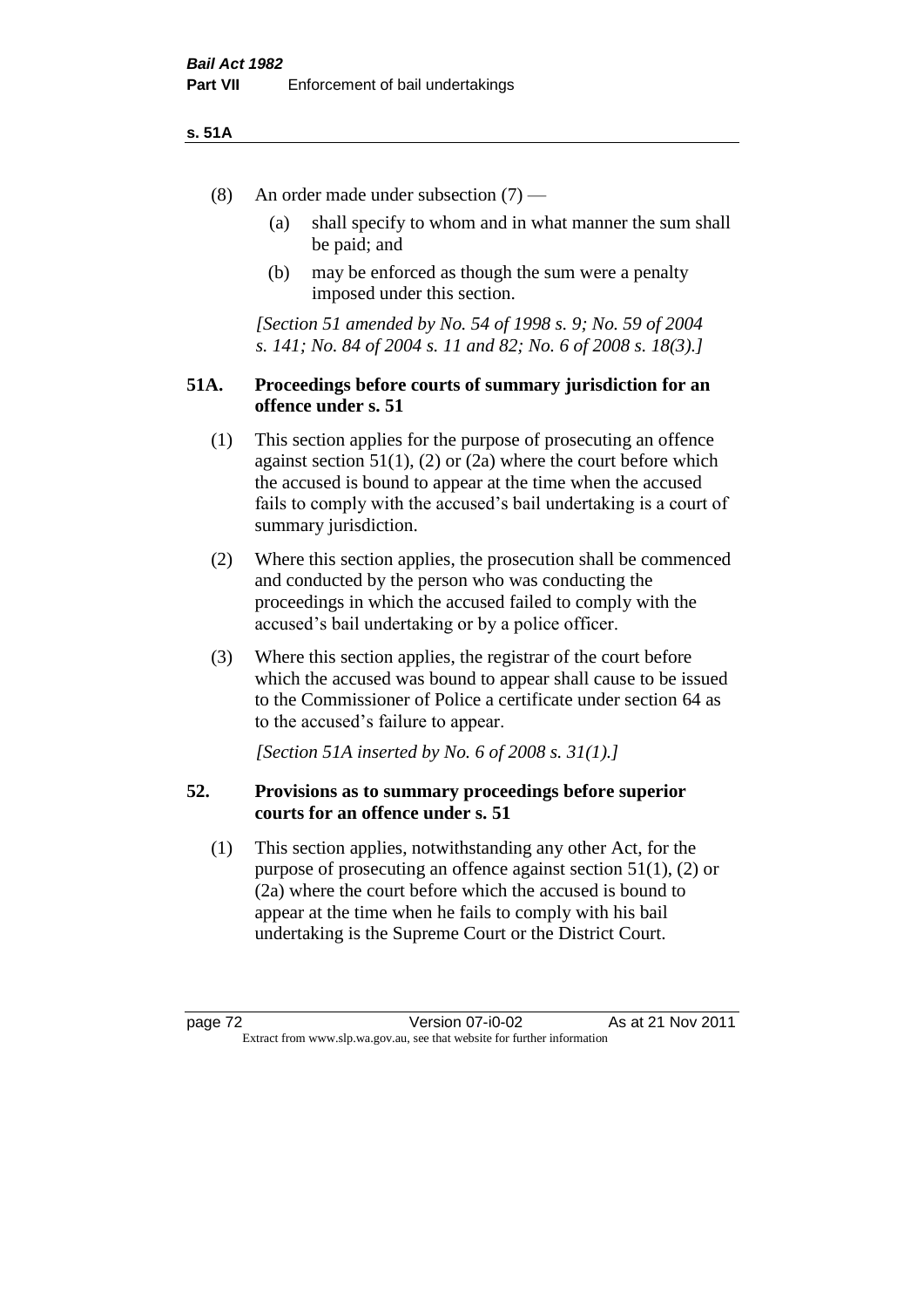(8) An order made under subsection (7) —

(a) shall specify to whom and in what manner the sum shall be paid; and

(b) may be enforced as though the sum were a penalty imposed under this section.

*[Section 51 amended by No. 54 of 1998 s. 9; No. 59 of 2004 s. 141; No. 84 of 2004 s. 11 and 82; No. 6 of 2008 s. 18(3).]*

### 51A. Proceedings before courts of summary jurisdiction for an offence under s. 51

(1) This section applies for the purpose of prosecuting an offence against section 51(1), (2) or (2a) where the court before which the accused is bound to appear at the time when the accused fails to comply with the accused's bail undertaking is a court of summary jurisdiction.

(2) Where this section applies, the prosecution shall be commenced and conducted by the person who was conducting the proceedings in which the accused failed to comply with the accused's bail undertaking or by a police officer.

(3) Where this section applies, the registrar of the court before which the accused was bound to appear shall cause to be issued to the Commissioner of Police a certificate under section 64 as to the accused's failure to appear.

*[Section 51A inserted by No. 6 of 2008 s. 31(1).]*

### 52. Provisions as to summary proceedings before superior courts for an offence under s. 51

(1) This section applies, notwithstanding any other Act, for the purpose of prosecuting an offence against section 51(1), (2) or (2a) where the court before which the accused is bound to appear at the time when he fails to comply with his bail undertaking is the Supreme Court or the District Court.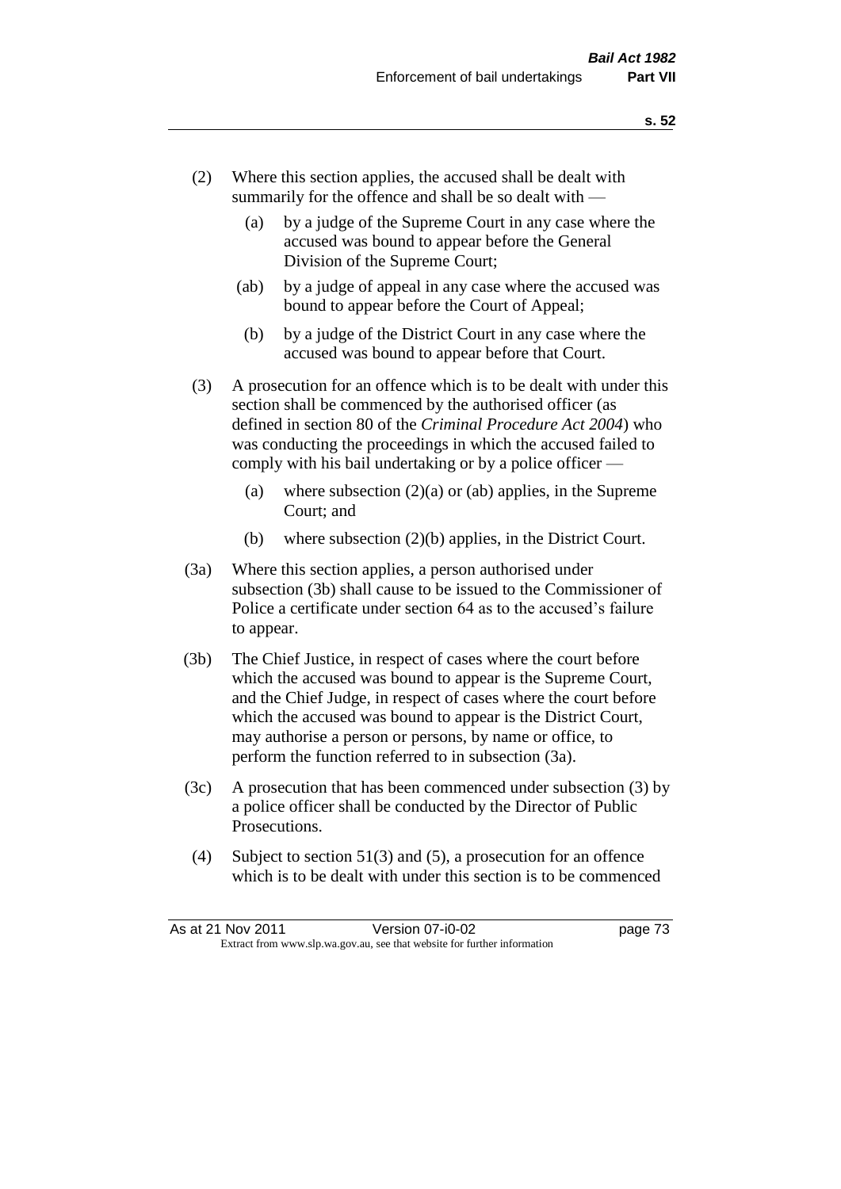(2) Where this section applies, the accused shall be dealt with summarily for the offence and shall be so dealt with —

(a) by a judge of the Supreme Court in any case where the accused was bound to appear before the General Division of the Supreme Court;

(ab) by a judge of appeal in any case where the accused was bound to appear before the Court of Appeal;

(b) by a judge of the District Court in any case where the accused was bound to appear before that Court.

(3) A prosecution for an offence which is to be dealt with under this section shall be commenced by the authorised officer (as defined in section 80 of the *Criminal Procedure Act 2004*) who was conducting the proceedings in which the accused failed to comply with his bail undertaking or by a police officer —

(a) where subsection (2)(a) or (ab) applies, in the Supreme Court; and

(b) where subsection (2)(b) applies, in the District Court.

(3a) Where this section applies, a person authorised under subsection (3b) shall cause to be issued to the Commissioner of Police a certificate under section 64 as to the accused's failure to appear.

(3b) The Chief Justice, in respect of cases where the court before which the accused was bound to appear is the Supreme Court, and the Chief Judge, in respect of cases where the court before which the accused was bound to appear is the District Court, may authorise a person or persons, by name or office, to perform the function referred to in subsection (3a).

(3c) A prosecution that has been commenced under subsection (3) by a police officer shall be conducted by the Director of Public Prosecutions.

(4) Subject to section 51(3) and (5), a prosecution for an offence which is to be dealt with under this section is to be commenced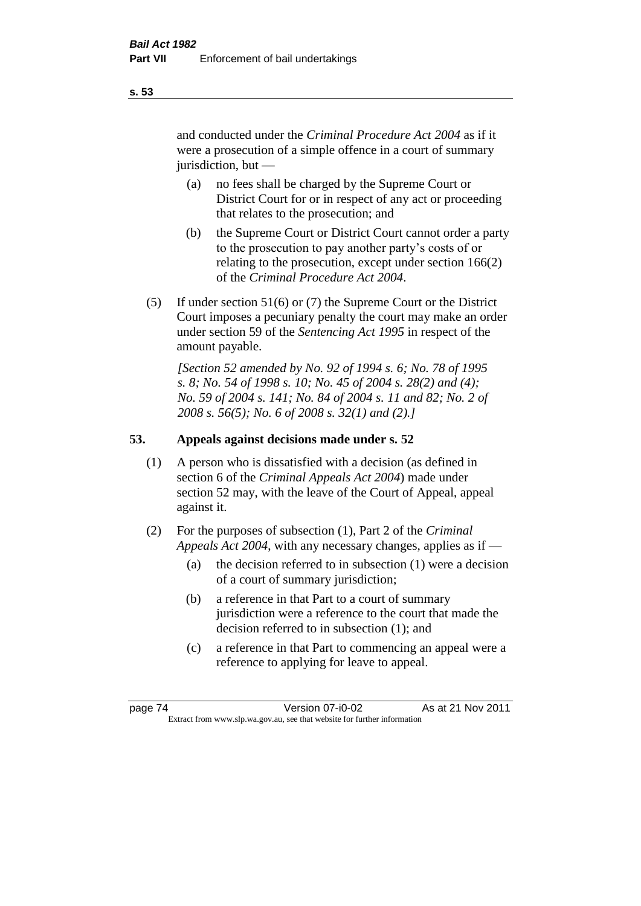and conducted under the *Criminal Procedure Act 2004* as if it were a prosecution of a simple offence in a court of summary jurisdiction, but —

(a) no fees shall be charged by the Supreme Court or District Court for or in respect of any act or proceeding that relates to the prosecution; and

(b) the Supreme Court or District Court cannot order a party to the prosecution to pay another party's costs of or relating to the prosecution, except under section 166(2) of the *Criminal Procedure Act 2004*.

(5) If under section 51(6) or (7) the Supreme Court or the District Court imposes a pecuniary penalty the court may make an order under section 59 of the *Sentencing Act 1995* in respect of the amount payable.

*[Section 52 amended by No. 92 of 1994 s. 6; No. 78 of 1995 s. 8; No. 54 of 1998 s. 10; No. 45 of 2004 s. 28(2) and (4); No. 59 of 2004 s. 141; No. 84 of 2004 s. 11 and 82; No. 2 of 2008 s. 56(5); No. 6 of 2008 s. 32(1) and (2).]*

## 53. Appeals against decisions made under s. 52

(1) A person who is dissatisfied with a decision (as defined in section 6 of the *Criminal Appeals Act 2004*) made under section 52 may, with the leave of the Court of Appeal, appeal against it.

(2) For the purposes of subsection (1), Part 2 of the *Criminal Appeals Act 2004*, with any necessary changes, applies as if —

(a) the decision referred to in subsection (1) were a decision of a court of summary jurisdiction;

(b) a reference in that Part to a court of summary jurisdiction were a reference to the court that made the decision referred to in subsection (1); and

(c) a reference in that Part to commencing an appeal were a reference to applying for leave to appeal.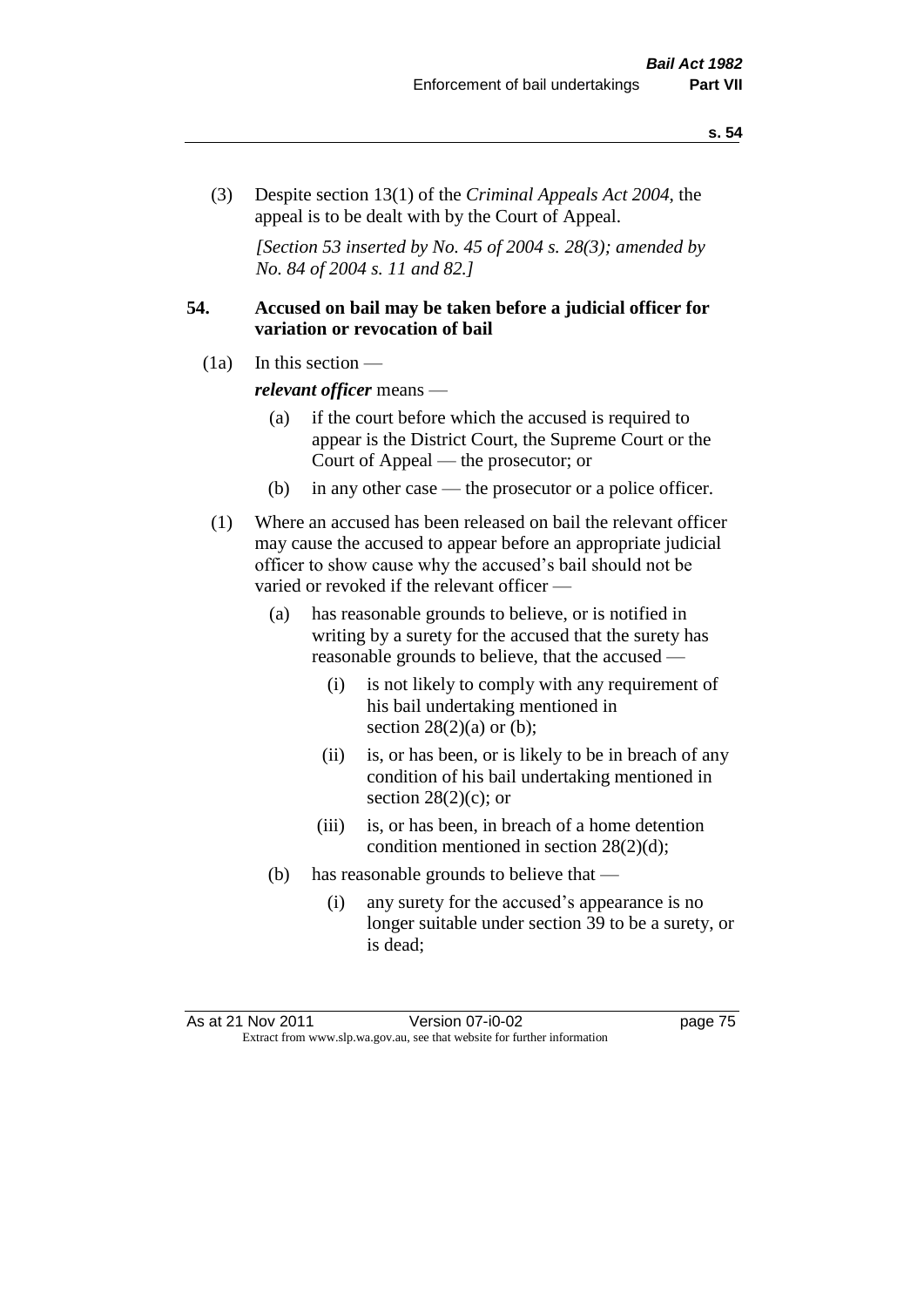(3) Despite section 13(1) of the *Criminal Appeals Act 2004*, the appeal is to be dealt with by the Court of Appeal.

*[Section 53 inserted by No. 45 of 2004 s. 28(3); amended by No. 84 of 2004 s. 11 and 82.]*

## 54. Accused on bail may be taken before a judicial officer for variation or revocation of bail

(1a) In this section —

***relevant officer*** means —

- (a) if the court before which the accused is required to appear is the District Court, the Supreme Court or the Court of Appeal — the prosecutor; or
- (b) in any other case — the prosecutor or a police officer.

(1) Where an accused has been released on bail the relevant officer may cause the accused to appear before an appropriate judicial officer to show cause why the accused's bail should not be varied or revoked if the relevant officer —

- (a) has reasonable grounds to believe, or is notified in writing by a surety for the accused that the surety has reasonable grounds to believe, that the accused —
  - (i) is not likely to comply with any requirement of his bail undertaking mentioned in section 28(2)(a) or (b);
  - (ii) is, or has been, or is likely to be in breach of any condition of his bail undertaking mentioned in section 28(2)(c); or
  - (iii) is, or has been, in breach of a home detention condition mentioned in section 28(2)(d);
- (b) has reasonable grounds to believe that —
  - (i) any surety for the accused's appearance is no longer suitable under section 39 to be a surety, or is dead;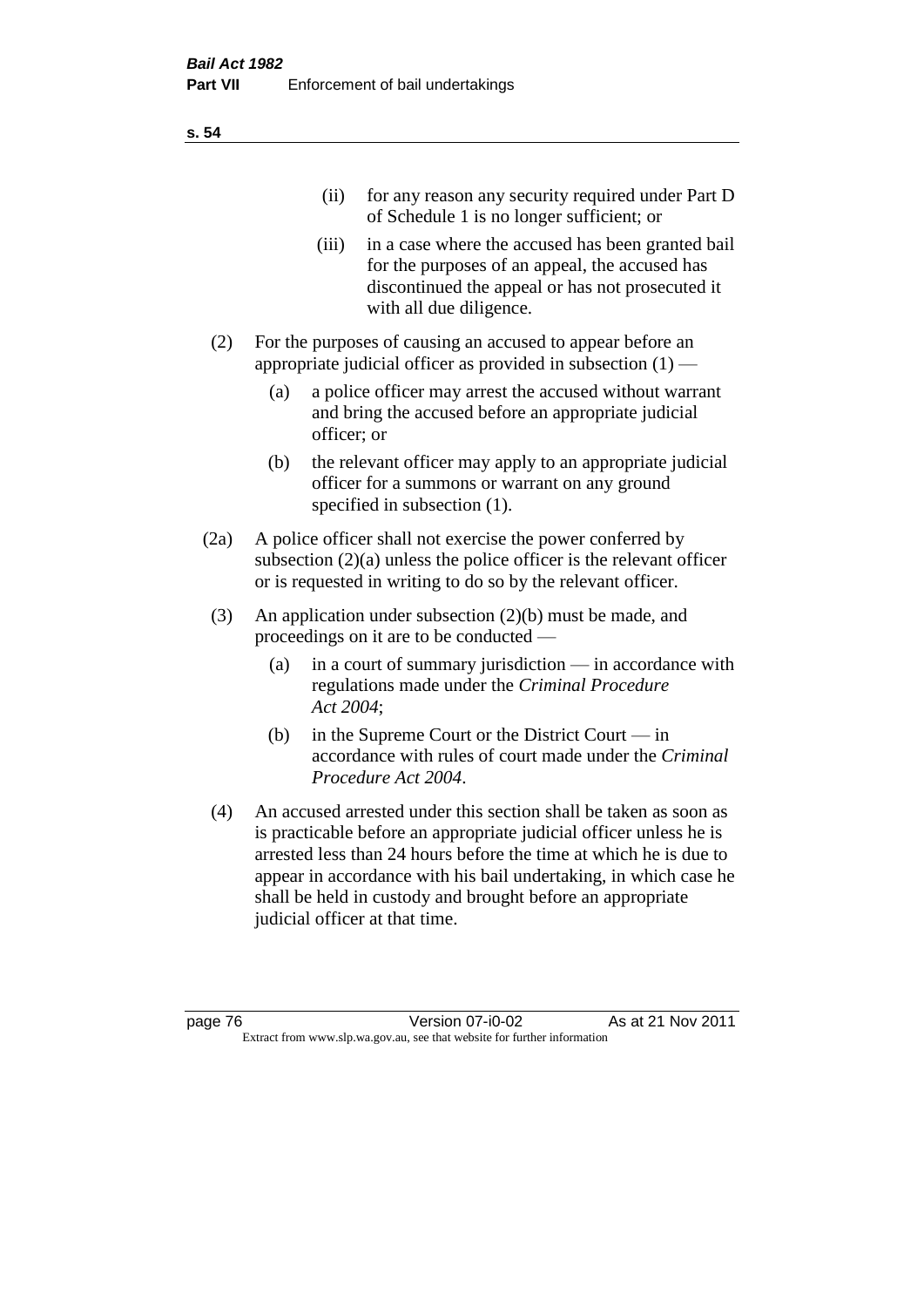(ii) for any reason any security required under Part D of Schedule 1 is no longer sufficient; or

(iii) in a case where the accused has been granted bail for the purposes of an appeal, the accused has discontinued the appeal or has not prosecuted it with all due diligence.

(2) For the purposes of causing an accused to appear before an appropriate judicial officer as provided in subsection (1) —

(a) a police officer may arrest the accused without warrant and bring the accused before an appropriate judicial officer; or

(b) the relevant officer may apply to an appropriate judicial officer for a summons or warrant on any ground specified in subsection (1).

(2a) A police officer shall not exercise the power conferred by subsection (2)(a) unless the police officer is the relevant officer or is requested in writing to do so by the relevant officer.

(3) An application under subsection (2)(b) must be made, and proceedings on it are to be conducted —

(a) in a court of summary jurisdiction — in accordance with regulations made under the *Criminal Procedure Act 2004*;

(b) in the Supreme Court or the District Court — in accordance with rules of court made under the *Criminal Procedure Act 2004*.

(4) An accused arrested under this section shall be taken as soon as is practicable before an appropriate judicial officer unless he is arrested less than 24 hours before the time at which he is due to appear in accordance with his bail undertaking, in which case he shall be held in custody and brought before an appropriate judicial officer at that time.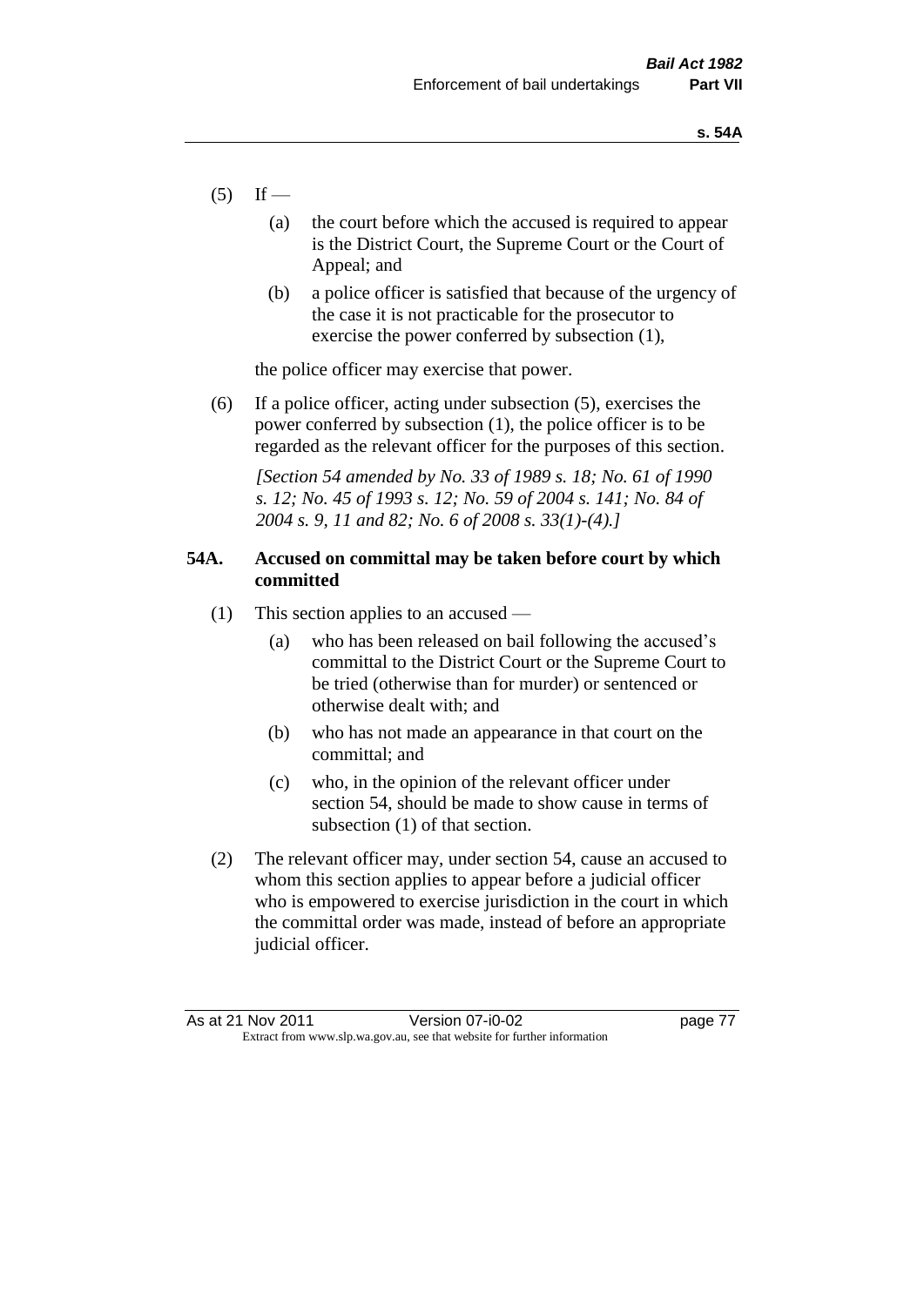(5) If —

(a) the court before which the accused is required to appear is the District Court, the Supreme Court or the Court of Appeal; and

(b) a police officer is satisfied that because of the urgency of the case it is not practicable for the prosecutor to exercise the power conferred by subsection (1),

the police officer may exercise that power.

(6) If a police officer, acting under subsection (5), exercises the power conferred by subsection (1), the police officer is to be regarded as the relevant officer for the purposes of this section.

*[Section 54 amended by No. 33 of 1989 s. 18; No. 61 of 1990 s. 12; No. 45 of 1993 s. 12; No. 59 of 2004 s. 141; No. 84 of 2004 s. 9, 11 and 82; No. 6 of 2008 s. 33(1)-(4).]*

### 54A. Accused on committal may be taken before court by which committed

(1) This section applies to an accused —

(a) who has been released on bail following the accused's committal to the District Court or the Supreme Court to be tried (otherwise than for murder) or sentenced or otherwise dealt with; and

(b) who has not made an appearance in that court on the committal; and

(c) who, in the opinion of the relevant officer under section 54, should be made to show cause in terms of subsection (1) of that section.

(2) The relevant officer may, under section 54, cause an accused to whom this section applies to appear before a judicial officer who is empowered to exercise jurisdiction in the court in which the committal order was made, instead of before an appropriate judicial officer.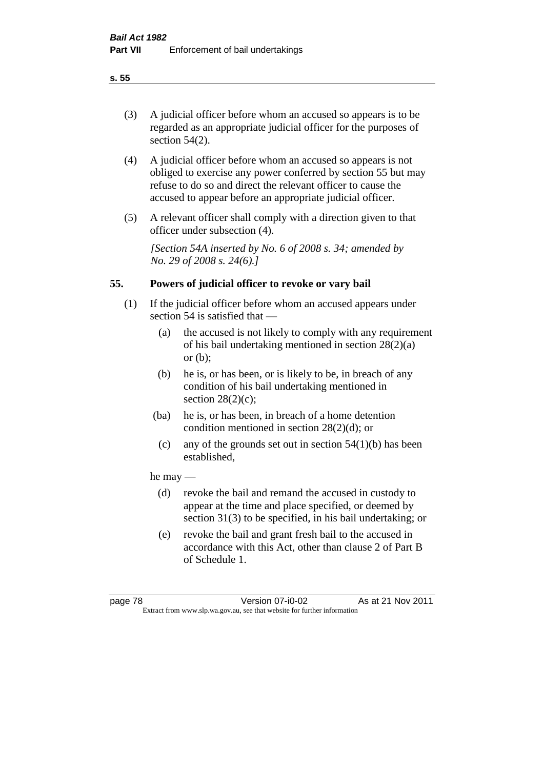(3) A judicial officer before whom an accused so appears is to be regarded as an appropriate judicial officer for the purposes of section 54(2).

(4) A judicial officer before whom an accused so appears is not obliged to exercise any power conferred by section 55 but may refuse to do so and direct the relevant officer to cause the accused to appear before an appropriate judicial officer.

(5) A relevant officer shall comply with a direction given to that officer under subsection (4).

*[Section 54A inserted by No. 6 of 2008 s. 34; amended by No. 29 of 2008 s. 24(6).]*

## 55. Powers of judicial officer to revoke or vary bail

(1) If the judicial officer before whom an accused appears under section 54 is satisfied that —

  (a) the accused is not likely to comply with any requirement of his bail undertaking mentioned in section 28(2)(a) or (b);

  (b) he is, or has been, or is likely to be, in breach of any condition of his bail undertaking mentioned in section 28(2)(c);

  (ba) he is, or has been, in breach of a home detention condition mentioned in section 28(2)(d); or

  (c) any of the grounds set out in section 54(1)(b) has been established,

he may —

  (d) revoke the bail and remand the accused in custody to appear at the time and place specified, or deemed by section 31(3) to be specified, in his bail undertaking; or

  (e) revoke the bail and grant fresh bail to the accused in accordance with this Act, other than clause 2 of Part B of Schedule 1.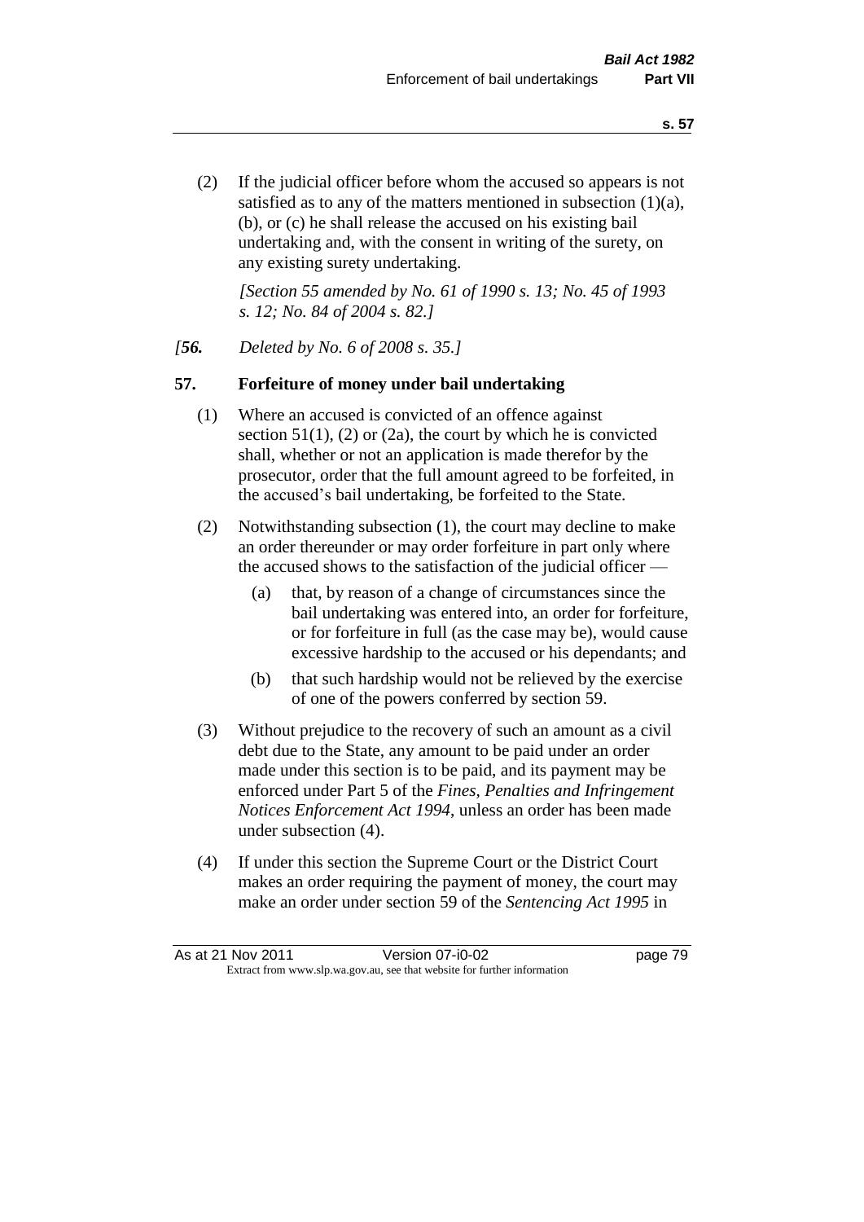(2) If the judicial officer before whom the accused so appears is not satisfied as to any of the matters mentioned in subsection (1)(a), (b), or (c) he shall release the accused on his existing bail undertaking and, with the consent in writing of the surety, on any existing surety undertaking.

*[Section 55 amended by No. 61 of 1990 s. 13; No. 45 of 1993 s. 12; No. 84 of 2004 s. 82.]*

*[**56.** Deleted by No. 6 of 2008 s. 35.]*

## 57. Forfeiture of money under bail undertaking

(1) Where an accused is convicted of an offence against section 51(1), (2) or (2a), the court by which he is convicted shall, whether or not an application is made therefor by the prosecutor, order that the full amount agreed to be forfeited, in the accused's bail undertaking, be forfeited to the State.

(2) Notwithstanding subsection (1), the court may decline to make an order thereunder or may order forfeiture in part only where the accused shows to the satisfaction of the judicial officer —

- (a) that, by reason of a change of circumstances since the bail undertaking was entered into, an order for forfeiture, or for forfeiture in full (as the case may be), would cause excessive hardship to the accused or his dependants; and
- (b) that such hardship would not be relieved by the exercise of one of the powers conferred by section 59.

(3) Without prejudice to the recovery of such an amount as a civil debt due to the State, any amount to be paid under an order made under this section is to be paid, and its payment may be enforced under Part 5 of the *Fines, Penalties and Infringement Notices Enforcement Act 1994*, unless an order has been made under subsection (4).

(4) If under this section the Supreme Court or the District Court makes an order requiring the payment of money, the court may make an order under section 59 of the *Sentencing Act 1995* in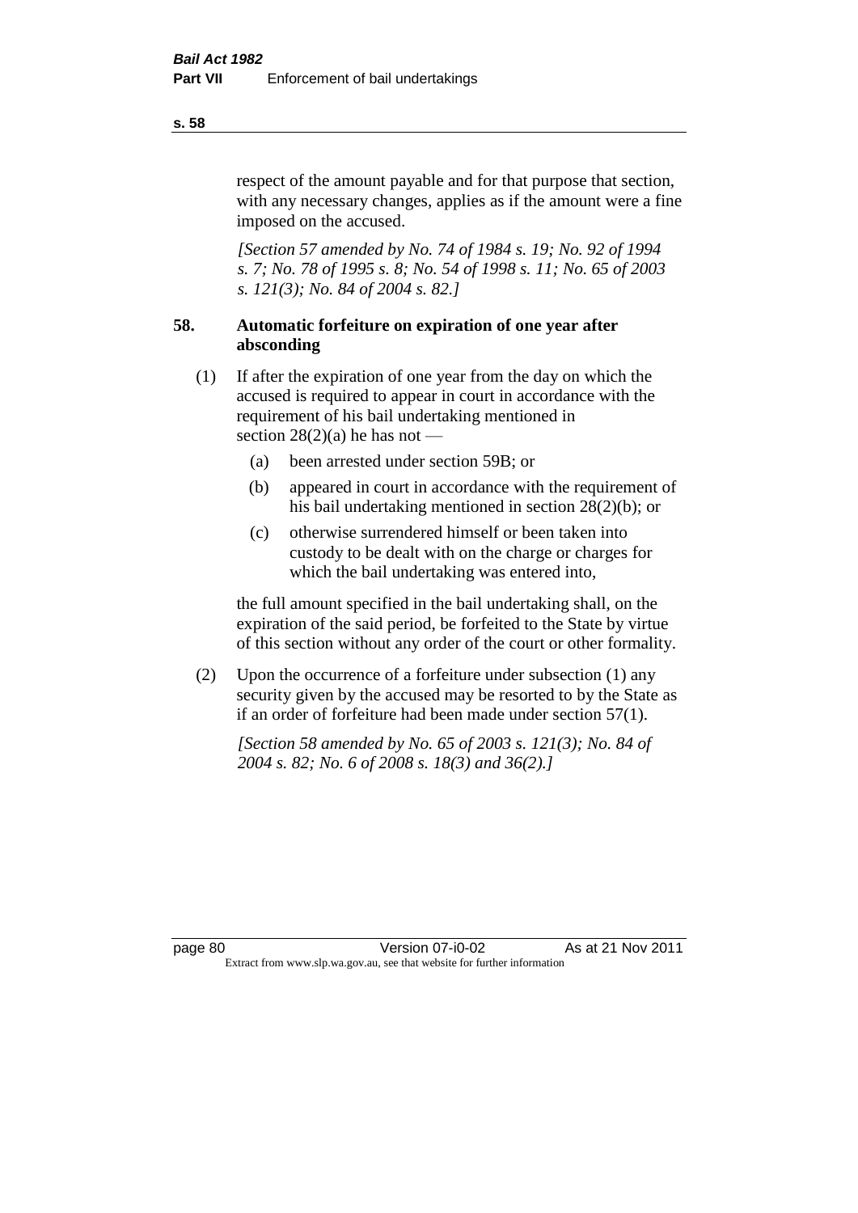respect of the amount payable and for that purpose that section, with any necessary changes, applies as if the amount were a fine imposed on the accused.

*[Section 57 amended by No. 74 of 1984 s. 19; No. 92 of 1994 s. 7; No. 78 of 1995 s. 8; No. 54 of 1998 s. 11; No. 65 of 2003 s. 121(3); No. 84 of 2004 s. 82.]*

### 58. Automatic forfeiture on expiration of one year after absconding

(1) If after the expiration of one year from the day on which the accused is required to appear in court in accordance with the requirement of his bail undertaking mentioned in section 28(2)(a) he has not —

- (a) been arrested under section 59B; or
- (b) appeared in court in accordance with the requirement of his bail undertaking mentioned in section 28(2)(b); or
- (c) otherwise surrendered himself or been taken into custody to be dealt with on the charge or charges for which the bail undertaking was entered into,

the full amount specified in the bail undertaking shall, on the expiration of the said period, be forfeited to the State by virtue of this section without any order of the court or other formality.

(2) Upon the occurrence of a forfeiture under subsection (1) any security given by the accused may be resorted to by the State as if an order of forfeiture had been made under section 57(1).

*[Section 58 amended by No. 65 of 2003 s. 121(3); No. 84 of 2004 s. 82; No. 6 of 2008 s. 18(3) and 36(2).]*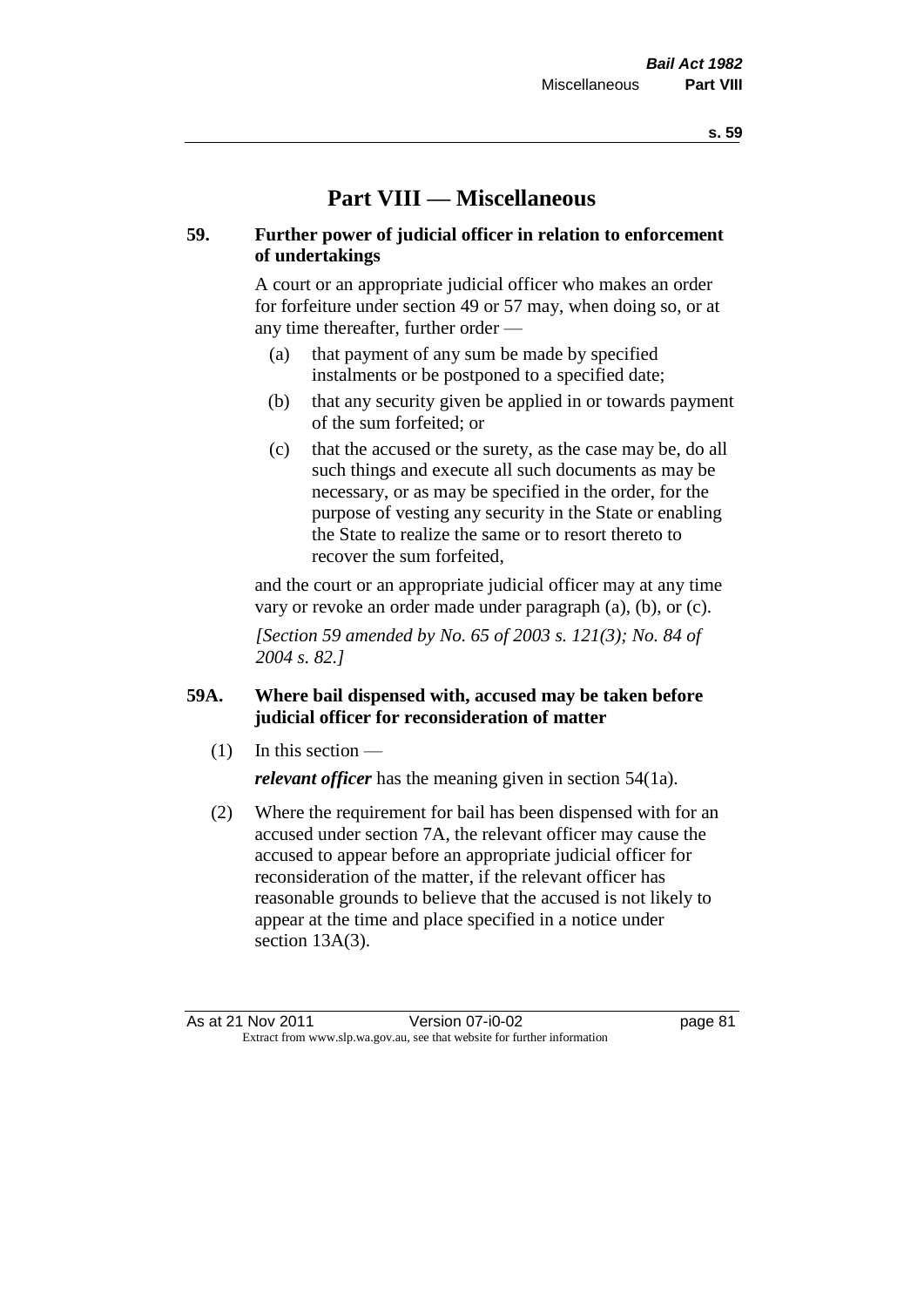# Part VIII — Miscellaneous

## 59. Further power of judicial officer in relation to enforcement of undertakings

A court or an appropriate judicial officer who makes an order for forfeiture under section 49 or 57 may, when doing so, or at any time thereafter, further order —

- (a) that payment of any sum be made by specified instalments or be postponed to a specified date;
- (b) that any security given be applied in or towards payment of the sum forfeited; or
- (c) that the accused or the surety, as the case may be, do all such things and execute all such documents as may be necessary, or as may be specified in the order, for the purpose of vesting any security in the State or enabling the State to realize the same or to resort thereto to recover the sum forfeited,

and the court or an appropriate judicial officer may at any time vary or revoke an order made under paragraph (a), (b), or (c).

*[Section 59 amended by No. 65 of 2003 s. 121(3); No. 84 of 2004 s. 82.]*

## 59A. Where bail dispensed with, accused may be taken before judicial officer for reconsideration of matter

(1) In this section —

***relevant officer*** has the meaning given in section 54(1a).

(2) Where the requirement for bail has been dispensed with for an accused under section 7A, the relevant officer may cause the accused to appear before an appropriate judicial officer for reconsideration of the matter, if the relevant officer has reasonable grounds to believe that the accused is not likely to appear at the time and place specified in a notice under section 13A(3).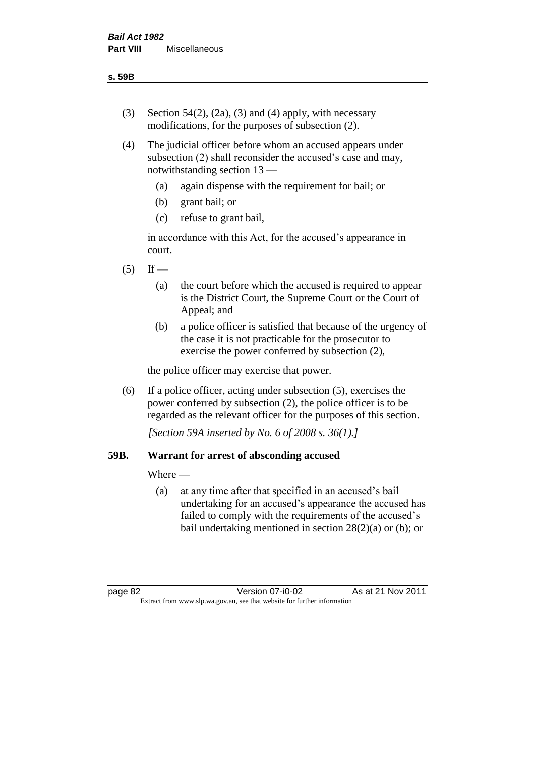(3) Section 54(2), (2a), (3) and (4) apply, with necessary modifications, for the purposes of subsection (2).

(4) The judicial officer before whom an accused appears under subsection (2) shall reconsider the accused's case and may, notwithstanding section 13 —

  (a) again dispense with the requirement for bail; or

  (b) grant bail; or

  (c) refuse to grant bail,

  in accordance with this Act, for the accused's appearance in court.

(5) If —

  (a) the court before which the accused is required to appear is the District Court, the Supreme Court or the Court of Appeal; and

  (b) a police officer is satisfied that because of the urgency of the case it is not practicable for the prosecutor to exercise the power conferred by subsection (2),

  the police officer may exercise that power.

(6) If a police officer, acting under subsection (5), exercises the power conferred by subsection (2), the police officer is to be regarded as the relevant officer for the purposes of this section.

*[Section 59A inserted by No. 6 of 2008 s. 36(1).]*

### 59B. Warrant for arrest of absconding accused

Where —

  (a) at any time after that specified in an accused's bail undertaking for an accused's appearance the accused has failed to comply with the requirements of the accused's bail undertaking mentioned in section 28(2)(a) or (b); or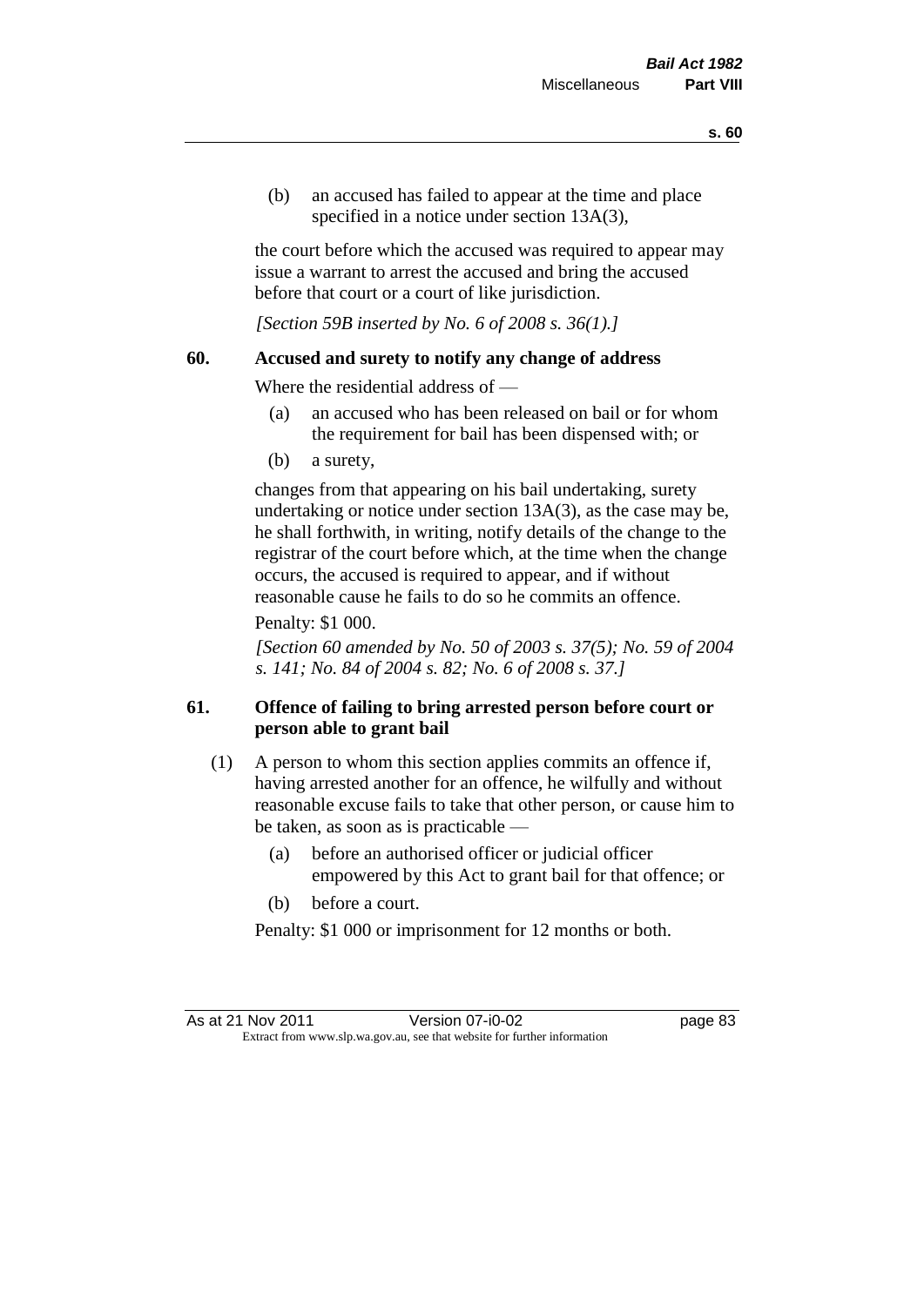(b) an accused has failed to appear at the time and place specified in a notice under section 13A(3),

the court before which the accused was required to appear may issue a warrant to arrest the accused and bring the accused before that court or a court of like jurisdiction.

*[Section 59B inserted by No. 6 of 2008 s. 36(1).]*

### 60. Accused and surety to notify any change of address

Where the residential address of —

(a) an accused who has been released on bail or for whom the requirement for bail has been dispensed with; or

(b) a surety,

changes from that appearing on his bail undertaking, surety undertaking or notice under section 13A(3), as the case may be, he shall forthwith, in writing, notify details of the change to the registrar of the court before which, at the time when the change occurs, the accused is required to appear, and if without reasonable cause he fails to do so he commits an offence.

Penalty: $1 000.

*[Section 60 amended by No. 50 of 2003 s. 37(5); No. 59 of 2004 s. 141; No. 84 of 2004 s. 82; No. 6 of 2008 s. 37.]*

### 61. Offence of failing to bring arrested person before court or person able to grant bail

(1) A person to whom this section applies commits an offence if, having arrested another for an offence, he wilfully and without reasonable excuse fails to take that other person, or cause him to be taken, as soon as is practicable —

(a) before an authorised officer or judicial officer empowered by this Act to grant bail for that offence; or

(b) before a court.

Penalty: $1 000 or imprisonment for 12 months or both.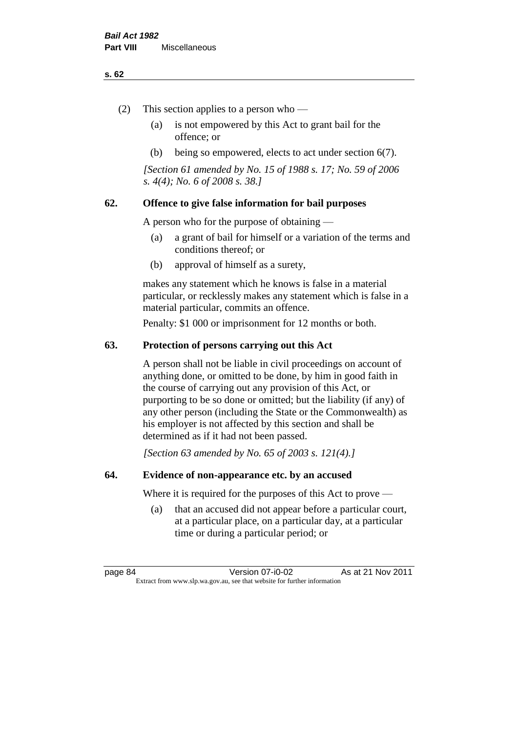(2) This section applies to a person who —

  (a) is not empowered by this Act to grant bail for the offence; or

  (b) being so empowered, elects to act under section 6(7).

*[Section 61 amended by No. 15 of 1988 s. 17; No. 59 of 2006 s. 4(4); No. 6 of 2008 s. 38.]*

### 62. Offence to give false information for bail purposes

A person who for the purpose of obtaining —

  (a) a grant of bail for himself or a variation of the terms and conditions thereof; or

  (b) approval of himself as a surety,

makes any statement which he knows is false in a material particular, or recklessly makes any statement which is false in a material particular, commits an offence.

Penalty: $1 000 or imprisonment for 12 months or both.

### 63. Protection of persons carrying out this Act

A person shall not be liable in civil proceedings on account of anything done, or omitted to be done, by him in good faith in the course of carrying out any provision of this Act, or purporting to be so done or omitted; but the liability (if any) of any other person (including the State or the Commonwealth) as his employer is not affected by this section and shall be determined as if it had not been passed.

*[Section 63 amended by No. 65 of 2003 s. 121(4).]*

### 64. Evidence of non-appearance etc. by an accused

Where it is required for the purposes of this Act to prove —

  (a) that an accused did not appear before a particular court, at a particular place, on a particular day, at a particular time or during a particular period; or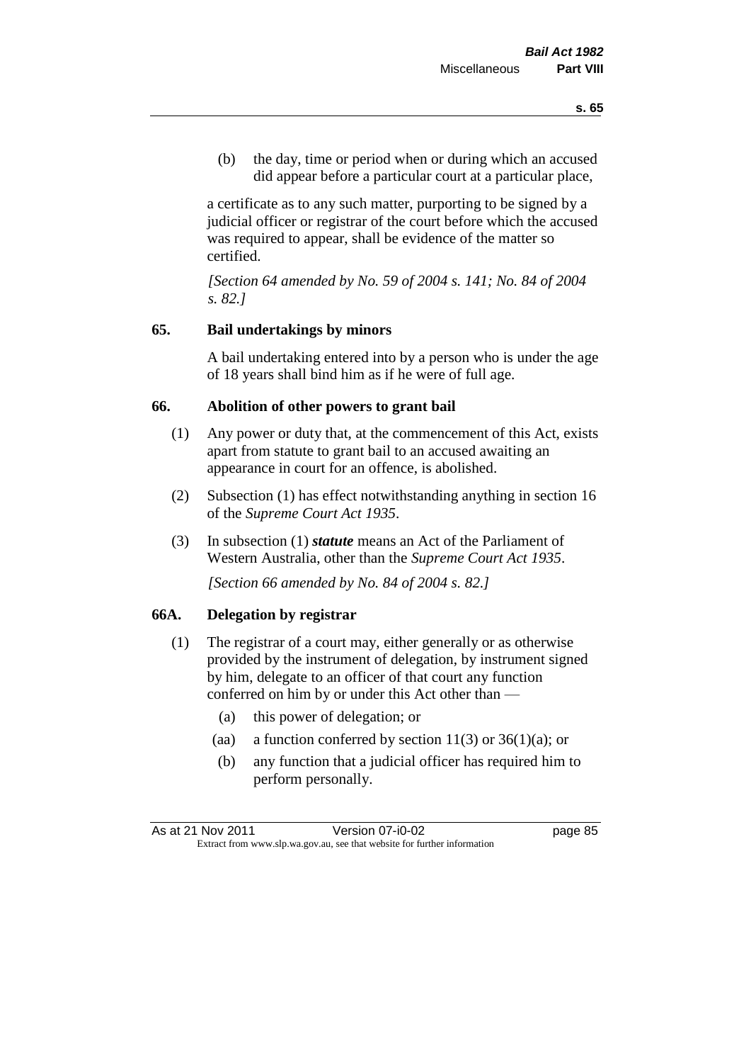(b) the day, time or period when or during which an accused did appear before a particular court at a particular place,

a certificate as to any such matter, purporting to be signed by a judicial officer or registrar of the court before which the accused was required to appear, shall be evidence of the matter so certified.

*[Section 64 amended by No. 59 of 2004 s. 141; No. 84 of 2004 s. 82.]*

### 65. Bail undertakings by minors

A bail undertaking entered into by a person who is under the age of 18 years shall bind him as if he were of full age.

### 66. Abolition of other powers to grant bail

(1) Any power or duty that, at the commencement of this Act, exists apart from statute to grant bail to an accused awaiting an appearance in court for an offence, is abolished.

(2) Subsection (1) has effect notwithstanding anything in section 16 of the *Supreme Court Act 1935*.

(3) In subsection (1) ***statute*** means an Act of the Parliament of Western Australia, other than the *Supreme Court Act 1935*.

*[Section 66 amended by No. 84 of 2004 s. 82.]*

### 66A. Delegation by registrar

(1) The registrar of a court may, either generally or as otherwise provided by the instrument of delegation, by instrument signed by him, delegate to an officer of that court any function conferred on him by or under this Act other than —

(a) this power of delegation; or

(aa) a function conferred by section 11(3) or 36(1)(a); or

(b) any function that a judicial officer has required him to perform personally.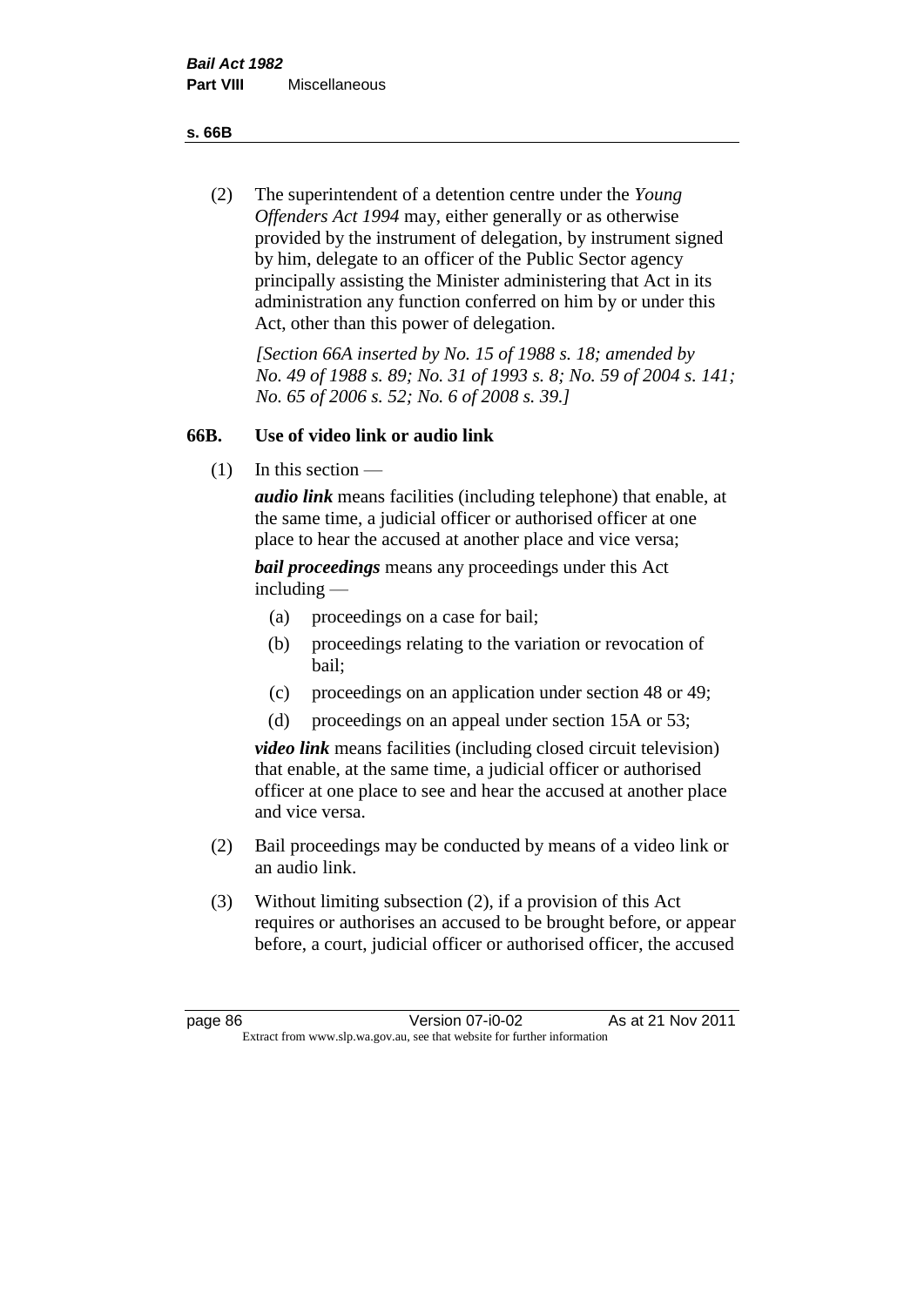(2) The superintendent of a detention centre under the *Young Offenders Act 1994* may, either generally or as otherwise provided by the instrument of delegation, by instrument signed by him, delegate to an officer of the Public Sector agency principally assisting the Minister administering that Act in its administration any function conferred on him by or under this Act, other than this power of delegation.

*[Section 66A inserted by No. 15 of 1988 s. 18; amended by No. 49 of 1988 s. 89; No. 31 of 1993 s. 8; No. 59 of 2004 s. 141; No. 65 of 2006 s. 52; No. 6 of 2008 s. 39.]*

### 66B. Use of video link or audio link

(1) In this section —

***audio link*** means facilities (including telephone) that enable, at the same time, a judicial officer or authorised officer at one place to hear the accused at another place and vice versa;

***bail proceedings*** means any proceedings under this Act including —

- (a) proceedings on a case for bail;
- (b) proceedings relating to the variation or revocation of bail;
- (c) proceedings on an application under section 48 or 49;
- (d) proceedings on an appeal under section 15A or 53;

***video link*** means facilities (including closed circuit television) that enable, at the same time, a judicial officer or authorised officer at one place to see and hear the accused at another place and vice versa.

(2) Bail proceedings may be conducted by means of a video link or an audio link.

(3) Without limiting subsection (2), if a provision of this Act requires or authorises an accused to be brought before, or appear before, a court, judicial officer or authorised officer, the accused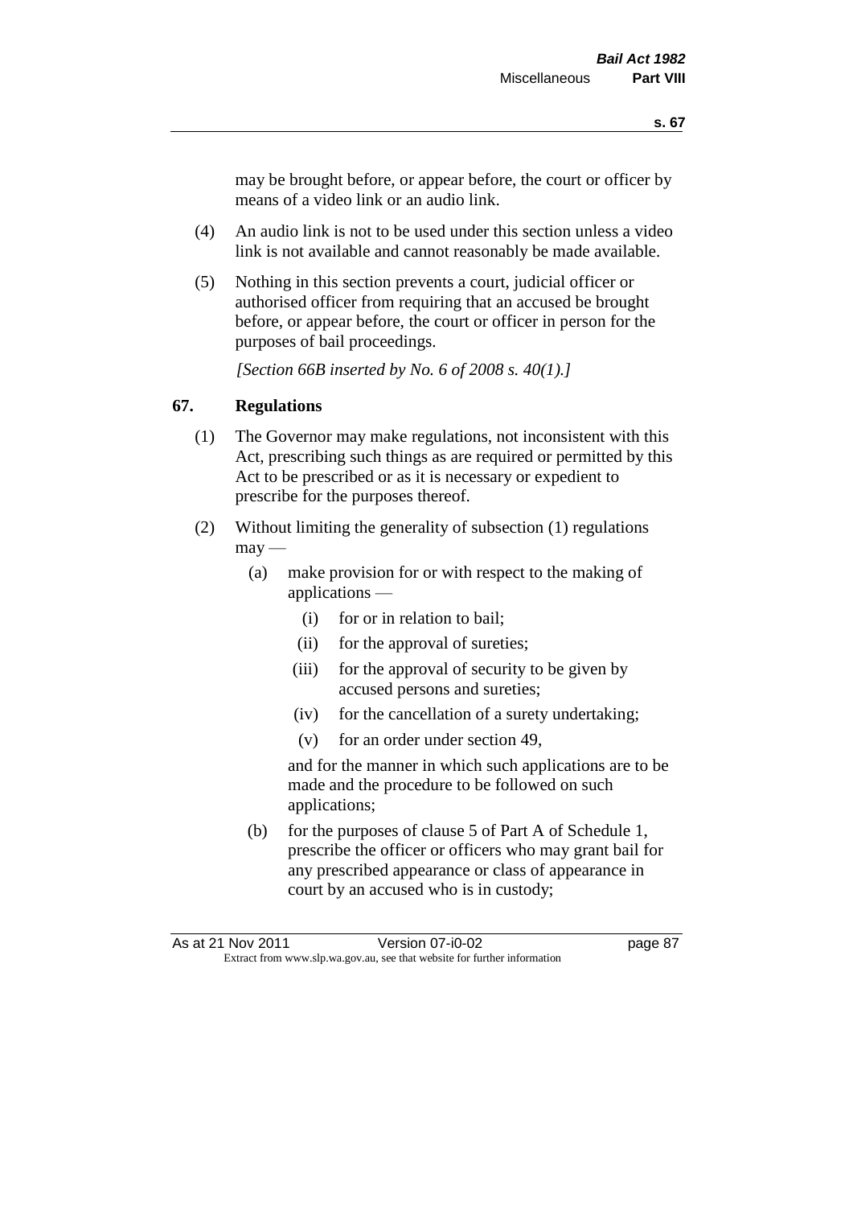may be brought before, or appear before, the court or officer by means of a video link or an audio link.

(4) An audio link is not to be used under this section unless a video link is not available and cannot reasonably be made available.

(5) Nothing in this section prevents a court, judicial officer or authorised officer from requiring that an accused be brought before, or appear before, the court or officer in person for the purposes of bail proceedings.

*[Section 66B inserted by No. 6 of 2008 s. 40(1).]*

## 67. Regulations

(1) The Governor may make regulations, not inconsistent with this Act, prescribing such things as are required or permitted by this Act to be prescribed or as it is necessary or expedient to prescribe for the purposes thereof.

(2) Without limiting the generality of subsection (1) regulations may —

- (a) make provision for or with respect to the making of applications —
  - (i) for or in relation to bail;
  - (ii) for the approval of sureties;
  - (iii) for the approval of security to be given by accused persons and sureties;
  - (iv) for the cancellation of a surety undertaking;
  - (v) for an order under section 49,

  and for the manner in which such applications are to be made and the procedure to be followed on such applications;

- (b) for the purposes of clause 5 of Part A of Schedule 1, prescribe the officer or officers who may grant bail for any prescribed appearance or class of appearance in court by an accused who is in custody;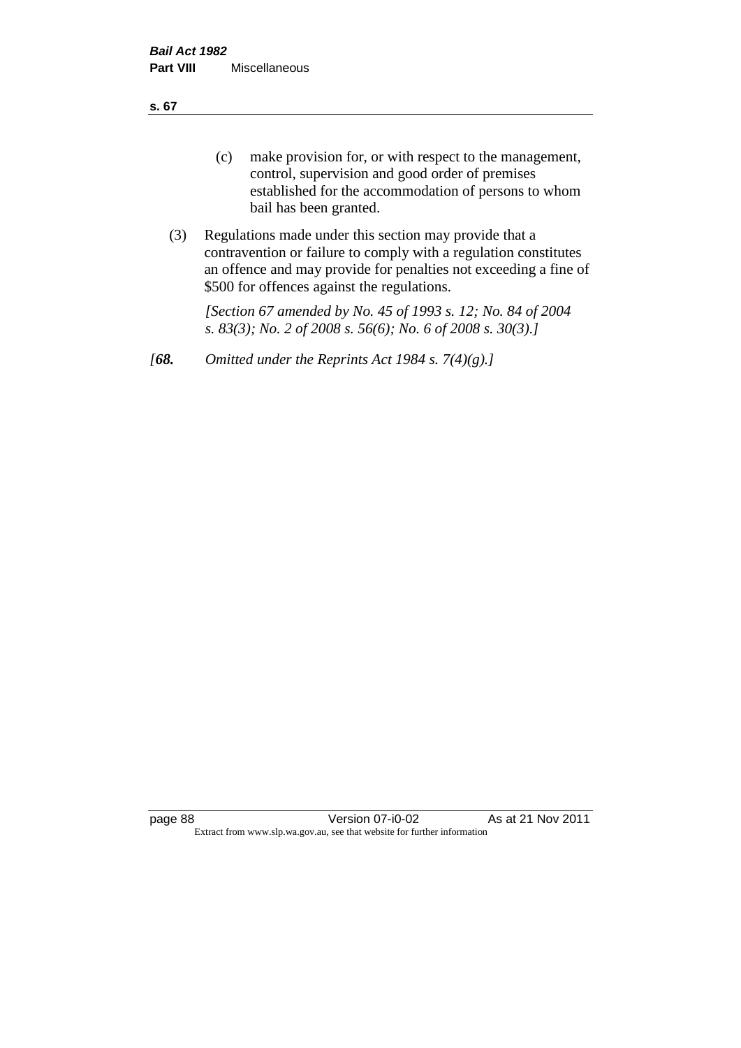(c) make provision for, or with respect to the management, control, supervision and good order of premises established for the accommodation of persons to whom bail has been granted.

(3) Regulations made under this section may provide that a contravention or failure to comply with a regulation constitutes an offence and may provide for penalties not exceeding a fine of $500 for offences against the regulations.

*[Section 67 amended by No. 45 of 1993 s. 12; No. 84 of 2004 s. 83(3); No. 2 of 2008 s. 56(6); No. 6 of 2008 s. 30(3).]*

*[**68.** Omitted under the Reprints Act 1984 s. 7(4)(g).]*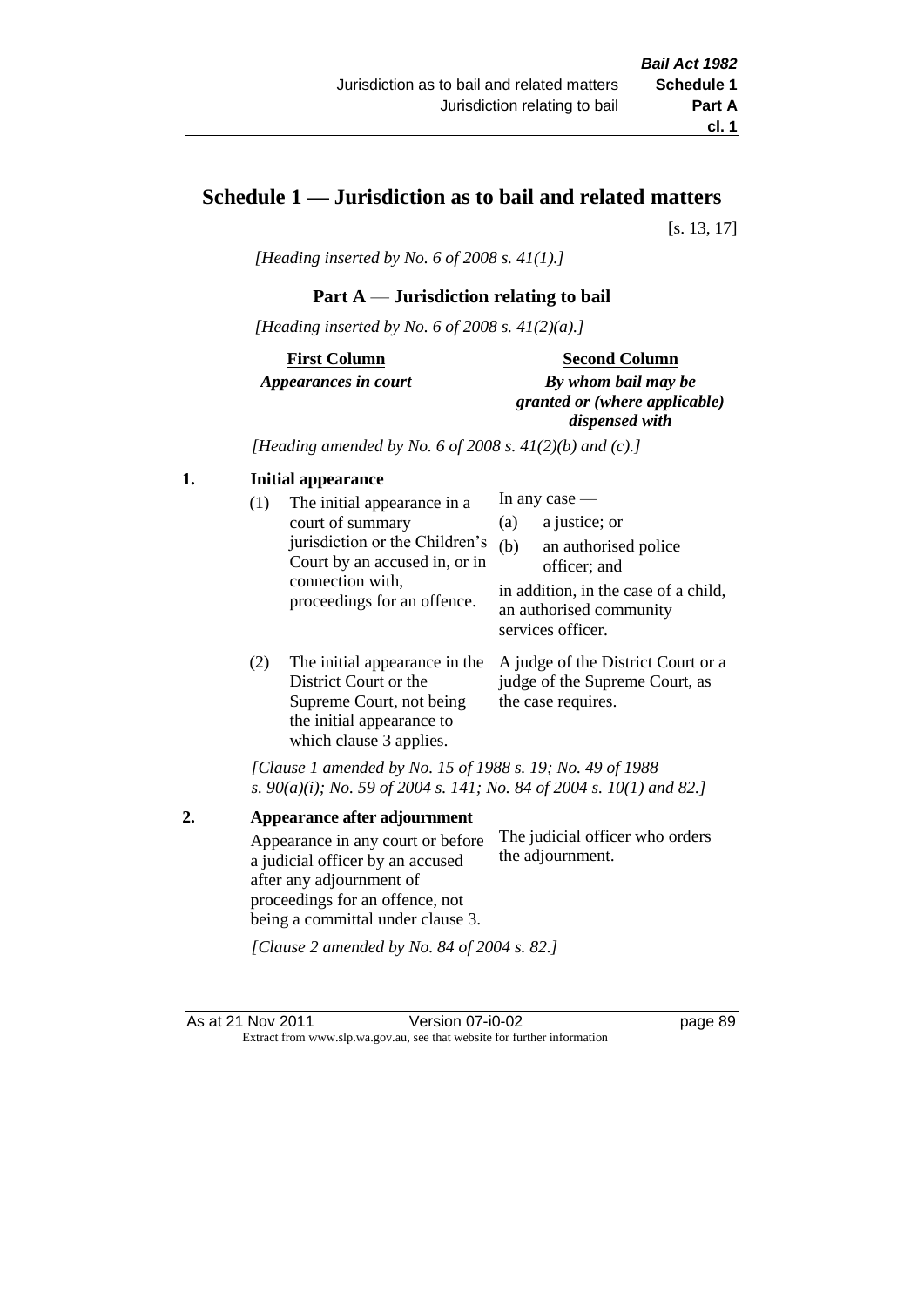# Schedule 1 — Jurisdiction as to bail and related matters

[s. 13, 17]

*[Heading inserted by No. 6 of 2008 s. 41(1).]*

## Part A — Jurisdiction relating to bail

*[Heading inserted by No. 6 of 2008 s. 41(2)(a).]*

| First Column *Appearances in court* | Second Column *By whom bail may be granted or (where applicable) dispensed with* |
|---|---|

*[Heading amended by No. 6 of 2008 s. 41(2)(b) and (c).]*

**1. Initial appearance**

| | |
|---|---|
| (1) The initial appearance in a court of summary jurisdiction or the Children's Court by an accused in, or in connection with, proceedings for an offence. | In any case — (a) a justice; or (b) an authorised police officer; and in addition, in the case of a child, an authorised community services officer. |
| (2) The initial appearance in the District Court or the Supreme Court, not being the initial appearance to which clause 3 applies. | A judge of the District Court or a judge of the Supreme Court, as the case requires. |

*[Clause 1 amended by No. 15 of 1988 s. 19; No. 49 of 1988 s. 90(a)(i); No. 59 of 2004 s. 141; No. 84 of 2004 s. 10(1) and 82.]*

**2. Appearance after adjournment**

| | |
|---|---|
| Appearance in any court or before a judicial officer by an accused after any adjournment of proceedings for an offence, not being a committal under clause 3. | The judicial officer who orders the adjournment. |

*[Clause 2 amended by No. 84 of 2004 s. 82.]*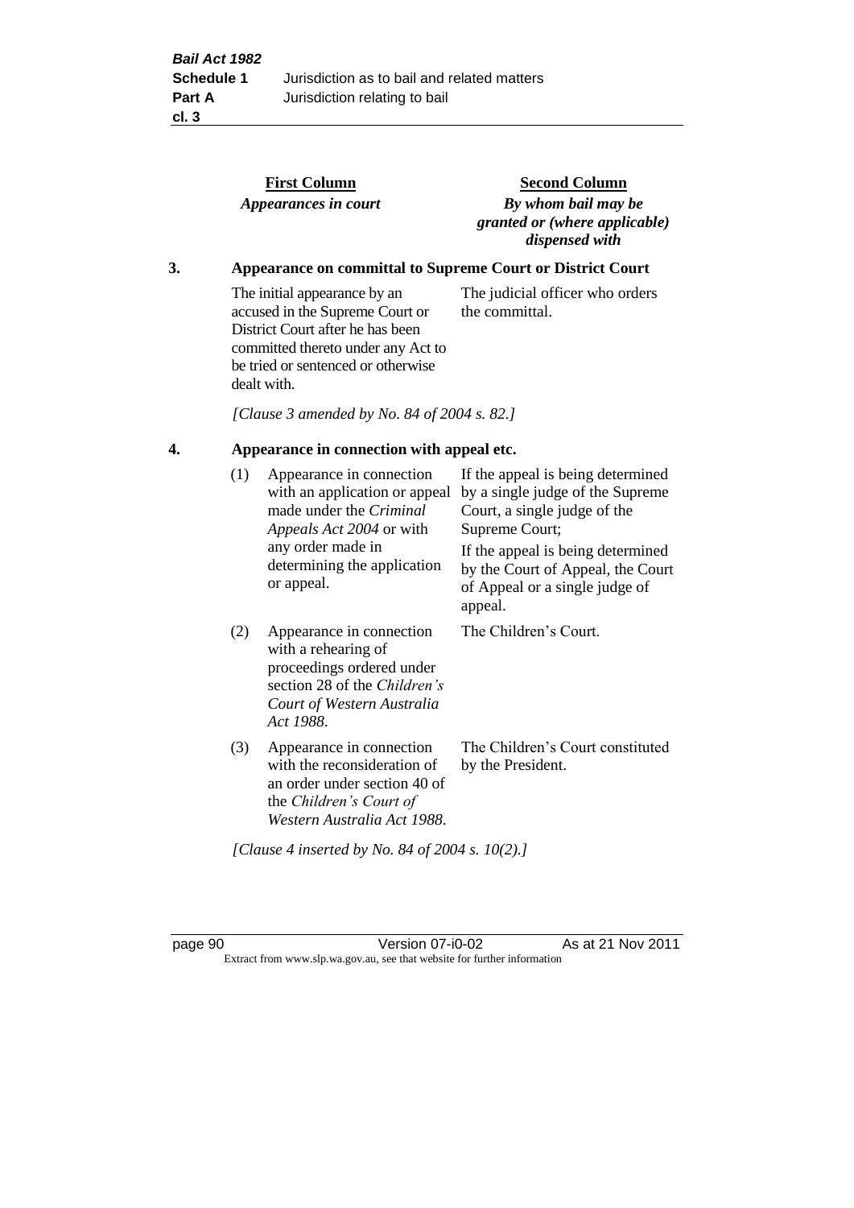| First Column | Second Column |
|---|---|
| *Appearances in court* | *By whom bail may be granted or (where applicable) dispensed with* |

**3. Appearance on committal to Supreme Court or District Court**

| | |
|---|---|
| The initial appearance by an accused in the Supreme Court or District Court after he has been committed thereto under any Act to be tried or sentenced or otherwise dealt with. | The judicial officer who orders the committal. |

*[Clause 3 amended by No. 84 of 2004 s. 82.]*

**4. Appearance in connection with appeal etc.**

| | | |
|---|---|---|
| (1) | Appearance in connection with an application or appeal made under the *Criminal Appeals Act 2004* or with any order made in determining the application or appeal. | If the appeal is being determined by a single judge of the Supreme Court, a single judge of the Supreme Court; If the appeal is being determined by the Court of Appeal, the Court of Appeal or a single judge of appeal. |
| (2) | Appearance in connection with a rehearing of proceedings ordered under section 28 of the *Children's Court of Western Australia Act 1988*. | The Children's Court. |
| (3) | Appearance in connection with the reconsideration of an order under section 40 of the *Children's Court of Western Australia Act 1988*. | The Children's Court constituted by the President. |

*[Clause 4 inserted by No. 84 of 2004 s. 10(2).]*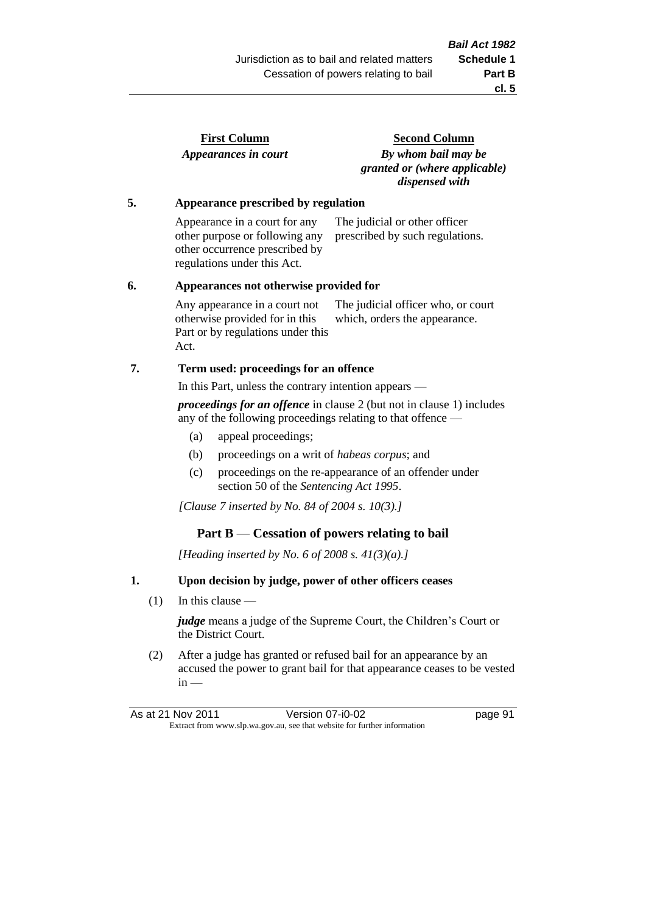| First Column | Second Column |
|---|---|
| *Appearances in court* | *By whom bail may be granted or (where applicable) dispensed with* |

**5. Appearance prescribed by regulation**

| | |
|---|---|
| Appearance in a court for any other purpose or following any other occurrence prescribed by regulations under this Act. | The judicial or other officer prescribed by such regulations. |

**6. Appearances not otherwise provided for**

| | |
|---|---|
| Any appearance in a court not otherwise provided for in this Part or by regulations under this Act. | The judicial officer who, or court which, orders the appearance. |

**7. Term used: proceedings for an offence**

In this Part, unless the contrary intention appears —

***proceedings for an offence*** in clause 2 (but not in clause 1) includes any of the following proceedings relating to that offence —

- (a) appeal proceedings;
- (b) proceedings on a writ of *habeas corpus*; and
- (c) proceedings on the re-appearance of an offender under section 50 of the *Sentencing Act 1995*.

*[Clause 7 inserted by No. 84 of 2004 s. 10(3).]*

## Part B — Cessation of powers relating to bail

*[Heading inserted by No. 6 of 2008 s. 41(3)(a).]*

**1. Upon decision by judge, power of other officers ceases**

(1) In this clause —

***judge*** means a judge of the Supreme Court, the Children's Court or the District Court.

(2) After a judge has granted or refused bail for an appearance by an accused the power to grant bail for that appearance ceases to be vested in —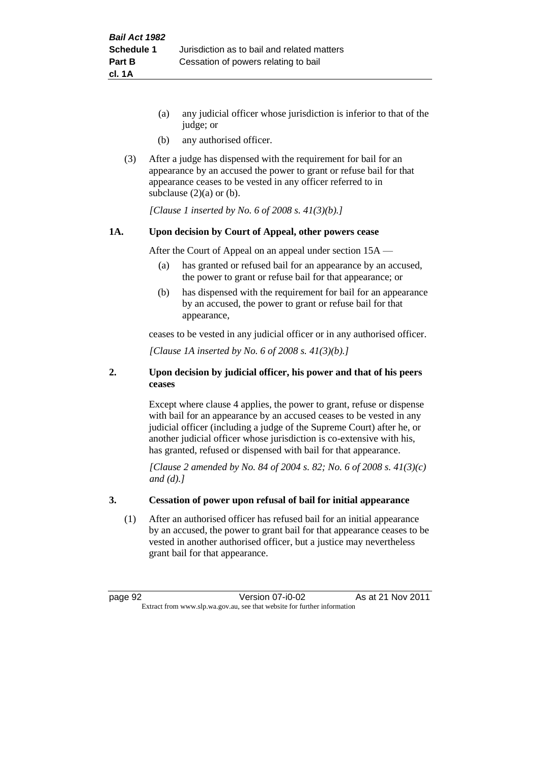(a) any judicial officer whose jurisdiction is inferior to that of the judge; or

(b) any authorised officer.

(3) After a judge has dispensed with the requirement for bail for an appearance by an accused the power to grant or refuse bail for that appearance ceases to be vested in any officer referred to in subclause (2)(a) or (b).

*[Clause 1 inserted by No. 6 of 2008 s. 41(3)(b).]*

**1A. Upon decision by Court of Appeal, other powers cease**

After the Court of Appeal on an appeal under section 15A —

(a) has granted or refused bail for an appearance by an accused, the power to grant or refuse bail for that appearance; or

(b) has dispensed with the requirement for bail for an appearance by an accused, the power to grant or refuse bail for that appearance,

ceases to be vested in any judicial officer or in any authorised officer.

*[Clause 1A inserted by No. 6 of 2008 s. 41(3)(b).]*

**2. Upon decision by judicial officer, his power and that of his peers ceases**

Except where clause 4 applies, the power to grant, refuse or dispense with bail for an appearance by an accused ceases to be vested in any judicial officer (including a judge of the Supreme Court) after he, or another judicial officer whose jurisdiction is co-extensive with his, has granted, refused or dispensed with bail for that appearance.

*[Clause 2 amended by No. 84 of 2004 s. 82; No. 6 of 2008 s. 41(3)(c) and (d).]*

**3. Cessation of power upon refusal of bail for initial appearance**

(1) After an authorised officer has refused bail for an initial appearance by an accused, the power to grant bail for that appearance ceases to be vested in another authorised officer, but a justice may nevertheless grant bail for that appearance.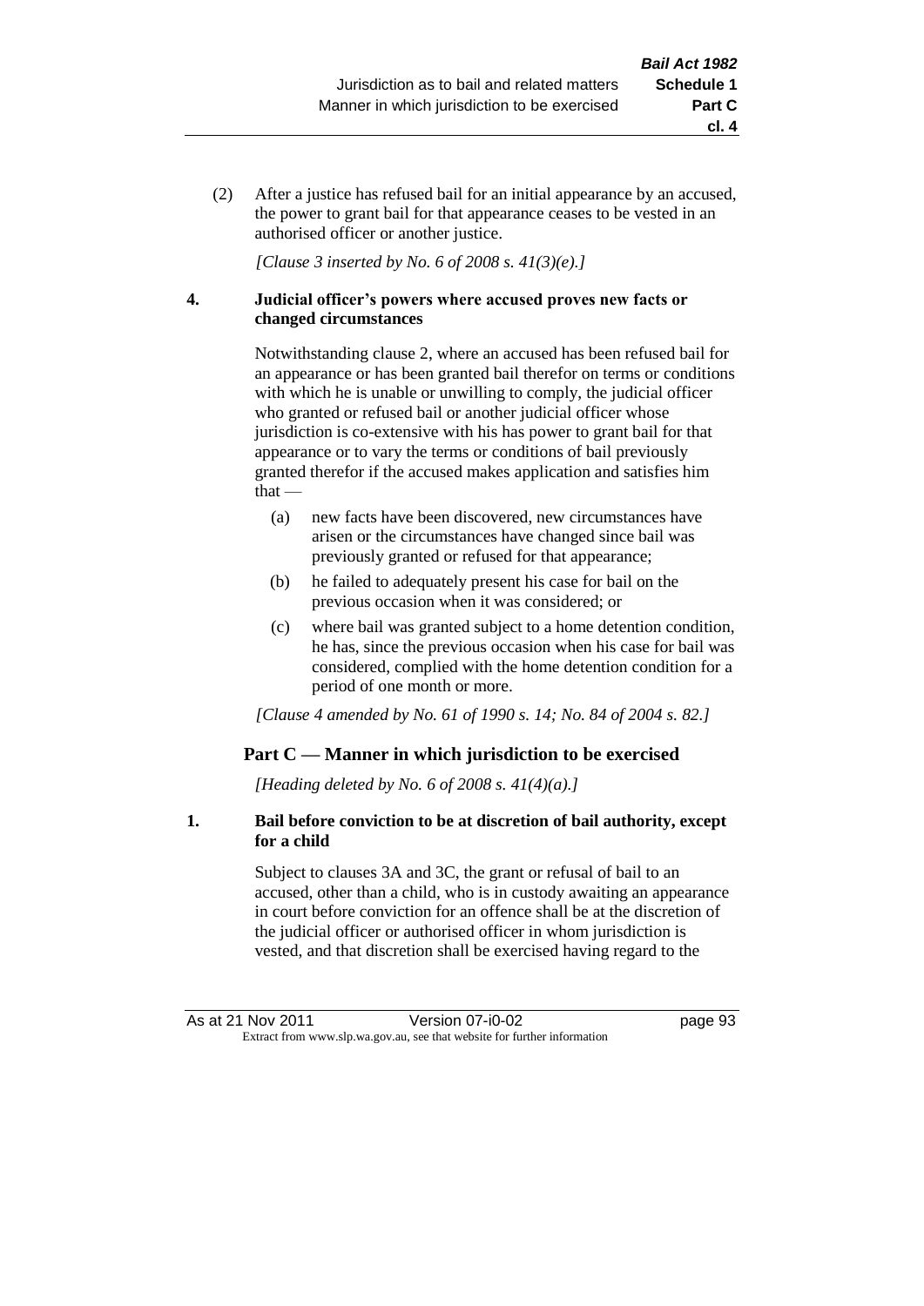(2) After a justice has refused bail for an initial appearance by an accused, the power to grant bail for that appearance ceases to be vested in an authorised officer or another justice.

*[Clause 3 inserted by No. 6 of 2008 s. 41(3)(e).]*

**4. Judicial officer's powers where accused proves new facts or changed circumstances**

Notwithstanding clause 2, where an accused has been refused bail for an appearance or has been granted bail therefor on terms or conditions with which he is unable or unwilling to comply, the judicial officer who granted or refused bail or another judicial officer whose jurisdiction is co-extensive with his has power to grant bail for that appearance or to vary the terms or conditions of bail previously granted therefor if the accused makes application and satisfies him that —

(a) new facts have been discovered, new circumstances have arisen or the circumstances have changed since bail was previously granted or refused for that appearance;

(b) he failed to adequately present his case for bail on the previous occasion when it was considered; or

(c) where bail was granted subject to a home detention condition, he has, since the previous occasion when his case for bail was considered, complied with the home detention condition for a period of one month or more.

*[Clause 4 amended by No. 61 of 1990 s. 14; No. 84 of 2004 s. 82.]*

## Part C — Manner in which jurisdiction to be exercised

*[Heading deleted by No. 6 of 2008 s. 41(4)(a).]*

**1. Bail before conviction to be at discretion of bail authority, except for a child**

Subject to clauses 3A and 3C, the grant or refusal of bail to an accused, other than a child, who is in custody awaiting an appearance in court before conviction for an offence shall be at the discretion of the judicial officer or authorised officer in whom jurisdiction is vested, and that discretion shall be exercised having regard to the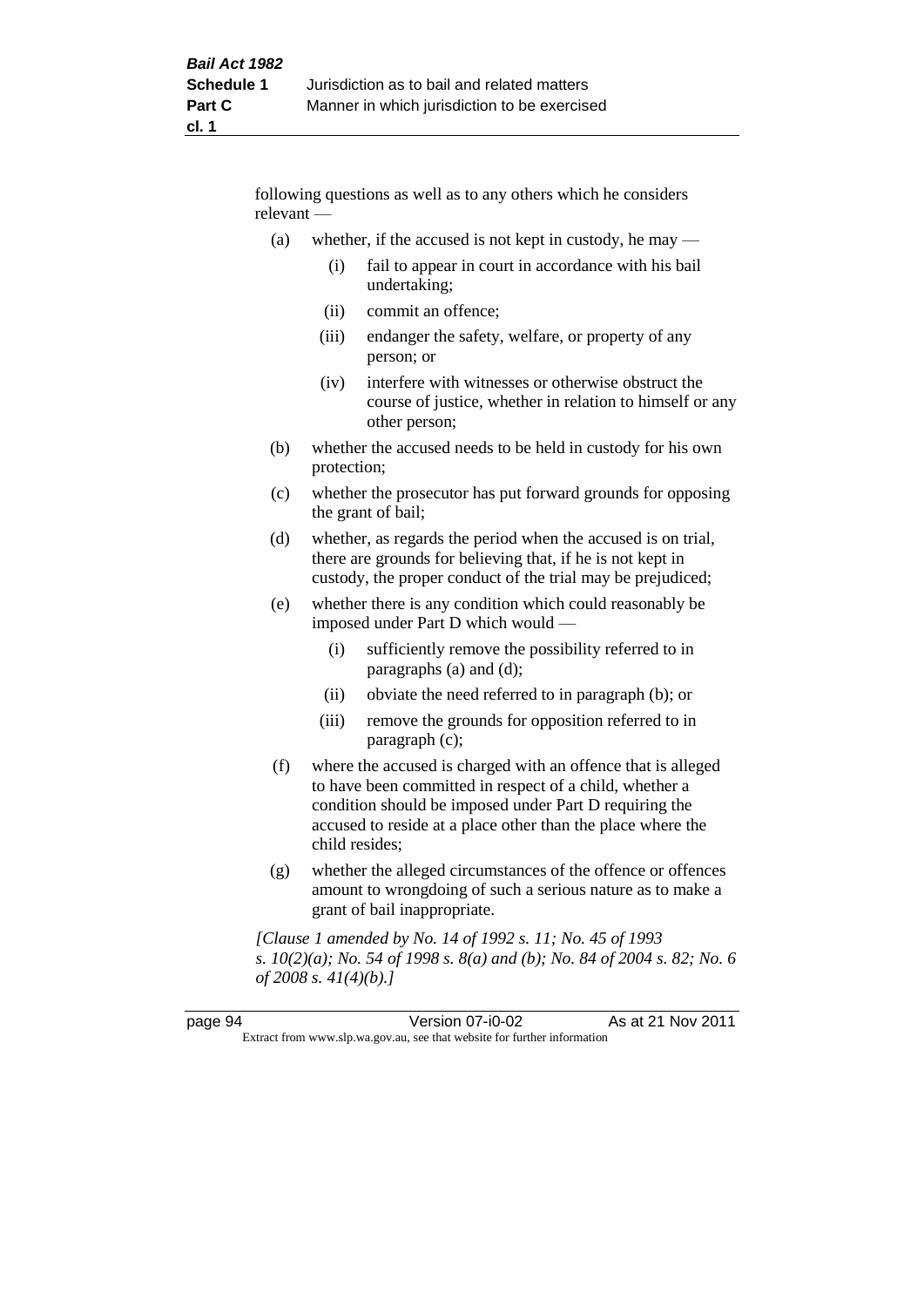following questions as well as to any others which he considers relevant —

(a) whether, if the accused is not kept in custody, he may —

  (i) fail to appear in court in accordance with his bail undertaking;

  (ii) commit an offence;

  (iii) endanger the safety, welfare, or property of any person; or

  (iv) interfere with witnesses or otherwise obstruct the course of justice, whether in relation to himself or any other person;

(b) whether the accused needs to be held in custody for his own protection;

(c) whether the prosecutor has put forward grounds for opposing the grant of bail;

(d) whether, as regards the period when the accused is on trial, there are grounds for believing that, if he is not kept in custody, the proper conduct of the trial may be prejudiced;

(e) whether there is any condition which could reasonably be imposed under Part D which would —

  (i) sufficiently remove the possibility referred to in paragraphs (a) and (d);

  (ii) obviate the need referred to in paragraph (b); or

  (iii) remove the grounds for opposition referred to in paragraph (c);

(f) where the accused is charged with an offence that is alleged to have been committed in respect of a child, whether a condition should be imposed under Part D requiring the accused to reside at a place other than the place where the child resides;

(g) whether the alleged circumstances of the offence or offences amount to wrongdoing of such a serious nature as to make a grant of bail inappropriate.

*[Clause 1 amended by No. 14 of 1992 s. 11; No. 45 of 1993 s. 10(2)(a); No. 54 of 1998 s. 8(a) and (b); No. 84 of 2004 s. 82; No. 6 of 2008 s. 41(4)(b).]*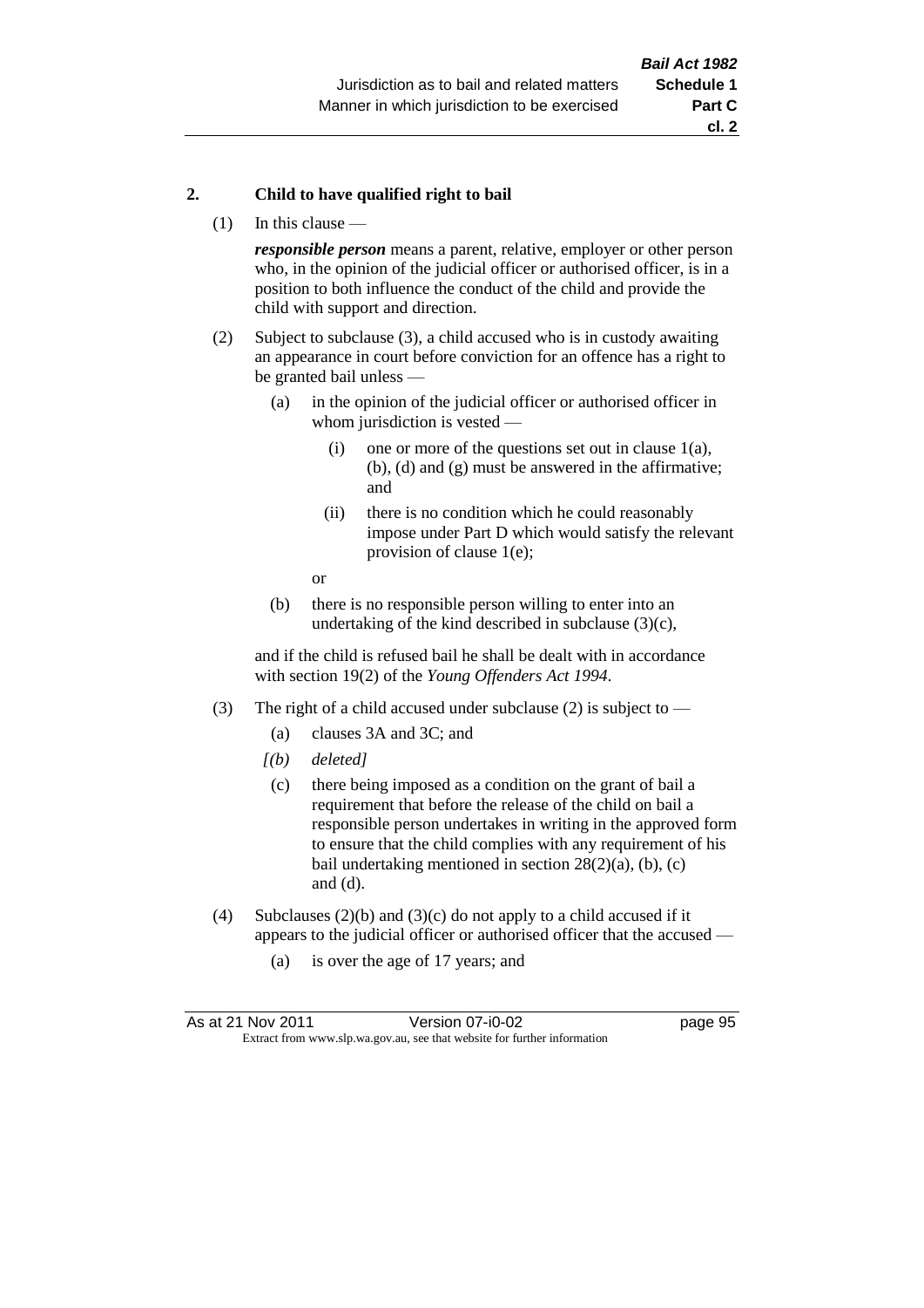## 2. Child to have qualified right to bail

(1) In this clause —

***responsible person*** means a parent, relative, employer or other person who, in the opinion of the judicial officer or authorised officer, is in a position to both influence the conduct of the child and provide the child with support and direction.

(2) Subject to subclause (3), a child accused who is in custody awaiting an appearance in court before conviction for an offence has a right to be granted bail unless —

- (a) in the opinion of the judicial officer or authorised officer in whom jurisdiction is vested —
  - (i) one or more of the questions set out in clause 1(a), (b), (d) and (g) must be answered in the affirmative; and
  - (ii) there is no condition which he could reasonably impose under Part D which would satisfy the relevant provision of clause 1(e);

  or
- (b) there is no responsible person willing to enter into an undertaking of the kind described in subclause (3)(c),

and if the child is refused bail he shall be dealt with in accordance with section 19(2) of the *Young Offenders Act 1994*.

(3) The right of a child accused under subclause (2) is subject to —

- (a) clauses 3A and 3C; and
- *[(b) deleted]*
- (c) there being imposed as a condition on the grant of bail a requirement that before the release of the child on bail a responsible person undertakes in writing in the approved form to ensure that the child complies with any requirement of his bail undertaking mentioned in section 28(2)(a), (b), (c) and (d).

(4) Subclauses (2)(b) and (3)(c) do not apply to a child accused if it appears to the judicial officer or authorised officer that the accused —

- (a) is over the age of 17 years; and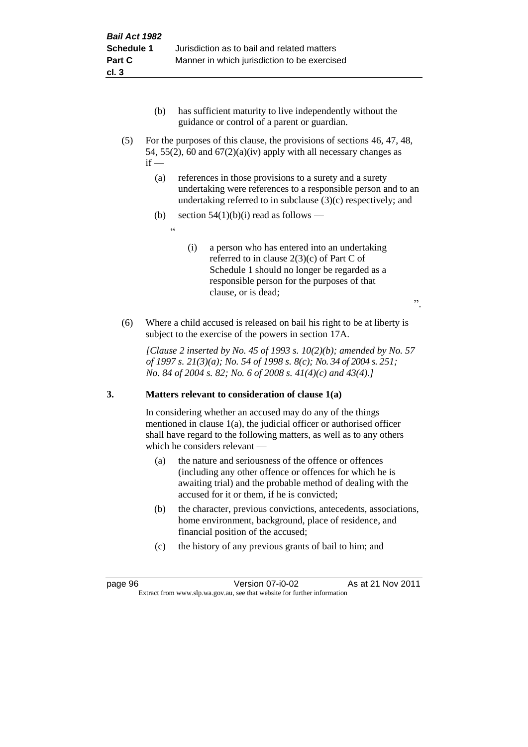(b) has sufficient maturity to live independently without the guidance or control of a parent or guardian.

(5) For the purposes of this clause, the provisions of sections 46, 47, 48, 54, 55(2), 60 and 67(2)(a)(iv) apply with all necessary changes as if —

(a) references in those provisions to a surety and a surety undertaking were references to a responsible person and to an undertaking referred to in subclause (3)(c) respectively; and

(b) section 54(1)(b)(i) read as follows —

"

(i) a person who has entered into an undertaking referred to in clause 2(3)(c) of Part C of Schedule 1 should no longer be regarded as a responsible person for the purposes of that clause, or is dead;

".

(6) Where a child accused is released on bail his right to be at liberty is subject to the exercise of the powers in section 17A.

*[Clause 2 inserted by No. 45 of 1993 s. 10(2)(b); amended by No. 57 of 1997 s. 21(3)(a); No. 54 of 1998 s. 8(c); No. 34 of 2004 s. 251; No. 84 of 2004 s. 82; No. 6 of 2008 s. 41(4)(c) and 43(4).]*

### 3. Matters relevant to consideration of clause 1(a)

In considering whether an accused may do any of the things mentioned in clause 1(a), the judicial officer or authorised officer shall have regard to the following matters, as well as to any others which he considers relevant —

(a) the nature and seriousness of the offence or offences (including any other offence or offences for which he is awaiting trial) and the probable method of dealing with the accused for it or them, if he is convicted;

(b) the character, previous convictions, antecedents, associations, home environment, background, place of residence, and financial position of the accused;

(c) the history of any previous grants of bail to him; and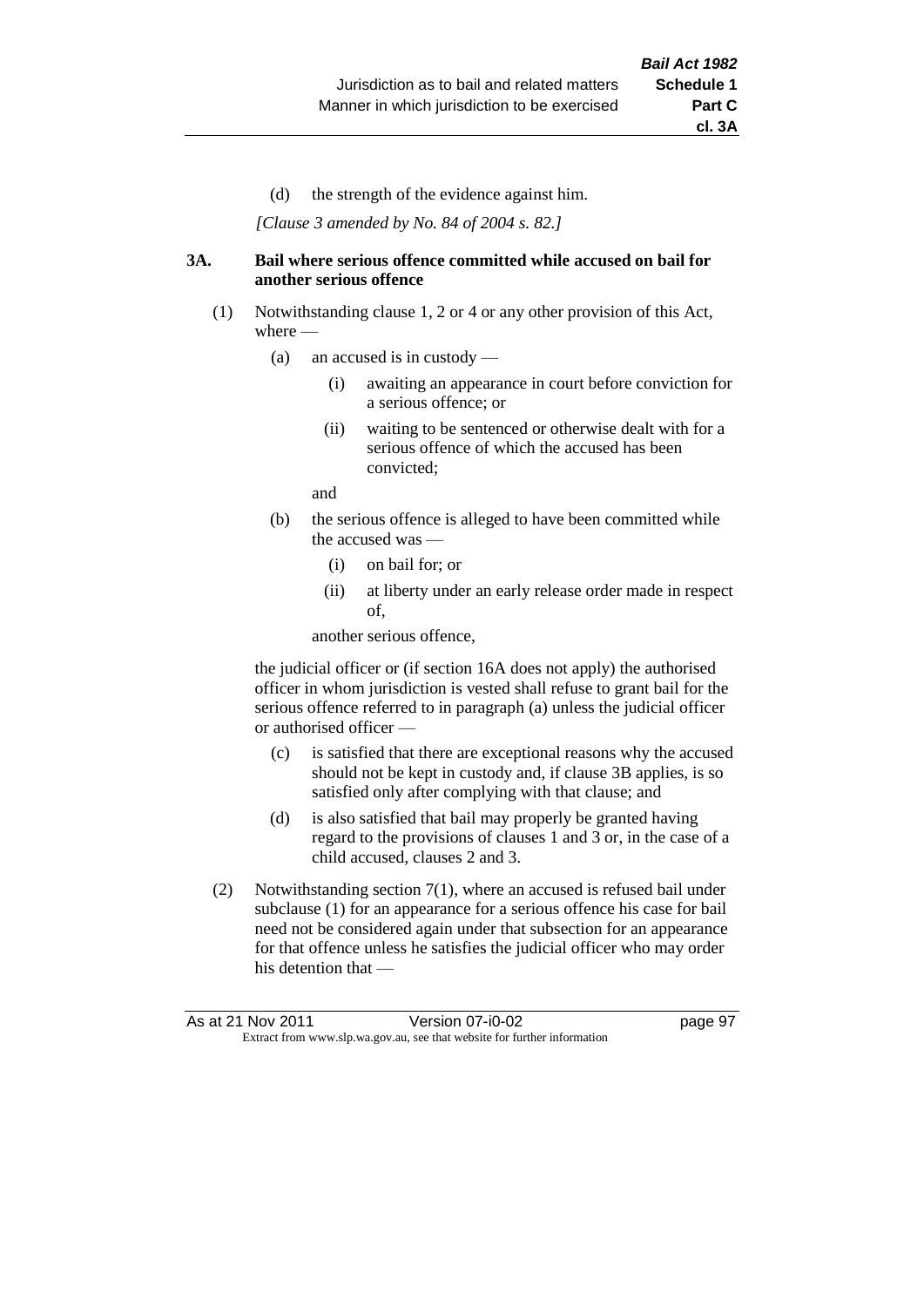(d) the strength of the evidence against him.

*[Clause 3 amended by No. 84 of 2004 s. 82.]*

**3A. Bail where serious offence committed while accused on bail for another serious offence**

(1) Notwithstanding clause 1, 2 or 4 or any other provision of this Act, where —

(a) an accused is in custody —

(i) awaiting an appearance in court before conviction for a serious offence; or

(ii) waiting to be sentenced or otherwise dealt with for a serious offence of which the accused has been convicted;

and

(b) the serious offence is alleged to have been committed while the accused was —

(i) on bail for; or

(ii) at liberty under an early release order made in respect of,

another serious offence,

the judicial officer or (if section 16A does not apply) the authorised officer in whom jurisdiction is vested shall refuse to grant bail for the serious offence referred to in paragraph (a) unless the judicial officer or authorised officer —

(c) is satisfied that there are exceptional reasons why the accused should not be kept in custody and, if clause 3B applies, is so satisfied only after complying with that clause; and

(d) is also satisfied that bail may properly be granted having regard to the provisions of clauses 1 and 3 or, in the case of a child accused, clauses 2 and 3.

(2) Notwithstanding section 7(1), where an accused is refused bail under subclause (1) for an appearance for a serious offence his case for bail need not be considered again under that subsection for an appearance for that offence unless he satisfies the judicial officer who may order his detention that —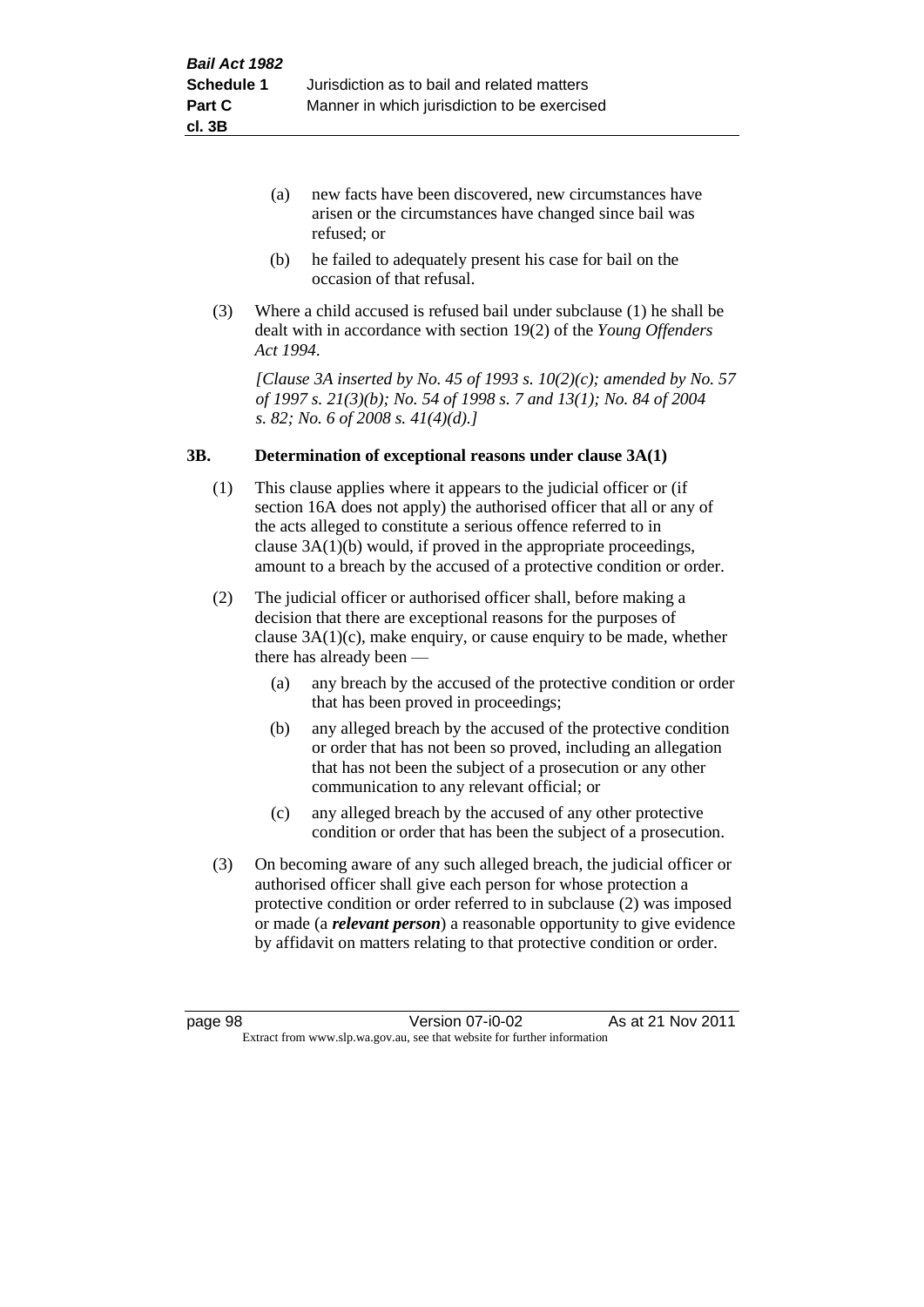(a) new facts have been discovered, new circumstances have arisen or the circumstances have changed since bail was refused; or

(b) he failed to adequately present his case for bail on the occasion of that refusal.

(3) Where a child accused is refused bail under subclause (1) he shall be dealt with in accordance with section 19(2) of the *Young Offenders Act 1994*.

*[Clause 3A inserted by No. 45 of 1993 s. 10(2)(c); amended by No. 57 of 1997 s. 21(3)(b); No. 54 of 1998 s. 7 and 13(1); No. 84 of 2004 s. 82; No. 6 of 2008 s. 41(4)(d).]*

## 3B. Determination of exceptional reasons under clause 3A(1)

(1) This clause applies where it appears to the judicial officer or (if section 16A does not apply) the authorised officer that all or any of the acts alleged to constitute a serious offence referred to in clause 3A(1)(b) would, if proved in the appropriate proceedings, amount to a breach by the accused of a protective condition or order.

(2) The judicial officer or authorised officer shall, before making a decision that there are exceptional reasons for the purposes of clause 3A(1)(c), make enquiry, or cause enquiry to be made, whether there has already been —

(a) any breach by the accused of the protective condition or order that has been proved in proceedings;

(b) any alleged breach by the accused of the protective condition or order that has not been so proved, including an allegation that has not been the subject of a prosecution or any other communication to any relevant official; or

(c) any alleged breach by the accused of any other protective condition or order that has been the subject of a prosecution.

(3) On becoming aware of any such alleged breach, the judicial officer or authorised officer shall give each person for whose protection a protective condition or order referred to in subclause (2) was imposed or made (a ***relevant person***) a reasonable opportunity to give evidence by affidavit on matters relating to that protective condition or order.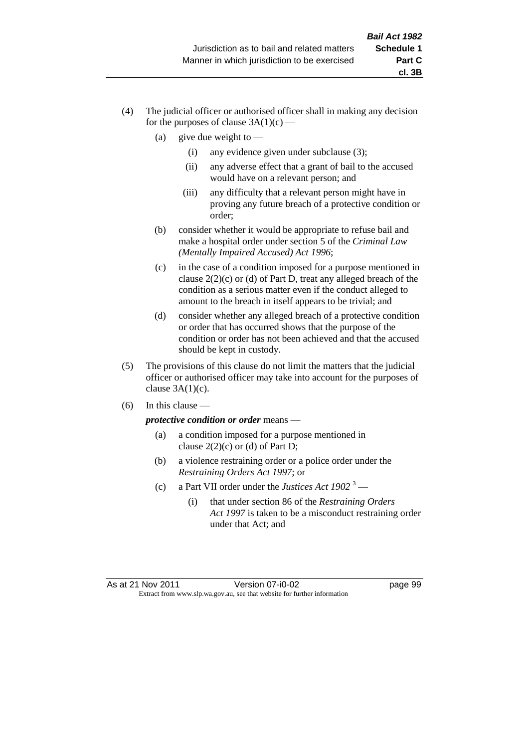(4) The judicial officer or authorised officer shall in making any decision for the purposes of clause 3A(1)(c) —

  (a) give due weight to —

    (i) any evidence given under subclause (3);

    (ii) any adverse effect that a grant of bail to the accused would have on a relevant person; and

    (iii) any difficulty that a relevant person might have in proving any future breach of a protective condition or order;

  (b) consider whether it would be appropriate to refuse bail and make a hospital order under section 5 of the *Criminal Law (Mentally Impaired Accused) Act 1996*;

  (c) in the case of a condition imposed for a purpose mentioned in clause 2(2)(c) or (d) of Part D, treat any alleged breach of the condition as a serious matter even if the conduct alleged to amount to the breach in itself appears to be trivial; and

  (d) consider whether any alleged breach of a protective condition or order that has occurred shows that the purpose of the condition or order has not been achieved and that the accused should be kept in custody.

(5) The provisions of this clause do not limit the matters that the judicial officer or authorised officer may take into account for the purposes of clause 3A(1)(c).

(6) In this clause —

***protective condition or order*** means —

  (a) a condition imposed for a purpose mentioned in clause 2(2)(c) or (d) of Part D;

  (b) a violence restraining order or a police order under the *Restraining Orders Act 1997*; or

  (c) a Part VII order under the *Justices Act 1902* [3] —

    (i) that under section 86 of the *Restraining Orders Act 1997* is taken to be a misconduct restraining order under that Act; and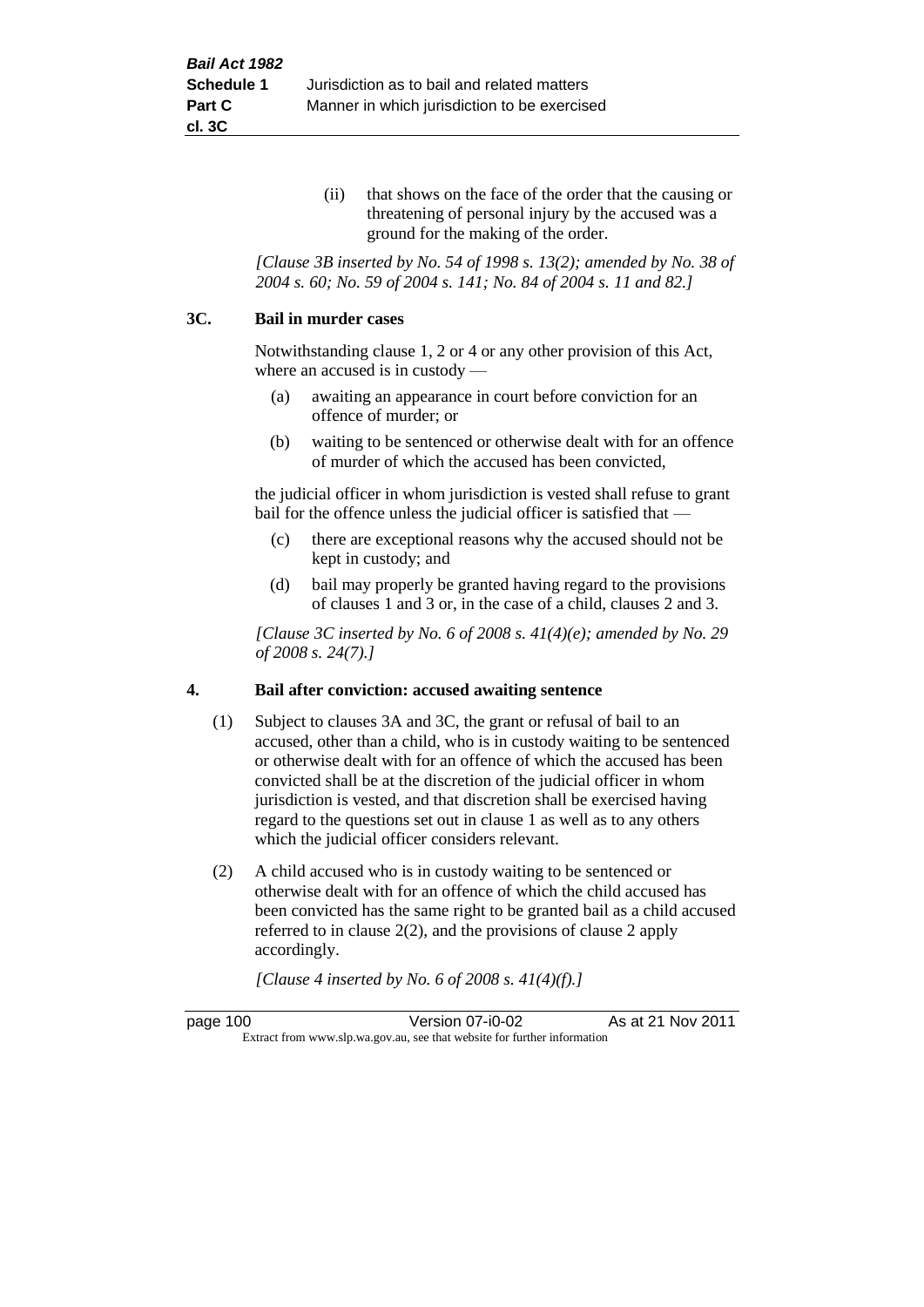(ii) that shows on the face of the order that the causing or threatening of personal injury by the accused was a ground for the making of the order.

*[Clause 3B inserted by No. 54 of 1998 s. 13(2); amended by No. 38 of 2004 s. 60; No. 59 of 2004 s. 141; No. 84 of 2004 s. 11 and 82.]*

### 3C. Bail in murder cases

Notwithstanding clause 1, 2 or 4 or any other provision of this Act, where an accused is in custody —

(a) awaiting an appearance in court before conviction for an offence of murder; or

(b) waiting to be sentenced or otherwise dealt with for an offence of murder of which the accused has been convicted,

the judicial officer in whom jurisdiction is vested shall refuse to grant bail for the offence unless the judicial officer is satisfied that —

(c) there are exceptional reasons why the accused should not be kept in custody; and

(d) bail may properly be granted having regard to the provisions of clauses 1 and 3 or, in the case of a child, clauses 2 and 3.

*[Clause 3C inserted by No. 6 of 2008 s. 41(4)(e); amended by No. 29 of 2008 s. 24(7).]*

### 4. Bail after conviction: accused awaiting sentence

(1) Subject to clauses 3A and 3C, the grant or refusal of bail to an accused, other than a child, who is in custody waiting to be sentenced or otherwise dealt with for an offence of which the accused has been convicted shall be at the discretion of the judicial officer in whom jurisdiction is vested, and that discretion shall be exercised having regard to the questions set out in clause 1 as well as to any others which the judicial officer considers relevant.

(2) A child accused who is in custody waiting to be sentenced or otherwise dealt with for an offence of which the child accused has been convicted has the same right to be granted bail as a child accused referred to in clause 2(2), and the provisions of clause 2 apply accordingly.

*[Clause 4 inserted by No. 6 of 2008 s. 41(4)(f).]*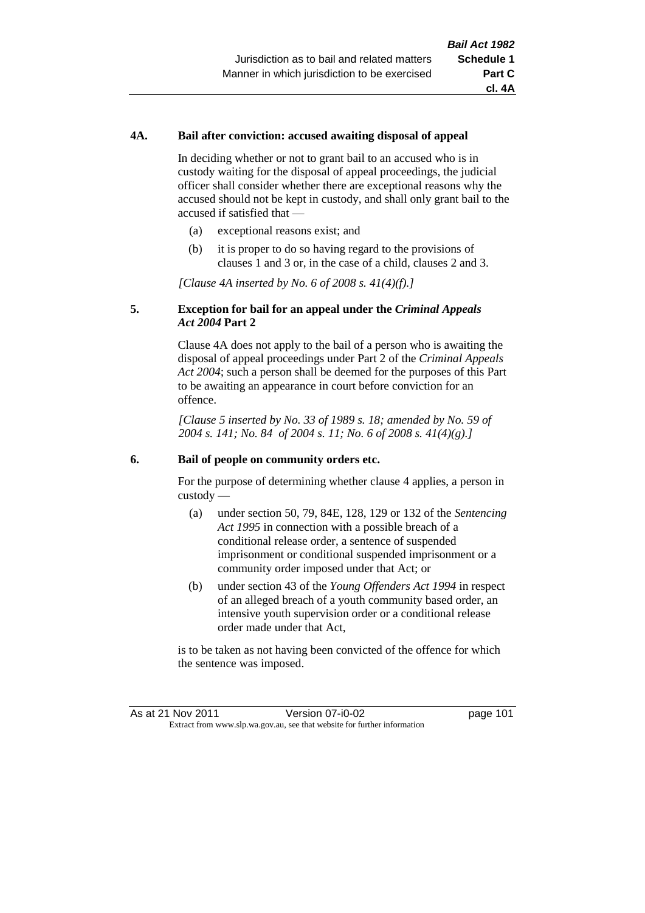**4A. Bail after conviction: accused awaiting disposal of appeal**

In deciding whether or not to grant bail to an accused who is in custody waiting for the disposal of appeal proceedings, the judicial officer shall consider whether there are exceptional reasons why the accused should not be kept in custody, and shall only grant bail to the accused if satisfied that —

- (a) exceptional reasons exist; and
- (b) it is proper to do so having regard to the provisions of clauses 1 and 3 or, in the case of a child, clauses 2 and 3.

*[Clause 4A inserted by No. 6 of 2008 s. 41(4)(f).]*

**5. Exception for bail for an appeal under the *Criminal Appeals Act 2004* Part 2**

Clause 4A does not apply to the bail of a person who is awaiting the disposal of appeal proceedings under Part 2 of the *Criminal Appeals Act 2004*; such a person shall be deemed for the purposes of this Part to be awaiting an appearance in court before conviction for an offence.

*[Clause 5 inserted by No. 33 of 1989 s. 18; amended by No. 59 of 2004 s. 141; No. 84 of 2004 s. 11; No. 6 of 2008 s. 41(4)(g).]*

**6. Bail of people on community orders etc.**

For the purpose of determining whether clause 4 applies, a person in custody —

- (a) under section 50, 79, 84E, 128, 129 or 132 of the *Sentencing Act 1995* in connection with a possible breach of a conditional release order, a sentence of suspended imprisonment or conditional suspended imprisonment or a community order imposed under that Act; or
- (b) under section 43 of the *Young Offenders Act 1994* in respect of an alleged breach of a youth community based order, an intensive youth supervision order or a conditional release order made under that Act,

is to be taken as not having been convicted of the offence for which the sentence was imposed.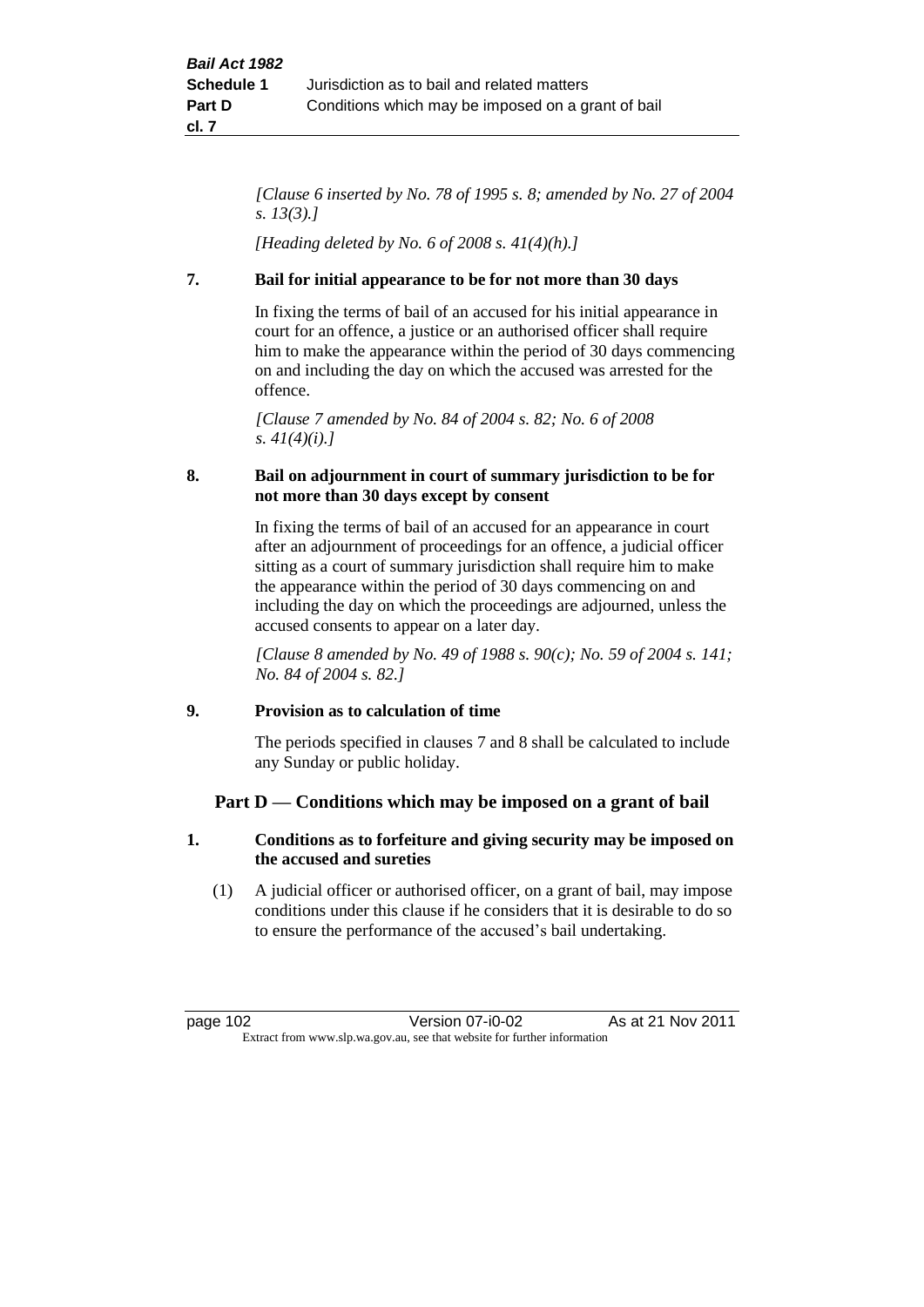*[Clause 6 inserted by No. 78 of 1995 s. 8; amended by No. 27 of 2004 s. 13(3).]*

*[Heading deleted by No. 6 of 2008 s. 41(4)(h).]*

**7. Bail for initial appearance to be for not more than 30 days**

In fixing the terms of bail of an accused for his initial appearance in court for an offence, a justice or an authorised officer shall require him to make the appearance within the period of 30 days commencing on and including the day on which the accused was arrested for the offence.

*[Clause 7 amended by No. 84 of 2004 s. 82; No. 6 of 2008 s. 41(4)(i).]*

**8. Bail on adjournment in court of summary jurisdiction to be for not more than 30 days except by consent**

In fixing the terms of bail of an accused for an appearance in court after an adjournment of proceedings for an offence, a judicial officer sitting as a court of summary jurisdiction shall require him to make the appearance within the period of 30 days commencing on and including the day on which the proceedings are adjourned, unless the accused consents to appear on a later day.

*[Clause 8 amended by No. 49 of 1988 s. 90(c); No. 59 of 2004 s. 141; No. 84 of 2004 s. 82.]*

**9. Provision as to calculation of time**

The periods specified in clauses 7 and 8 shall be calculated to include any Sunday or public holiday.

## Part D — Conditions which may be imposed on a grant of bail

**1. Conditions as to forfeiture and giving security may be imposed on the accused and sureties**

(1) A judicial officer or authorised officer, on a grant of bail, may impose conditions under this clause if he considers that it is desirable to do so to ensure the performance of the accused's bail undertaking.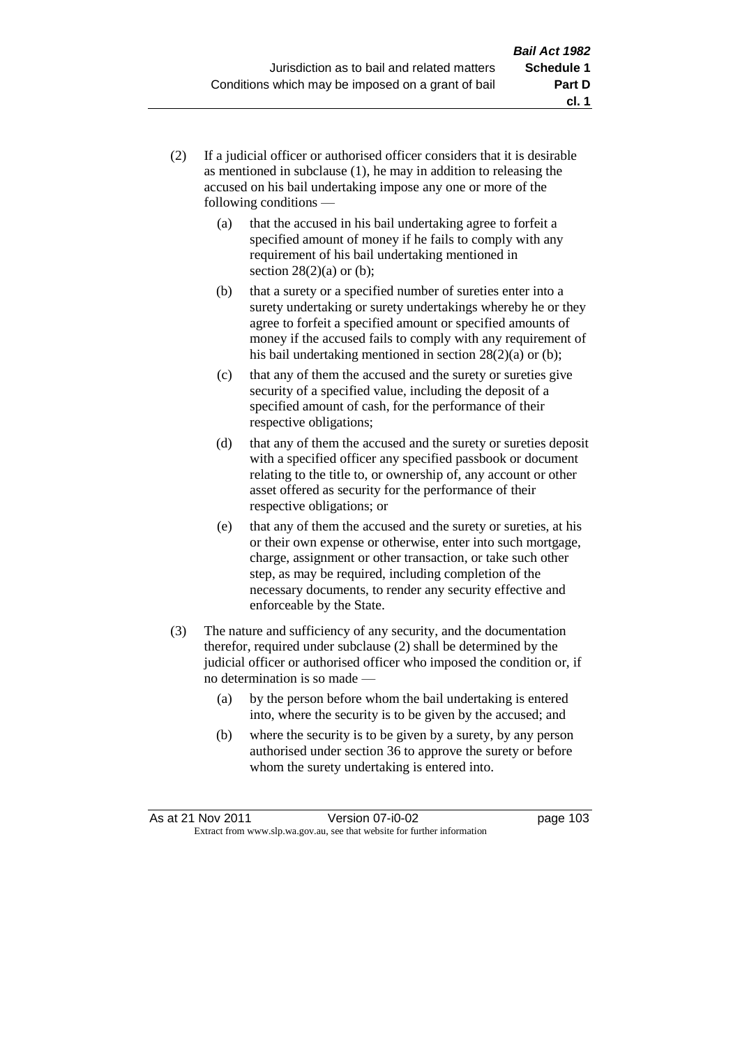(2) If a judicial officer or authorised officer considers that it is desirable as mentioned in subclause (1), he may in addition to releasing the accused on his bail undertaking impose any one or more of the following conditions —

  (a) that the accused in his bail undertaking agree to forfeit a specified amount of money if he fails to comply with any requirement of his bail undertaking mentioned in section 28(2)(a) or (b);

  (b) that a surety or a specified number of sureties enter into a surety undertaking or surety undertakings whereby he or they agree to forfeit a specified amount or specified amounts of money if the accused fails to comply with any requirement of his bail undertaking mentioned in section 28(2)(a) or (b);

  (c) that any of them the accused and the surety or sureties give security of a specified value, including the deposit of a specified amount of cash, for the performance of their respective obligations;

  (d) that any of them the accused and the surety or sureties deposit with a specified officer any specified passbook or document relating to the title to, or ownership of, any account or other asset offered as security for the performance of their respective obligations; or

  (e) that any of them the accused and the surety or sureties, at his or their own expense or otherwise, enter into such mortgage, charge, assignment or other transaction, or take such other step, as may be required, including completion of the necessary documents, to render any security effective and enforceable by the State.

(3) The nature and sufficiency of any security, and the documentation therefor, required under subclause (2) shall be determined by the judicial officer or authorised officer who imposed the condition or, if no determination is so made —

  (a) by the person before whom the bail undertaking is entered into, where the security is to be given by the accused; and

  (b) where the security is to be given by a surety, by any person authorised under section 36 to approve the surety or before whom the surety undertaking is entered into.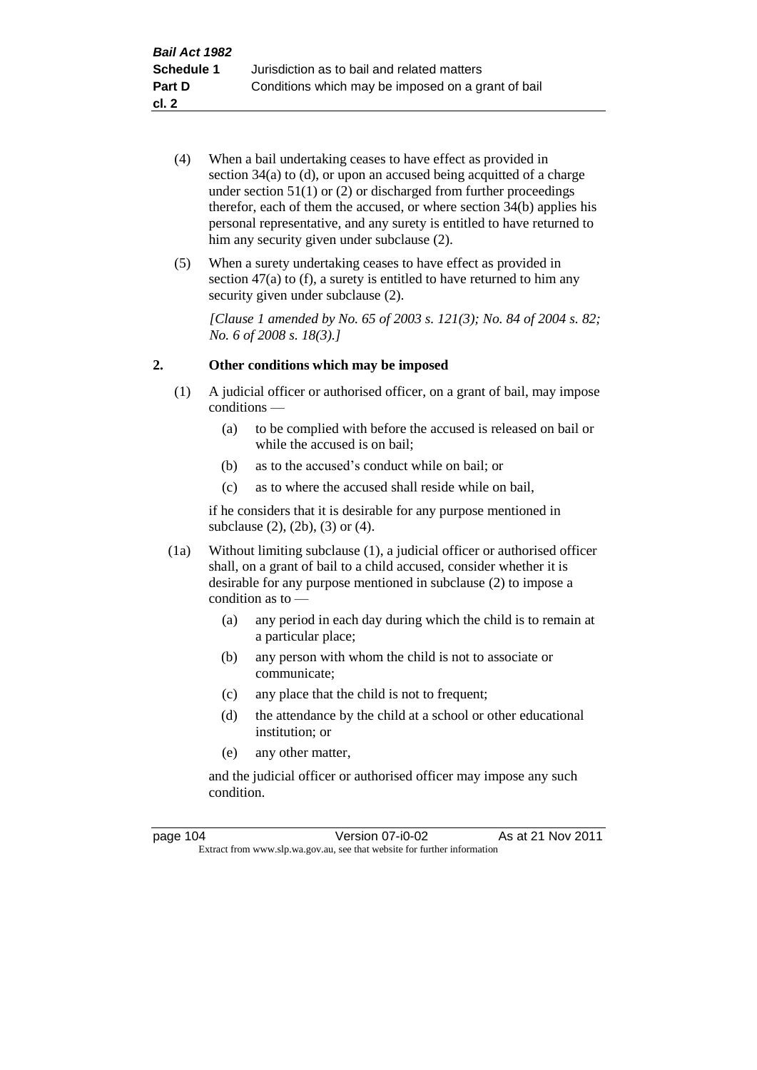(4) When a bail undertaking ceases to have effect as provided in section 34(a) to (d), or upon an accused being acquitted of a charge under section 51(1) or (2) or discharged from further proceedings therefor, each of them the accused, or where section 34(b) applies his personal representative, and any surety is entitled to have returned to him any security given under subclause (2).

(5) When a surety undertaking ceases to have effect as provided in section 47(a) to (f), a surety is entitled to have returned to him any security given under subclause (2).

*[Clause 1 amended by No. 65 of 2003 s. 121(3); No. 84 of 2004 s. 82; No. 6 of 2008 s. 18(3).]*

## 2. Other conditions which may be imposed

(1) A judicial officer or authorised officer, on a grant of bail, may impose conditions —

- (a) to be complied with before the accused is released on bail or while the accused is on bail;
- (b) as to the accused's conduct while on bail; or
- (c) as to where the accused shall reside while on bail,

if he considers that it is desirable for any purpose mentioned in subclause (2), (2b), (3) or (4).

(1a) Without limiting subclause (1), a judicial officer or authorised officer shall, on a grant of bail to a child accused, consider whether it is desirable for any purpose mentioned in subclause (2) to impose a condition as to —

- (a) any period in each day during which the child is to remain at a particular place;
- (b) any person with whom the child is not to associate or communicate;
- (c) any place that the child is not to frequent;
- (d) the attendance by the child at a school or other educational institution; or
- (e) any other matter,

and the judicial officer or authorised officer may impose any such condition.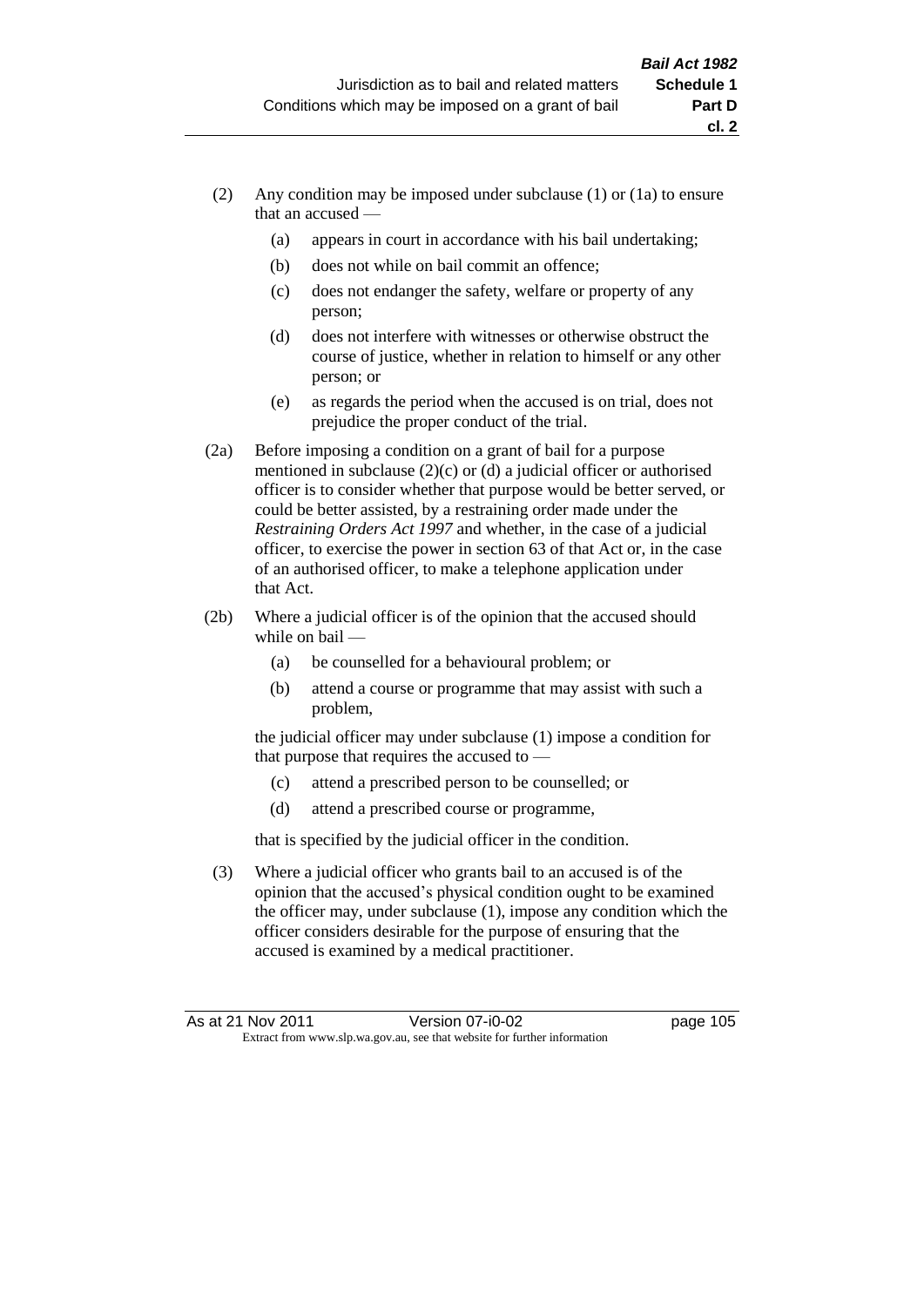(2) Any condition may be imposed under subclause (1) or (1a) to ensure that an accused —

   (a) appears in court in accordance with his bail undertaking;

   (b) does not while on bail commit an offence;

   (c) does not endanger the safety, welfare or property of any person;

   (d) does not interfere with witnesses or otherwise obstruct the course of justice, whether in relation to himself or any other person; or

   (e) as regards the period when the accused is on trial, does not prejudice the proper conduct of the trial.

(2a) Before imposing a condition on a grant of bail for a purpose mentioned in subclause (2)(c) or (d) a judicial officer or authorised officer is to consider whether that purpose would be better served, or could be better assisted, by a restraining order made under the *Restraining Orders Act 1997* and whether, in the case of a judicial officer, to exercise the power in section 63 of that Act or, in the case of an authorised officer, to make a telephone application under that Act.

(2b) Where a judicial officer is of the opinion that the accused should while on bail —

   (a) be counselled for a behavioural problem; or

   (b) attend a course or programme that may assist with such a problem,

   the judicial officer may under subclause (1) impose a condition for that purpose that requires the accused to —

   (c) attend a prescribed person to be counselled; or

   (d) attend a prescribed course or programme,

   that is specified by the judicial officer in the condition.

(3) Where a judicial officer who grants bail to an accused is of the opinion that the accused's physical condition ought to be examined the officer may, under subclause (1), impose any condition which the officer considers desirable for the purpose of ensuring that the accused is examined by a medical practitioner.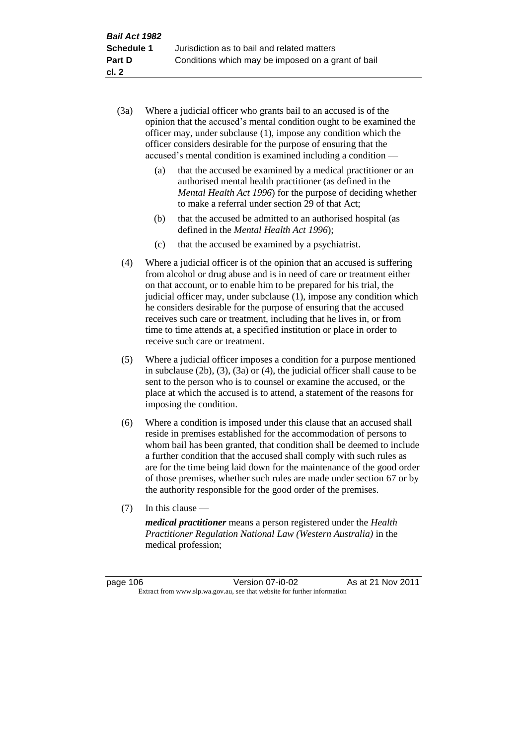(3a) Where a judicial officer who grants bail to an accused is of the opinion that the accused's mental condition ought to be examined the officer may, under subclause (1), impose any condition which the officer considers desirable for the purpose of ensuring that the accused's mental condition is examined including a condition —

(a) that the accused be examined by a medical practitioner or an authorised mental health practitioner (as defined in the *Mental Health Act 1996*) for the purpose of deciding whether to make a referral under section 29 of that Act;

(b) that the accused be admitted to an authorised hospital (as defined in the *Mental Health Act 1996*);

(c) that the accused be examined by a psychiatrist.

(4) Where a judicial officer is of the opinion that an accused is suffering from alcohol or drug abuse and is in need of care or treatment either on that account, or to enable him to be prepared for his trial, the judicial officer may, under subclause (1), impose any condition which he considers desirable for the purpose of ensuring that the accused receives such care or treatment, including that he lives in, or from time to time attends at, a specified institution or place in order to receive such care or treatment.

(5) Where a judicial officer imposes a condition for a purpose mentioned in subclause (2b), (3), (3a) or (4), the judicial officer shall cause to be sent to the person who is to counsel or examine the accused, or the place at which the accused is to attend, a statement of the reasons for imposing the condition.

(6) Where a condition is imposed under this clause that an accused shall reside in premises established for the accommodation of persons to whom bail has been granted, that condition shall be deemed to include a further condition that the accused shall comply with such rules as are for the time being laid down for the maintenance of the good order of those premises, whether such rules are made under section 67 or by the authority responsible for the good order of the premises.

(7) In this clause —

***medical practitioner*** means a person registered under the *Health Practitioner Regulation National Law (Western Australia)* in the medical profession;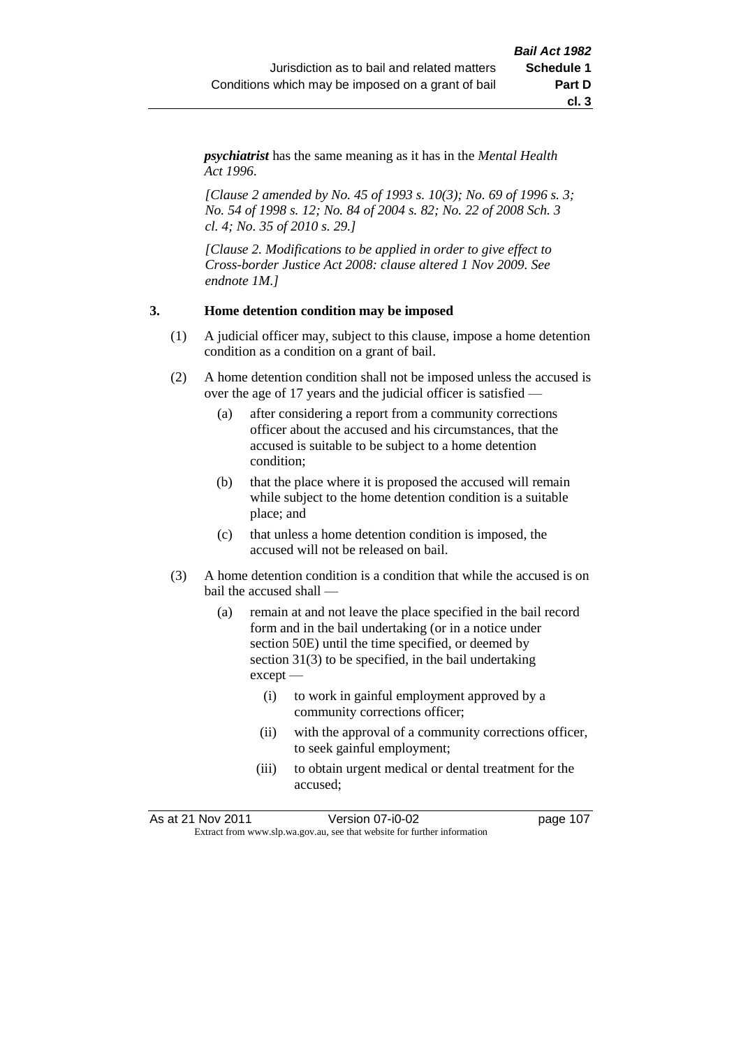***psychiatrist*** has the same meaning as it has in the *Mental Health Act 1996*.

*[Clause 2 amended by No. 45 of 1993 s. 10(3); No. 69 of 1996 s. 3; No. 54 of 1998 s. 12; No. 84 of 2004 s. 82; No. 22 of 2008 Sch. 3 cl. 4; No. 35 of 2010 s. 29.]*

*[Clause 2. Modifications to be applied in order to give effect to Cross-border Justice Act 2008: clause altered 1 Nov 2009. See endnote 1M.]*

**3. Home detention condition may be imposed**

(1) A judicial officer may, subject to this clause, impose a home detention condition as a condition on a grant of bail.

(2) A home detention condition shall not be imposed unless the accused is over the age of 17 years and the judicial officer is satisfied —

- (a) after considering a report from a community corrections officer about the accused and his circumstances, that the accused is suitable to be subject to a home detention condition;
- (b) that the place where it is proposed the accused will remain while subject to the home detention condition is a suitable place; and
- (c) that unless a home detention condition is imposed, the accused will not be released on bail.

(3) A home detention condition is a condition that while the accused is on bail the accused shall —

- (a) remain at and not leave the place specified in the bail record form and in the bail undertaking (or in a notice under section 50E) until the time specified, or deemed by section 31(3) to be specified, in the bail undertaking except —
  - (i) to work in gainful employment approved by a community corrections officer;
  - (ii) with the approval of a community corrections officer, to seek gainful employment;
  - (iii) to obtain urgent medical or dental treatment for the accused;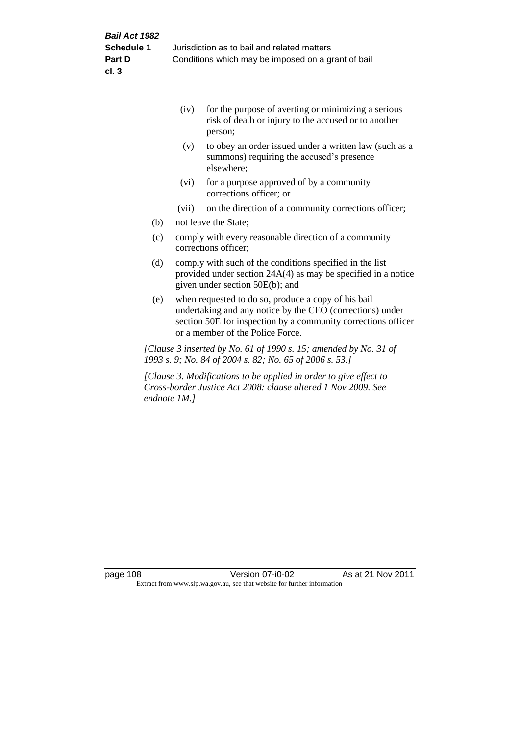(iv) for the purpose of averting or minimizing a serious risk of death or injury to the accused or to another person;

(v) to obey an order issued under a written law (such as a summons) requiring the accused's presence elsewhere;

(vi) for a purpose approved of by a community corrections officer; or

(vii) on the direction of a community corrections officer;

(b) not leave the State;

(c) comply with every reasonable direction of a community corrections officer;

(d) comply with such of the conditions specified in the list provided under section 24A(4) as may be specified in a notice given under section 50E(b); and

(e) when requested to do so, produce a copy of his bail undertaking and any notice by the CEO (corrections) under section 50E for inspection by a community corrections officer or a member of the Police Force.

*[Clause 3 inserted by No. 61 of 1990 s. 15; amended by No. 31 of 1993 s. 9; No. 84 of 2004 s. 82; No. 65 of 2006 s. 53.]*

*[Clause 3. Modifications to be applied in order to give effect to Cross-border Justice Act 2008: clause altered 1 Nov 2009. See endnote 1M.]*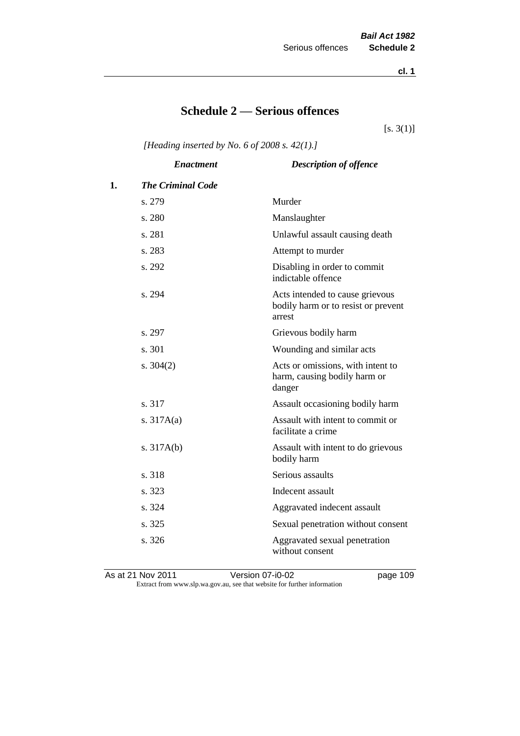# Schedule 2 — Serious offences

[s. 3(1)]

*[Heading inserted by No. 6 of 2008 s. 42(1).]*

| | *Enactment* | *Description of offence* |
|---|---|---|
| 1. | ***The Criminal Code*** | |
| | s. 279 | Murder |
| | s. 280 | Manslaughter |
| | s. 281 | Unlawful assault causing death |
| | s. 283 | Attempt to murder |
| | s. 292 | Disabling in order to commit indictable offence |
| | s. 294 | Acts intended to cause grievous bodily harm or to resist or prevent arrest |
| | s. 297 | Grievous bodily harm |
| | s. 301 | Wounding and similar acts |
| | s. 304(2) | Acts or omissions, with intent to harm, causing bodily harm or danger |
| | s. 317 | Assault occasioning bodily harm |
| | s. 317A(a) | Assault with intent to commit or facilitate a crime |
| | s. 317A(b) | Assault with intent to do grievous bodily harm |
| | s. 318 | Serious assaults |
| | s. 323 | Indecent assault |
| | s. 324 | Aggravated indecent assault |
| | s. 325 | Sexual penetration without consent |
| | s. 326 | Aggravated sexual penetration without consent |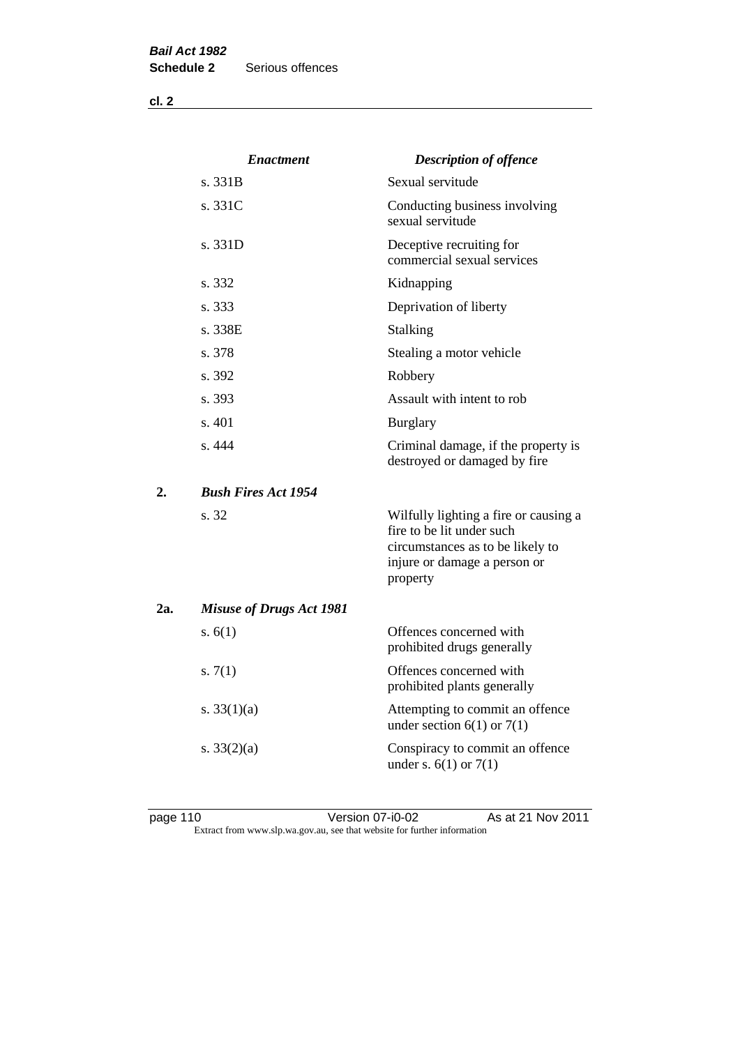| | *Enactment* | *Description of offence* |
|---|---|---|
| | s. 331B | Sexual servitude |
| | s. 331C | Conducting business involving sexual servitude |
| | s. 331D | Deceptive recruiting for commercial sexual services |
| | s. 332 | Kidnapping |
| | s. 333 | Deprivation of liberty |
| | s. 338E | Stalking |
| | s. 378 | Stealing a motor vehicle |
| | s. 392 | Robbery |
| | s. 393 | Assault with intent to rob |
| | s. 401 | Burglary |
| | s. 444 | Criminal damage, if the property is destroyed or damaged by fire |
| **2.** | ***Bush Fires Act 1954*** | |
| | s. 32 | Wilfully lighting a fire or causing a fire to be lit under such circumstances as to be likely to injure or damage a person or property |
| **2a.** | ***Misuse of Drugs Act 1981*** | |
| | s. 6(1) | Offences concerned with prohibited drugs generally |
| | s. 7(1) | Offences concerned with prohibited plants generally |
| | s. 33(1)(a) | Attempting to commit an offence under section 6(1) or 7(1) |
| | s. 33(2)(a) | Conspiracy to commit an offence under s. 6(1) or 7(1) |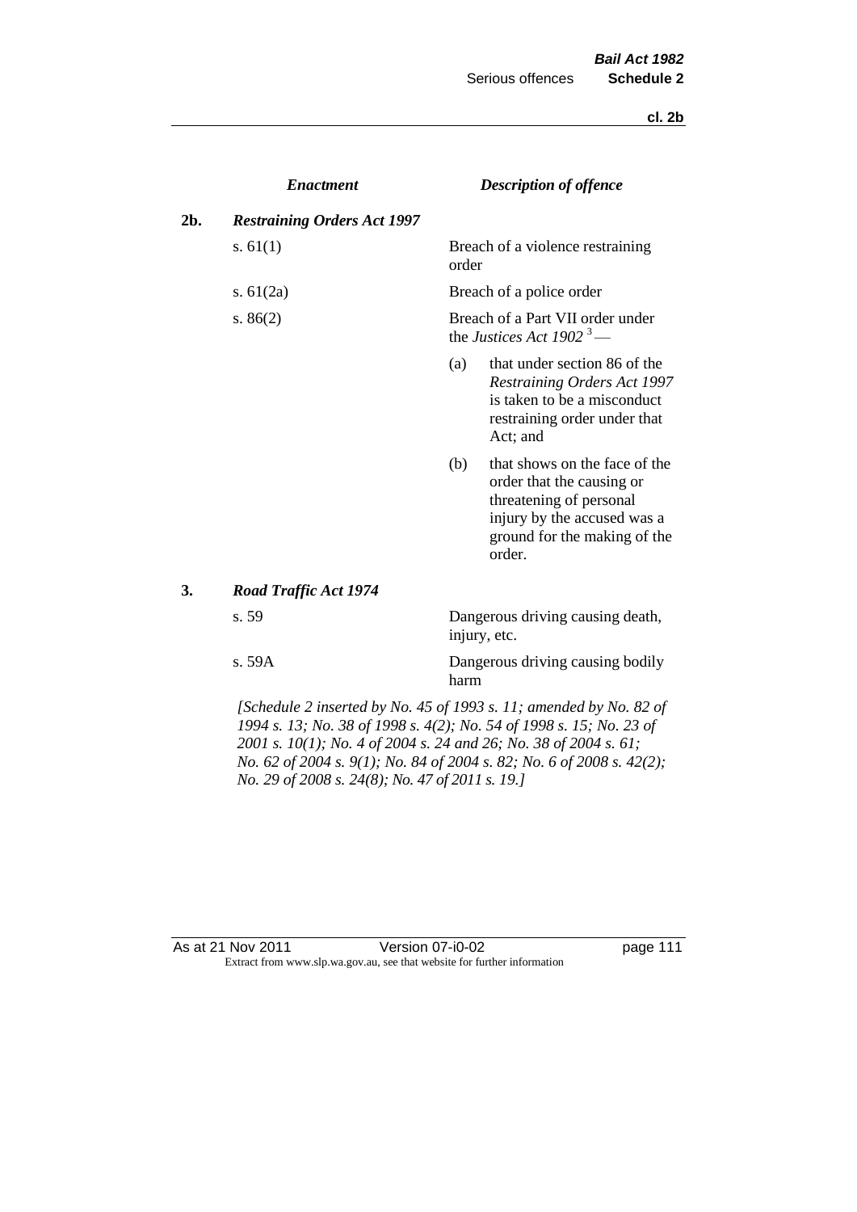| | *Enactment* | *Description of offence* |
|---|---|---|
| **2b.** | ***Restraining Orders Act 1997*** | |
| | s. 61(1) | Breach of a violence restraining order |
| | s. 61(2a) | Breach of a police order |
| | s. 86(2) | Breach of a Part VII order under the *Justices Act 1902* [3] —<br>(a) that under section 86 of the *Restraining Orders Act 1997* is taken to be a misconduct restraining order under that Act; and<br>(b) that shows on the face of the order that the causing or threatening of personal injury by the accused was a ground for the making of the order. |
| **3.** | ***Road Traffic Act 1974*** | |
| | s. 59 | Dangerous driving causing death, injury, etc. |
| | s. 59A | Dangerous driving causing bodily harm |

*[Schedule 2 inserted by No. 45 of 1993 s. 11; amended by No. 82 of 1994 s. 13; No. 38 of 1998 s. 4(2); No. 54 of 1998 s. 15; No. 23 of 2001 s. 10(1); No. 4 of 2004 s. 24 and 26; No. 38 of 2004 s. 61; No. 62 of 2004 s. 9(1); No. 84 of 2004 s. 82; No. 6 of 2008 s. 42(2); No. 29 of 2008 s. 24(8); No. 47 of 2011 s. 19.]*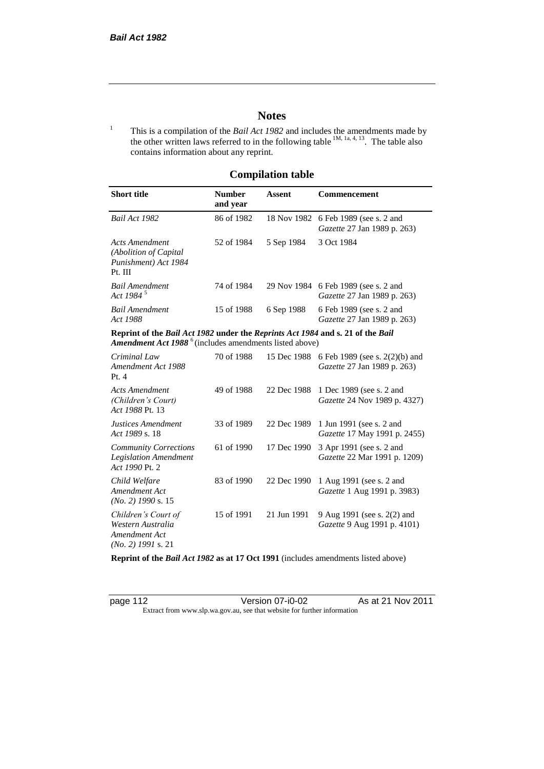# Notes

[1] This is a compilation of the *Bail Act 1982* and includes the amendments made by the other written laws referred to in the following table [1M, 1a, 4, 13]. The table also contains information about any reprint.

## Compilation table

| Short title | Number and year | Assent | Commencement |
|---|---|---|---|
| *Bail Act 1982* | 86 of 1982 | 18 Nov 1982 | 6 Feb 1989 (see s. 2 and *Gazette* 27 Jan 1989 p. 263) |
| *Acts Amendment (Abolition of Capital Punishment) Act 1984* Pt. III | 52 of 1984 | 5 Sep 1984 | 3 Oct 1984 |
| *Bail Amendment Act 1984* [5] | 74 of 1984 | 29 Nov 1984 | 6 Feb 1989 (see s. 2 and *Gazette* 27 Jan 1989 p. 263) |
| *Bail Amendment Act 1988* | 15 of 1988 | 6 Sep 1988 | 6 Feb 1989 (see s. 2 and *Gazette* 27 Jan 1989 p. 263) |
| **Reprint of the *Bail Act 1982* under the *Reprints Act 1984* and s. 21 of the *Bail Amendment Act 1988* [6]** (includes amendments listed above) | | | |
| *Criminal Law Amendment Act 1988* Pt. 4 | 70 of 1988 | 15 Dec 1988 | 6 Feb 1989 (see s. 2(2)(b) and *Gazette* 27 Jan 1989 p. 263) |
| *Acts Amendment (Children's Court) Act 1988* Pt. 13 | 49 of 1988 | 22 Dec 1988 | 1 Dec 1989 (see s. 2 and *Gazette* 24 Nov 1989 p. 4327) |
| *Justices Amendment Act 1989* s. 18 | 33 of 1989 | 22 Dec 1989 | 1 Jun 1991 (see s. 2 and *Gazette* 17 May 1991 p. 2455) |
| *Community Corrections Legislation Amendment Act 1990* Pt. 2 | 61 of 1990 | 17 Dec 1990 | 3 Apr 1991 (see s. 2 and *Gazette* 22 Mar 1991 p. 1209) |
| *Child Welfare Amendment Act (No. 2) 1990* s. 15 | 83 of 1990 | 22 Dec 1990 | 1 Aug 1991 (see s. 2 and *Gazette* 1 Aug 1991 p. 3983) |
| *Children's Court of Western Australia Amendment Act (No. 2) 1991* s. 21 | 15 of 1991 | 21 Jun 1991 | 9 Aug 1991 (see s. 2(2) and *Gazette* 9 Aug 1991 p. 4101) |
| **Reprint of the *Bail Act 1982* as at 17 Oct 1991** (includes amendments listed above) | | | |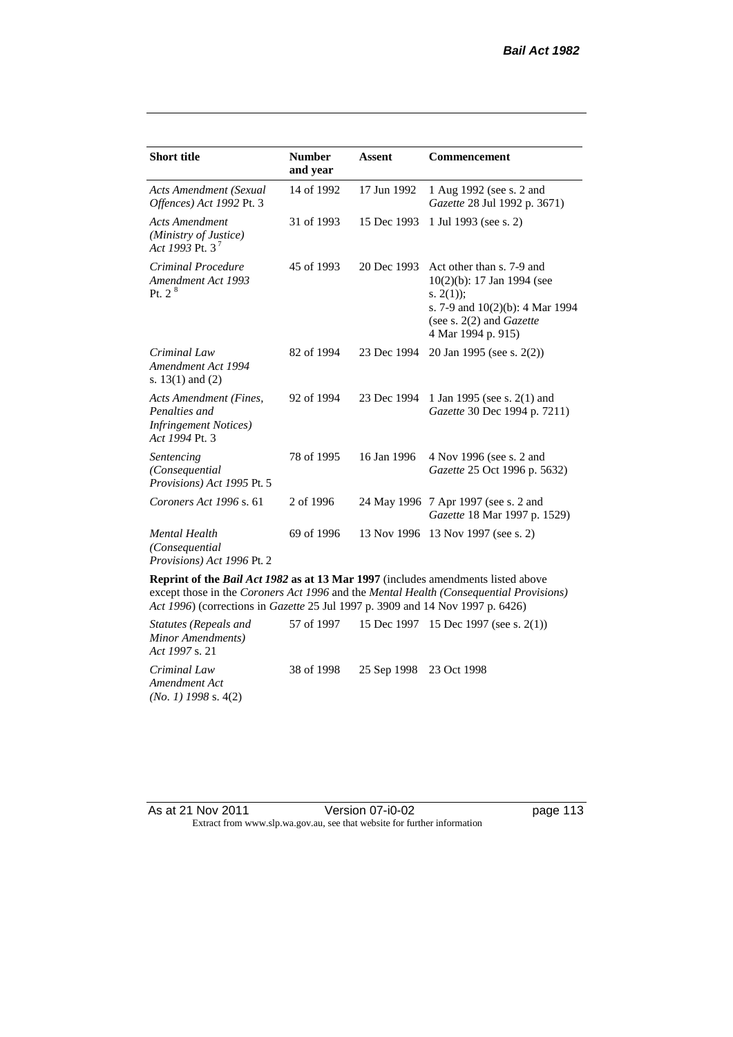| Short title | Number and year | Assent | Commencement |
|---|---|---|---|
| *Acts Amendment (Sexual Offences) Act 1992* Pt. 3 | 14 of 1992 | 17 Jun 1992 | 1 Aug 1992 (see s. 2 and *Gazette* 28 Jul 1992 p. 3671) |
| *Acts Amendment (Ministry of Justice) Act 1993* Pt. 3 [7] | 31 of 1993 | 15 Dec 1993 | 1 Jul 1993 (see s. 2) |
| *Criminal Procedure Amendment Act 1993* Pt. 2 [8] | 45 of 1993 | 20 Dec 1993 | Act other than s. 7-9 and 10(2)(b): 17 Jan 1994 (see s. 2(1)); s. 7-9 and 10(2)(b): 4 Mar 1994 (see s. 2(2) and *Gazette* 4 Mar 1994 p. 915) |
| *Criminal Law Amendment Act 1994* s. 13(1) and (2) | 82 of 1994 | 23 Dec 1994 | 20 Jan 1995 (see s. 2(2)) |
| *Acts Amendment (Fines, Penalties and Infringement Notices) Act 1994* Pt. 3 | 92 of 1994 | 23 Dec 1994 | 1 Jan 1995 (see s. 2(1) and *Gazette* 30 Dec 1994 p. 7211) |
| *Sentencing (Consequential Provisions) Act 1995* Pt. 5 | 78 of 1995 | 16 Jan 1996 | 4 Nov 1996 (see s. 2 and *Gazette* 25 Oct 1996 p. 5632) |
| *Coroners Act 1996* s. 61 | 2 of 1996 | 24 May 1996 | 7 Apr 1997 (see s. 2 and *Gazette* 18 Mar 1997 p. 1529) |
| *Mental Health (Consequential Provisions) Act 1996* Pt. 2 | 69 of 1996 | 13 Nov 1996 | 13 Nov 1997 (see s. 2) |
| **Reprint of the *Bail Act 1982* as at 13 Mar 1997** (includes amendments listed above except those in the *Coroners Act 1996* and the *Mental Health (Consequential Provisions) Act 1996*) (corrections in *Gazette* 25 Jul 1997 p. 3909 and 14 Nov 1997 p. 6426) | | | |
| *Statutes (Repeals and Minor Amendments) Act 1997* s. 21 | 57 of 1997 | 15 Dec 1997 | 15 Dec 1997 (see s. 2(1)) |
| *Criminal Law Amendment Act (No. 1) 1998* s. 4(2) | 38 of 1998 | 25 Sep 1998 | 23 Oct 1998 |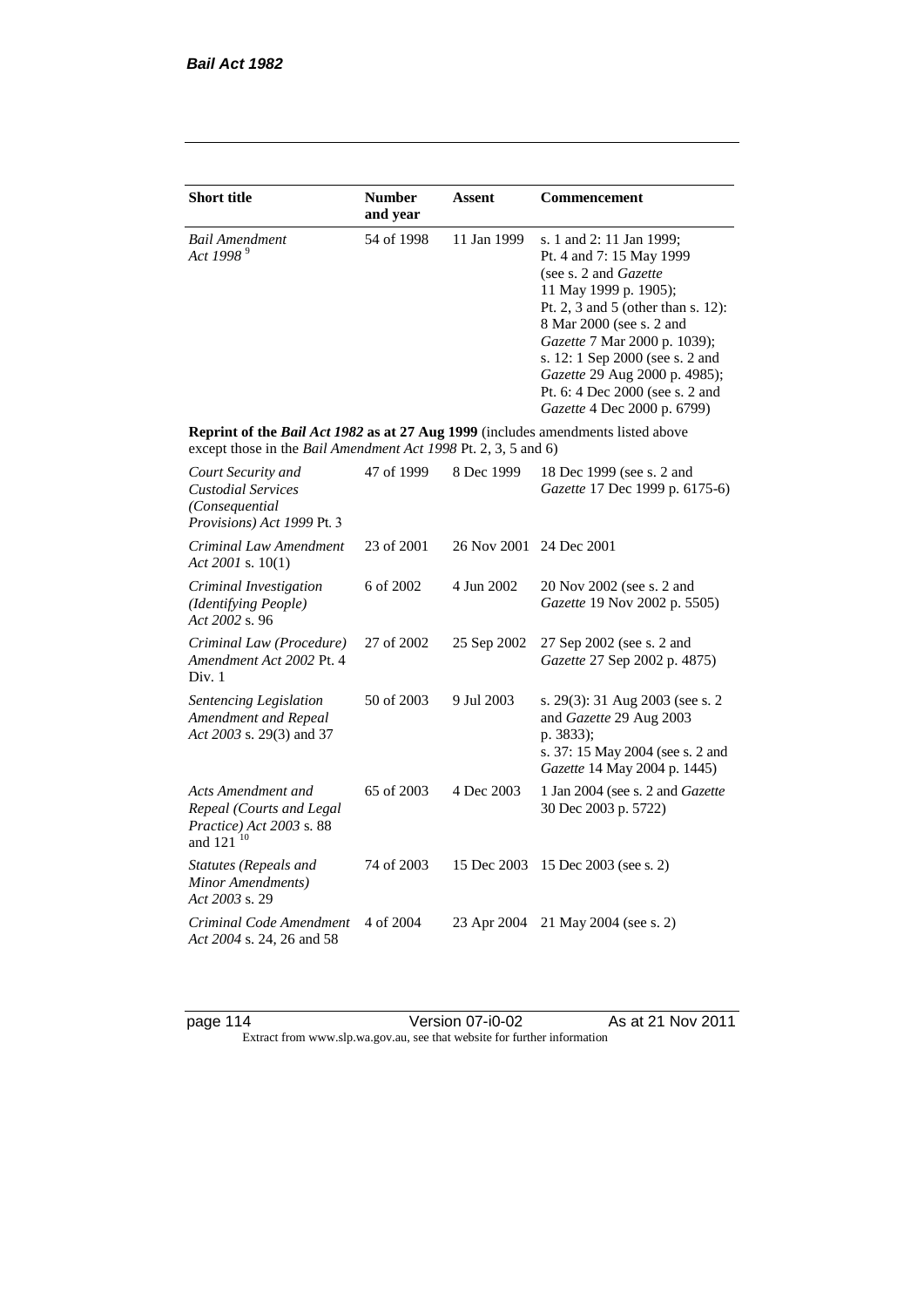| Short title | Number and year | Assent | Commencement |
|---|---|---|---|
| *Bail Amendment Act 1998* [9] | 54 of 1998 | 11 Jan 1999 | s. 1 and 2: 11 Jan 1999; Pt. 4 and 7: 15 May 1999 (see s. 2 and *Gazette* 11 May 1999 p. 1905); Pt. 2, 3 and 5 (other than s. 12): 8 Mar 2000 (see s. 2 and *Gazette* 7 Mar 2000 p. 1039); s. 12: 1 Sep 2000 (see s. 2 and *Gazette* 29 Aug 2000 p. 4985); Pt. 6: 4 Dec 2000 (see s. 2 and *Gazette* 4 Dec 2000 p. 6799) |
| **Reprint of the *Bail Act 1982* as at 27 Aug 1999** (includes amendments listed above except those in the *Bail Amendment Act 1998* Pt. 2, 3, 5 and 6) | | | |
| *Court Security and Custodial Services (Consequential Provisions) Act 1999* Pt. 3 | 47 of 1999 | 8 Dec 1999 | 18 Dec 1999 (see s. 2 and *Gazette* 17 Dec 1999 p. 6175-6) |
| *Criminal Law Amendment Act 2001* s. 10(1) | 23 of 2001 | 26 Nov 2001 | 24 Dec 2001 |
| *Criminal Investigation (Identifying People) Act 2002* s. 96 | 6 of 2002 | 4 Jun 2002 | 20 Nov 2002 (see s. 2 and *Gazette* 19 Nov 2002 p. 5505) |
| *Criminal Law (Procedure) Amendment Act 2002* Pt. 4 Div. 1 | 27 of 2002 | 25 Sep 2002 | 27 Sep 2002 (see s. 2 and *Gazette* 27 Sep 2002 p. 4875) |
| *Sentencing Legislation Amendment and Repeal Act 2003* s. 29(3) and 37 | 50 of 2003 | 9 Jul 2003 | s. 29(3): 31 Aug 2003 (see s. 2 and *Gazette* 29 Aug 2003 p. 3833); s. 37: 15 May 2004 (see s. 2 and *Gazette* 14 May 2004 p. 1445) |
| *Acts Amendment and Repeal (Courts and Legal Practice) Act 2003* s. 88 and 121 [10] | 65 of 2003 | 4 Dec 2003 | 1 Jan 2004 (see s. 2 and *Gazette* 30 Dec 2003 p. 5722) |
| *Statutes (Repeals and Minor Amendments) Act 2003* s. 29 | 74 of 2003 | 15 Dec 2003 | 15 Dec 2003 (see s. 2) |
| *Criminal Code Amendment Act 2004* s. 24, 26 and 58 | 4 of 2004 | 23 Apr 2004 | 21 May 2004 (see s. 2) |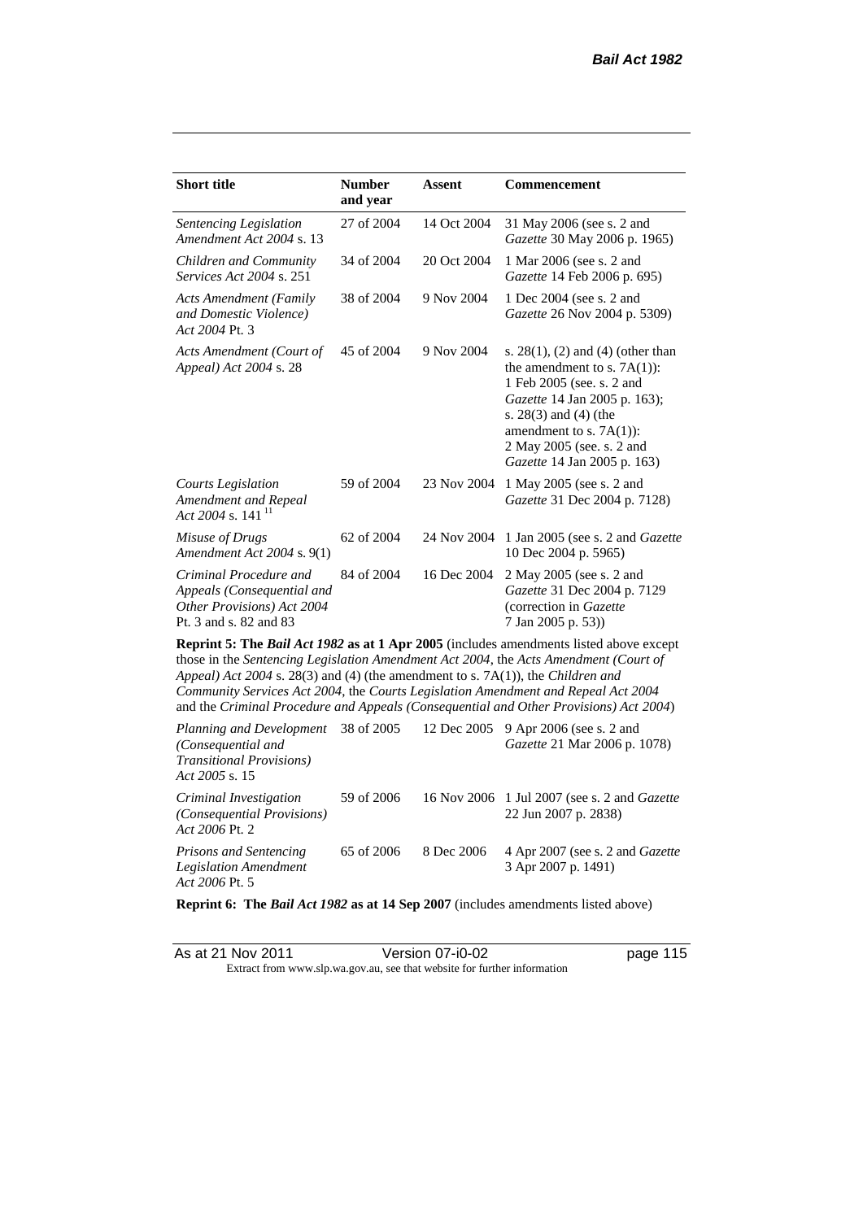| Short title | Number and year | Assent | Commencement |
|---|---|---|---|
| *Sentencing Legislation Amendment Act 2004* s. 13 | 27 of 2004 | 14 Oct 2004 | 31 May 2006 (see s. 2 and *Gazette* 30 May 2006 p. 1965) |
| *Children and Community Services Act 2004* s. 251 | 34 of 2004 | 20 Oct 2004 | 1 Mar 2006 (see s. 2 and *Gazette* 14 Feb 2006 p. 695) |
| *Acts Amendment (Family and Domestic Violence) Act 2004* Pt. 3 | 38 of 2004 | 9 Nov 2004 | 1 Dec 2004 (see s. 2 and *Gazette* 26 Nov 2004 p. 5309) |
| *Acts Amendment (Court of Appeal) Act 2004* s. 28 | 45 of 2004 | 9 Nov 2004 | s. 28(1), (2) and (4) (other than the amendment to s. 7A(1)): 1 Feb 2005 (see. s. 2 and *Gazette* 14 Jan 2005 p. 163); s. 28(3) and (4) (the amendment to s. 7A(1)): 2 May 2005 (see. s. 2 and *Gazette* 14 Jan 2005 p. 163) |
| *Courts Legislation Amendment and Repeal Act 2004* s. 141 [11] | 59 of 2004 | 23 Nov 2004 | 1 May 2005 (see s. 2 and *Gazette* 31 Dec 2004 p. 7128) |
| *Misuse of Drugs Amendment Act 2004* s. 9(1) | 62 of 2004 | 24 Nov 2004 | 1 Jan 2005 (see s. 2 and *Gazette* 10 Dec 2004 p. 5965) |
| *Criminal Procedure and Appeals (Consequential and Other Provisions) Act 2004* Pt. 3 and s. 82 and 83 | 84 of 2004 | 16 Dec 2004 | 2 May 2005 (see s. 2 and *Gazette* 31 Dec 2004 p. 7129 (correction in *Gazette* 7 Jan 2005 p. 53)) |
| **Reprint 5: The *Bail Act 1982* as at 1 Apr 2005** (includes amendments listed above except those in the *Sentencing Legislation Amendment Act 2004*, the *Acts Amendment (Court of Appeal) Act 2004* s. 28(3) and (4) (the amendment to s. 7A(1)), the *Children and Community Services Act 2004*, the *Courts Legislation Amendment and Repeal Act 2004* and the *Criminal Procedure and Appeals (Consequential and Other Provisions) Act 2004*) | | | |
| *Planning and Development (Consequential and Transitional Provisions) Act 2005* s. 15 | 38 of 2005 | 12 Dec 2005 | 9 Apr 2006 (see s. 2 and *Gazette* 21 Mar 2006 p. 1078) |
| *Criminal Investigation (Consequential Provisions) Act 2006* Pt. 2 | 59 of 2006 | 16 Nov 2006 | 1 Jul 2007 (see s. 2 and *Gazette* 22 Jun 2007 p. 2838) |
| *Prisons and Sentencing Legislation Amendment Act 2006* Pt. 5 | 65 of 2006 | 8 Dec 2006 | 4 Apr 2007 (see s. 2 and *Gazette* 3 Apr 2007 p. 1491) |
| **Reprint 6: The *Bail Act 1982* as at 14 Sep 2007** (includes amendments listed above) | | | |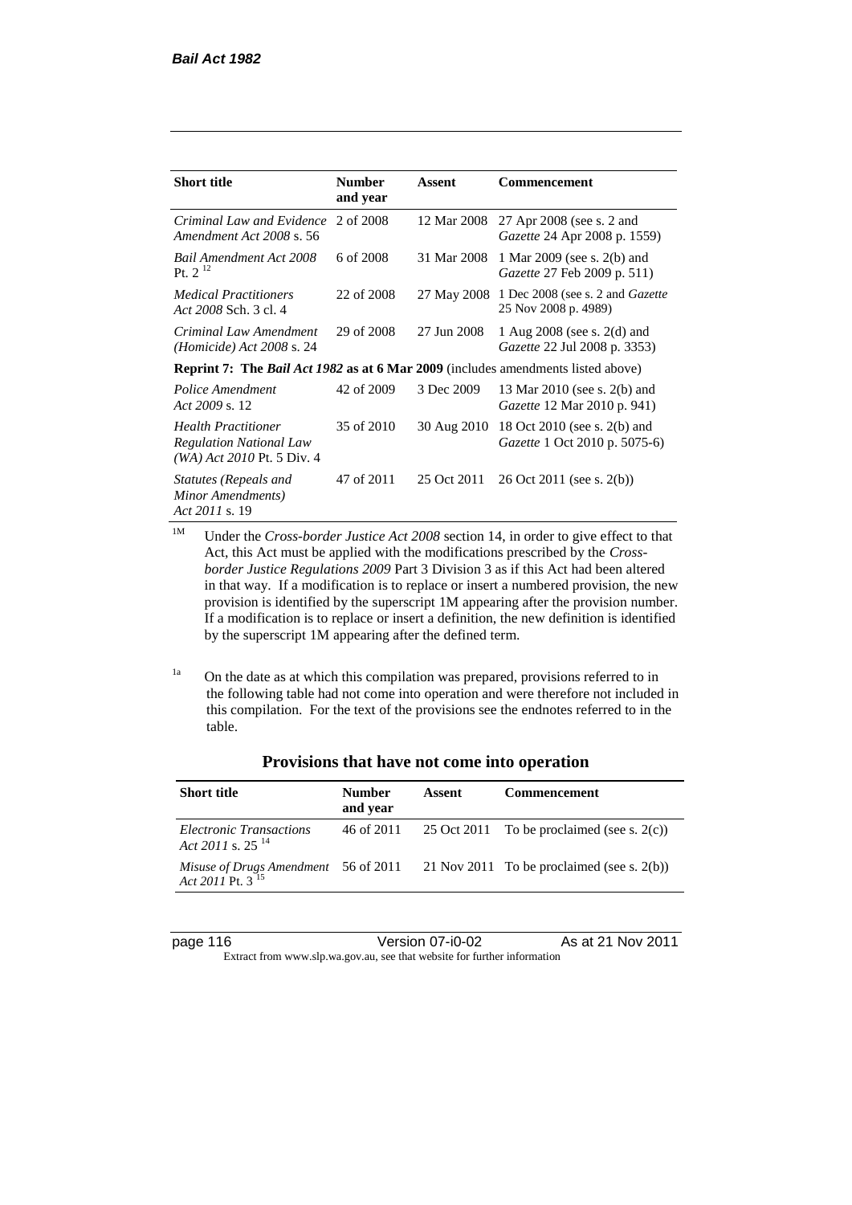| Short title | Number and year | Assent | Commencement |
|---|---|---|---|
| *Criminal Law and Evidence Amendment Act 2008* s. 56 | 2 of 2008 | 12 Mar 2008 | 27 Apr 2008 (see s. 2 and *Gazette* 24 Apr 2008 p. 1559) |
| *Bail Amendment Act 2008* Pt. 2 [12] | 6 of 2008 | 31 Mar 2008 | 1 Mar 2009 (see s. 2(b) and *Gazette* 27 Feb 2009 p. 511) |
| *Medical Practitioners Act 2008* Sch. 3 cl. 4 | 22 of 2008 | 27 May 2008 | 1 Dec 2008 (see s. 2 and *Gazette* 25 Nov 2008 p. 4989) |
| *Criminal Law Amendment (Homicide) Act 2008* s. 24 | 29 of 2008 | 27 Jun 2008 | 1 Aug 2008 (see s. 2(d) and *Gazette* 22 Jul 2008 p. 3353) |
| **Reprint 7: The *Bail Act 1982* as at 6 Mar 2009** (includes amendments listed above) | | | |
| *Police Amendment Act 2009* s. 12 | 42 of 2009 | 3 Dec 2009 | 13 Mar 2010 (see s. 2(b) and *Gazette* 12 Mar 2010 p. 941) |
| *Health Practitioner Regulation National Law (WA) Act 2010* Pt. 5 Div. 4 | 35 of 2010 | 30 Aug 2010 | 18 Oct 2010 (see s. 2(b) and *Gazette* 1 Oct 2010 p. 5075-6) |
| *Statutes (Repeals and Minor Amendments) Act 2011* s. 19 | 47 of 2011 | 25 Oct 2011 | 26 Oct 2011 (see s. 2(b)) |

[1M] Under the *Cross-border Justice Act 2008* section 14, in order to give effect to that Act, this Act must be applied with the modifications prescribed by the *Cross-border Justice Regulations 2009* Part 3 Division 3 as if this Act had been altered in that way. If a modification is to replace or insert a numbered provision, the new provision is identified by the superscript 1M appearing after the provision number. If a modification is to replace or insert a definition, the new definition is identified by the superscript 1M appearing after the defined term.

[1a] On the date as at which this compilation was prepared, provisions referred to in the following table had not come into operation and were therefore not included in this compilation. For the text of the provisions see the endnotes referred to in the table.

## Provisions that have not come into operation

| Short title | Number and year | Assent | Commencement |
|---|---|---|---|
| *Electronic Transactions Act 2011* s. 25 [14] | 46 of 2011 | 25 Oct 2011 | To be proclaimed (see s. 2(c)) |
| *Misuse of Drugs Amendment Act 2011* Pt. 3 [15] | 56 of 2011 | 21 Nov 2011 | To be proclaimed (see s. 2(b)) |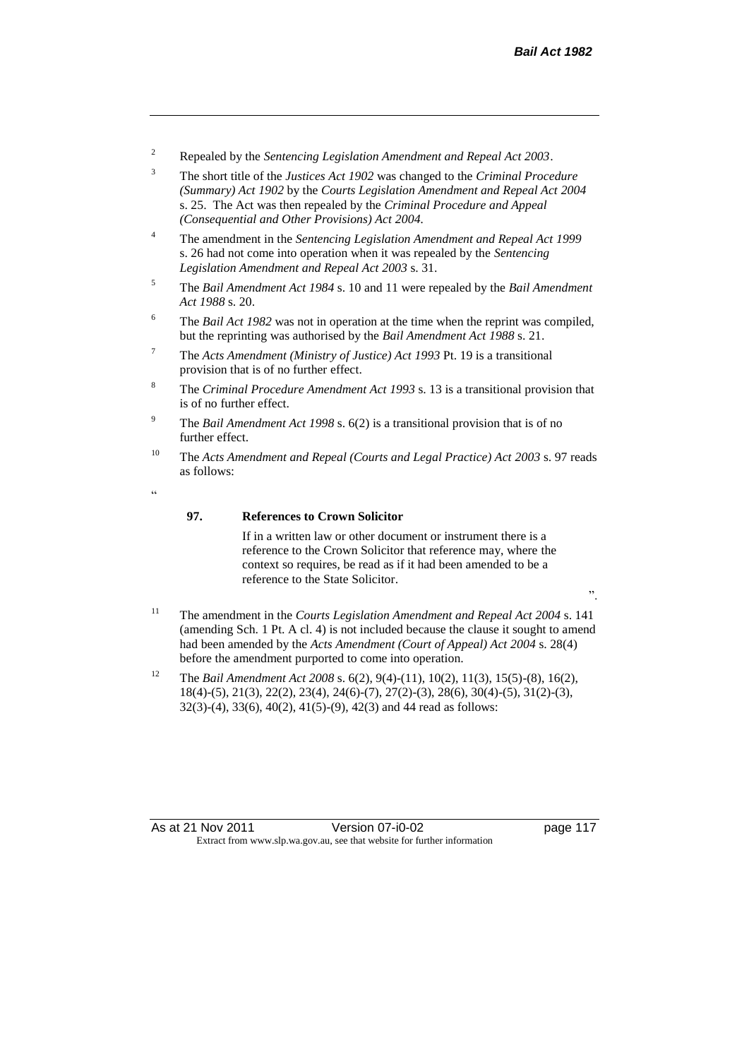2 Repealed by the *Sentencing Legislation Amendment and Repeal Act 2003*.

3 The short title of the *Justices Act 1902* was changed to the *Criminal Procedure (Summary) Act 1902* by the *Courts Legislation Amendment and Repeal Act 2004* s. 25. The Act was then repealed by the *Criminal Procedure and Appeal (Consequential and Other Provisions) Act 2004.*

4 The amendment in the *Sentencing Legislation Amendment and Repeal Act 1999* s. 26 had not come into operation when it was repealed by the *Sentencing Legislation Amendment and Repeal Act 2003* s. 31.

5 The *Bail Amendment Act 1984* s. 10 and 11 were repealed by the *Bail Amendment Act 1988* s. 20.

6 The *Bail Act 1982* was not in operation at the time when the reprint was compiled, but the reprinting was authorised by the *Bail Amendment Act 1988* s. 21.

7 The *Acts Amendment (Ministry of Justice) Act 1993* Pt. 19 is a transitional provision that is of no further effect.

8 The *Criminal Procedure Amendment Act 1993* s. 13 is a transitional provision that is of no further effect.

9 The *Bail Amendment Act 1998* s. 6(2) is a transitional provision that is of no further effect.

10 The *Acts Amendment and Repeal (Courts and Legal Practice) Act 2003* s. 97 reads as follows:

"

**97. References to Crown Solicitor**

If in a written law or other document or instrument there is a reference to the Crown Solicitor that reference may, where the context so requires, be read as if it had been amended to be a reference to the State Solicitor.

".

11 The amendment in the *Courts Legislation Amendment and Repeal Act 2004* s. 141 (amending Sch. 1 Pt. A cl. 4) is not included because the clause it sought to amend had been amended by the *Acts Amendment (Court of Appeal) Act 2004* s. 28(4) before the amendment purported to come into operation.

12 The *Bail Amendment Act 2008* s. 6(2), 9(4)-(11), 10(2), 11(3), 15(5)-(8), 16(2), 18(4)-(5), 21(3), 22(2), 23(4), 24(6)-(7), 27(2)-(3), 28(6), 30(4)-(5), 31(2)-(3), 32(3)-(4), 33(6), 40(2), 41(5)-(9), 42(3) and 44 read as follows: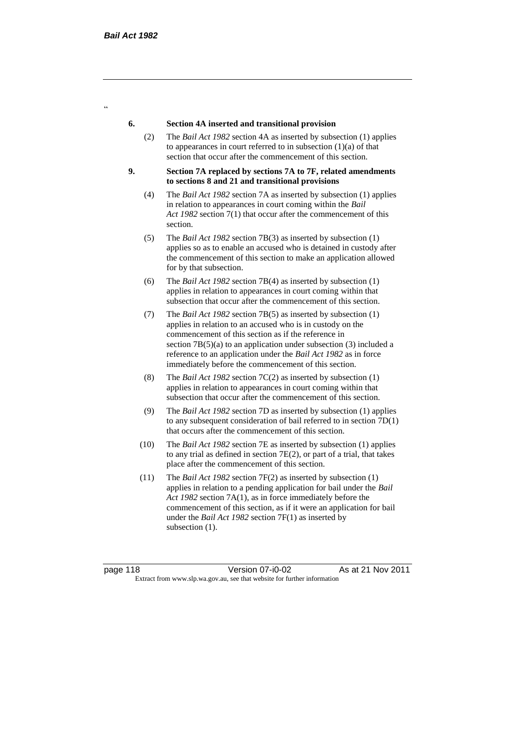"

**6. Section 4A inserted and transitional provision**

(2) The *Bail Act 1982* section 4A as inserted by subsection (1) applies to appearances in court referred to in subsection (1)(a) of that section that occur after the commencement of this section.

**9. Section 7A replaced by sections 7A to 7F, related amendments to sections 8 and 21 and transitional provisions**

(4) The *Bail Act 1982* section 7A as inserted by subsection (1) applies in relation to appearances in court coming within the *Bail Act 1982* section 7(1) that occur after the commencement of this section.

(5) The *Bail Act 1982* section 7B(3) as inserted by subsection (1) applies so as to enable an accused who is detained in custody after the commencement of this section to make an application allowed for by that subsection.

(6) The *Bail Act 1982* section 7B(4) as inserted by subsection (1) applies in relation to appearances in court coming within that subsection that occur after the commencement of this section.

(7) The *Bail Act 1982* section 7B(5) as inserted by subsection (1) applies in relation to an accused who is in custody on the commencement of this section as if the reference in section 7B(5)(a) to an application under subsection (3) included a reference to an application under the *Bail Act 1982* as in force immediately before the commencement of this section.

(8) The *Bail Act 1982* section 7C(2) as inserted by subsection (1) applies in relation to appearances in court coming within that subsection that occur after the commencement of this section.

(9) The *Bail Act 1982* section 7D as inserted by subsection (1) applies to any subsequent consideration of bail referred to in section 7D(1) that occurs after the commencement of this section.

(10) The *Bail Act 1982* section 7E as inserted by subsection (1) applies to any trial as defined in section 7E(2), or part of a trial, that takes place after the commencement of this section.

(11) The *Bail Act 1982* section 7F(2) as inserted by subsection (1) applies in relation to a pending application for bail under the *Bail Act 1982* section 7A(1), as in force immediately before the commencement of this section, as if it were an application for bail under the *Bail Act 1982* section 7F(1) as inserted by subsection (1).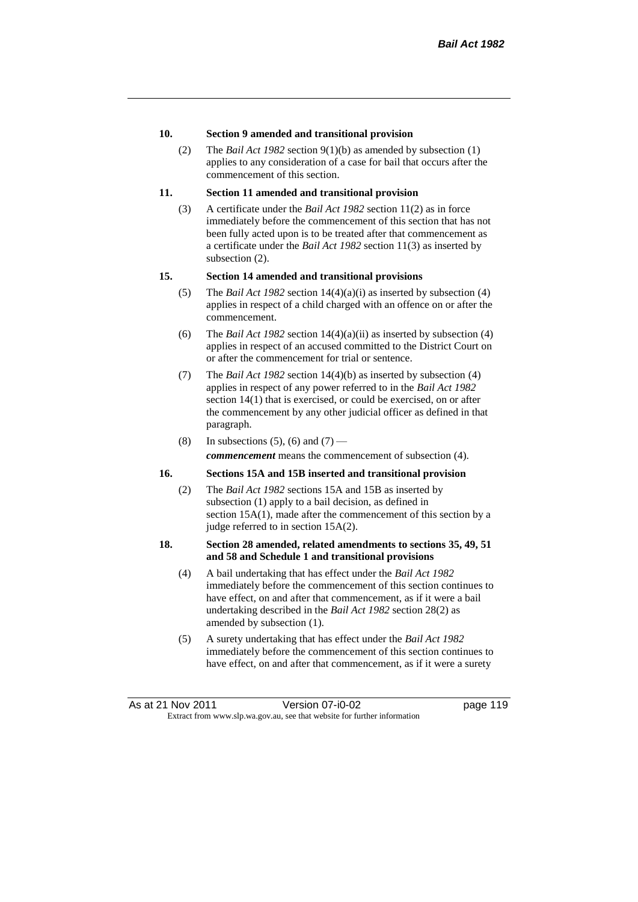#### 10. Section 9 amended and transitional provision

(2) The *Bail Act 1982* section 9(1)(b) as amended by subsection (1) applies to any consideration of a case for bail that occurs after the commencement of this section.

#### 11. Section 11 amended and transitional provision

(3) A certificate under the *Bail Act 1982* section 11(2) as in force immediately before the commencement of this section that has not been fully acted upon is to be treated after that commencement as a certificate under the *Bail Act 1982* section 11(3) as inserted by subsection (2).

#### 15. Section 14 amended and transitional provisions

(5) The *Bail Act 1982* section 14(4)(a)(i) as inserted by subsection (4) applies in respect of a child charged with an offence on or after the commencement.

(6) The *Bail Act 1982* section 14(4)(a)(ii) as inserted by subsection (4) applies in respect of an accused committed to the District Court on or after the commencement for trial or sentence.

(7) The *Bail Act 1982* section 14(4)(b) as inserted by subsection (4) applies in respect of any power referred to in the *Bail Act 1982* section 14(1) that is exercised, or could be exercised, on or after the commencement by any other judicial officer as defined in that paragraph.

(8) In subsections (5), (6) and (7) —

***commencement*** means the commencement of subsection (4).

#### 16. Sections 15A and 15B inserted and transitional provision

(2) The *Bail Act 1982* sections 15A and 15B as inserted by subsection (1) apply to a bail decision, as defined in section 15A(1), made after the commencement of this section by a judge referred to in section 15A(2).

#### 18. Section 28 amended, related amendments to sections 35, 49, 51 and 58 and Schedule 1 and transitional provisions

(4) A bail undertaking that has effect under the *Bail Act 1982* immediately before the commencement of this section continues to have effect, on and after that commencement, as if it were a bail undertaking described in the *Bail Act 1982* section 28(2) as amended by subsection (1).

(5) A surety undertaking that has effect under the *Bail Act 1982* immediately before the commencement of this section continues to have effect, on and after that commencement, as if it were a surety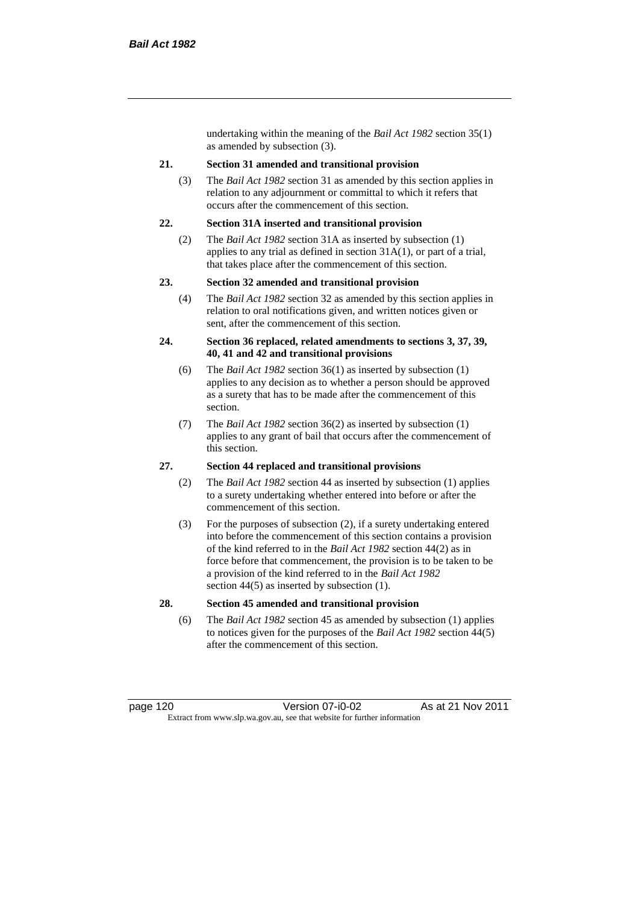undertaking within the meaning of the *Bail Act 1982* section 35(1) as amended by subsection (3).

**21. Section 31 amended and transitional provision**

(3) The *Bail Act 1982* section 31 as amended by this section applies in relation to any adjournment or committal to which it refers that occurs after the commencement of this section.

**22. Section 31A inserted and transitional provision**

(2) The *Bail Act 1982* section 31A as inserted by subsection (1) applies to any trial as defined in section 31A(1), or part of a trial, that takes place after the commencement of this section.

**23. Section 32 amended and transitional provision**

(4) The *Bail Act 1982* section 32 as amended by this section applies in relation to oral notifications given, and written notices given or sent, after the commencement of this section.

**24. Section 36 replaced, related amendments to sections 3, 37, 39, 40, 41 and 42 and transitional provisions**

(6) The *Bail Act 1982* section 36(1) as inserted by subsection (1) applies to any decision as to whether a person should be approved as a surety that has to be made after the commencement of this section.

(7) The *Bail Act 1982* section 36(2) as inserted by subsection (1) applies to any grant of bail that occurs after the commencement of this section.

**27. Section 44 replaced and transitional provisions**

(2) The *Bail Act 1982* section 44 as inserted by subsection (1) applies to a surety undertaking whether entered into before or after the commencement of this section.

(3) For the purposes of subsection (2), if a surety undertaking entered into before the commencement of this section contains a provision of the kind referred to in the *Bail Act 1982* section 44(2) as in force before that commencement, the provision is to be taken to be a provision of the kind referred to in the *Bail Act 1982* section 44(5) as inserted by subsection (1).

**28. Section 45 amended and transitional provision**

(6) The *Bail Act 1982* section 45 as amended by subsection (1) applies to notices given for the purposes of the *Bail Act 1982* section 44(5) after the commencement of this section.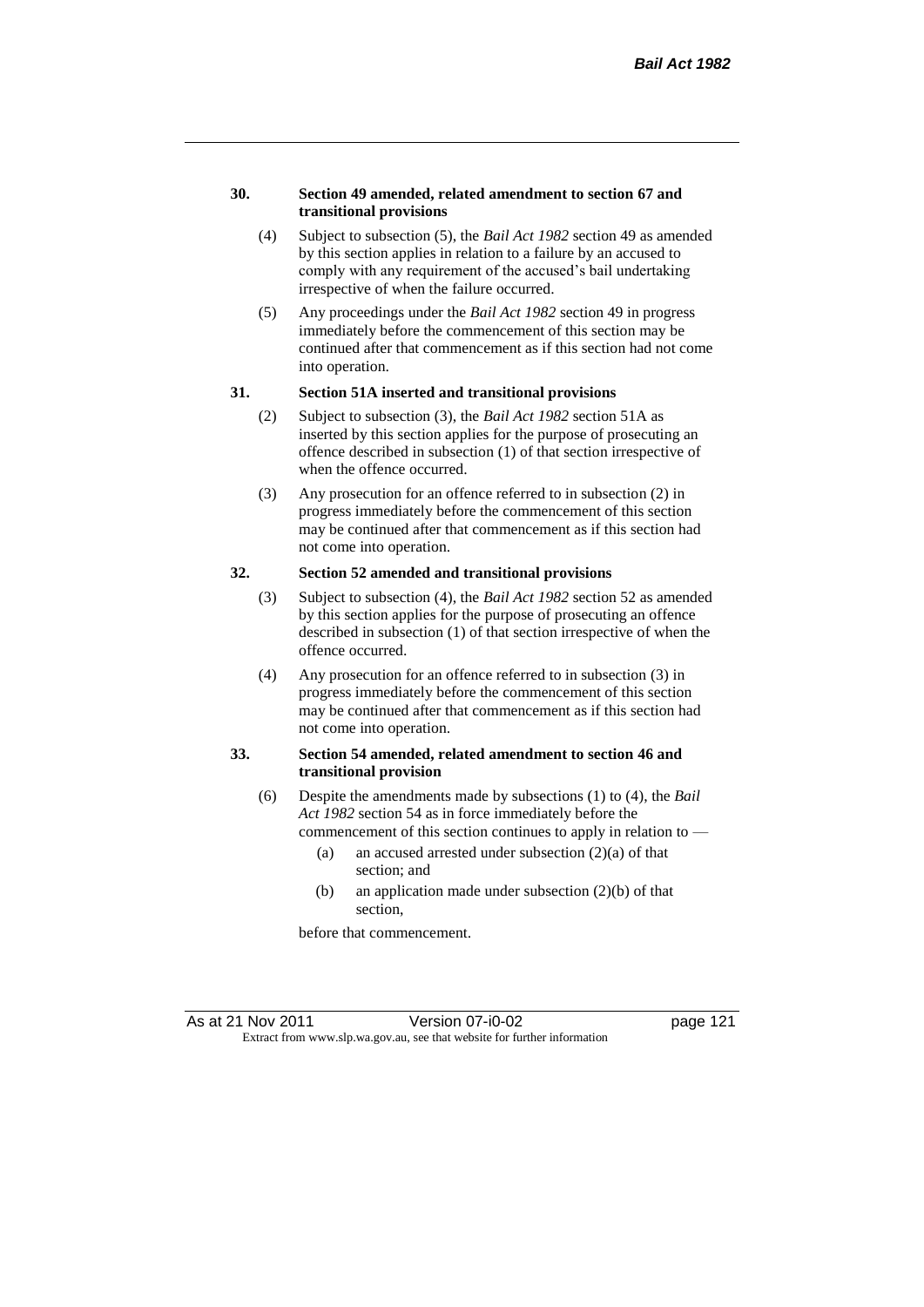**30. Section 49 amended, related amendment to section 67 and transitional provisions**

(4) Subject to subsection (5), the *Bail Act 1982* section 49 as amended by this section applies in relation to a failure by an accused to comply with any requirement of the accused's bail undertaking irrespective of when the failure occurred.

(5) Any proceedings under the *Bail Act 1982* section 49 in progress immediately before the commencement of this section may be continued after that commencement as if this section had not come into operation.

**31. Section 51A inserted and transitional provisions**

(2) Subject to subsection (3), the *Bail Act 1982* section 51A as inserted by this section applies for the purpose of prosecuting an offence described in subsection (1) of that section irrespective of when the offence occurred.

(3) Any prosecution for an offence referred to in subsection (2) in progress immediately before the commencement of this section may be continued after that commencement as if this section had not come into operation.

**32. Section 52 amended and transitional provisions**

(3) Subject to subsection (4), the *Bail Act 1982* section 52 as amended by this section applies for the purpose of prosecuting an offence described in subsection (1) of that section irrespective of when the offence occurred.

(4) Any prosecution for an offence referred to in subsection (3) in progress immediately before the commencement of this section may be continued after that commencement as if this section had not come into operation.

**33. Section 54 amended, related amendment to section 46 and transitional provision**

(6) Despite the amendments made by subsections (1) to (4), the *Bail Act 1982* section 54 as in force immediately before the commencement of this section continues to apply in relation to —

(a) an accused arrested under subsection (2)(a) of that section; and

(b) an application made under subsection (2)(b) of that section,

before that commencement.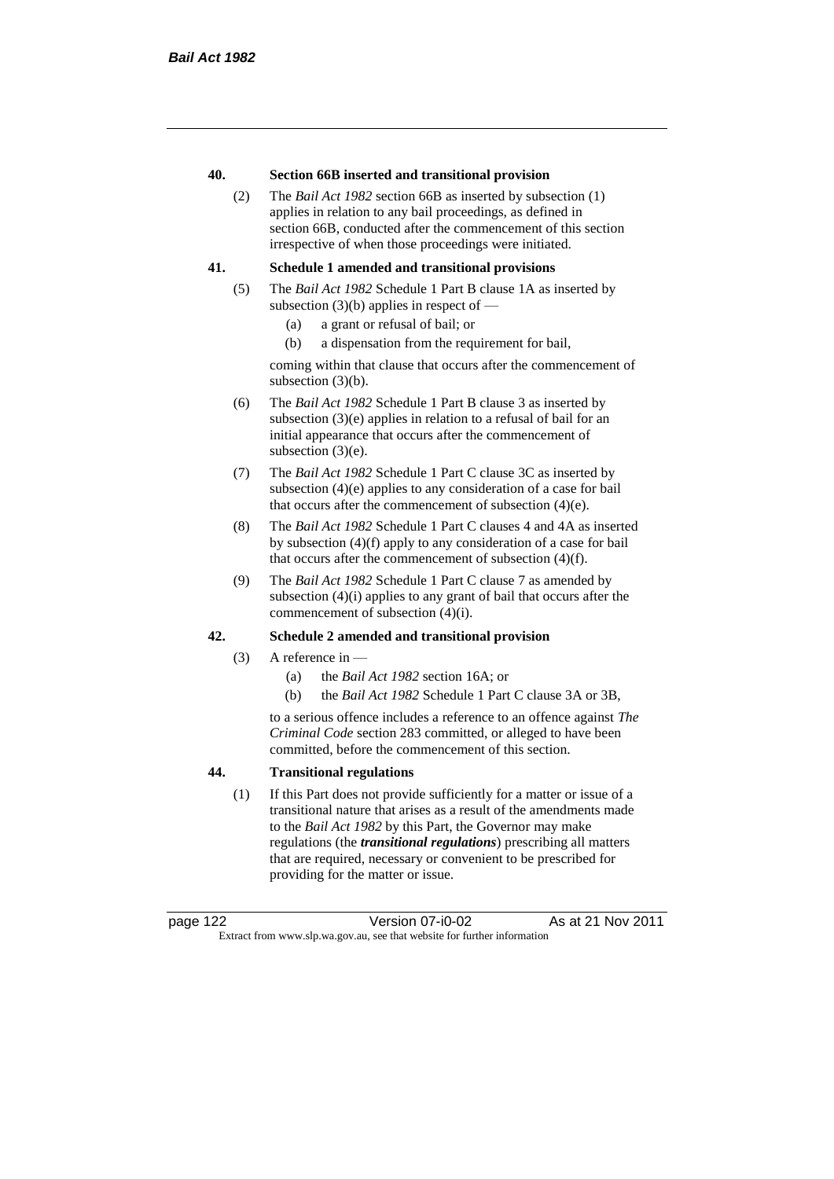**40. Section 66B inserted and transitional provision**

(2) The *Bail Act 1982* section 66B as inserted by subsection (1) applies in relation to any bail proceedings, as defined in section 66B, conducted after the commencement of this section irrespective of when those proceedings were initiated.

**41. Schedule 1 amended and transitional provisions**

(5) The *Bail Act 1982* Schedule 1 Part B clause 1A as inserted by subsection (3)(b) applies in respect of —

- (a) a grant or refusal of bail; or
- (b) a dispensation from the requirement for bail,

coming within that clause that occurs after the commencement of subsection (3)(b).

(6) The *Bail Act 1982* Schedule 1 Part B clause 3 as inserted by subsection (3)(e) applies in relation to a refusal of bail for an initial appearance that occurs after the commencement of subsection (3)(e).

(7) The *Bail Act 1982* Schedule 1 Part C clause 3C as inserted by subsection (4)(e) applies to any consideration of a case for bail that occurs after the commencement of subsection (4)(e).

(8) The *Bail Act 1982* Schedule 1 Part C clauses 4 and 4A as inserted by subsection (4)(f) apply to any consideration of a case for bail that occurs after the commencement of subsection (4)(f).

(9) The *Bail Act 1982* Schedule 1 Part C clause 7 as amended by subsection (4)(i) applies to any grant of bail that occurs after the commencement of subsection (4)(i).

**42. Schedule 2 amended and transitional provision**

(3) A reference in —

- (a) the *Bail Act 1982* section 16A; or
- (b) the *Bail Act 1982* Schedule 1 Part C clause 3A or 3B,

to a serious offence includes a reference to an offence against *The Criminal Code* section 283 committed, or alleged to have been committed, before the commencement of this section.

**44. Transitional regulations**

(1) If this Part does not provide sufficiently for a matter or issue of a transitional nature that arises as a result of the amendments made to the *Bail Act 1982* by this Part, the Governor may make regulations (the ***transitional regulations***) prescribing all matters that are required, necessary or convenient to be prescribed for providing for the matter or issue.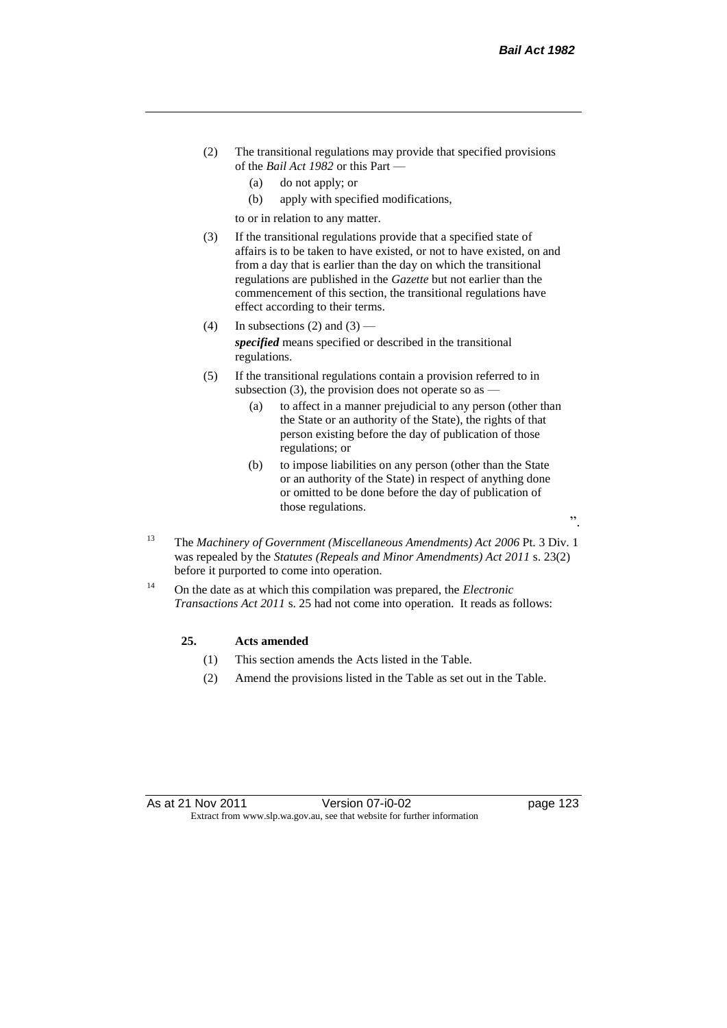(2) The transitional regulations may provide that specified provisions of the *Bail Act 1982* or this Part —

    (a) do not apply; or

    (b) apply with specified modifications,

  to or in relation to any matter.

(3) If the transitional regulations provide that a specified state of affairs is to be taken to have existed, or not to have existed, on and from a day that is earlier than the day on which the transitional regulations are published in the *Gazette* but not earlier than the commencement of this section, the transitional regulations have effect according to their terms.

(4) In subsections (2) and (3) —

  ***specified*** means specified or described in the transitional regulations.

(5) If the transitional regulations contain a provision referred to in subsection (3), the provision does not operate so as —

    (a) to affect in a manner prejudicial to any person (other than the State or an authority of the State), the rights of that person existing before the day of publication of those regulations; or

    (b) to impose liabilities on any person (other than the State or an authority of the State) in respect of anything done or omitted to be done before the day of publication of those regulations.

".

[13] The *Machinery of Government (Miscellaneous Amendments) Act 2006* Pt. 3 Div. 1 was repealed by the *Statutes (Repeals and Minor Amendments) Act 2011* s. 23(2) before it purported to come into operation.

[14] On the date as at which this compilation was prepared, the *Electronic Transactions Act 2011* s. 25 had not come into operation. It reads as follows:

**25. Acts amended**

(1) This section amends the Acts listed in the Table.

(2) Amend the provisions listed in the Table as set out in the Table.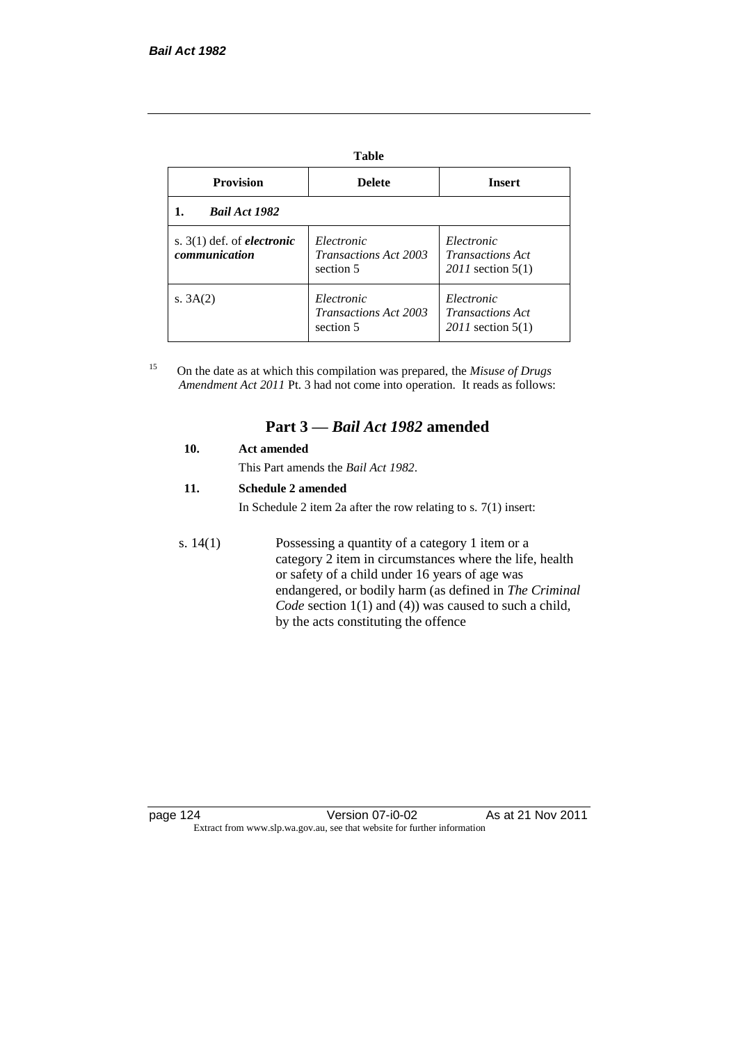**Table**

| Provision | Delete | Insert |
|---|---|---|
| **1. *Bail Act 1982*** | | |
| s. 3(1) def. of ***electronic communication*** | *Electronic Transactions Act 2003* section 5 | *Electronic Transactions Act 2011* section 5(1) |
| s. 3A(2) | *Electronic Transactions Act 2003* section 5 | *Electronic Transactions Act 2011* section 5(1) |

[15] On the date as at which this compilation was prepared, the *Misuse of Drugs Amendment Act 2011* Pt. 3 had not come into operation. It reads as follows:

## Part 3 — *Bail Act 1982* amended

**10. Act amended**

This Part amends the *Bail Act 1982*.

**11. Schedule 2 amended**

In Schedule 2 item 2a after the row relating to s. 7(1) insert:

| | |
|---|---|
| s. 14(1) | Possessing a quantity of a category 1 item or a category 2 item in circumstances where the life, health or safety of a child under 16 years of age was endangered, or bodily harm (as defined in *The Criminal Code* section 1(1) and (4)) was caused to such a child, by the acts constituting the offence |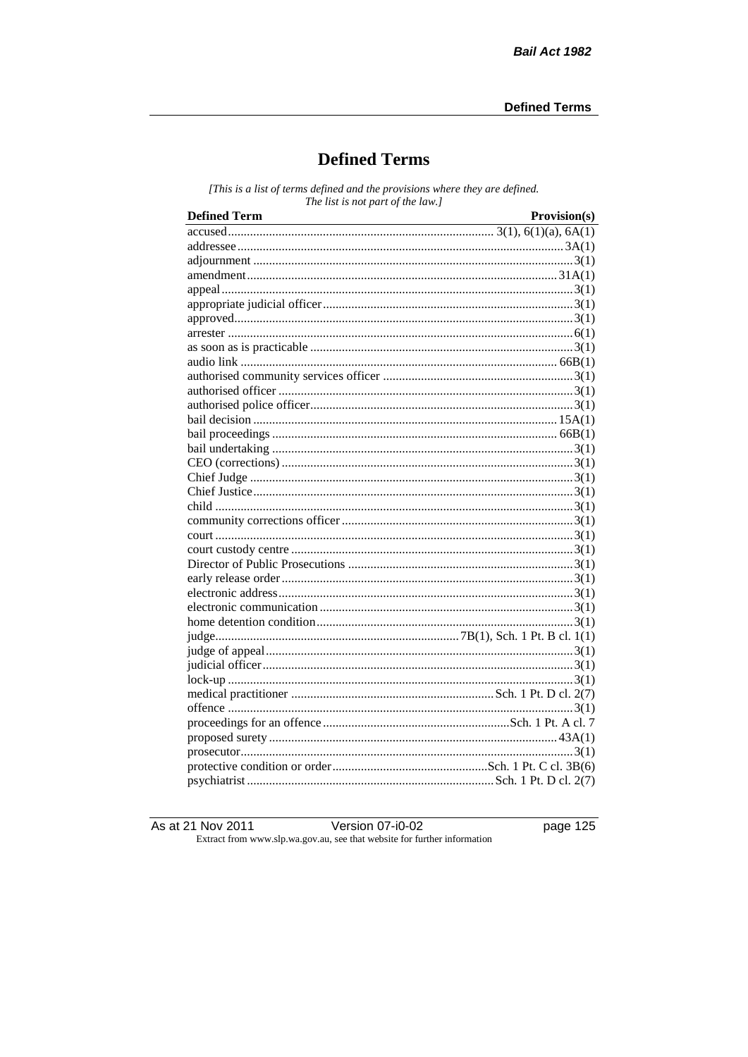# Defined Terms

*[This is a list of terms defined and the provisions where they are defined. The list is not part of the law.]*

| Defined Term | Provision(s) |
|---|---|
| accused | 3(1), 6(1)(a), 6A(1) |
| addressee | 3A(1) |
| adjournment | 3(1) |
| amendment | 31A(1) |
| appeal | 3(1) |
| appropriate judicial officer | 3(1) |
| approved | 3(1) |
| arrester | 6(1) |
| as soon as is practicable | 3(1) |
| audio link | 66B(1) |
| authorised community services officer | 3(1) |
| authorised officer | 3(1) |
| authorised police officer | 3(1) |
| bail decision | 15A(1) |
| bail proceedings | 66B(1) |
| bail undertaking | 3(1) |
| CEO (corrections) | 3(1) |
| Chief Judge | 3(1) |
| Chief Justice | 3(1) |
| child | 3(1) |
| community corrections officer | 3(1) |
| court | 3(1) |
| court custody centre | 3(1) |
| Director of Public Prosecutions | 3(1) |
| early release order | 3(1) |
| electronic address | 3(1) |
| electronic communication | 3(1) |
| home detention condition | 3(1) |
| judge | 7B(1), Sch. 1 Pt. B cl. 1(1) |
| judge of appeal | 3(1) |
| judicial officer | 3(1) |
| lock-up | 3(1) |
| medical practitioner | Sch. 1 Pt. D cl. 2(7) |
| offence | 3(1) |
| proceedings for an offence | Sch. 1 Pt. A cl. 7 |
| proposed surety | 43A(1) |
| prosecutor | 3(1) |
| protective condition or order | Sch. 1 Pt. C cl. 3B(6) |
| psychiatrist | Sch. 1 Pt. D cl. 2(7) |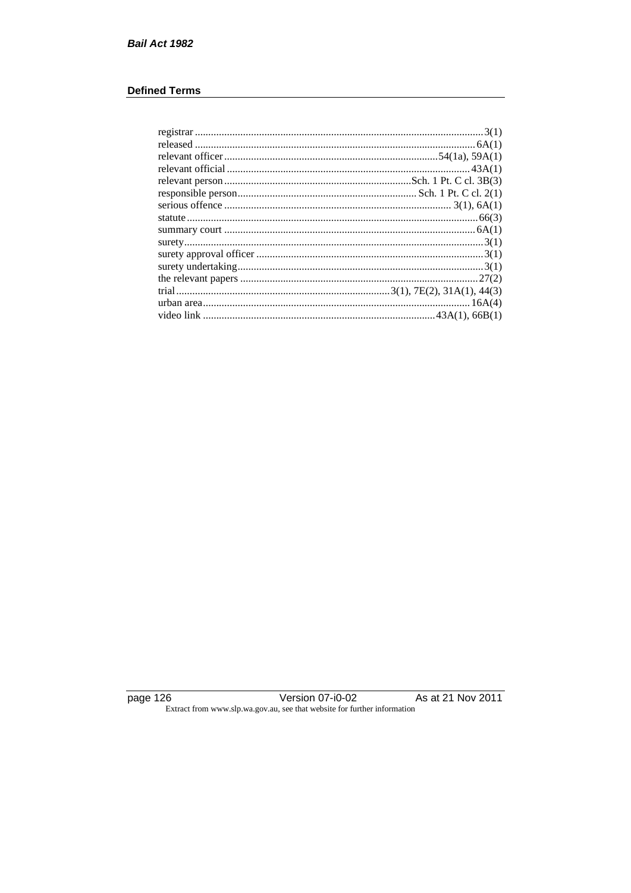## Defined Terms

registrar ........................................................................................................3(1)
released .........................................................................................................6A(1)
relevant officer ...............................................................................54(1a), 59A(1)
relevant official ............................................................................................43A(1)
relevant person ......................................................................Sch. 1 Pt. C cl. 3B(3)
responsible person................................................................... Sch. 1 Pt. C cl. 2(1)
serious offence ........................................................................................ 3(1), 6A(1)
statute..............................................................................................................66(3)
summary court .................................................................................................6A(1)
surety.................................................................................................................3(1)
surety approval officer .......................................................................................3(1)
surety undertaking..............................................................................................3(1)
the relevant papers ...........................................................................................27(2)
trial .................................................................................3(1), 7E(2), 31A(1), 44(3)
urban area .......................................................................................................16A(4)
video link ...........................................................................................43A(1), 66B(1)